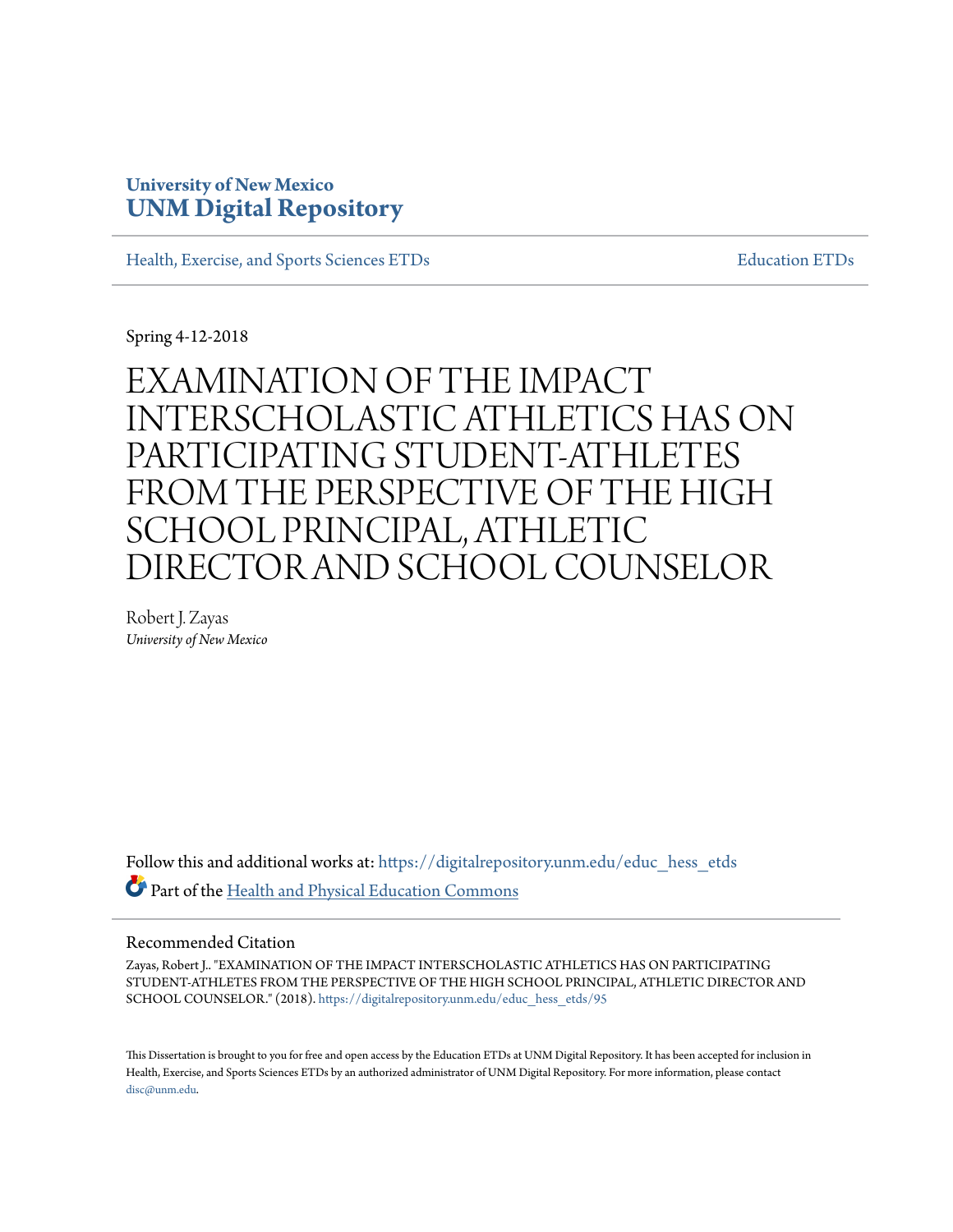University of New Mexico
**UNM Digital Repository**

Health, Exercise, and Sports Sciences ETDs | Education ETDs

Spring 4-12-2018

# EXAMINATION OF THE IMPACT INTERSCHOLASTIC ATHLETICS HAS ON PARTICIPATING STUDENT-ATHLETES FROM THE PERSPECTIVE OF THE HIGH SCHOOL PRINCIPAL, ATHLETIC DIRECTOR AND SCHOOL COUNSELOR

Robert J. Zayas
*University of New Mexico*

Follow this and additional works at: https://digitalrepository.unm.edu/educ_hess_etds

Part of the Health and Physical Education Commons

## Recommended Citation

Zayas, Robert J.. "EXAMINATION OF THE IMPACT INTERSCHOLASTIC ATHLETICS HAS ON PARTICIPATING STUDENT-ATHLETES FROM THE PERSPECTIVE OF THE HIGH SCHOOL PRINCIPAL, ATHLETIC DIRECTOR AND SCHOOL COUNSELOR." (2018). https://digitalrepository.unm.edu/educ_hess_etds/95

This Dissertation is brought to you for free and open access by the Education ETDs at UNM Digital Repository. It has been accepted for inclusion in Health, Exercise, and Sports Sciences ETDs by an authorized administrator of UNM Digital Repository. For more information, please contact disc@unm.edu.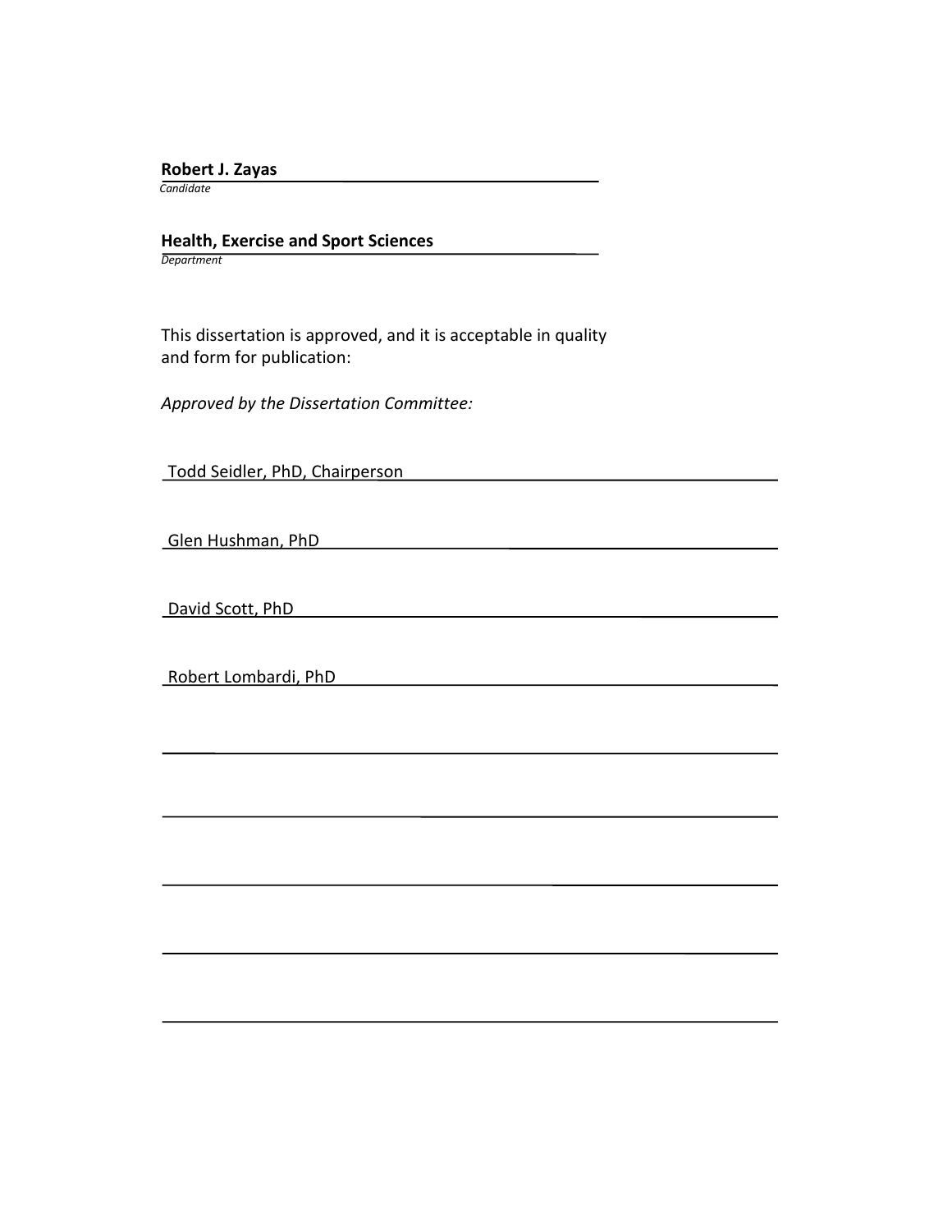**Robert J. Zayas**
*Candidate*

**Health, Exercise and Sport Sciences**
*Department*

This dissertation is approved, and it is acceptable in quality and form for publication:

*Approved by the Dissertation Committee:*

Todd Seidler, PhD, Chairperson

Glen Hushman, PhD

David Scott, PhD

Robert Lombardi, PhD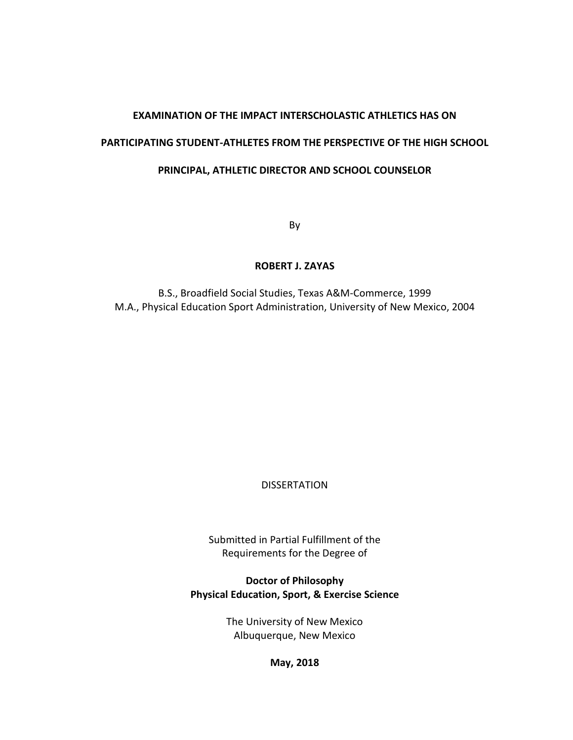# EXAMINATION OF THE IMPACT INTERSCHOLASTIC ATHLETICS HAS ON PARTICIPATING STUDENT-ATHLETES FROM THE PERSPECTIVE OF THE HIGH SCHOOL PRINCIPAL, ATHLETIC DIRECTOR AND SCHOOL COUNSELOR

By

**ROBERT J. ZAYAS**

B.S., Broadfield Social Studies, Texas A&M-Commerce, 1999
M.A., Physical Education Sport Administration, University of New Mexico, 2004

DISSERTATION

Submitted in Partial Fulfillment of the
Requirements for the Degree of

**Doctor of Philosophy**
**Physical Education, Sport, & Exercise Science**

The University of New Mexico
Albuquerque, New Mexico

**May, 2018**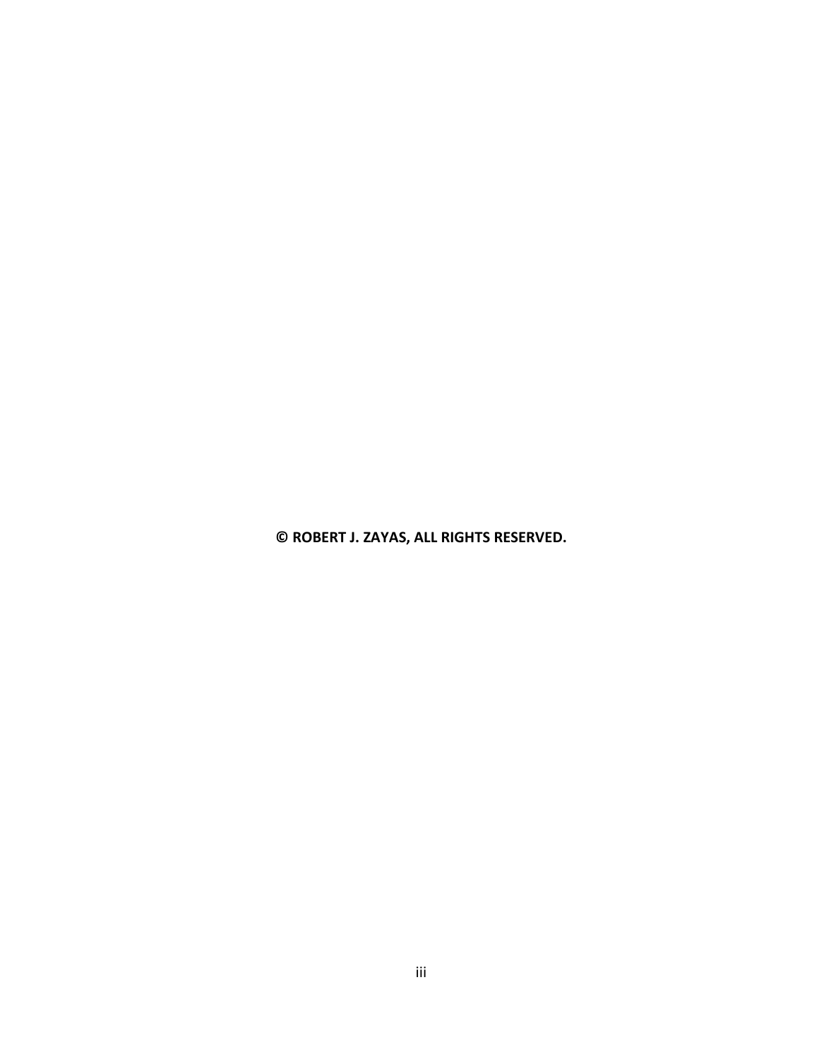**© ROBERT J. ZAYAS, ALL RIGHTS RESERVED.**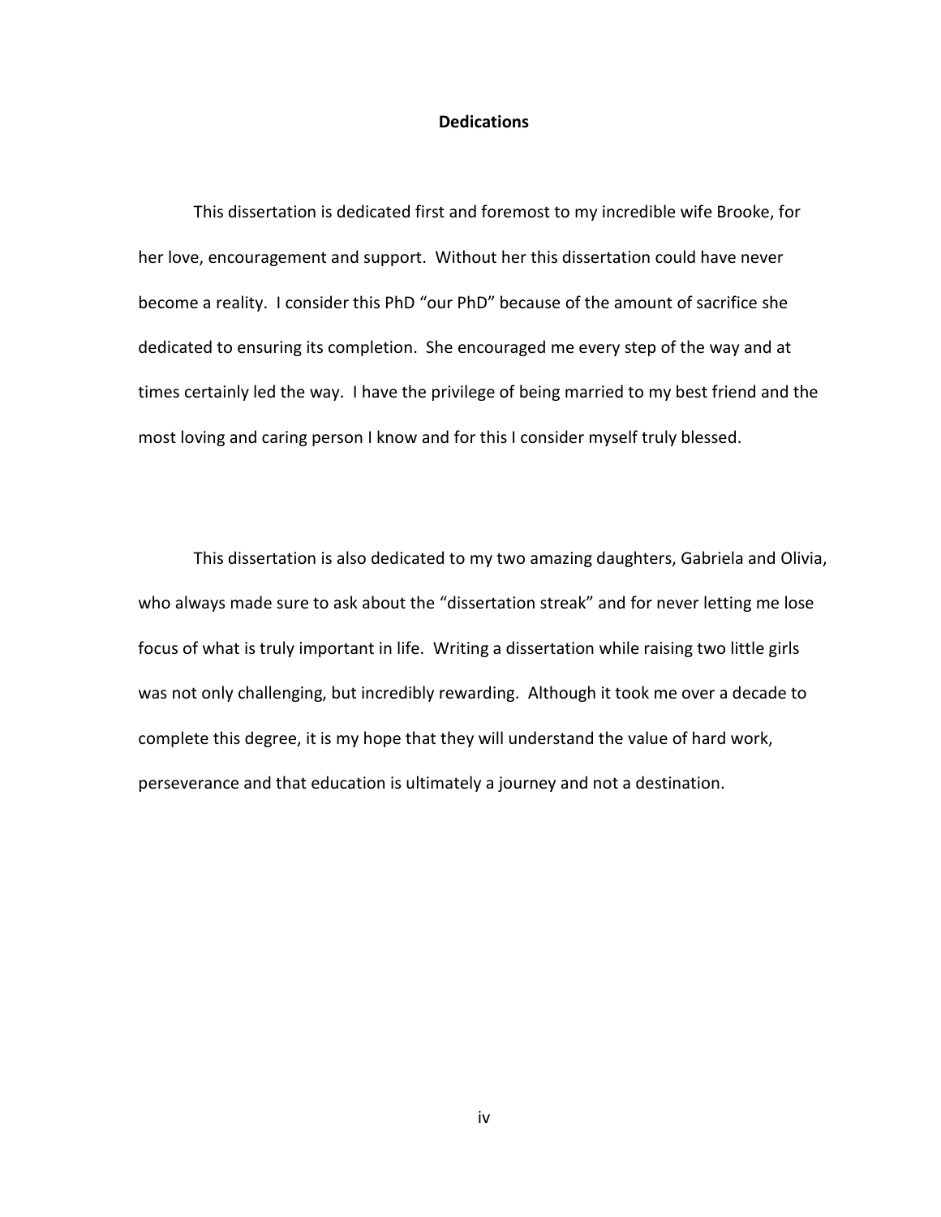# Dedications

This dissertation is dedicated first and foremost to my incredible wife Brooke, for her love, encouragement and support. Without her this dissertation could have never become a reality. I consider this PhD "our PhD" because of the amount of sacrifice she dedicated to ensuring its completion. She encouraged me every step of the way and at times certainly led the way. I have the privilege of being married to my best friend and the most loving and caring person I know and for this I consider myself truly blessed.

This dissertation is also dedicated to my two amazing daughters, Gabriela and Olivia, who always made sure to ask about the "dissertation streak" and for never letting me lose focus of what is truly important in life. Writing a dissertation while raising two little girls was not only challenging, but incredibly rewarding. Although it took me over a decade to complete this degree, it is my hope that they will understand the value of hard work, perseverance and that education is ultimately a journey and not a destination.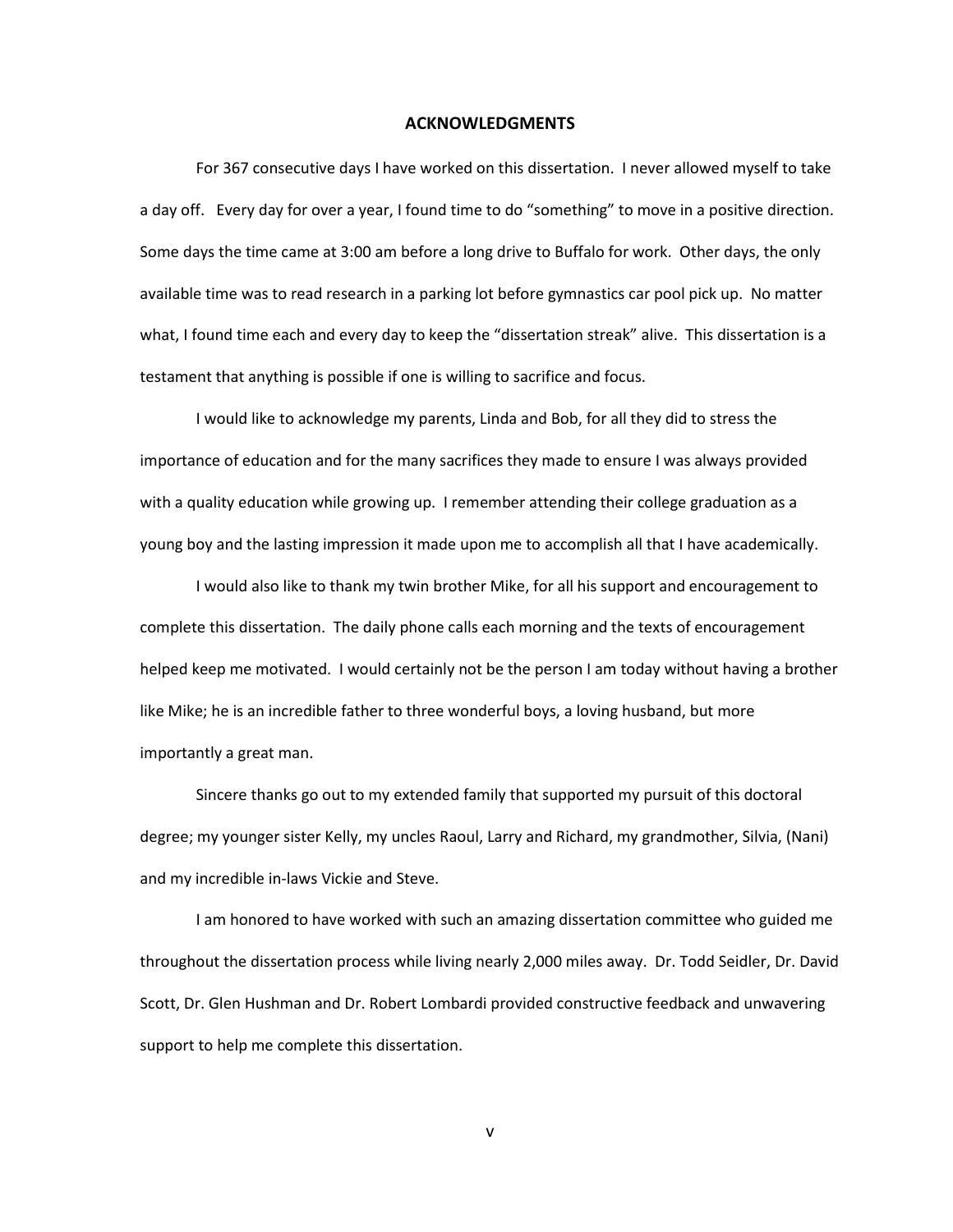# ACKNOWLEDGMENTS

For 367 consecutive days I have worked on this dissertation. I never allowed myself to take a day off. Every day for over a year, I found time to do "something" to move in a positive direction. Some days the time came at 3:00 am before a long drive to Buffalo for work. Other days, the only available time was to read research in a parking lot before gymnastics car pool pick up. No matter what, I found time each and every day to keep the "dissertation streak" alive. This dissertation is a testament that anything is possible if one is willing to sacrifice and focus.

I would like to acknowledge my parents, Linda and Bob, for all they did to stress the importance of education and for the many sacrifices they made to ensure I was always provided with a quality education while growing up. I remember attending their college graduation as a young boy and the lasting impression it made upon me to accomplish all that I have academically.

I would also like to thank my twin brother Mike, for all his support and encouragement to complete this dissertation. The daily phone calls each morning and the texts of encouragement helped keep me motivated. I would certainly not be the person I am today without having a brother like Mike; he is an incredible father to three wonderful boys, a loving husband, but more importantly a great man.

Sincere thanks go out to my extended family that supported my pursuit of this doctoral degree; my younger sister Kelly, my uncles Raoul, Larry and Richard, my grandmother, Silvia, (Nani) and my incredible in-laws Vickie and Steve.

I am honored to have worked with such an amazing dissertation committee who guided me throughout the dissertation process while living nearly 2,000 miles away. Dr. Todd Seidler, Dr. David Scott, Dr. Glen Hushman and Dr. Robert Lombardi provided constructive feedback and unwavering support to help me complete this dissertation.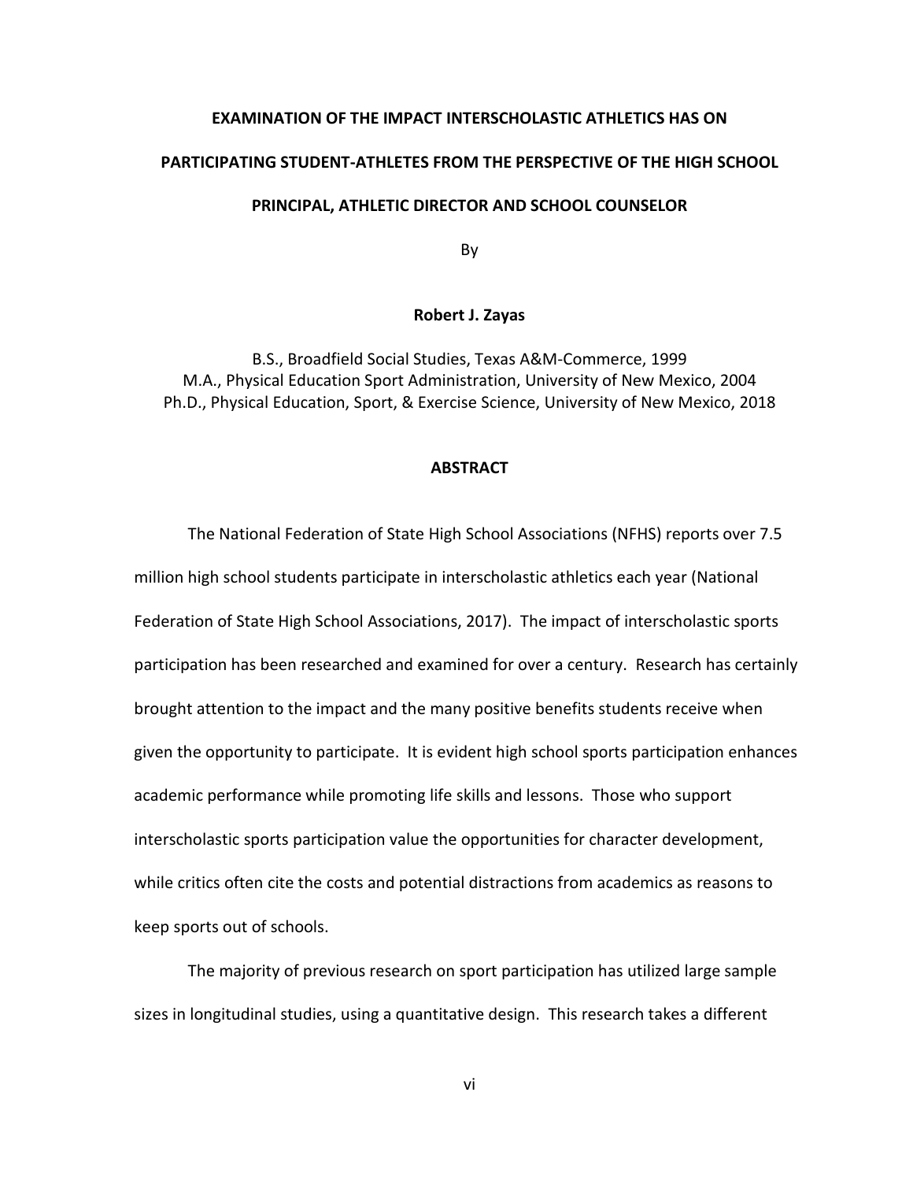**EXAMINATION OF THE IMPACT INTERSCHOLASTIC ATHLETICS HAS ON PARTICIPATING STUDENT-ATHLETES FROM THE PERSPECTIVE OF THE HIGH SCHOOL PRINCIPAL, ATHLETIC DIRECTOR AND SCHOOL COUNSELOR**

By

**Robert J. Zayas**

B.S., Broadfield Social Studies, Texas A&M-Commerce, 1999
M.A., Physical Education Sport Administration, University of New Mexico, 2004
Ph.D., Physical Education, Sport, & Exercise Science, University of New Mexico, 2018

## ABSTRACT

The National Federation of State High School Associations (NFHS) reports over 7.5 million high school students participate in interscholastic athletics each year (National Federation of State High School Associations, 2017). The impact of interscholastic sports participation has been researched and examined for over a century. Research has certainly brought attention to the impact and the many positive benefits students receive when given the opportunity to participate. It is evident high school sports participation enhances academic performance while promoting life skills and lessons. Those who support interscholastic sports participation value the opportunities for character development, while critics often cite the costs and potential distractions from academics as reasons to keep sports out of schools.

The majority of previous research on sport participation has utilized large sample sizes in longitudinal studies, using a quantitative design. This research takes a different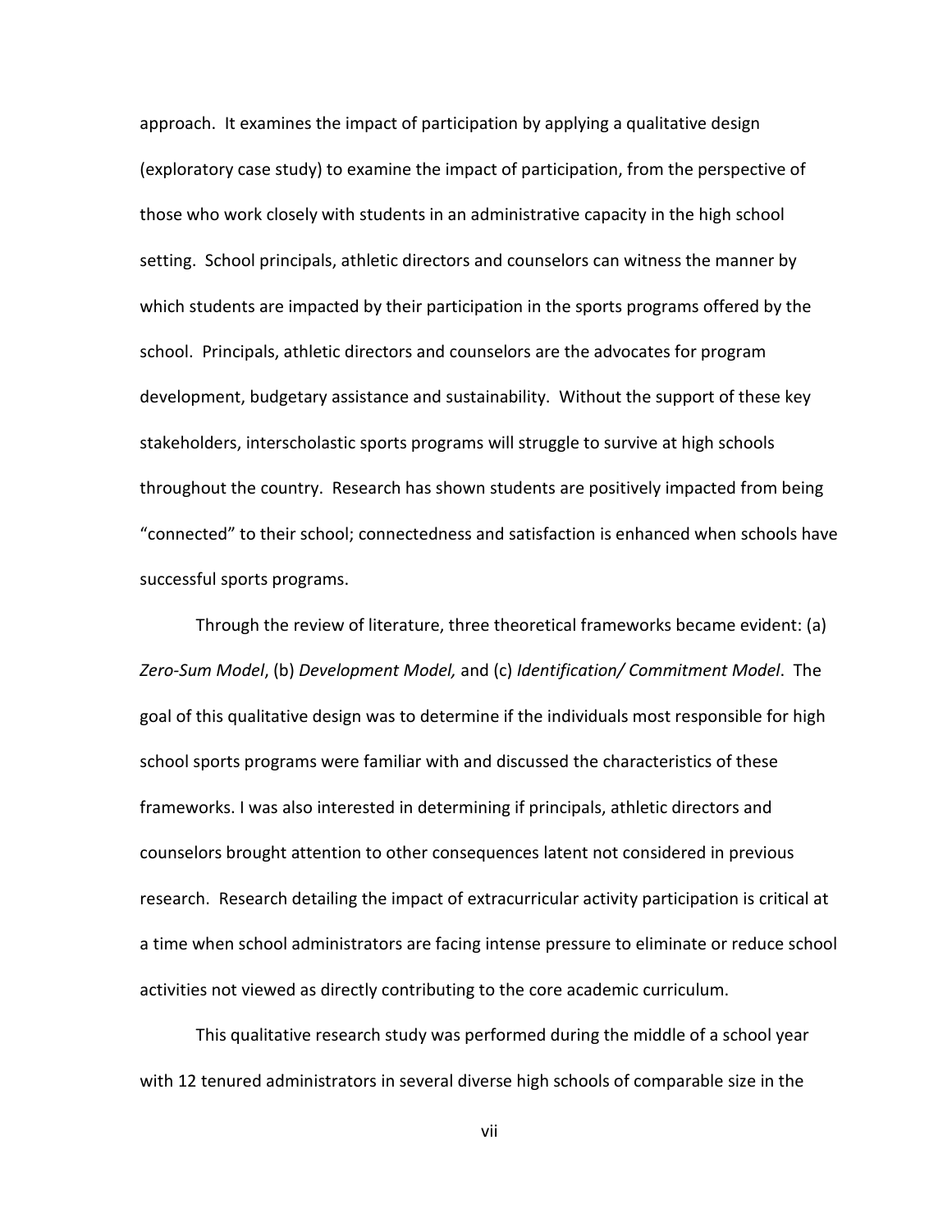approach. It examines the impact of participation by applying a qualitative design (exploratory case study) to examine the impact of participation, from the perspective of those who work closely with students in an administrative capacity in the high school setting. School principals, athletic directors and counselors can witness the manner by which students are impacted by their participation in the sports programs offered by the school. Principals, athletic directors and counselors are the advocates for program development, budgetary assistance and sustainability. Without the support of these key stakeholders, interscholastic sports programs will struggle to survive at high schools throughout the country. Research has shown students are positively impacted from being "connected" to their school; connectedness and satisfaction is enhanced when schools have successful sports programs.

Through the review of literature, three theoretical frameworks became evident: (a) *Zero-Sum Model*, (b) *Development Model,* and (c) *Identification/ Commitment Model*. The goal of this qualitative design was to determine if the individuals most responsible for high school sports programs were familiar with and discussed the characteristics of these frameworks. I was also interested in determining if principals, athletic directors and counselors brought attention to other consequences latent not considered in previous research. Research detailing the impact of extracurricular activity participation is critical at a time when school administrators are facing intense pressure to eliminate or reduce school activities not viewed as directly contributing to the core academic curriculum.

This qualitative research study was performed during the middle of a school year with 12 tenured administrators in several diverse high schools of comparable size in the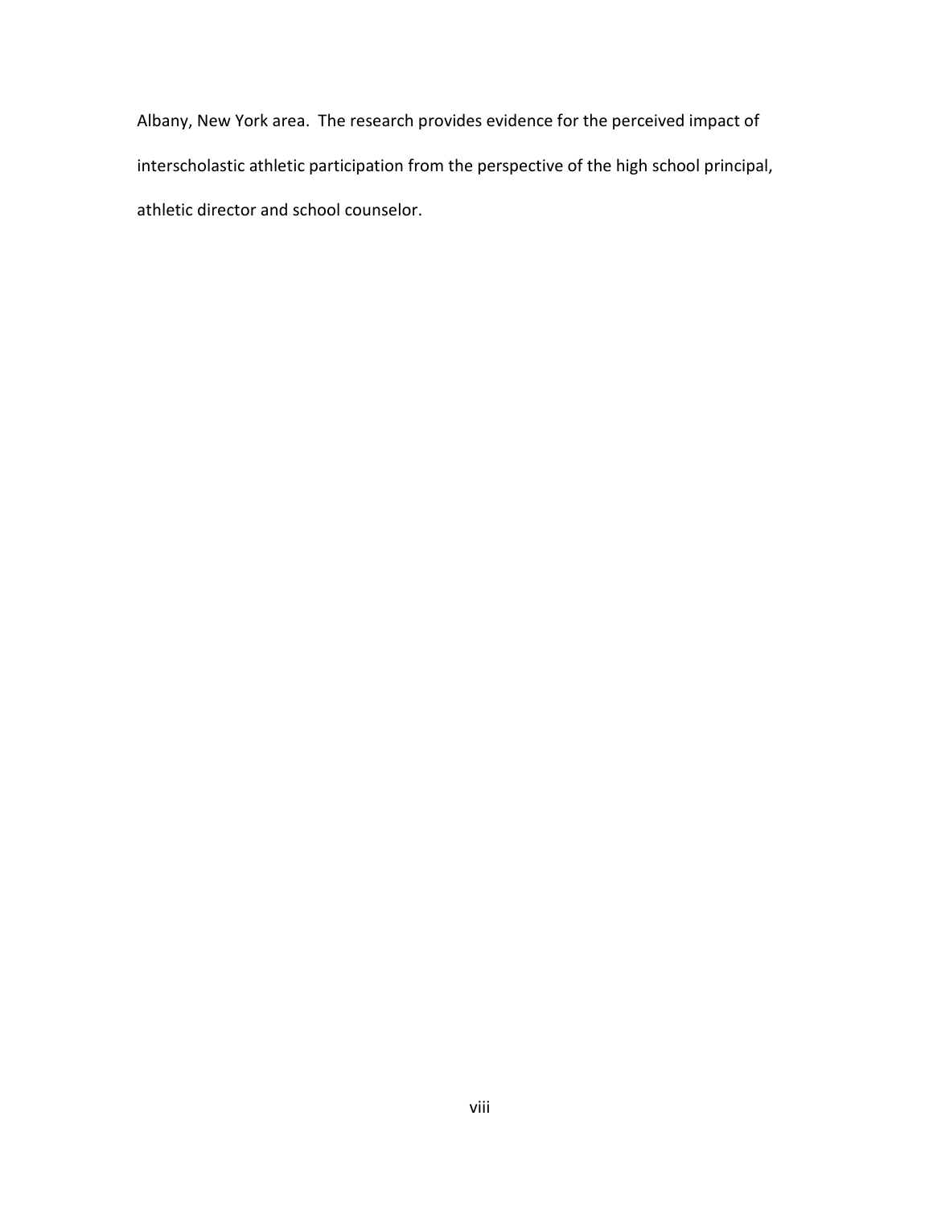Albany, New York area. The research provides evidence for the perceived impact of interscholastic athletic participation from the perspective of the high school principal, athletic director and school counselor.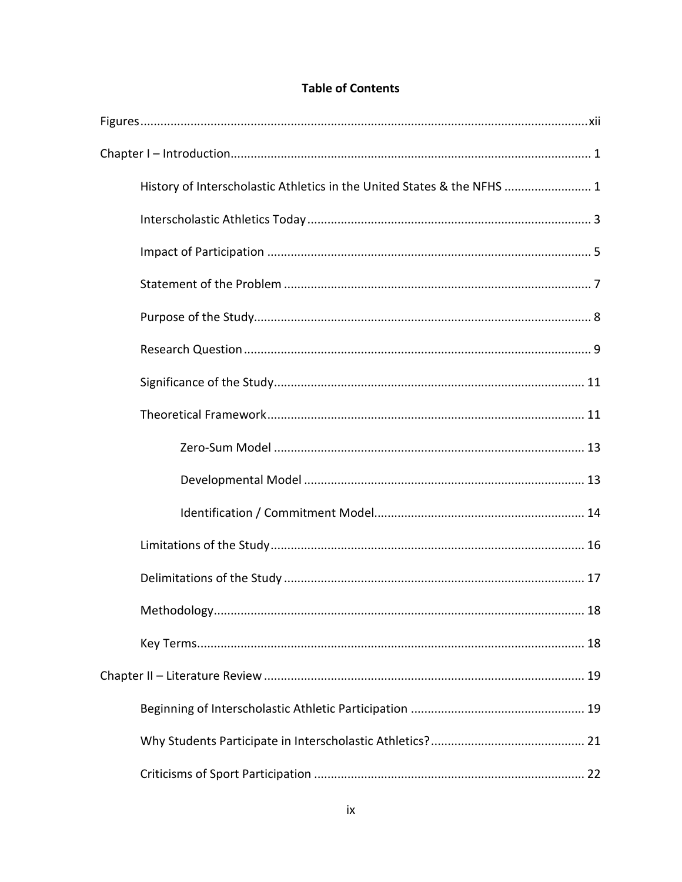**Table of Contents**

Figures .......... xii

Chapter I – Introduction .......... 1

- History of Interscholastic Athletics in the United States & the NFHS .......... 1
- Interscholastic Athletics Today .......... 3
- Impact of Participation .......... 5
- Statement of the Problem .......... 7
- Purpose of the Study .......... 8
- Research Question .......... 9
- Significance of the Study .......... 11
- Theoretical Framework .......... 11
  - Zero-Sum Model .......... 13
  - Developmental Model .......... 13
  - Identification / Commitment Model .......... 14
- Limitations of the Study .......... 16
- Delimitations of the Study .......... 17
- Methodology .......... 18
- Key Terms .......... 18

Chapter II – Literature Review .......... 19

- Beginning of Interscholastic Athletic Participation .......... 19
- Why Students Participate in Interscholastic Athletics? .......... 21
- Criticisms of Sport Participation .......... 22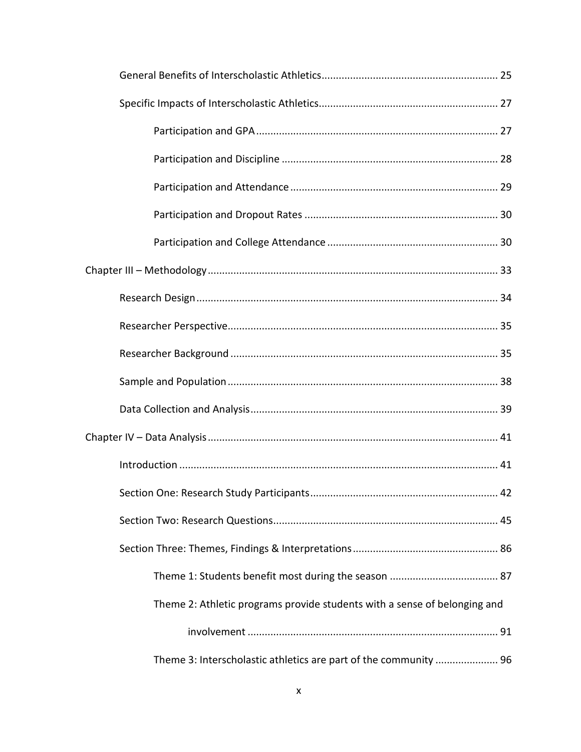General Benefits of Interscholastic Athletics............................................................. 25

Specific Impacts of Interscholastic Athletics.............................................................. 27

Participation and GPA.................................................................................... 27

Participation and Discipline ........................................................................... 28

Participation and Attendance........................................................................ 29

Participation and Dropout Rates ................................................................... 30

Participation and College Attendance ........................................................... 30

Chapter III – Methodology.................................................................................................. 33

Research Design........................................................................................................ 34

Researcher Perspective............................................................................................. 35

Researcher Background ............................................................................................ 35

Sample and Population............................................................................................. 38

Data Collection and Analysis..................................................................................... 39

Chapter IV – Data Analysis.................................................................................................. 41

Introduction .............................................................................................................. 41

Section One: Research Study Participants................................................................. 42

Section Two: Research Questions.............................................................................. 45

Section Three: Themes, Findings & Interpretations.................................................. 86

Theme 1: Students benefit most during the season ...................................... 87

Theme 2: Athletic programs provide students with a sense of belonging and involvement ........................................................................................ 91

Theme 3: Interscholastic athletics are part of the community ...................... 96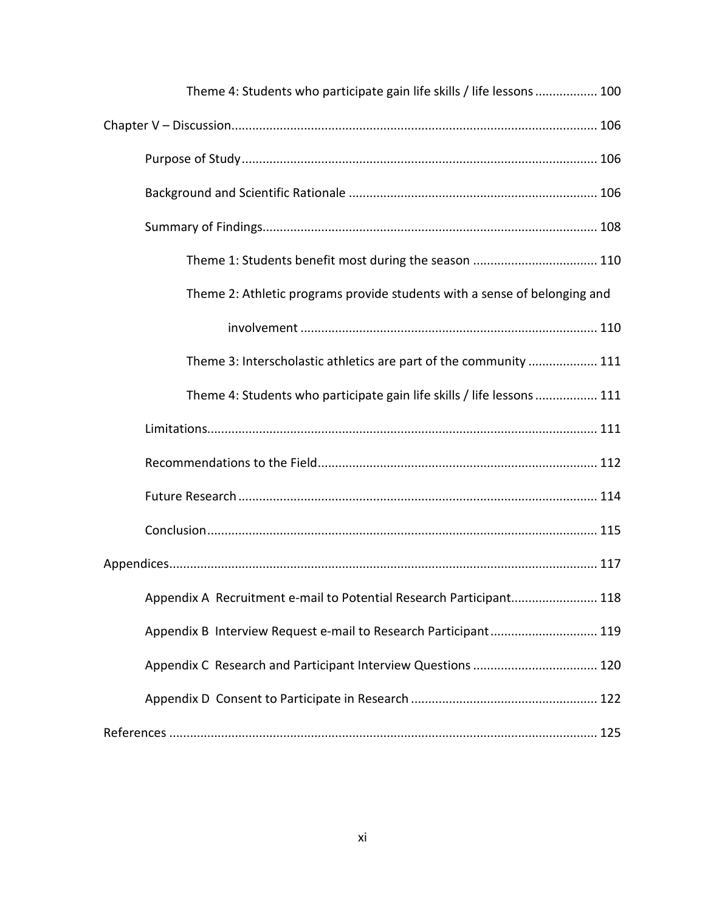Theme 4: Students who participate gain life skills / life lessons .................. 100

Chapter V – Discussion......................................................................................................... 106

Purpose of Study...................................................................................................... 106

Background and Scientific Rationale ....................................................................... 106

Summary of Findings................................................................................................ 108

Theme 1: Students benefit most during the season .................................... 110

Theme 2: Athletic programs provide students with a sense of belonging and involvement ..................................................................................... 110

Theme 3: Interscholastic athletics are part of the community .................... 111

Theme 4: Students who participate gain life skills / life lessons .................. 111

Limitations................................................................................................................ 111

Recommendations to the Field................................................................................ 112

Future Research ....................................................................................................... 114

Conclusion................................................................................................................ 115

Appendices........................................................................................................................... 117

Appendix A Recruitment e-mail to Potential Research Participant......................... 118

Appendix B Interview Request e-mail to Research Participant ............................... 119

Appendix C Research and Participant Interview Questions .................................... 120

Appendix D Consent to Participate in Research ...................................................... 122

References ........................................................................................................................... 125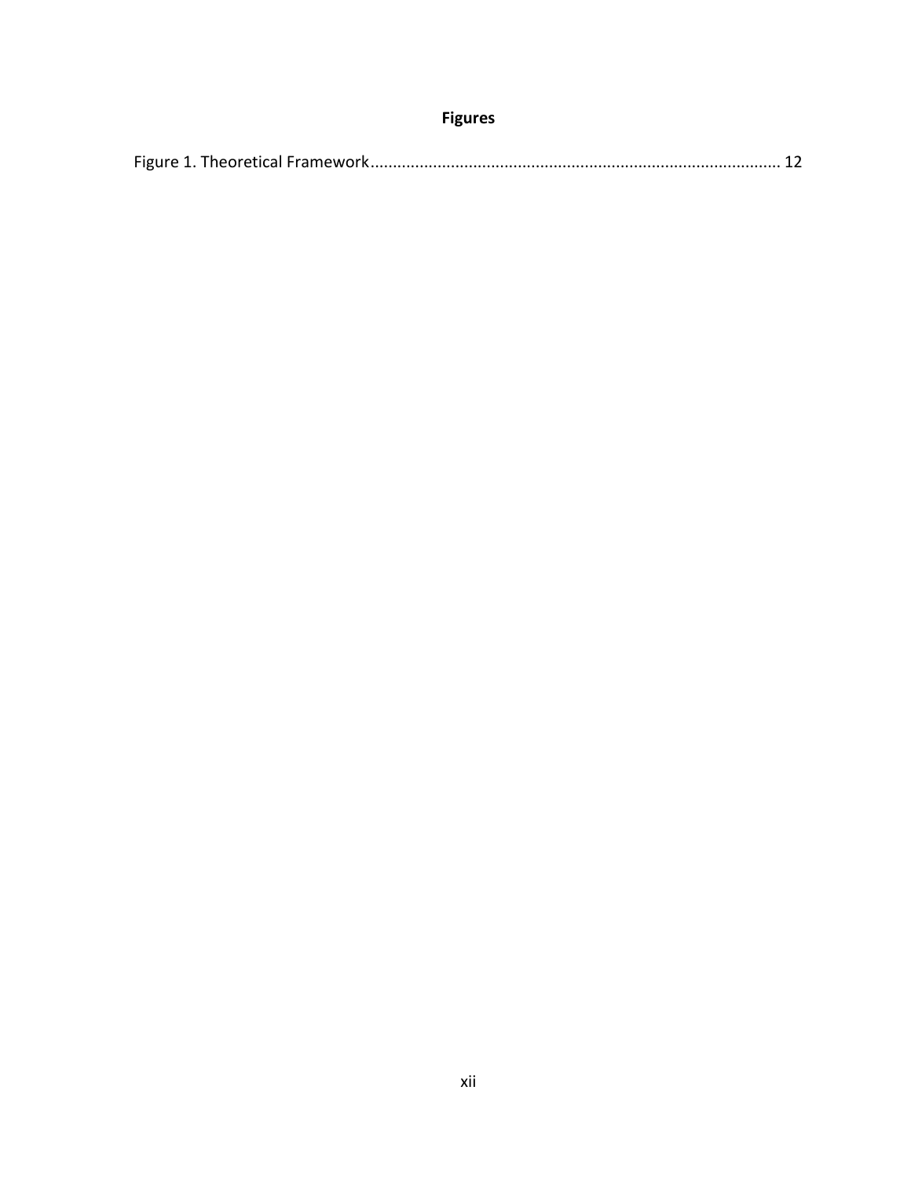# Figures

Figure 1. Theoretical Framework........................................................................................... 12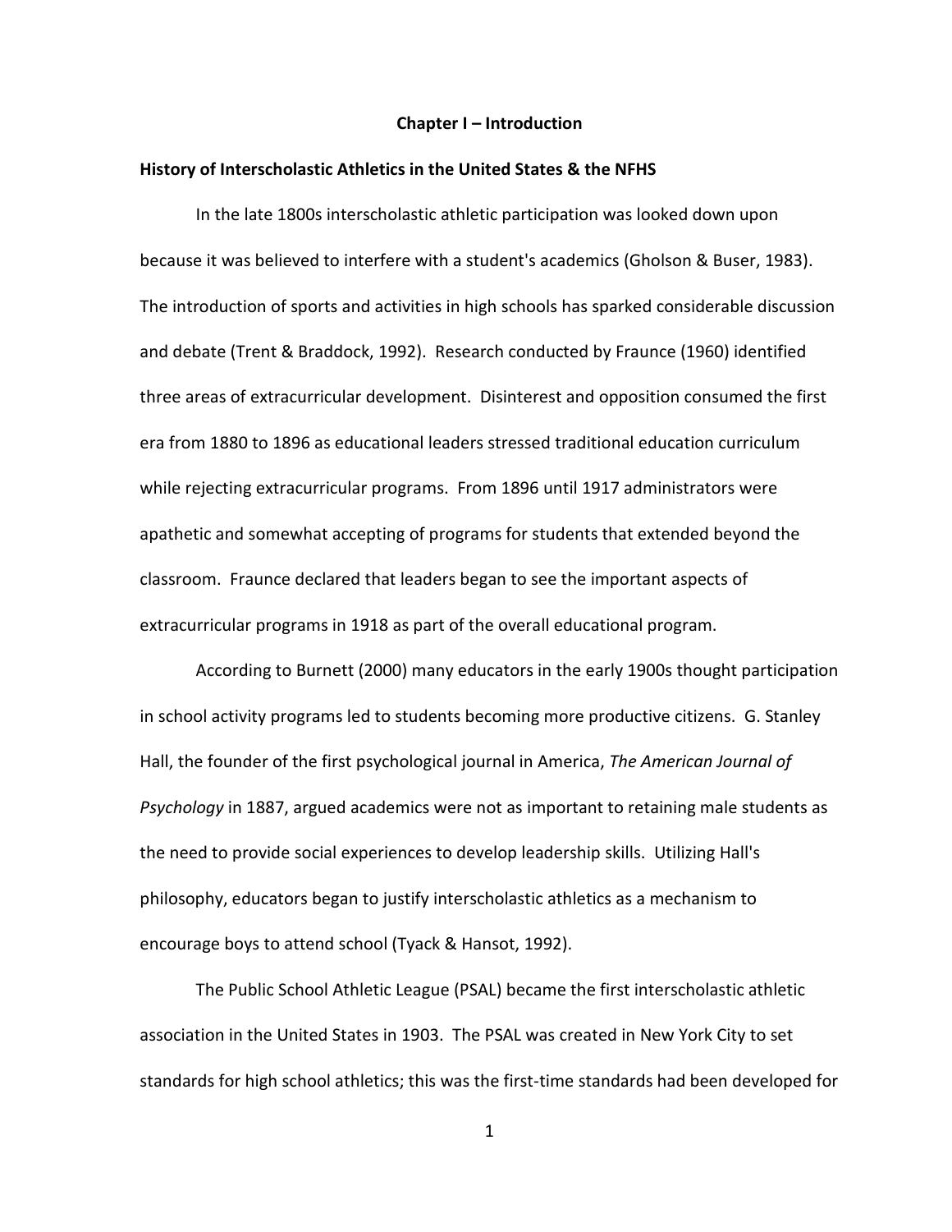# Chapter I – Introduction

## History of Interscholastic Athletics in the United States & the NFHS

In the late 1800s interscholastic athletic participation was looked down upon because it was believed to interfere with a student's academics (Gholson & Buser, 1983). The introduction of sports and activities in high schools has sparked considerable discussion and debate (Trent & Braddock, 1992). Research conducted by Fraunce (1960) identified three areas of extracurricular development. Disinterest and opposition consumed the first era from 1880 to 1896 as educational leaders stressed traditional education curriculum while rejecting extracurricular programs. From 1896 until 1917 administrators were apathetic and somewhat accepting of programs for students that extended beyond the classroom. Fraunce declared that leaders began to see the important aspects of extracurricular programs in 1918 as part of the overall educational program.

According to Burnett (2000) many educators in the early 1900s thought participation in school activity programs led to students becoming more productive citizens. G. Stanley Hall, the founder of the first psychological journal in America, *The American Journal of Psychology* in 1887, argued academics were not as important to retaining male students as the need to provide social experiences to develop leadership skills. Utilizing Hall's philosophy, educators began to justify interscholastic athletics as a mechanism to encourage boys to attend school (Tyack & Hansot, 1992).

The Public School Athletic League (PSAL) became the first interscholastic athletic association in the United States in 1903. The PSAL was created in New York City to set standards for high school athletics; this was the first-time standards had been developed for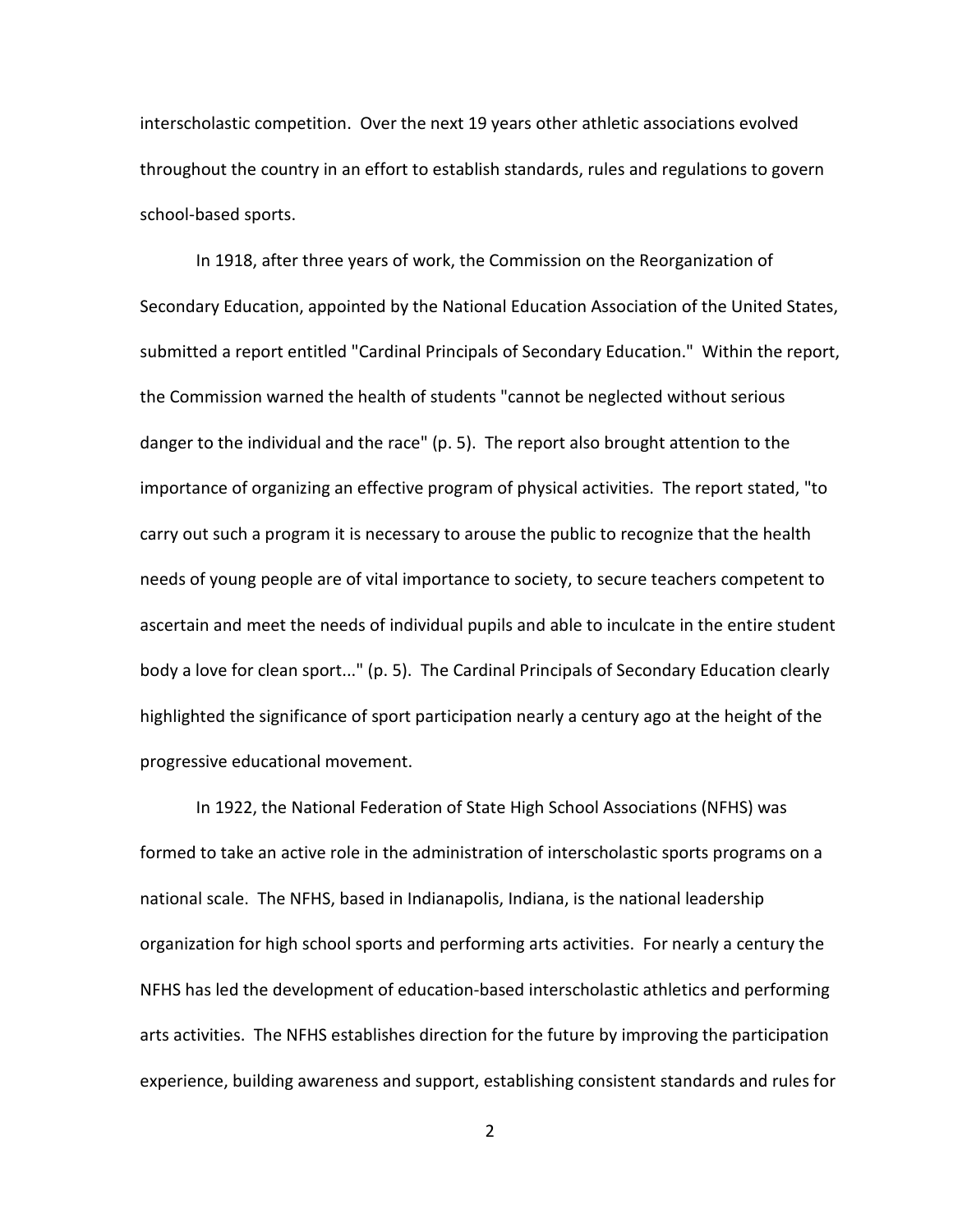interscholastic competition. Over the next 19 years other athletic associations evolved throughout the country in an effort to establish standards, rules and regulations to govern school-based sports.

In 1918, after three years of work, the Commission on the Reorganization of Secondary Education, appointed by the National Education Association of the United States, submitted a report entitled "Cardinal Principals of Secondary Education." Within the report, the Commission warned the health of students "cannot be neglected without serious danger to the individual and the race" (p. 5). The report also brought attention to the importance of organizing an effective program of physical activities. The report stated, "to carry out such a program it is necessary to arouse the public to recognize that the health needs of young people are of vital importance to society, to secure teachers competent to ascertain and meet the needs of individual pupils and able to inculcate in the entire student body a love for clean sport..." (p. 5). The Cardinal Principals of Secondary Education clearly highlighted the significance of sport participation nearly a century ago at the height of the progressive educational movement.

In 1922, the National Federation of State High School Associations (NFHS) was formed to take an active role in the administration of interscholastic sports programs on a national scale. The NFHS, based in Indianapolis, Indiana, is the national leadership organization for high school sports and performing arts activities. For nearly a century the NFHS has led the development of education-based interscholastic athletics and performing arts activities. The NFHS establishes direction for the future by improving the participation experience, building awareness and support, establishing consistent standards and rules for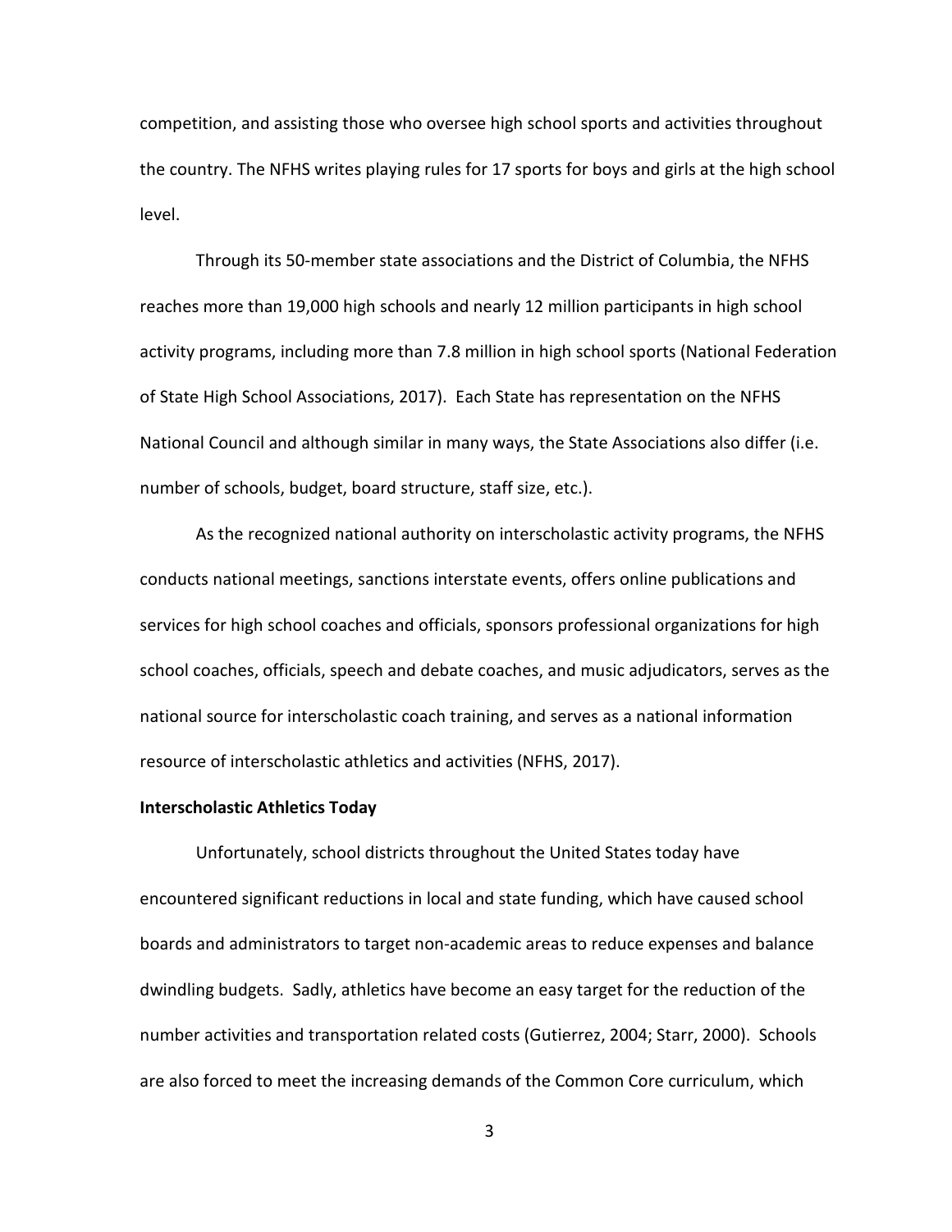competition, and assisting those who oversee high school sports and activities throughout the country. The NFHS writes playing rules for 17 sports for boys and girls at the high school level.

Through its 50-member state associations and the District of Columbia, the NFHS reaches more than 19,000 high schools and nearly 12 million participants in high school activity programs, including more than 7.8 million in high school sports (National Federation of State High School Associations, 2017). Each State has representation on the NFHS National Council and although similar in many ways, the State Associations also differ (i.e. number of schools, budget, board structure, staff size, etc.).

As the recognized national authority on interscholastic activity programs, the NFHS conducts national meetings, sanctions interstate events, offers online publications and services for high school coaches and officials, sponsors professional organizations for high school coaches, officials, speech and debate coaches, and music adjudicators, serves as the national source for interscholastic coach training, and serves as a national information resource of interscholastic athletics and activities (NFHS, 2017).

**Interscholastic Athletics Today**

Unfortunately, school districts throughout the United States today have encountered significant reductions in local and state funding, which have caused school boards and administrators to target non-academic areas to reduce expenses and balance dwindling budgets. Sadly, athletics have become an easy target for the reduction of the number activities and transportation related costs (Gutierrez, 2004; Starr, 2000). Schools are also forced to meet the increasing demands of the Common Core curriculum, which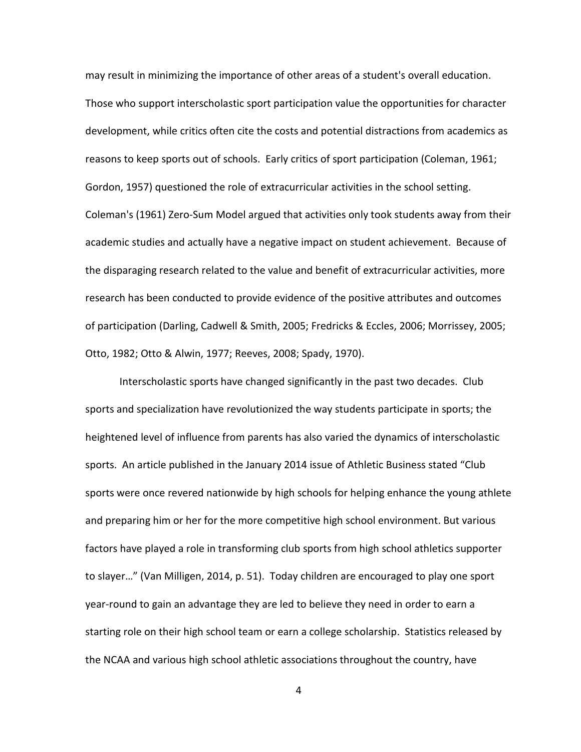may result in minimizing the importance of other areas of a student's overall education. Those who support interscholastic sport participation value the opportunities for character development, while critics often cite the costs and potential distractions from academics as reasons to keep sports out of schools. Early critics of sport participation (Coleman, 1961; Gordon, 1957) questioned the role of extracurricular activities in the school setting. Coleman's (1961) Zero-Sum Model argued that activities only took students away from their academic studies and actually have a negative impact on student achievement. Because of the disparaging research related to the value and benefit of extracurricular activities, more research has been conducted to provide evidence of the positive attributes and outcomes of participation (Darling, Cadwell & Smith, 2005; Fredricks & Eccles, 2006; Morrissey, 2005; Otto, 1982; Otto & Alwin, 1977; Reeves, 2008; Spady, 1970).

Interscholastic sports have changed significantly in the past two decades. Club sports and specialization have revolutionized the way students participate in sports; the heightened level of influence from parents has also varied the dynamics of interscholastic sports. An article published in the January 2014 issue of Athletic Business stated "Club sports were once revered nationwide by high schools for helping enhance the young athlete and preparing him or her for the more competitive high school environment. But various factors have played a role in transforming club sports from high school athletics supporter to slayer…" (Van Milligen, 2014, p. 51). Today children are encouraged to play one sport year-round to gain an advantage they are led to believe they need in order to earn a starting role on their high school team or earn a college scholarship. Statistics released by the NCAA and various high school athletic associations throughout the country, have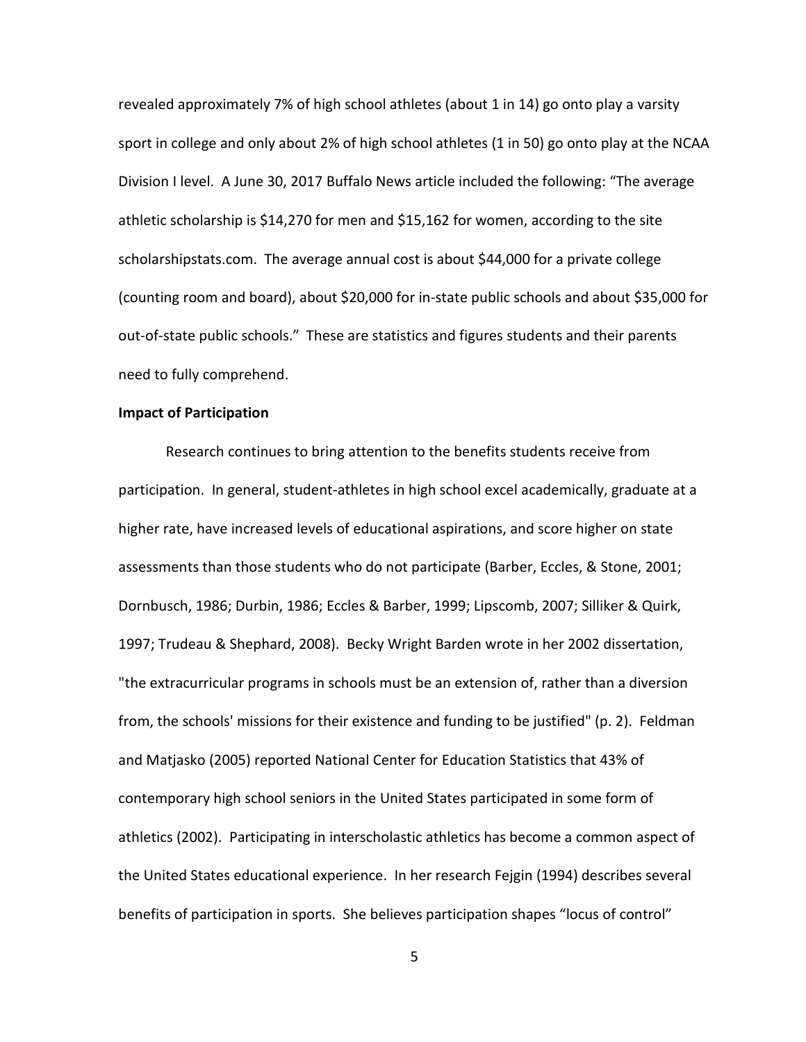revealed approximately 7% of high school athletes (about 1 in 14) go onto play a varsity sport in college and only about 2% of high school athletes (1 in 50) go onto play at the NCAA Division I level. A June 30, 2017 Buffalo News article included the following: "The average athletic scholarship is $14,270 for men and $15,162 for women, according to the site scholarshipstats.com. The average annual cost is about $44,000 for a private college (counting room and board), about $20,000 for in-state public schools and about $35,000 for out-of-state public schools." These are statistics and figures students and their parents need to fully comprehend.

**Impact of Participation**

Research continues to bring attention to the benefits students receive from participation. In general, student-athletes in high school excel academically, graduate at a higher rate, have increased levels of educational aspirations, and score higher on state assessments than those students who do not participate (Barber, Eccles, & Stone, 2001; Dornbusch, 1986; Durbin, 1986; Eccles & Barber, 1999; Lipscomb, 2007; Silliker & Quirk, 1997; Trudeau & Shephard, 2008). Becky Wright Barden wrote in her 2002 dissertation, "the extracurricular programs in schools must be an extension of, rather than a diversion from, the schools' missions for their existence and funding to be justified" (p. 2). Feldman and Matjasko (2005) reported National Center for Education Statistics that 43% of contemporary high school seniors in the United States participated in some form of athletics (2002). Participating in interscholastic athletics has become a common aspect of the United States educational experience. In her research Fejgin (1994) describes several benefits of participation in sports. She believes participation shapes "locus of control"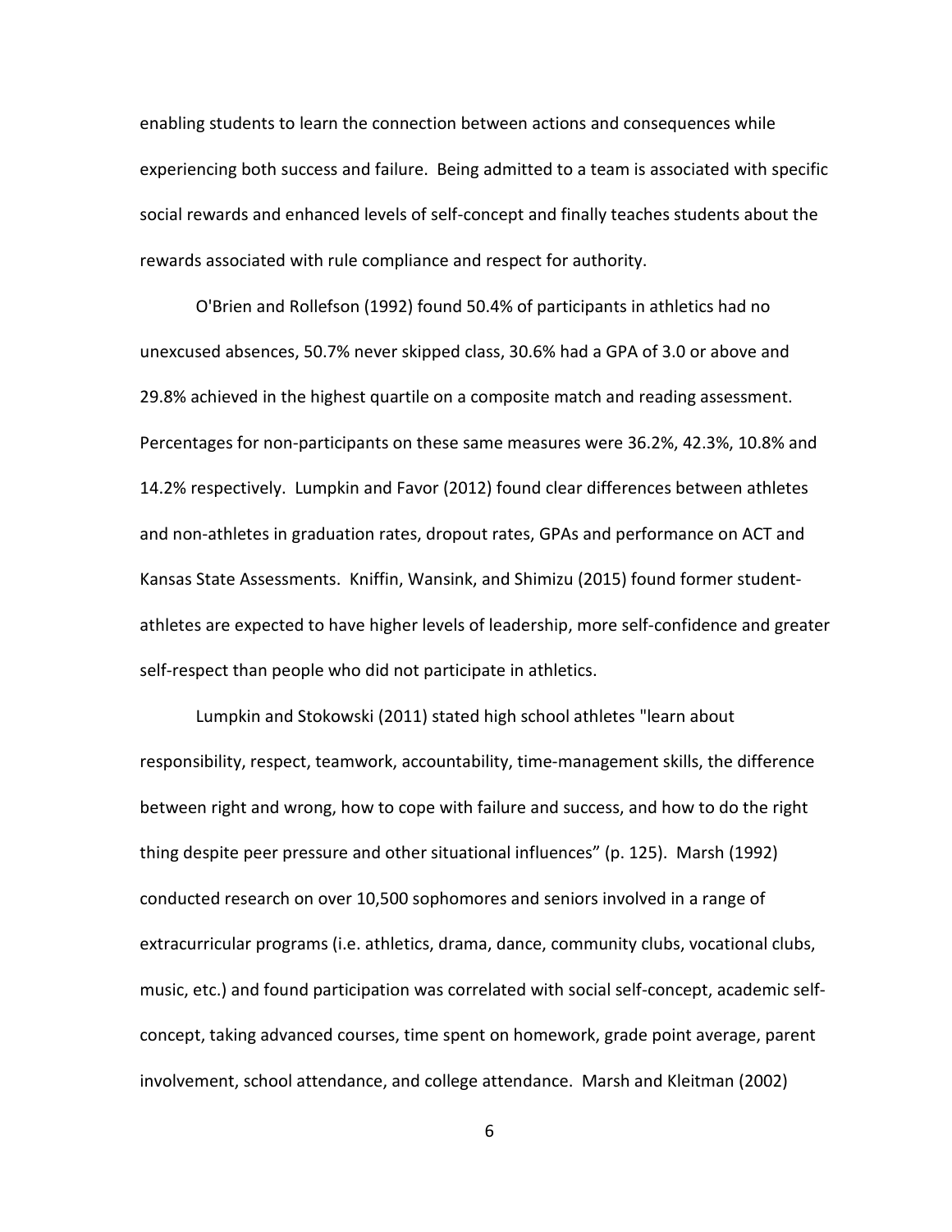enabling students to learn the connection between actions and consequences while experiencing both success and failure. Being admitted to a team is associated with specific social rewards and enhanced levels of self-concept and finally teaches students about the rewards associated with rule compliance and respect for authority.

O'Brien and Rollefson (1992) found 50.4% of participants in athletics had no unexcused absences, 50.7% never skipped class, 30.6% had a GPA of 3.0 or above and 29.8% achieved in the highest quartile on a composite match and reading assessment. Percentages for non-participants on these same measures were 36.2%, 42.3%, 10.8% and 14.2% respectively. Lumpkin and Favor (2012) found clear differences between athletes and non-athletes in graduation rates, dropout rates, GPAs and performance on ACT and Kansas State Assessments. Kniffin, Wansink, and Shimizu (2015) found former student-athletes are expected to have higher levels of leadership, more self-confidence and greater self-respect than people who did not participate in athletics.

Lumpkin and Stokowski (2011) stated high school athletes "learn about responsibility, respect, teamwork, accountability, time-management skills, the difference between right and wrong, how to cope with failure and success, and how to do the right thing despite peer pressure and other situational influences" (p. 125). Marsh (1992) conducted research on over 10,500 sophomores and seniors involved in a range of extracurricular programs (i.e. athletics, drama, dance, community clubs, vocational clubs, music, etc.) and found participation was correlated with social self-concept, academic self-concept, taking advanced courses, time spent on homework, grade point average, parent involvement, school attendance, and college attendance. Marsh and Kleitman (2002)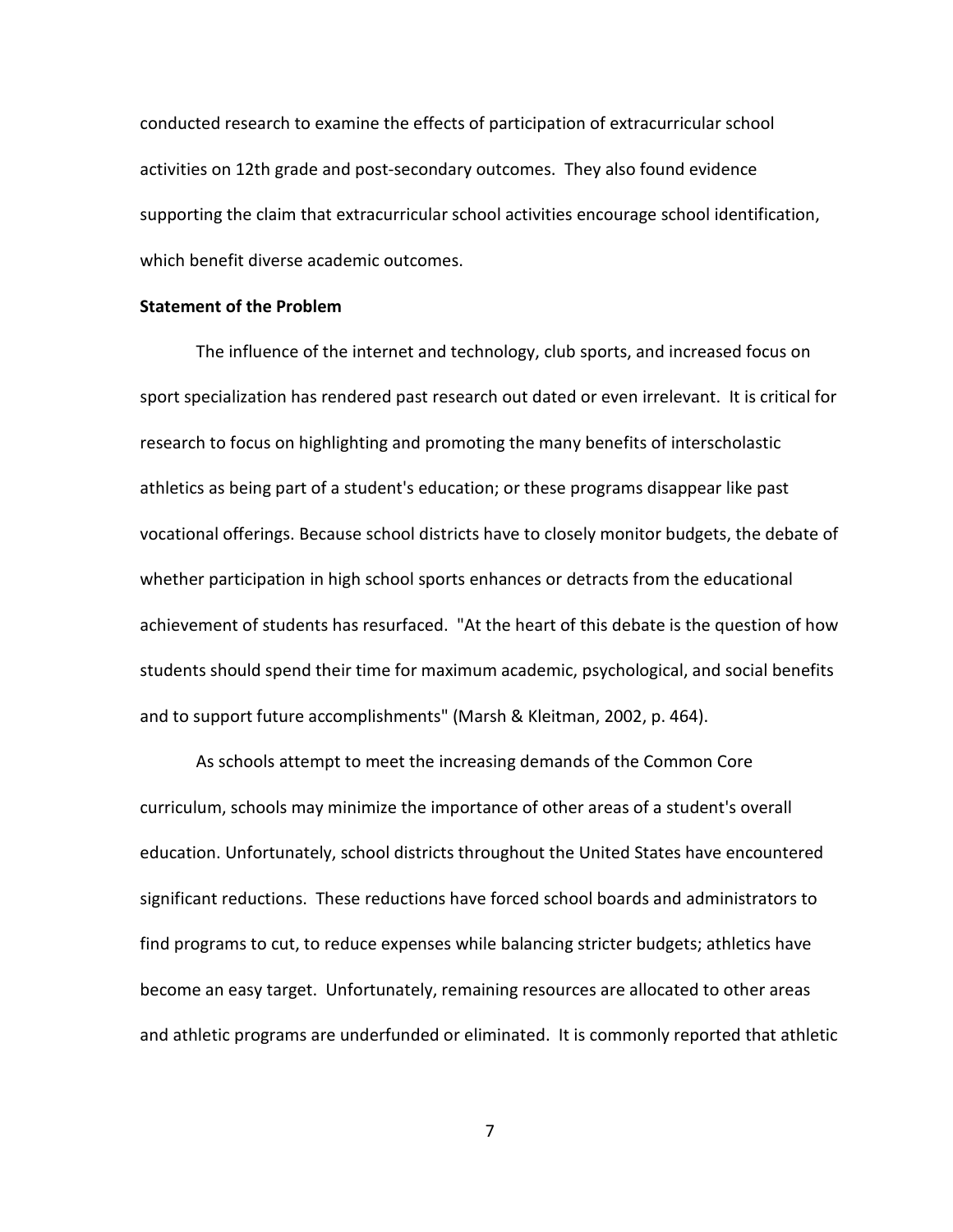conducted research to examine the effects of participation of extracurricular school activities on 12th grade and post-secondary outcomes. They also found evidence supporting the claim that extracurricular school activities encourage school identification, which benefit diverse academic outcomes.

**Statement of the Problem**

The influence of the internet and technology, club sports, and increased focus on sport specialization has rendered past research out dated or even irrelevant. It is critical for research to focus on highlighting and promoting the many benefits of interscholastic athletics as being part of a student's education; or these programs disappear like past vocational offerings. Because school districts have to closely monitor budgets, the debate of whether participation in high school sports enhances or detracts from the educational achievement of students has resurfaced. "At the heart of this debate is the question of how students should spend their time for maximum academic, psychological, and social benefits and to support future accomplishments" (Marsh & Kleitman, 2002, p. 464).

As schools attempt to meet the increasing demands of the Common Core curriculum, schools may minimize the importance of other areas of a student's overall education. Unfortunately, school districts throughout the United States have encountered significant reductions. These reductions have forced school boards and administrators to find programs to cut, to reduce expenses while balancing stricter budgets; athletics have become an easy target. Unfortunately, remaining resources are allocated to other areas and athletic programs are underfunded or eliminated. It is commonly reported that athletic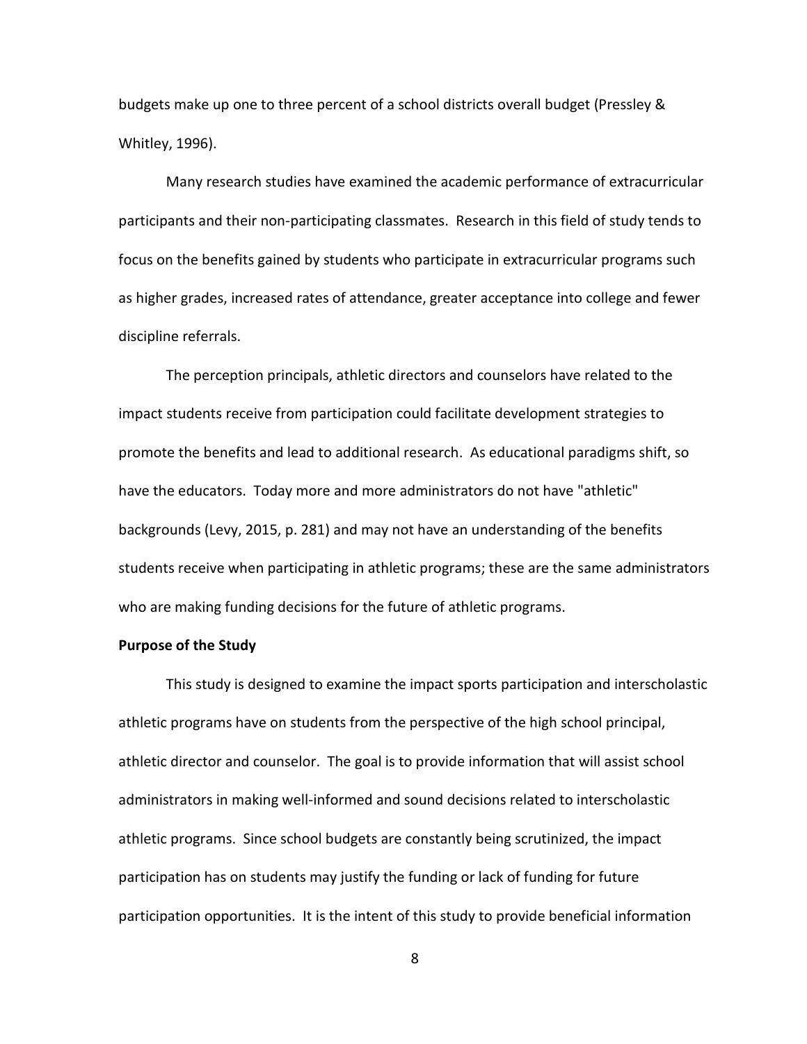budgets make up one to three percent of a school districts overall budget (Pressley & Whitley, 1996).

Many research studies have examined the academic performance of extracurricular participants and their non-participating classmates. Research in this field of study tends to focus on the benefits gained by students who participate in extracurricular programs such as higher grades, increased rates of attendance, greater acceptance into college and fewer discipline referrals.

The perception principals, athletic directors and counselors have related to the impact students receive from participation could facilitate development strategies to promote the benefits and lead to additional research. As educational paradigms shift, so have the educators. Today more and more administrators do not have "athletic" backgrounds (Levy, 2015, p. 281) and may not have an understanding of the benefits students receive when participating in athletic programs; these are the same administrators who are making funding decisions for the future of athletic programs.

**Purpose of the Study**

This study is designed to examine the impact sports participation and interscholastic athletic programs have on students from the perspective of the high school principal, athletic director and counselor. The goal is to provide information that will assist school administrators in making well-informed and sound decisions related to interscholastic athletic programs. Since school budgets are constantly being scrutinized, the impact participation has on students may justify the funding or lack of funding for future participation opportunities. It is the intent of this study to provide beneficial information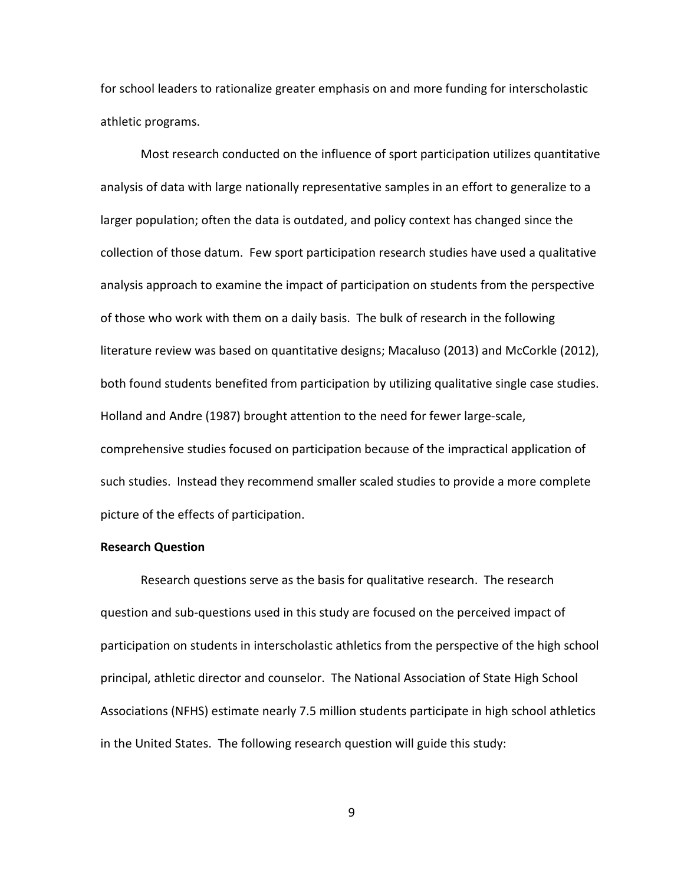for school leaders to rationalize greater emphasis on and more funding for interscholastic athletic programs.

Most research conducted on the influence of sport participation utilizes quantitative analysis of data with large nationally representative samples in an effort to generalize to a larger population; often the data is outdated, and policy context has changed since the collection of those datum. Few sport participation research studies have used a qualitative analysis approach to examine the impact of participation on students from the perspective of those who work with them on a daily basis. The bulk of research in the following literature review was based on quantitative designs; Macaluso (2013) and McCorkle (2012), both found students benefited from participation by utilizing qualitative single case studies. Holland and Andre (1987) brought attention to the need for fewer large-scale, comprehensive studies focused on participation because of the impractical application of such studies. Instead they recommend smaller scaled studies to provide a more complete picture of the effects of participation.

**Research Question**

Research questions serve as the basis for qualitative research. The research question and sub-questions used in this study are focused on the perceived impact of participation on students in interscholastic athletics from the perspective of the high school principal, athletic director and counselor. The National Association of State High School Associations (NFHS) estimate nearly 7.5 million students participate in high school athletics in the United States. The following research question will guide this study: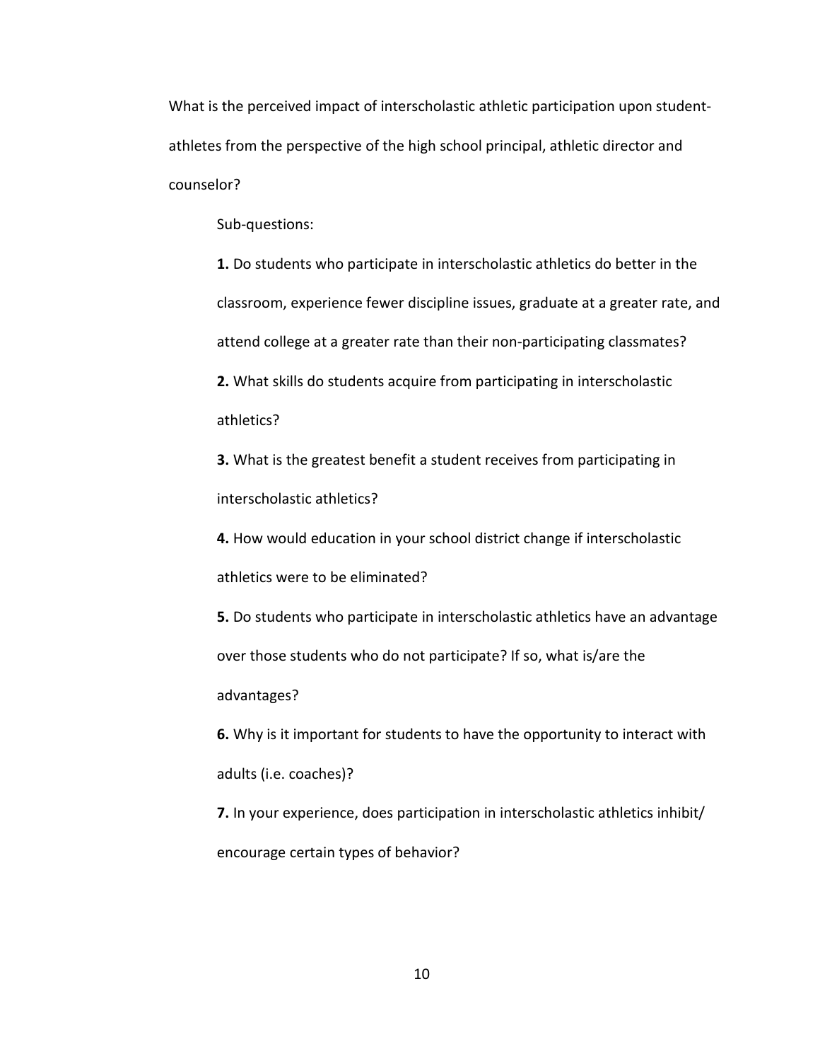What is the perceived impact of interscholastic athletic participation upon student-athletes from the perspective of the high school principal, athletic director and counselor?

Sub-questions:

**1.** Do students who participate in interscholastic athletics do better in the classroom, experience fewer discipline issues, graduate at a greater rate, and attend college at a greater rate than their non-participating classmates?

**2.** What skills do students acquire from participating in interscholastic athletics?

**3.** What is the greatest benefit a student receives from participating in interscholastic athletics?

**4.** How would education in your school district change if interscholastic athletics were to be eliminated?

**5.** Do students who participate in interscholastic athletics have an advantage over those students who do not participate? If so, what is/are the advantages?

**6.** Why is it important for students to have the opportunity to interact with adults (i.e. coaches)?

**7.** In your experience, does participation in interscholastic athletics inhibit/ encourage certain types of behavior?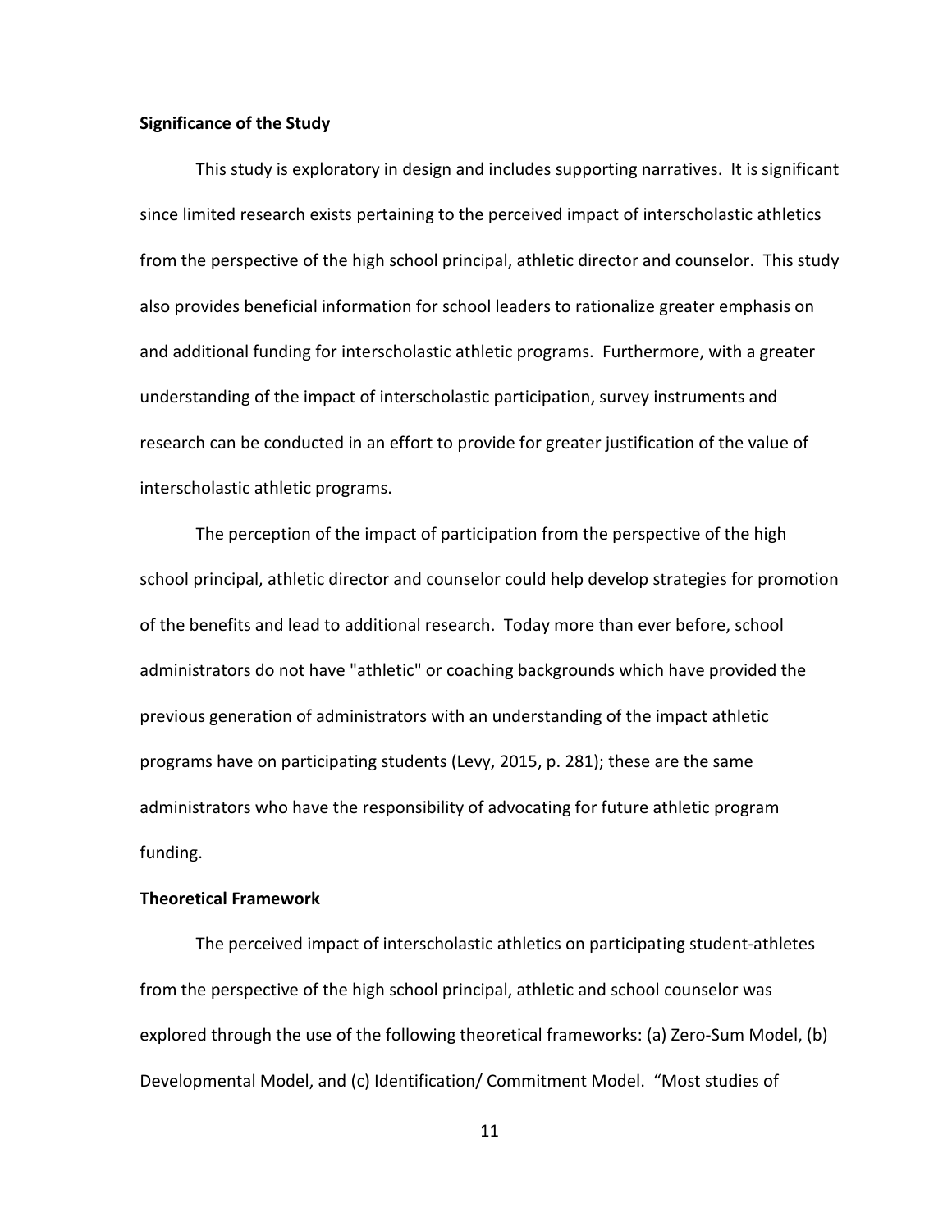**Significance of the Study**

This study is exploratory in design and includes supporting narratives. It is significant since limited research exists pertaining to the perceived impact of interscholastic athletics from the perspective of the high school principal, athletic director and counselor. This study also provides beneficial information for school leaders to rationalize greater emphasis on and additional funding for interscholastic athletic programs. Furthermore, with a greater understanding of the impact of interscholastic participation, survey instruments and research can be conducted in an effort to provide for greater justification of the value of interscholastic athletic programs.

The perception of the impact of participation from the perspective of the high school principal, athletic director and counselor could help develop strategies for promotion of the benefits and lead to additional research. Today more than ever before, school administrators do not have "athletic" or coaching backgrounds which have provided the previous generation of administrators with an understanding of the impact athletic programs have on participating students (Levy, 2015, p. 281); these are the same administrators who have the responsibility of advocating for future athletic program funding.

**Theoretical Framework**

The perceived impact of interscholastic athletics on participating student-athletes from the perspective of the high school principal, athletic and school counselor was explored through the use of the following theoretical frameworks: (a) Zero-Sum Model, (b) Developmental Model, and (c) Identification/ Commitment Model. "Most studies of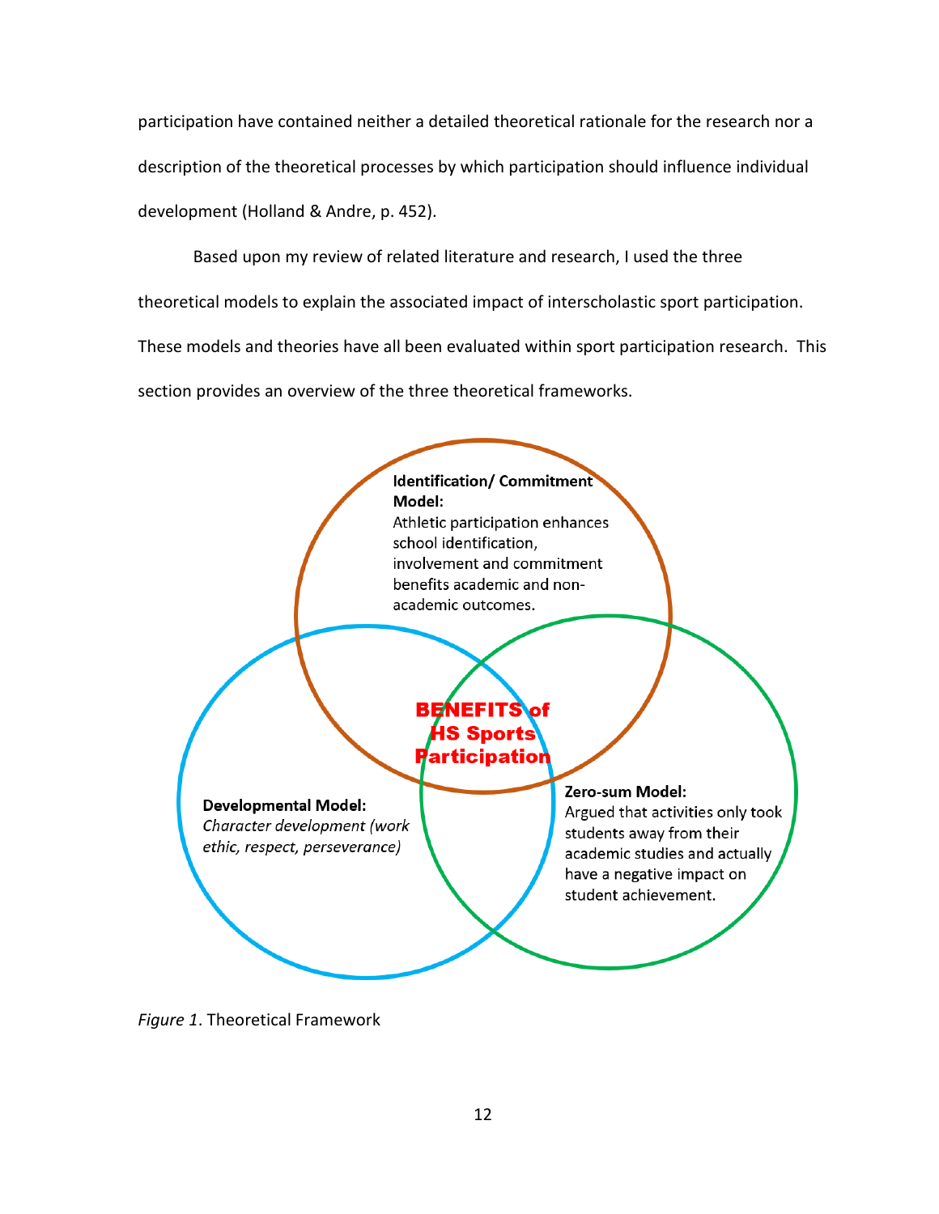participation have contained neither a detailed theoretical rationale for the research nor a description of the theoretical processes by which participation should influence individual development (Holland & Andre, p. 452).

Based upon my review of related literature and research, I used the three theoretical models to explain the associated impact of interscholastic sport participation. These models and theories have all been evaluated within sport participation research. This section provides an overview of the three theoretical frameworks.

**Identification/ Commitment Model:**
Athletic participation enhances school identification, involvement and commitment benefits academic and non-academic outcomes.

**BENEFITS of HS Sports Participation**

**Developmental Model:**
*Character development (work ethic, respect, perseverance)*

**Zero-sum Model:**
Argued that activities only took students away from their academic studies and actually have a negative impact on student achievement.

*Figure 1*. Theoretical Framework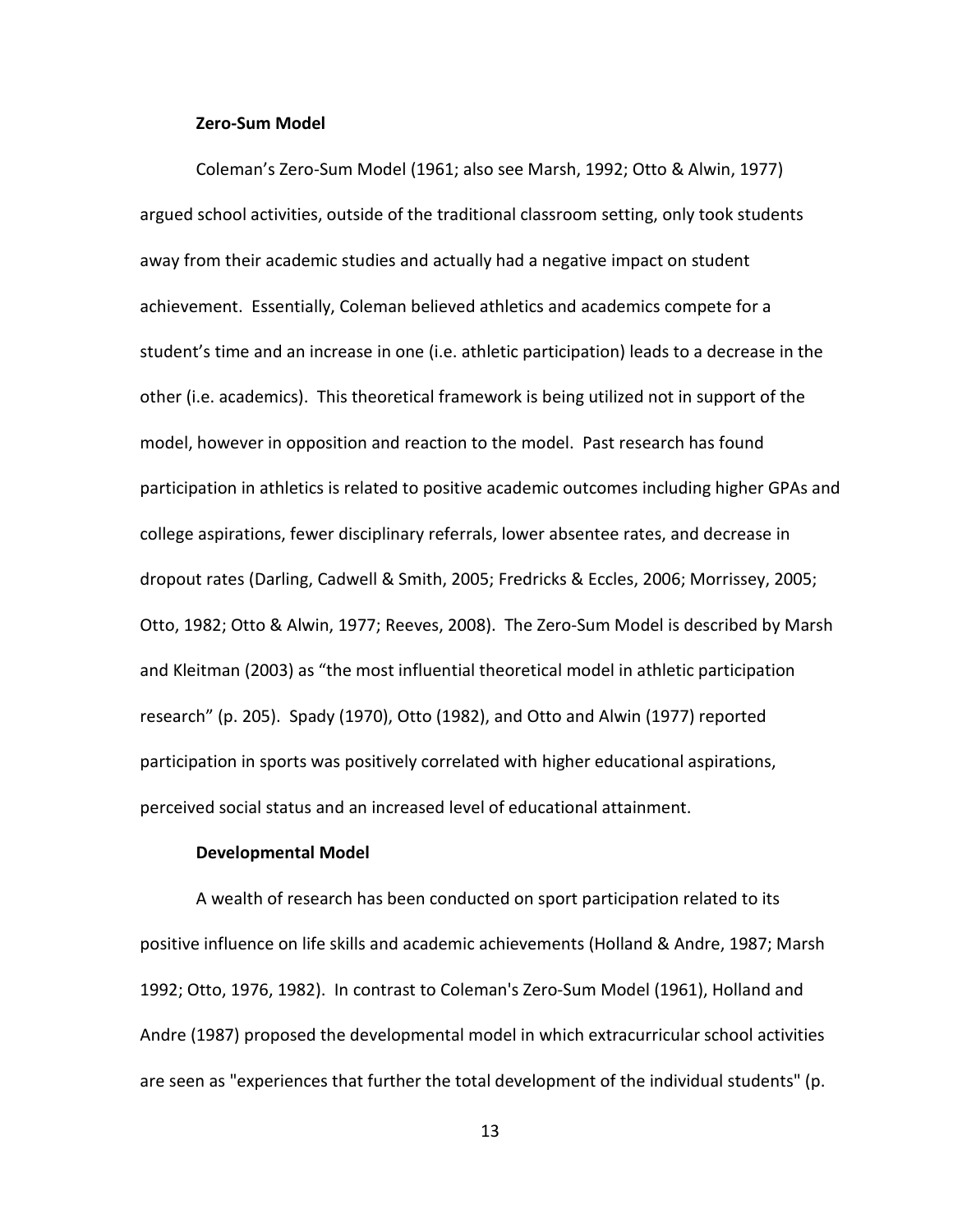**Zero-Sum Model**

Coleman's Zero-Sum Model (1961; also see Marsh, 1992; Otto & Alwin, 1977) argued school activities, outside of the traditional classroom setting, only took students away from their academic studies and actually had a negative impact on student achievement. Essentially, Coleman believed athletics and academics compete for a student's time and an increase in one (i.e. athletic participation) leads to a decrease in the other (i.e. academics). This theoretical framework is being utilized not in support of the model, however in opposition and reaction to the model. Past research has found participation in athletics is related to positive academic outcomes including higher GPAs and college aspirations, fewer disciplinary referrals, lower absentee rates, and decrease in dropout rates (Darling, Cadwell & Smith, 2005; Fredricks & Eccles, 2006; Morrissey, 2005; Otto, 1982; Otto & Alwin, 1977; Reeves, 2008). The Zero-Sum Model is described by Marsh and Kleitman (2003) as "the most influential theoretical model in athletic participation research" (p. 205). Spady (1970), Otto (1982), and Otto and Alwin (1977) reported participation in sports was positively correlated with higher educational aspirations, perceived social status and an increased level of educational attainment.

**Developmental Model**

A wealth of research has been conducted on sport participation related to its positive influence on life skills and academic achievements (Holland & Andre, 1987; Marsh 1992; Otto, 1976, 1982). In contrast to Coleman's Zero-Sum Model (1961), Holland and Andre (1987) proposed the developmental model in which extracurricular school activities are seen as "experiences that further the total development of the individual students" (p.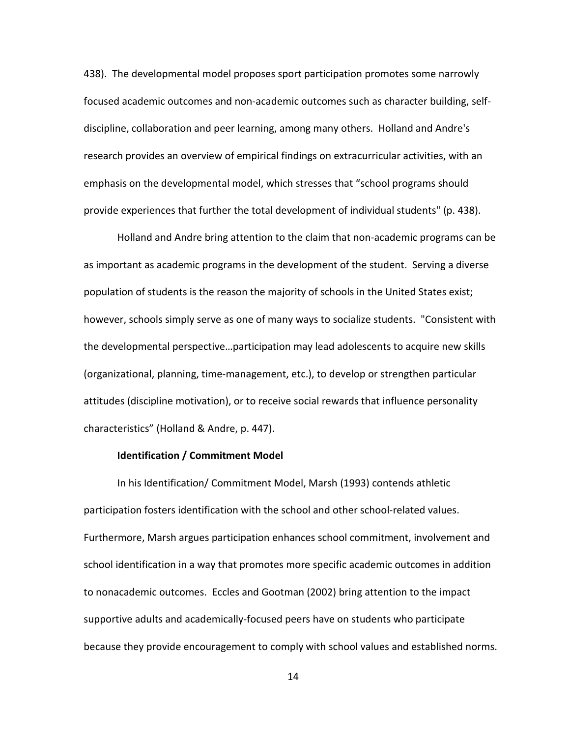438). The developmental model proposes sport participation promotes some narrowly focused academic outcomes and non-academic outcomes such as character building, self-discipline, collaboration and peer learning, among many others. Holland and Andre's research provides an overview of empirical findings on extracurricular activities, with an emphasis on the developmental model, which stresses that "school programs should provide experiences that further the total development of individual students" (p. 438).

Holland and Andre bring attention to the claim that non-academic programs can be as important as academic programs in the development of the student. Serving a diverse population of students is the reason the majority of schools in the United States exist; however, schools simply serve as one of many ways to socialize students. "Consistent with the developmental perspective…participation may lead adolescents to acquire new skills (organizational, planning, time-management, etc.), to develop or strengthen particular attitudes (discipline motivation), or to receive social rewards that influence personality characteristics" (Holland & Andre, p. 447).

**Identification / Commitment Model**

In his Identification/ Commitment Model, Marsh (1993) contends athletic participation fosters identification with the school and other school-related values. Furthermore, Marsh argues participation enhances school commitment, involvement and school identification in a way that promotes more specific academic outcomes in addition to nonacademic outcomes. Eccles and Gootman (2002) bring attention to the impact supportive adults and academically-focused peers have on students who participate because they provide encouragement to comply with school values and established norms.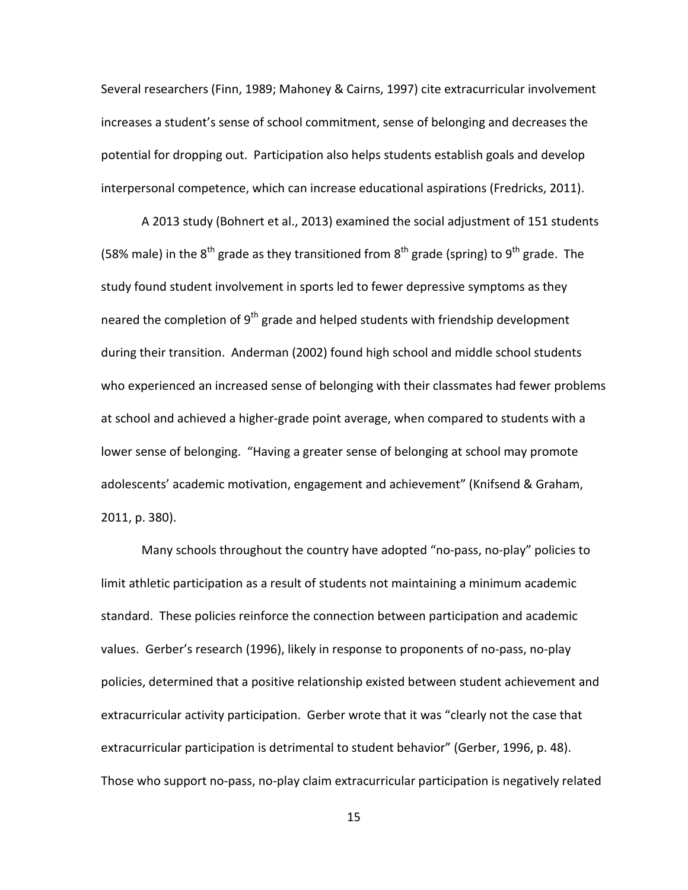Several researchers (Finn, 1989; Mahoney & Cairns, 1997) cite extracurricular involvement increases a student's sense of school commitment, sense of belonging and decreases the potential for dropping out. Participation also helps students establish goals and develop interpersonal competence, which can increase educational aspirations (Fredricks, 2011).

A 2013 study (Bohnert et al., 2013) examined the social adjustment of 151 students (58% male) in the 8$^{th}$ grade as they transitioned from 8$^{th}$ grade (spring) to 9$^{th}$ grade. The study found student involvement in sports led to fewer depressive symptoms as they neared the completion of 9$^{th}$ grade and helped students with friendship development during their transition. Anderman (2002) found high school and middle school students who experienced an increased sense of belonging with their classmates had fewer problems at school and achieved a higher-grade point average, when compared to students with a lower sense of belonging. "Having a greater sense of belonging at school may promote adolescents' academic motivation, engagement and achievement" (Knifsend & Graham, 2011, p. 380).

Many schools throughout the country have adopted "no-pass, no-play" policies to limit athletic participation as a result of students not maintaining a minimum academic standard. These policies reinforce the connection between participation and academic values. Gerber's research (1996), likely in response to proponents of no-pass, no-play policies, determined that a positive relationship existed between student achievement and extracurricular activity participation. Gerber wrote that it was "clearly not the case that extracurricular participation is detrimental to student behavior" (Gerber, 1996, p. 48). Those who support no-pass, no-play claim extracurricular participation is negatively related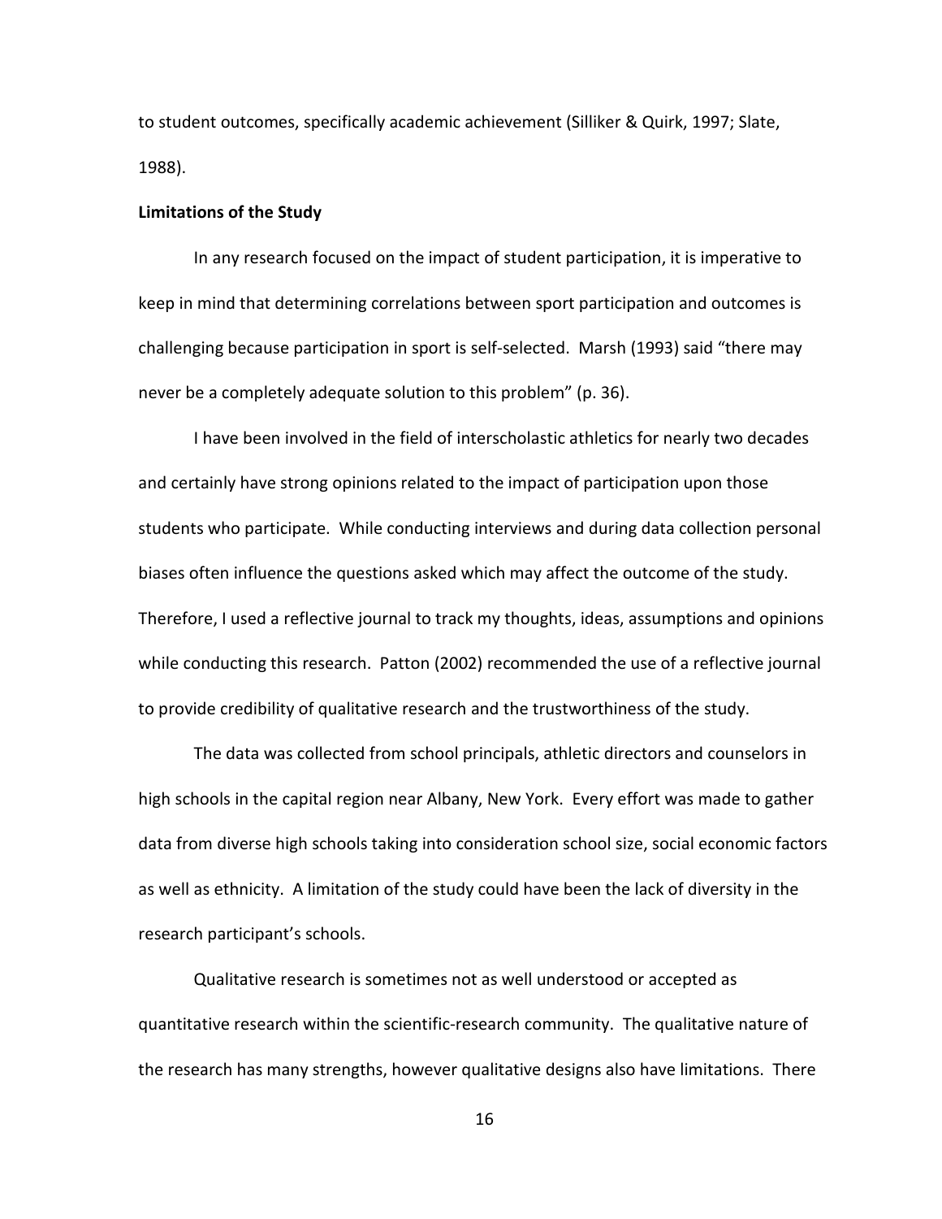to student outcomes, specifically academic achievement (Silliker & Quirk, 1997; Slate, 1988).

**Limitations of the Study**

In any research focused on the impact of student participation, it is imperative to keep in mind that determining correlations between sport participation and outcomes is challenging because participation in sport is self-selected. Marsh (1993) said "there may never be a completely adequate solution to this problem" (p. 36).

I have been involved in the field of interscholastic athletics for nearly two decades and certainly have strong opinions related to the impact of participation upon those students who participate. While conducting interviews and during data collection personal biases often influence the questions asked which may affect the outcome of the study. Therefore, I used a reflective journal to track my thoughts, ideas, assumptions and opinions while conducting this research. Patton (2002) recommended the use of a reflective journal to provide credibility of qualitative research and the trustworthiness of the study.

The data was collected from school principals, athletic directors and counselors in high schools in the capital region near Albany, New York. Every effort was made to gather data from diverse high schools taking into consideration school size, social economic factors as well as ethnicity. A limitation of the study could have been the lack of diversity in the research participant's schools.

Qualitative research is sometimes not as well understood or accepted as quantitative research within the scientific-research community. The qualitative nature of the research has many strengths, however qualitative designs also have limitations. There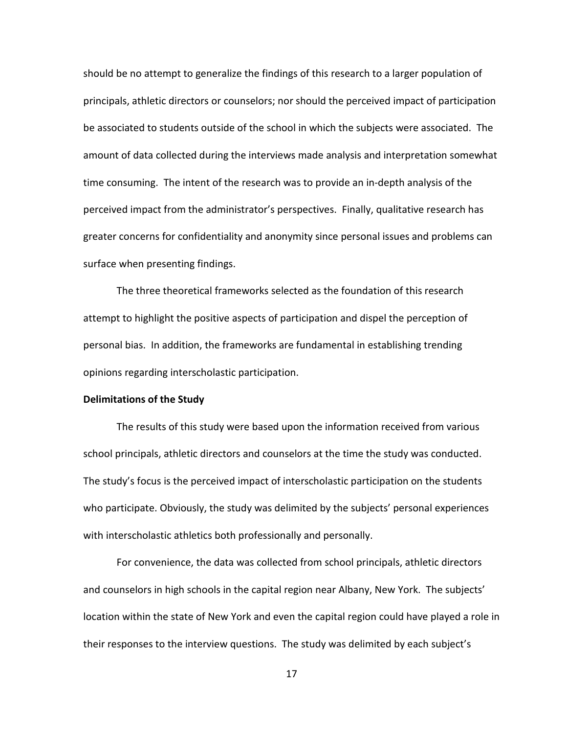should be no attempt to generalize the findings of this research to a larger population of principals, athletic directors or counselors; nor should the perceived impact of participation be associated to students outside of the school in which the subjects were associated. The amount of data collected during the interviews made analysis and interpretation somewhat time consuming. The intent of the research was to provide an in-depth analysis of the perceived impact from the administrator's perspectives. Finally, qualitative research has greater concerns for confidentiality and anonymity since personal issues and problems can surface when presenting findings.

The three theoretical frameworks selected as the foundation of this research attempt to highlight the positive aspects of participation and dispel the perception of personal bias. In addition, the frameworks are fundamental in establishing trending opinions regarding interscholastic participation.

**Delimitations of the Study**

The results of this study were based upon the information received from various school principals, athletic directors and counselors at the time the study was conducted. The study's focus is the perceived impact of interscholastic participation on the students who participate. Obviously, the study was delimited by the subjects' personal experiences with interscholastic athletics both professionally and personally.

For convenience, the data was collected from school principals, athletic directors and counselors in high schools in the capital region near Albany, New York. The subjects' location within the state of New York and even the capital region could have played a role in their responses to the interview questions. The study was delimited by each subject's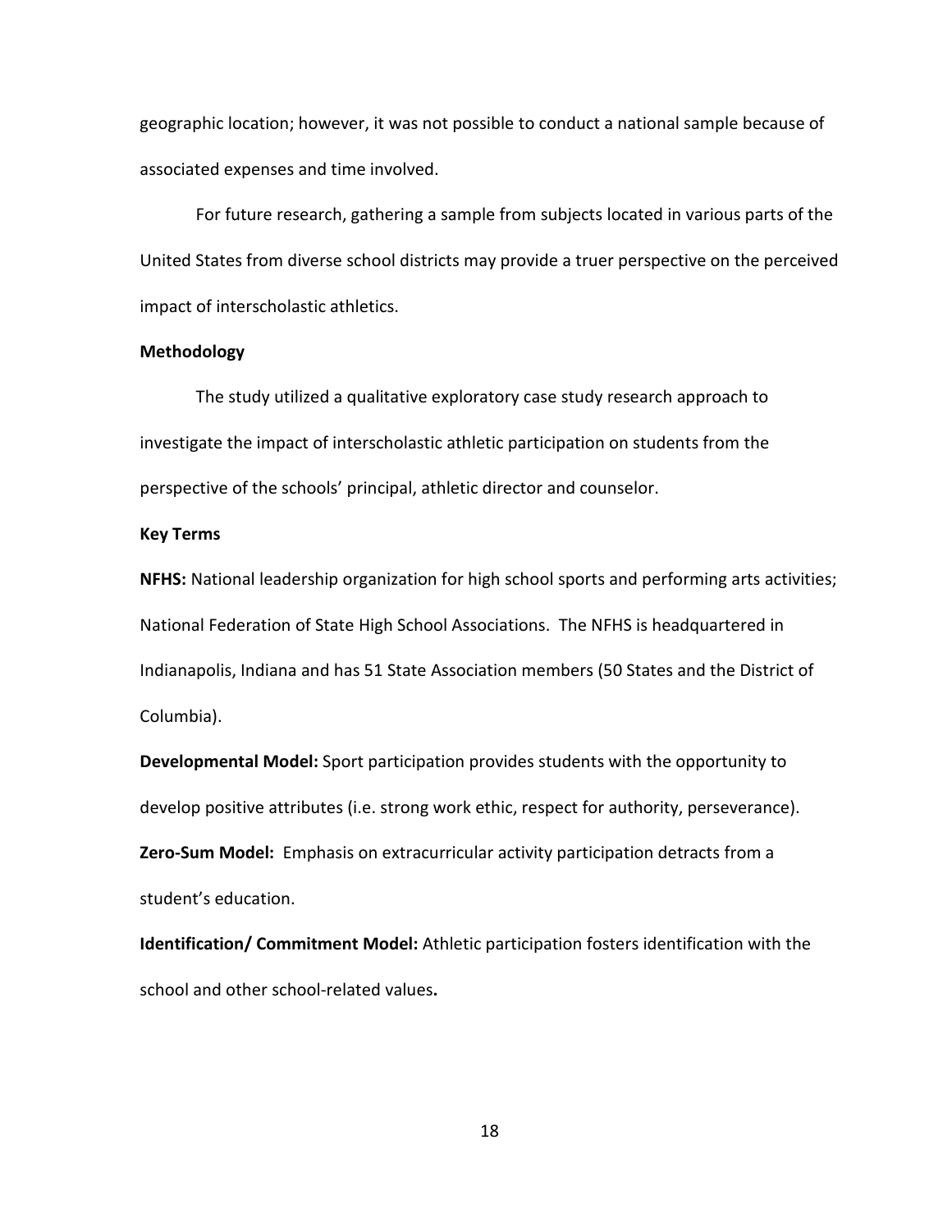geographic location; however, it was not possible to conduct a national sample because of associated expenses and time involved.

For future research, gathering a sample from subjects located in various parts of the United States from diverse school districts may provide a truer perspective on the perceived impact of interscholastic athletics.

**Methodology**

The study utilized a qualitative exploratory case study research approach to investigate the impact of interscholastic athletic participation on students from the perspective of the schools' principal, athletic director and counselor.

**Key Terms**

**NFHS:** National leadership organization for high school sports and performing arts activities; National Federation of State High School Associations. The NFHS is headquartered in Indianapolis, Indiana and has 51 State Association members (50 States and the District of Columbia).

**Developmental Model:** Sport participation provides students with the opportunity to develop positive attributes (i.e. strong work ethic, respect for authority, perseverance).

**Zero-Sum Model:** Emphasis on extracurricular activity participation detracts from a student's education.

**Identification/ Commitment Model:** Athletic participation fosters identification with the school and other school-related values**.**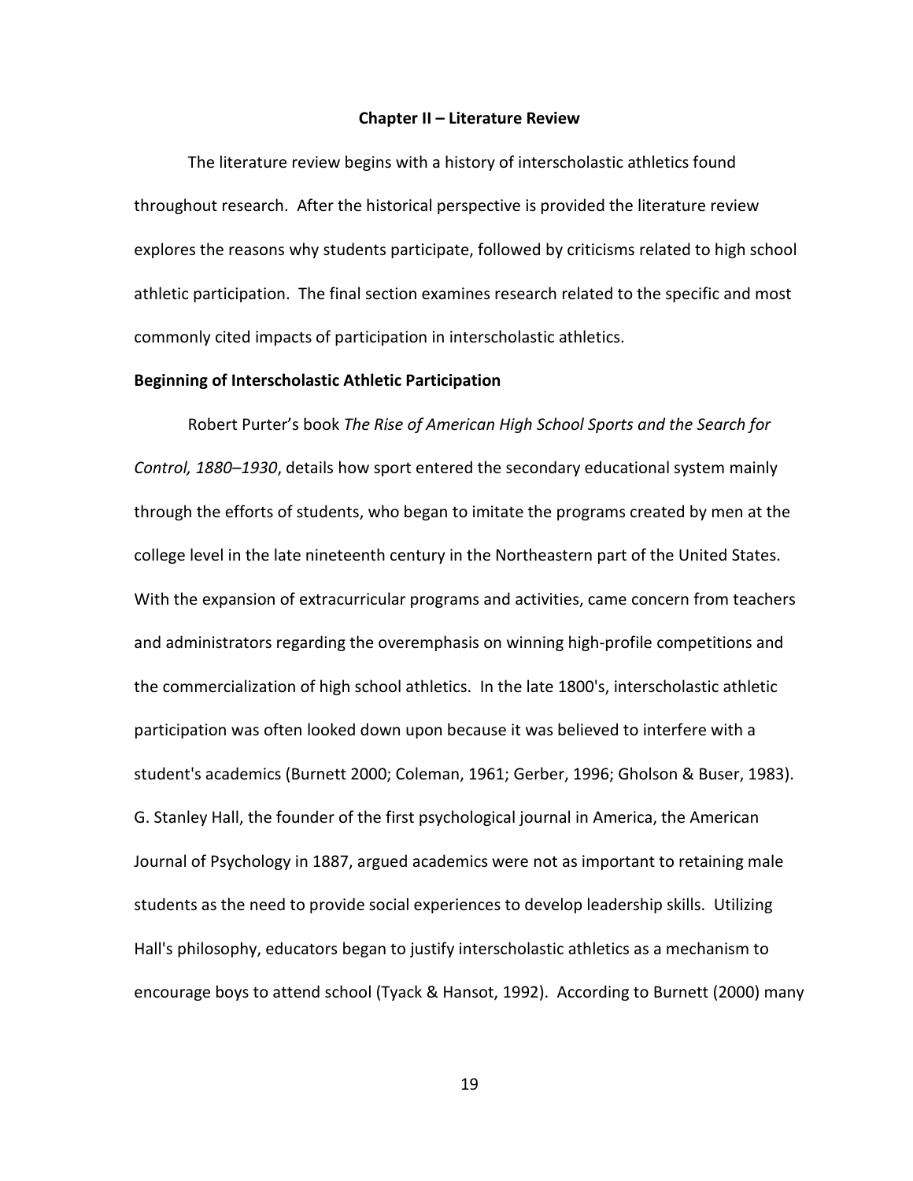## Chapter II – Literature Review

The literature review begins with a history of interscholastic athletics found throughout research. After the historical perspective is provided the literature review explores the reasons why students participate, followed by criticisms related to high school athletic participation. The final section examines research related to the specific and most commonly cited impacts of participation in interscholastic athletics.

### Beginning of Interscholastic Athletic Participation

Robert Purter's book *The Rise of American High School Sports and the Search for Control, 1880–1930*, details how sport entered the secondary educational system mainly through the efforts of students, who began to imitate the programs created by men at the college level in the late nineteenth century in the Northeastern part of the United States. With the expansion of extracurricular programs and activities, came concern from teachers and administrators regarding the overemphasis on winning high-profile competitions and the commercialization of high school athletics. In the late 1800's, interscholastic athletic participation was often looked down upon because it was believed to interfere with a student's academics (Burnett 2000; Coleman, 1961; Gerber, 1996; Gholson & Buser, 1983). G. Stanley Hall, the founder of the first psychological journal in America, the American Journal of Psychology in 1887, argued academics were not as important to retaining male students as the need to provide social experiences to develop leadership skills. Utilizing Hall's philosophy, educators began to justify interscholastic athletics as a mechanism to encourage boys to attend school (Tyack & Hansot, 1992). According to Burnett (2000) many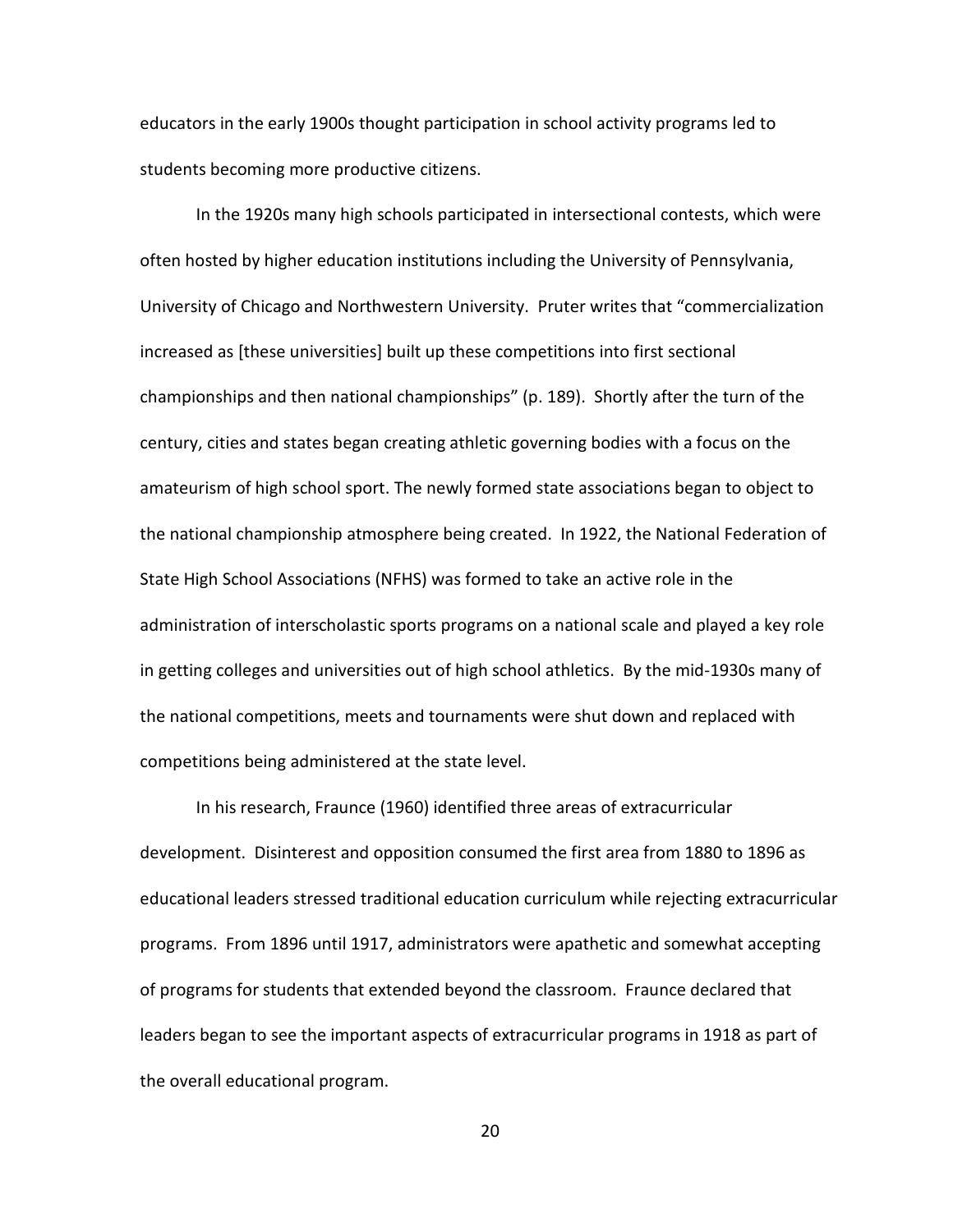educators in the early 1900s thought participation in school activity programs led to students becoming more productive citizens.

In the 1920s many high schools participated in intersectional contests, which were often hosted by higher education institutions including the University of Pennsylvania, University of Chicago and Northwestern University. Pruter writes that "commercialization increased as [these universities] built up these competitions into first sectional championships and then national championships" (p. 189). Shortly after the turn of the century, cities and states began creating athletic governing bodies with a focus on the amateurism of high school sport. The newly formed state associations began to object to the national championship atmosphere being created. In 1922, the National Federation of State High School Associations (NFHS) was formed to take an active role in the administration of interscholastic sports programs on a national scale and played a key role in getting colleges and universities out of high school athletics. By the mid-1930s many of the national competitions, meets and tournaments were shut down and replaced with competitions being administered at the state level.

In his research, Fraunce (1960) identified three areas of extracurricular development. Disinterest and opposition consumed the first area from 1880 to 1896 as educational leaders stressed traditional education curriculum while rejecting extracurricular programs. From 1896 until 1917, administrators were apathetic and somewhat accepting of programs for students that extended beyond the classroom. Fraunce declared that leaders began to see the important aspects of extracurricular programs in 1918 as part of the overall educational program.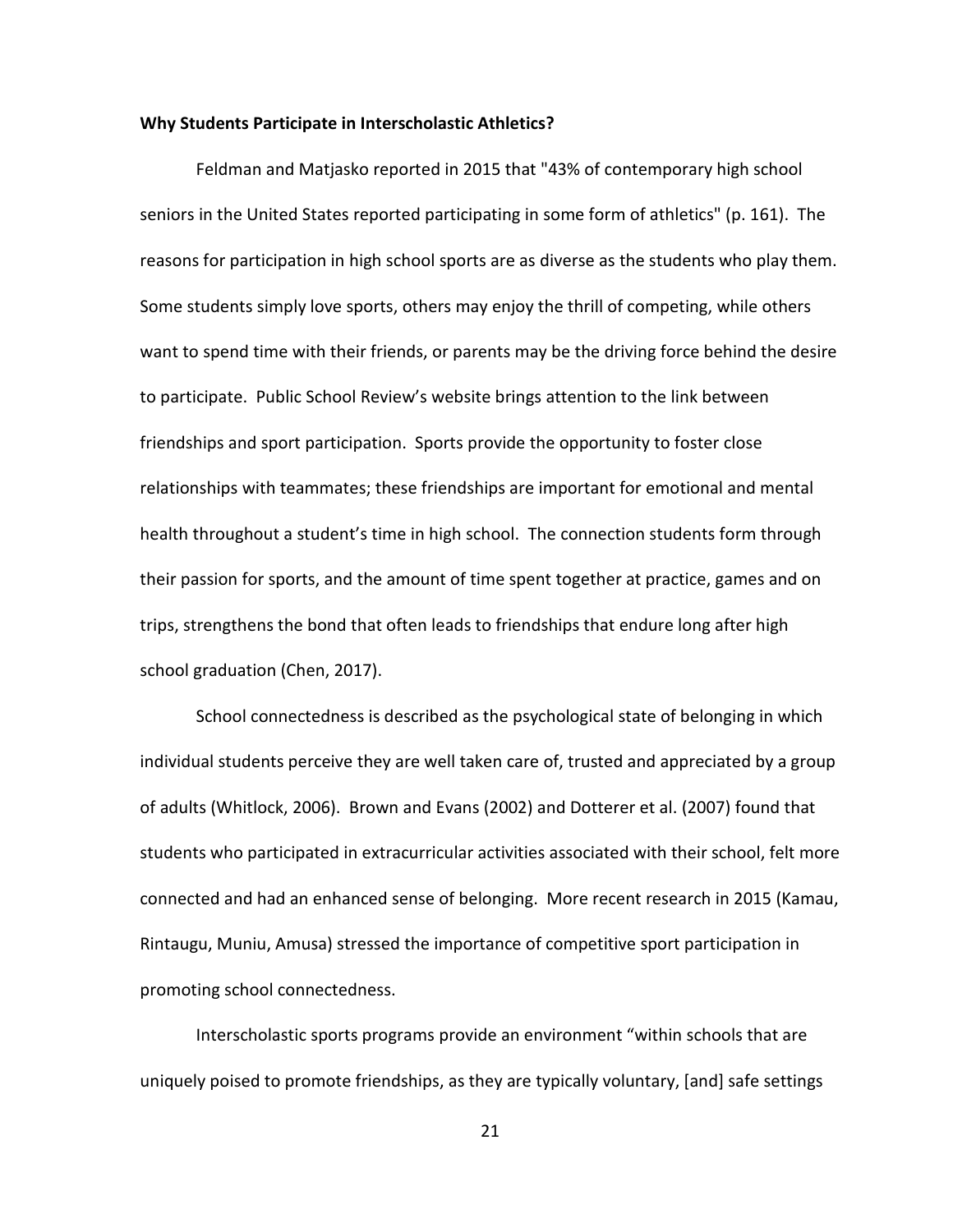**Why Students Participate in Interscholastic Athletics?**

Feldman and Matjasko reported in 2015 that "43% of contemporary high school seniors in the United States reported participating in some form of athletics" (p. 161). The reasons for participation in high school sports are as diverse as the students who play them. Some students simply love sports, others may enjoy the thrill of competing, while others want to spend time with their friends, or parents may be the driving force behind the desire to participate. Public School Review's website brings attention to the link between friendships and sport participation. Sports provide the opportunity to foster close relationships with teammates; these friendships are important for emotional and mental health throughout a student's time in high school. The connection students form through their passion for sports, and the amount of time spent together at practice, games and on trips, strengthens the bond that often leads to friendships that endure long after high school graduation (Chen, 2017).

School connectedness is described as the psychological state of belonging in which individual students perceive they are well taken care of, trusted and appreciated by a group of adults (Whitlock, 2006). Brown and Evans (2002) and Dotterer et al. (2007) found that students who participated in extracurricular activities associated with their school, felt more connected and had an enhanced sense of belonging. More recent research in 2015 (Kamau, Rintaugu, Muniu, Amusa) stressed the importance of competitive sport participation in promoting school connectedness.

Interscholastic sports programs provide an environment "within schools that are uniquely poised to promote friendships, as they are typically voluntary, [and] safe settings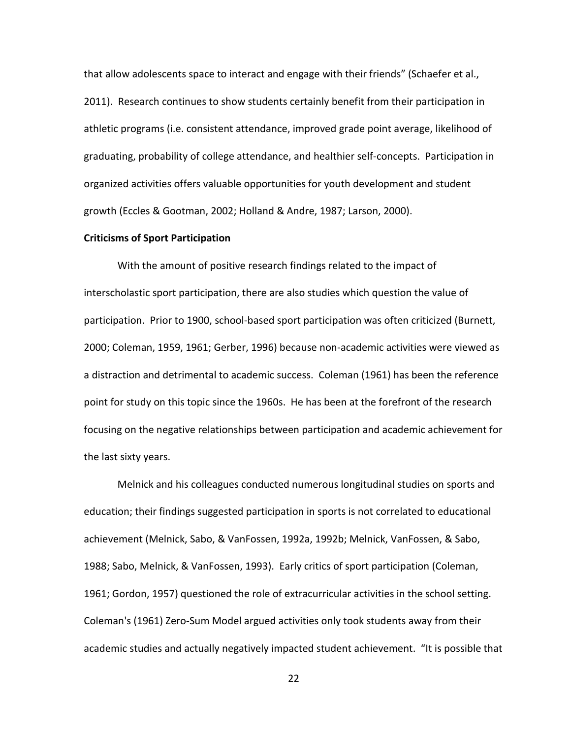that allow adolescents space to interact and engage with their friends" (Schaefer et al., 2011). Research continues to show students certainly benefit from their participation in athletic programs (i.e. consistent attendance, improved grade point average, likelihood of graduating, probability of college attendance, and healthier self-concepts. Participation in organized activities offers valuable opportunities for youth development and student growth (Eccles & Gootman, 2002; Holland & Andre, 1987; Larson, 2000).

**Criticisms of Sport Participation**

With the amount of positive research findings related to the impact of interscholastic sport participation, there are also studies which question the value of participation. Prior to 1900, school-based sport participation was often criticized (Burnett, 2000; Coleman, 1959, 1961; Gerber, 1996) because non-academic activities were viewed as a distraction and detrimental to academic success. Coleman (1961) has been the reference point for study on this topic since the 1960s. He has been at the forefront of the research focusing on the negative relationships between participation and academic achievement for the last sixty years.

Melnick and his colleagues conducted numerous longitudinal studies on sports and education; their findings suggested participation in sports is not correlated to educational achievement (Melnick, Sabo, & VanFossen, 1992a, 1992b; Melnick, VanFossen, & Sabo, 1988; Sabo, Melnick, & VanFossen, 1993). Early critics of sport participation (Coleman, 1961; Gordon, 1957) questioned the role of extracurricular activities in the school setting. Coleman's (1961) Zero-Sum Model argued activities only took students away from their academic studies and actually negatively impacted student achievement. "It is possible that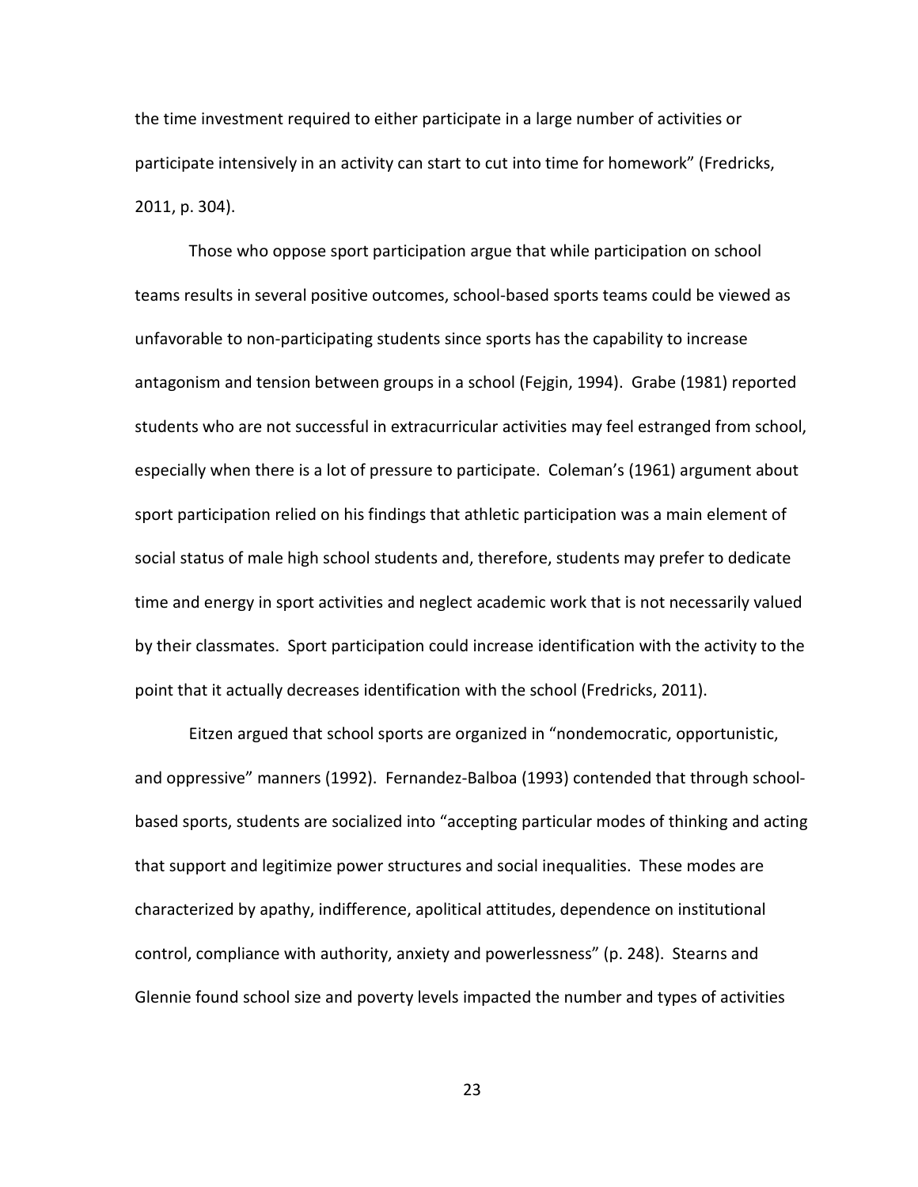the time investment required to either participate in a large number of activities or participate intensively in an activity can start to cut into time for homework" (Fredricks, 2011, p. 304).

Those who oppose sport participation argue that while participation on school teams results in several positive outcomes, school-based sports teams could be viewed as unfavorable to non-participating students since sports has the capability to increase antagonism and tension between groups in a school (Fejgin, 1994). Grabe (1981) reported students who are not successful in extracurricular activities may feel estranged from school, especially when there is a lot of pressure to participate. Coleman's (1961) argument about sport participation relied on his findings that athletic participation was a main element of social status of male high school students and, therefore, students may prefer to dedicate time and energy in sport activities and neglect academic work that is not necessarily valued by their classmates. Sport participation could increase identification with the activity to the point that it actually decreases identification with the school (Fredricks, 2011).

Eitzen argued that school sports are organized in "nondemocratic, opportunistic, and oppressive" manners (1992). Fernandez-Balboa (1993) contended that through school-based sports, students are socialized into "accepting particular modes of thinking and acting that support and legitimize power structures and social inequalities. These modes are characterized by apathy, indifference, apolitical attitudes, dependence on institutional control, compliance with authority, anxiety and powerlessness" (p. 248). Stearns and Glennie found school size and poverty levels impacted the number and types of activities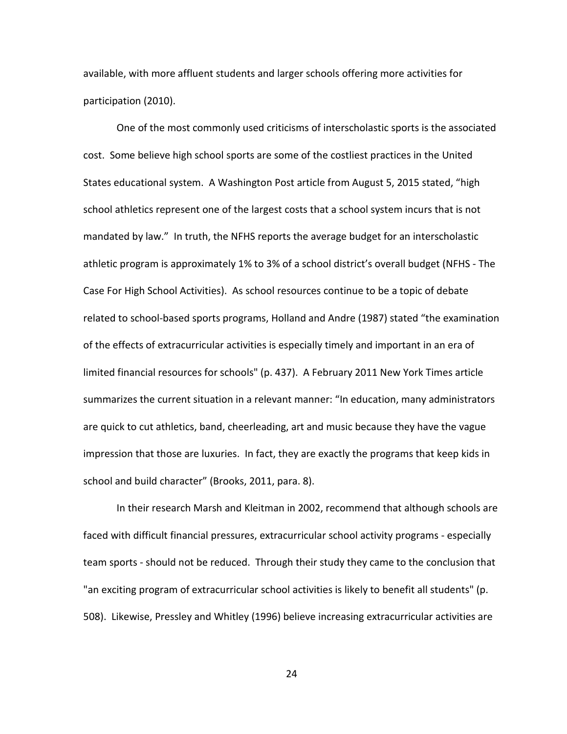available, with more affluent students and larger schools offering more activities for participation (2010).

One of the most commonly used criticisms of interscholastic sports is the associated cost. Some believe high school sports are some of the costliest practices in the United States educational system. A Washington Post article from August 5, 2015 stated, "high school athletics represent one of the largest costs that a school system incurs that is not mandated by law." In truth, the NFHS reports the average budget for an interscholastic athletic program is approximately 1% to 3% of a school district's overall budget (NFHS - The Case For High School Activities). As school resources continue to be a topic of debate related to school-based sports programs, Holland and Andre (1987) stated "the examination of the effects of extracurricular activities is especially timely and important in an era of limited financial resources for schools" (p. 437). A February 2011 New York Times article summarizes the current situation in a relevant manner: "In education, many administrators are quick to cut athletics, band, cheerleading, art and music because they have the vague impression that those are luxuries. In fact, they are exactly the programs that keep kids in school and build character" (Brooks, 2011, para. 8).

In their research Marsh and Kleitman in 2002, recommend that although schools are faced with difficult financial pressures, extracurricular school activity programs - especially team sports - should not be reduced. Through their study they came to the conclusion that "an exciting program of extracurricular school activities is likely to benefit all students" (p. 508). Likewise, Pressley and Whitley (1996) believe increasing extracurricular activities are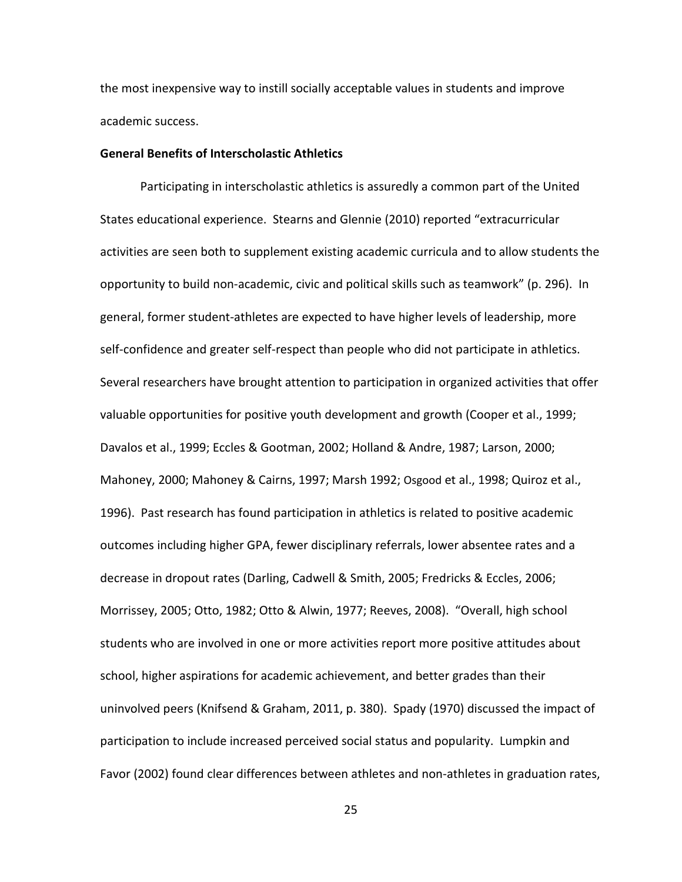the most inexpensive way to instill socially acceptable values in students and improve academic success.

**General Benefits of Interscholastic Athletics**

Participating in interscholastic athletics is assuredly a common part of the United States educational experience. Stearns and Glennie (2010) reported "extracurricular activities are seen both to supplement existing academic curricula and to allow students the opportunity to build non-academic, civic and political skills such as teamwork" (p. 296). In general, former student-athletes are expected to have higher levels of leadership, more self-confidence and greater self-respect than people who did not participate in athletics. Several researchers have brought attention to participation in organized activities that offer valuable opportunities for positive youth development and growth (Cooper et al., 1999; Davalos et al., 1999; Eccles & Gootman, 2002; Holland & Andre, 1987; Larson, 2000; Mahoney, 2000; Mahoney & Cairns, 1997; Marsh 1992; Osgood et al., 1998; Quiroz et al., 1996). Past research has found participation in athletics is related to positive academic outcomes including higher GPA, fewer disciplinary referrals, lower absentee rates and a decrease in dropout rates (Darling, Cadwell & Smith, 2005; Fredricks & Eccles, 2006; Morrissey, 2005; Otto, 1982; Otto & Alwin, 1977; Reeves, 2008). "Overall, high school students who are involved in one or more activities report more positive attitudes about school, higher aspirations for academic achievement, and better grades than their uninvolved peers (Knifsend & Graham, 2011, p. 380). Spady (1970) discussed the impact of participation to include increased perceived social status and popularity. Lumpkin and Favor (2002) found clear differences between athletes and non-athletes in graduation rates,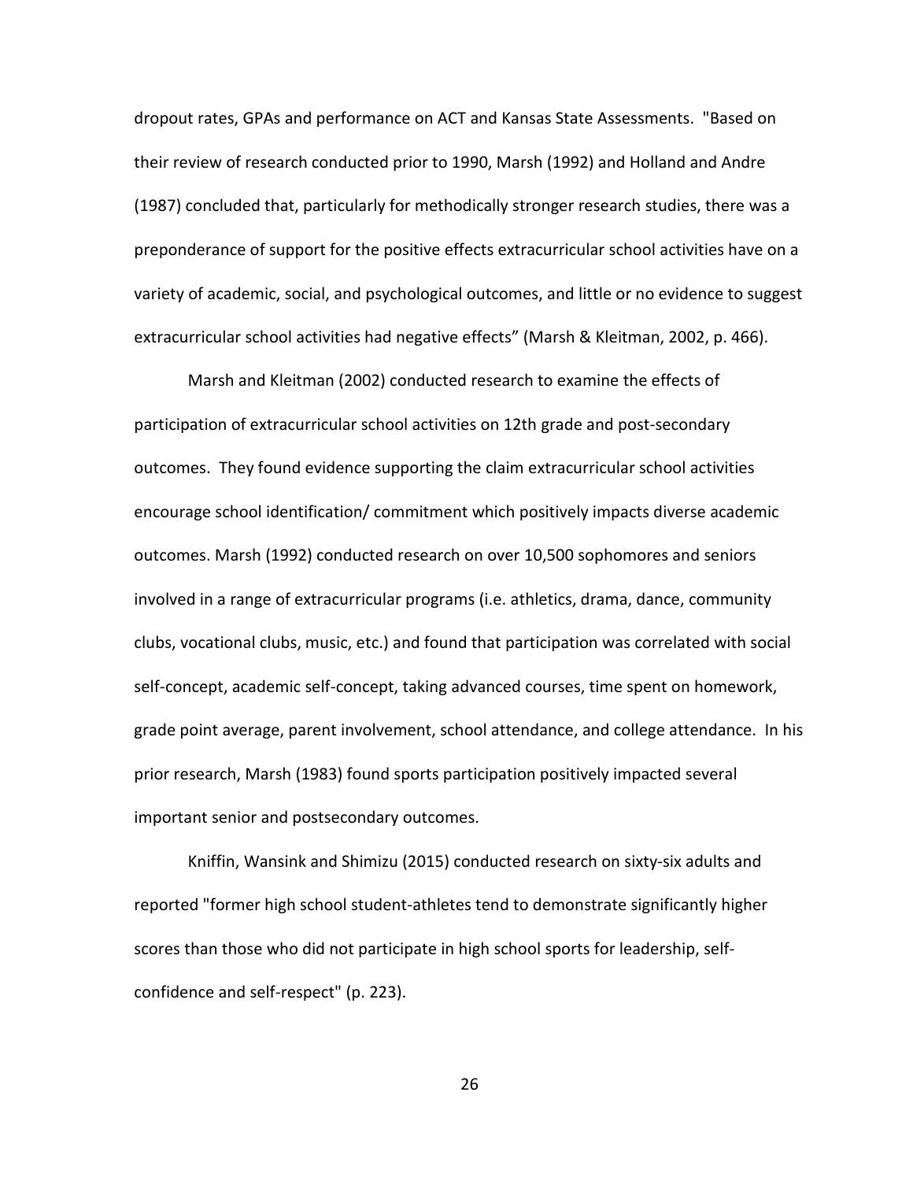dropout rates, GPAs and performance on ACT and Kansas State Assessments. "Based on their review of research conducted prior to 1990, Marsh (1992) and Holland and Andre (1987) concluded that, particularly for methodically stronger research studies, there was a preponderance of support for the positive effects extracurricular school activities have on a variety of academic, social, and psychological outcomes, and little or no evidence to suggest extracurricular school activities had negative effects" (Marsh & Kleitman, 2002, p. 466).

Marsh and Kleitman (2002) conducted research to examine the effects of participation of extracurricular school activities on 12th grade and post-secondary outcomes. They found evidence supporting the claim extracurricular school activities encourage school identification/ commitment which positively impacts diverse academic outcomes. Marsh (1992) conducted research on over 10,500 sophomores and seniors involved in a range of extracurricular programs (i.e. athletics, drama, dance, community clubs, vocational clubs, music, etc.) and found that participation was correlated with social self-concept, academic self-concept, taking advanced courses, time spent on homework, grade point average, parent involvement, school attendance, and college attendance. In his prior research, Marsh (1983) found sports participation positively impacted several important senior and postsecondary outcomes.

Kniffin, Wansink and Shimizu (2015) conducted research on sixty-six adults and reported "former high school student-athletes tend to demonstrate significantly higher scores than those who did not participate in high school sports for leadership, self-confidence and self-respect" (p. 223).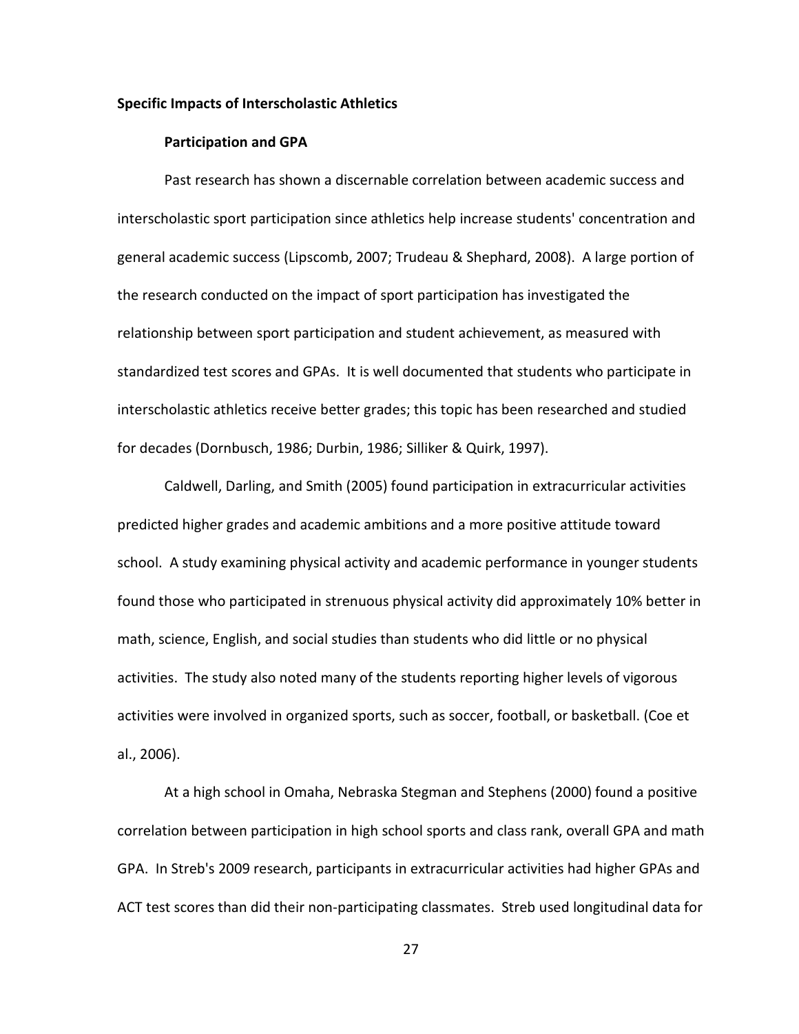**Specific Impacts of Interscholastic Athletics**

**Participation and GPA**

Past research has shown a discernable correlation between academic success and interscholastic sport participation since athletics help increase students' concentration and general academic success (Lipscomb, 2007; Trudeau & Shephard, 2008). A large portion of the research conducted on the impact of sport participation has investigated the relationship between sport participation and student achievement, as measured with standardized test scores and GPAs. It is well documented that students who participate in interscholastic athletics receive better grades; this topic has been researched and studied for decades (Dornbusch, 1986; Durbin, 1986; Silliker & Quirk, 1997).

Caldwell, Darling, and Smith (2005) found participation in extracurricular activities predicted higher grades and academic ambitions and a more positive attitude toward school. A study examining physical activity and academic performance in younger students found those who participated in strenuous physical activity did approximately 10% better in math, science, English, and social studies than students who did little or no physical activities. The study also noted many of the students reporting higher levels of vigorous activities were involved in organized sports, such as soccer, football, or basketball. (Coe et al., 2006).

At a high school in Omaha, Nebraska Stegman and Stephens (2000) found a positive correlation between participation in high school sports and class rank, overall GPA and math GPA. In Streb's 2009 research, participants in extracurricular activities had higher GPAs and ACT test scores than did their non-participating classmates. Streb used longitudinal data for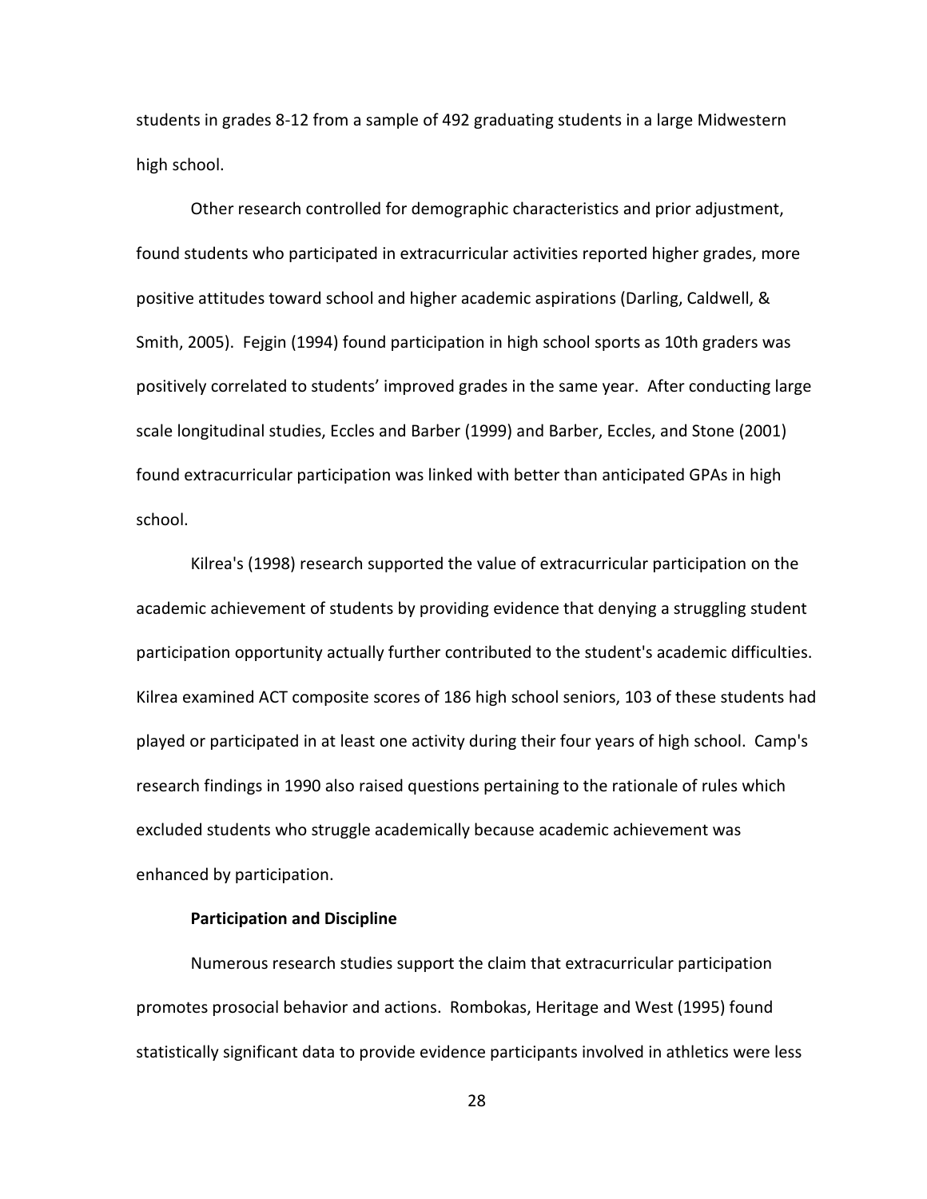students in grades 8-12 from a sample of 492 graduating students in a large Midwestern high school.

Other research controlled for demographic characteristics and prior adjustment, found students who participated in extracurricular activities reported higher grades, more positive attitudes toward school and higher academic aspirations (Darling, Caldwell, & Smith, 2005). Fejgin (1994) found participation in high school sports as 10th graders was positively correlated to students' improved grades in the same year. After conducting large scale longitudinal studies, Eccles and Barber (1999) and Barber, Eccles, and Stone (2001) found extracurricular participation was linked with better than anticipated GPAs in high school.

Kilrea's (1998) research supported the value of extracurricular participation on the academic achievement of students by providing evidence that denying a struggling student participation opportunity actually further contributed to the student's academic difficulties. Kilrea examined ACT composite scores of 186 high school seniors, 103 of these students had played or participated in at least one activity during their four years of high school. Camp's research findings in 1990 also raised questions pertaining to the rationale of rules which excluded students who struggle academically because academic achievement was enhanced by participation.

### Participation and Discipline

Numerous research studies support the claim that extracurricular participation promotes prosocial behavior and actions. Rombokas, Heritage and West (1995) found statistically significant data to provide evidence participants involved in athletics were less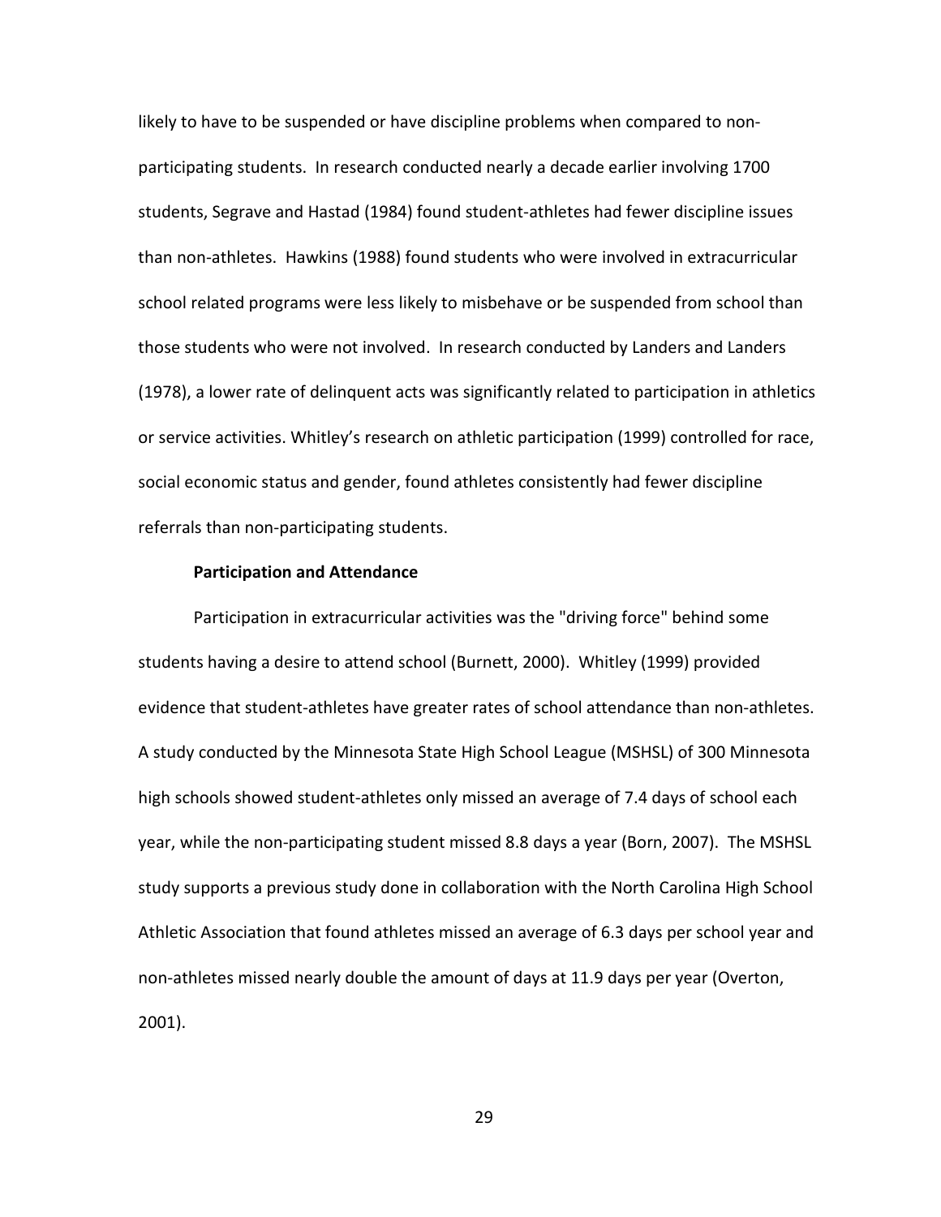likely to have to be suspended or have discipline problems when compared to non-participating students. In research conducted nearly a decade earlier involving 1700 students, Segrave and Hastad (1984) found student-athletes had fewer discipline issues than non-athletes. Hawkins (1988) found students who were involved in extracurricular school related programs were less likely to misbehave or be suspended from school than those students who were not involved. In research conducted by Landers and Landers (1978), a lower rate of delinquent acts was significantly related to participation in athletics or service activities. Whitley's research on athletic participation (1999) controlled for race, social economic status and gender, found athletes consistently had fewer discipline referrals than non-participating students.

**Participation and Attendance**

Participation in extracurricular activities was the "driving force" behind some students having a desire to attend school (Burnett, 2000). Whitley (1999) provided evidence that student-athletes have greater rates of school attendance than non-athletes. A study conducted by the Minnesota State High School League (MSHSL) of 300 Minnesota high schools showed student-athletes only missed an average of 7.4 days of school each year, while the non-participating student missed 8.8 days a year (Born, 2007). The MSHSL study supports a previous study done in collaboration with the North Carolina High School Athletic Association that found athletes missed an average of 6.3 days per school year and non-athletes missed nearly double the amount of days at 11.9 days per year (Overton, 2001).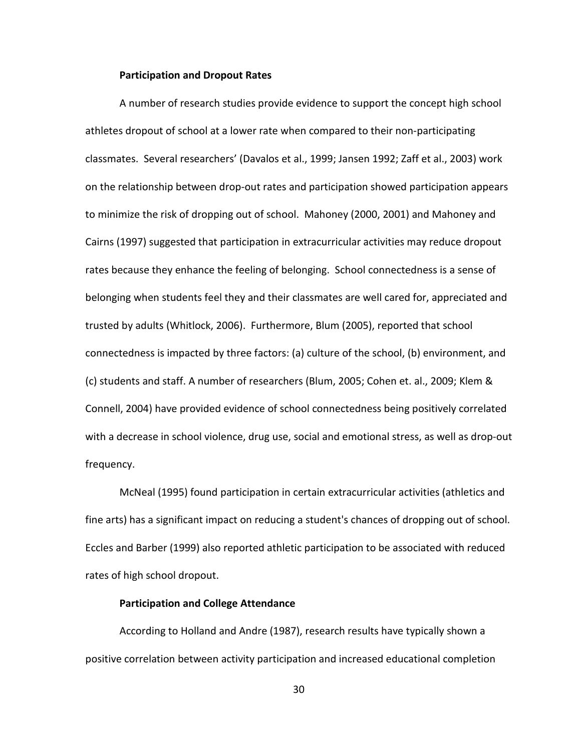### Participation and Dropout Rates

A number of research studies provide evidence to support the concept high school athletes dropout of school at a lower rate when compared to their non-participating classmates. Several researchers' (Davalos et al., 1999; Jansen 1992; Zaff et al., 2003) work on the relationship between drop-out rates and participation showed participation appears to minimize the risk of dropping out of school. Mahoney (2000, 2001) and Mahoney and Cairns (1997) suggested that participation in extracurricular activities may reduce dropout rates because they enhance the feeling of belonging. School connectedness is a sense of belonging when students feel they and their classmates are well cared for, appreciated and trusted by adults (Whitlock, 2006). Furthermore, Blum (2005), reported that school connectedness is impacted by three factors: (a) culture of the school, (b) environment, and (c) students and staff. A number of researchers (Blum, 2005; Cohen et. al., 2009; Klem & Connell, 2004) have provided evidence of school connectedness being positively correlated with a decrease in school violence, drug use, social and emotional stress, as well as drop-out frequency.

McNeal (1995) found participation in certain extracurricular activities (athletics and fine arts) has a significant impact on reducing a student's chances of dropping out of school. Eccles and Barber (1999) also reported athletic participation to be associated with reduced rates of high school dropout.

### Participation and College Attendance

According to Holland and Andre (1987), research results have typically shown a positive correlation between activity participation and increased educational completion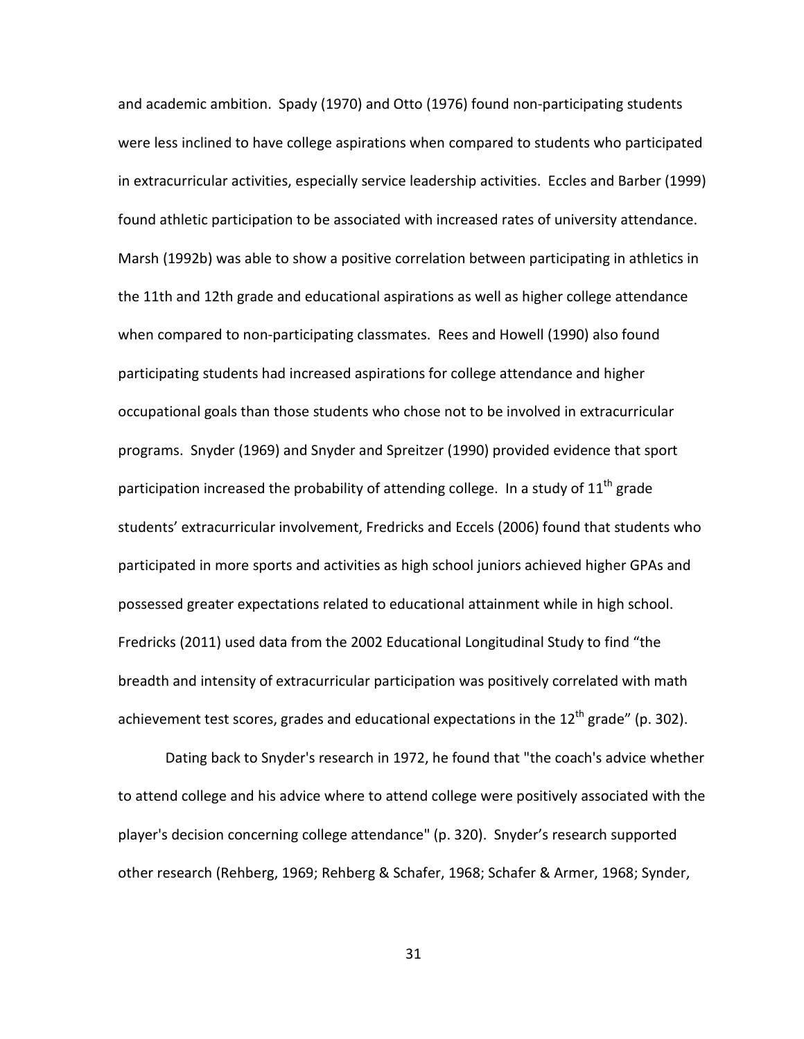and academic ambition. Spady (1970) and Otto (1976) found non-participating students were less inclined to have college aspirations when compared to students who participated in extracurricular activities, especially service leadership activities. Eccles and Barber (1999) found athletic participation to be associated with increased rates of university attendance. Marsh (1992b) was able to show a positive correlation between participating in athletics in the 11th and 12th grade and educational aspirations as well as higher college attendance when compared to non-participating classmates. Rees and Howell (1990) also found participating students had increased aspirations for college attendance and higher occupational goals than those students who chose not to be involved in extracurricular programs. Snyder (1969) and Snyder and Spreitzer (1990) provided evidence that sport participation increased the probability of attending college. In a study of 11th grade students' extracurricular involvement, Fredricks and Eccels (2006) found that students who participated in more sports and activities as high school juniors achieved higher GPAs and possessed greater expectations related to educational attainment while in high school. Fredricks (2011) used data from the 2002 Educational Longitudinal Study to find "the breadth and intensity of extracurricular participation was positively correlated with math achievement test scores, grades and educational expectations in the 12th grade" (p. 302).

Dating back to Snyder's research in 1972, he found that "the coach's advice whether to attend college and his advice where to attend college were positively associated with the player's decision concerning college attendance" (p. 320). Snyder's research supported other research (Rehberg, 1969; Rehberg & Schafer, 1968; Schafer & Armer, 1968; Synder,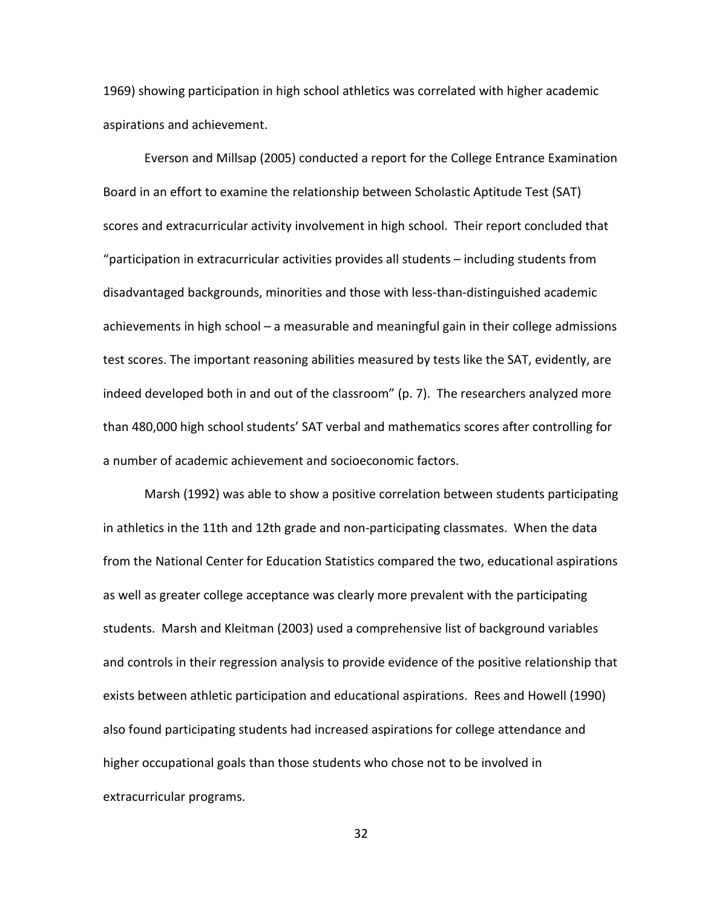1969) showing participation in high school athletics was correlated with higher academic aspirations and achievement.

Everson and Millsap (2005) conducted a report for the College Entrance Examination Board in an effort to examine the relationship between Scholastic Aptitude Test (SAT) scores and extracurricular activity involvement in high school. Their report concluded that "participation in extracurricular activities provides all students – including students from disadvantaged backgrounds, minorities and those with less-than-distinguished academic achievements in high school – a measurable and meaningful gain in their college admissions test scores. The important reasoning abilities measured by tests like the SAT, evidently, are indeed developed both in and out of the classroom" (p. 7). The researchers analyzed more than 480,000 high school students' SAT verbal and mathematics scores after controlling for a number of academic achievement and socioeconomic factors.

Marsh (1992) was able to show a positive correlation between students participating in athletics in the 11th and 12th grade and non-participating classmates. When the data from the National Center for Education Statistics compared the two, educational aspirations as well as greater college acceptance was clearly more prevalent with the participating students. Marsh and Kleitman (2003) used a comprehensive list of background variables and controls in their regression analysis to provide evidence of the positive relationship that exists between athletic participation and educational aspirations. Rees and Howell (1990) also found participating students had increased aspirations for college attendance and higher occupational goals than those students who chose not to be involved in extracurricular programs.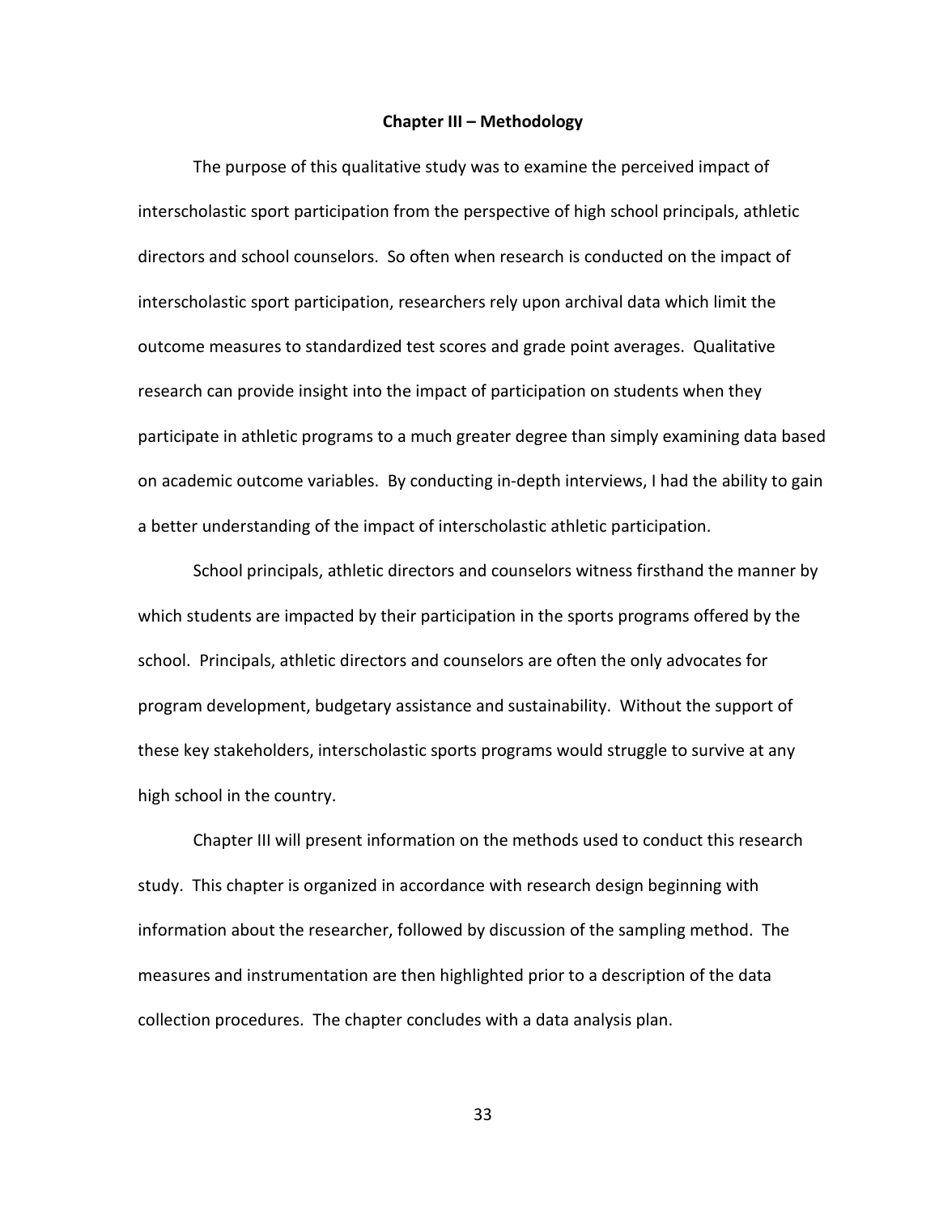# Chapter III – Methodology

The purpose of this qualitative study was to examine the perceived impact of interscholastic sport participation from the perspective of high school principals, athletic directors and school counselors. So often when research is conducted on the impact of interscholastic sport participation, researchers rely upon archival data which limit the outcome measures to standardized test scores and grade point averages. Qualitative research can provide insight into the impact of participation on students when they participate in athletic programs to a much greater degree than simply examining data based on academic outcome variables. By conducting in-depth interviews, I had the ability to gain a better understanding of the impact of interscholastic athletic participation.

School principals, athletic directors and counselors witness firsthand the manner by which students are impacted by their participation in the sports programs offered by the school. Principals, athletic directors and counselors are often the only advocates for program development, budgetary assistance and sustainability. Without the support of these key stakeholders, interscholastic sports programs would struggle to survive at any high school in the country.

Chapter III will present information on the methods used to conduct this research study. This chapter is organized in accordance with research design beginning with information about the researcher, followed by discussion of the sampling method. The measures and instrumentation are then highlighted prior to a description of the data collection procedures. The chapter concludes with a data analysis plan.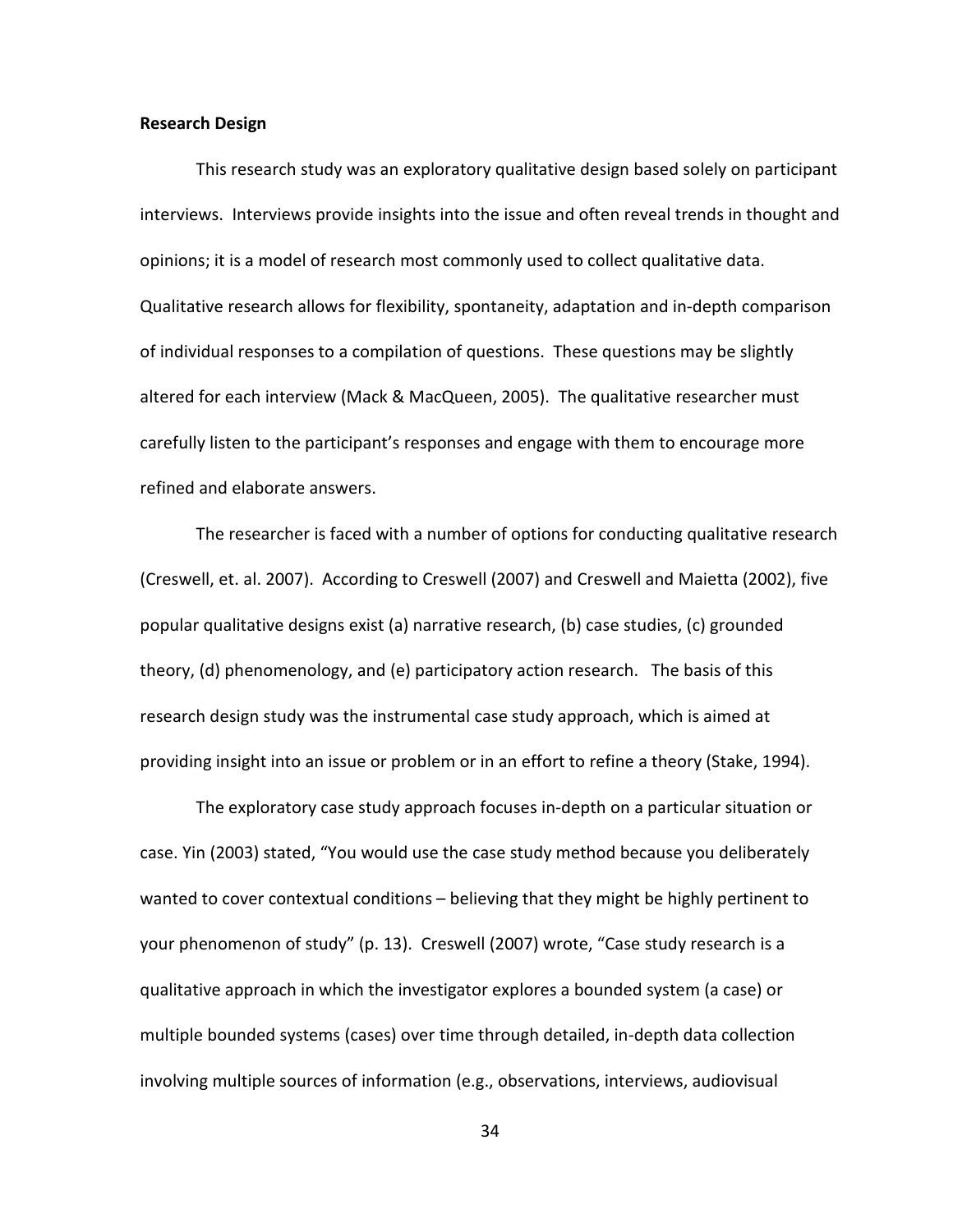**Research Design**

This research study was an exploratory qualitative design based solely on participant interviews. Interviews provide insights into the issue and often reveal trends in thought and opinions; it is a model of research most commonly used to collect qualitative data. Qualitative research allows for flexibility, spontaneity, adaptation and in-depth comparison of individual responses to a compilation of questions. These questions may be slightly altered for each interview (Mack & MacQueen, 2005). The qualitative researcher must carefully listen to the participant's responses and engage with them to encourage more refined and elaborate answers.

The researcher is faced with a number of options for conducting qualitative research (Creswell, et. al. 2007). According to Creswell (2007) and Creswell and Maietta (2002), five popular qualitative designs exist (a) narrative research, (b) case studies, (c) grounded theory, (d) phenomenology, and (e) participatory action research. The basis of this research design study was the instrumental case study approach, which is aimed at providing insight into an issue or problem or in an effort to refine a theory (Stake, 1994).

The exploratory case study approach focuses in-depth on a particular situation or case. Yin (2003) stated, "You would use the case study method because you deliberately wanted to cover contextual conditions – believing that they might be highly pertinent to your phenomenon of study" (p. 13). Creswell (2007) wrote, "Case study research is a qualitative approach in which the investigator explores a bounded system (a case) or multiple bounded systems (cases) over time through detailed, in-depth data collection involving multiple sources of information (e.g., observations, interviews, audiovisual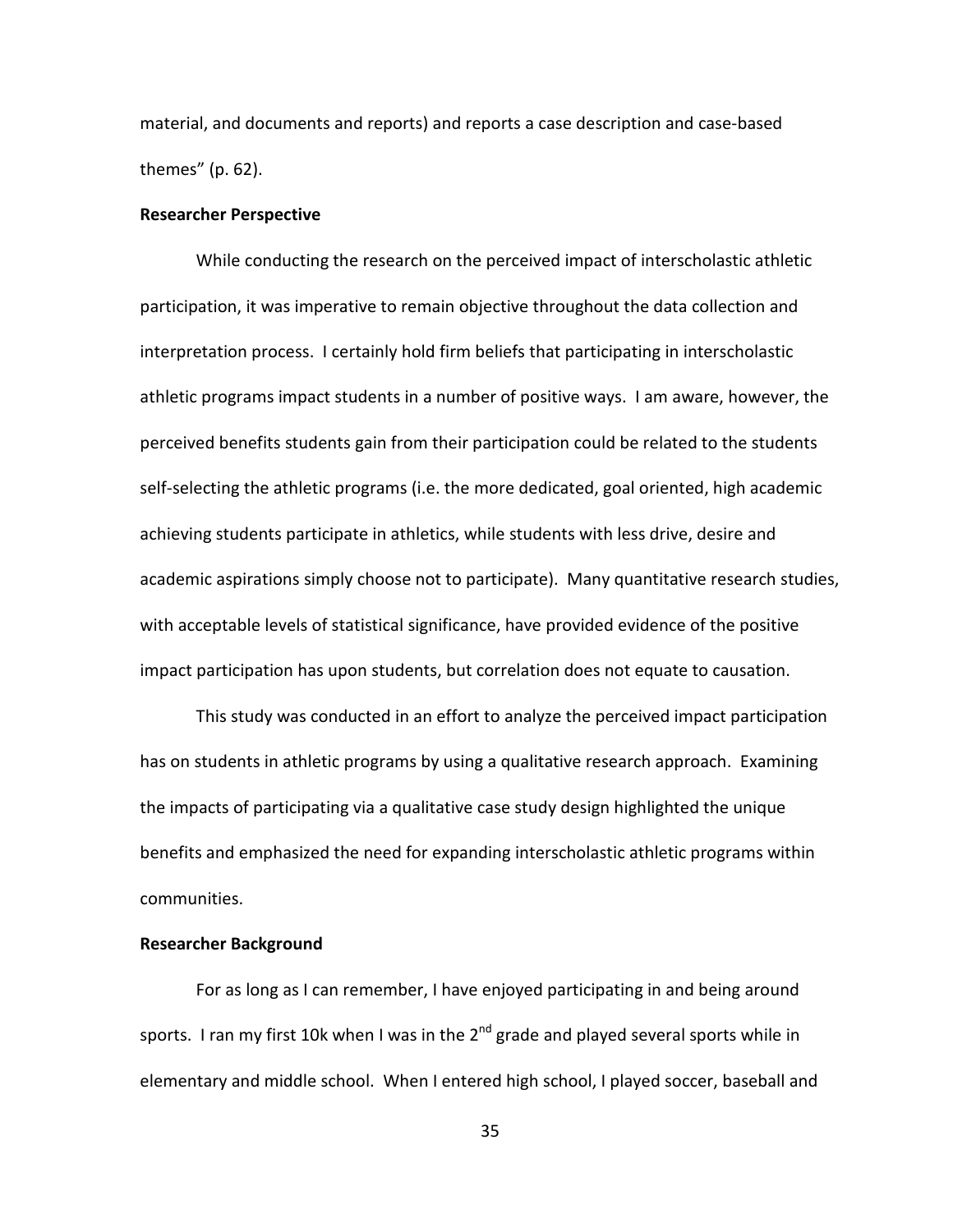material, and documents and reports) and reports a case description and case-based themes" (p. 62).

**Researcher Perspective**

While conducting the research on the perceived impact of interscholastic athletic participation, it was imperative to remain objective throughout the data collection and interpretation process. I certainly hold firm beliefs that participating in interscholastic athletic programs impact students in a number of positive ways. I am aware, however, the perceived benefits students gain from their participation could be related to the students self-selecting the athletic programs (i.e. the more dedicated, goal oriented, high academic achieving students participate in athletics, while students with less drive, desire and academic aspirations simply choose not to participate). Many quantitative research studies, with acceptable levels of statistical significance, have provided evidence of the positive impact participation has upon students, but correlation does not equate to causation.

This study was conducted in an effort to analyze the perceived impact participation has on students in athletic programs by using a qualitative research approach. Examining the impacts of participating via a qualitative case study design highlighted the unique benefits and emphasized the need for expanding interscholastic athletic programs within communities.

**Researcher Background**

For as long as I can remember, I have enjoyed participating in and being around sports. I ran my first 10k when I was in the 2nd grade and played several sports while in elementary and middle school. When I entered high school, I played soccer, baseball and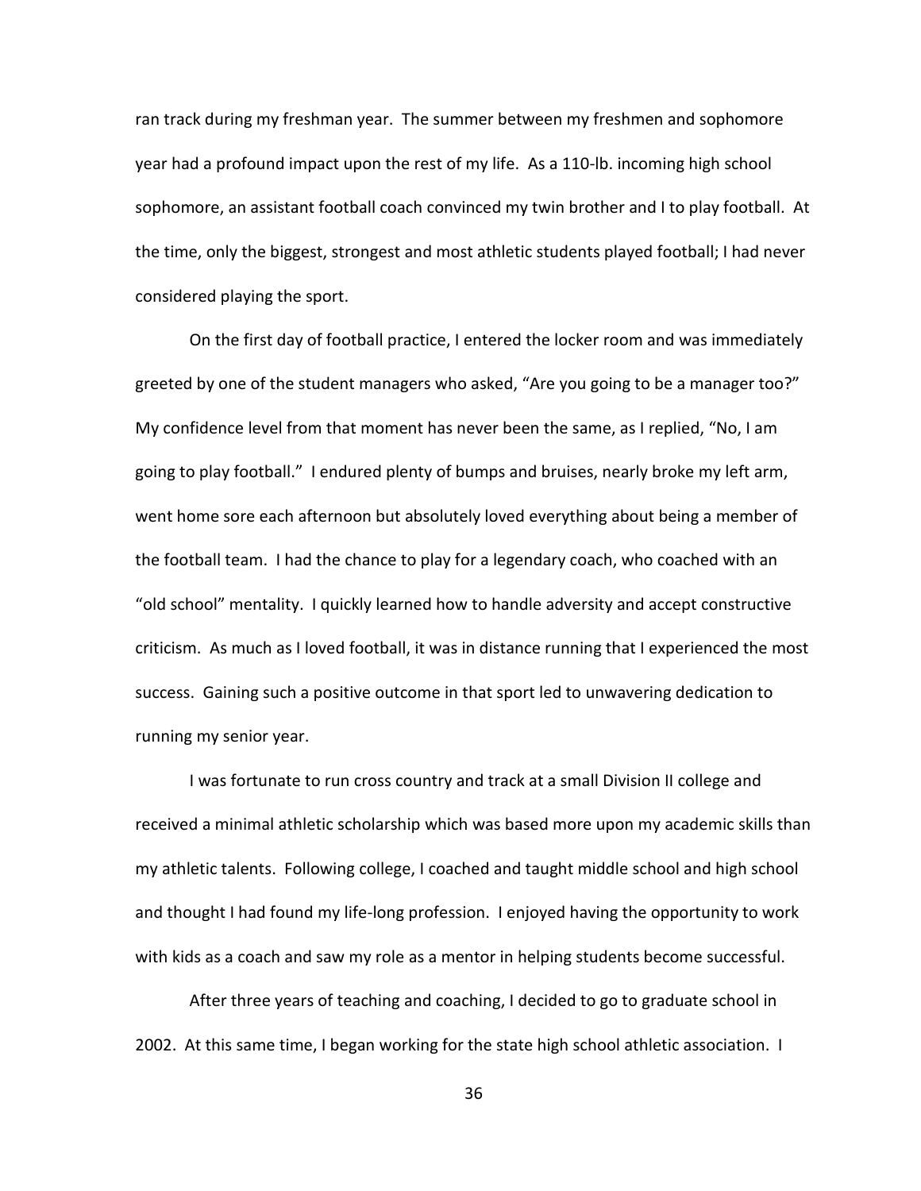ran track during my freshman year. The summer between my freshmen and sophomore year had a profound impact upon the rest of my life. As a 110-lb. incoming high school sophomore, an assistant football coach convinced my twin brother and I to play football. At the time, only the biggest, strongest and most athletic students played football; I had never considered playing the sport.

On the first day of football practice, I entered the locker room and was immediately greeted by one of the student managers who asked, "Are you going to be a manager too?" My confidence level from that moment has never been the same, as I replied, "No, I am going to play football." I endured plenty of bumps and bruises, nearly broke my left arm, went home sore each afternoon but absolutely loved everything about being a member of the football team. I had the chance to play for a legendary coach, who coached with an "old school" mentality. I quickly learned how to handle adversity and accept constructive criticism. As much as I loved football, it was in distance running that I experienced the most success. Gaining such a positive outcome in that sport led to unwavering dedication to running my senior year.

I was fortunate to run cross country and track at a small Division II college and received a minimal athletic scholarship which was based more upon my academic skills than my athletic talents. Following college, I coached and taught middle school and high school and thought I had found my life-long profession. I enjoyed having the opportunity to work with kids as a coach and saw my role as a mentor in helping students become successful.

After three years of teaching and coaching, I decided to go to graduate school in 2002. At this same time, I began working for the state high school athletic association. I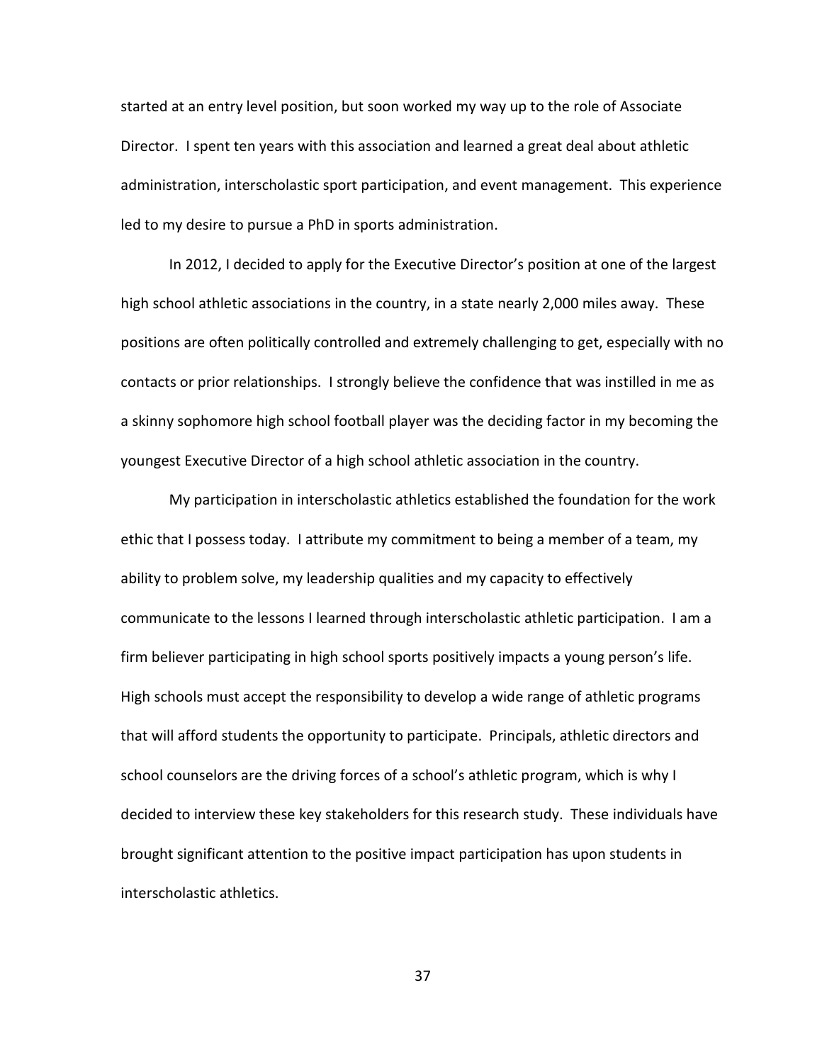started at an entry level position, but soon worked my way up to the role of Associate Director. I spent ten years with this association and learned a great deal about athletic administration, interscholastic sport participation, and event management. This experience led to my desire to pursue a PhD in sports administration.

In 2012, I decided to apply for the Executive Director's position at one of the largest high school athletic associations in the country, in a state nearly 2,000 miles away. These positions are often politically controlled and extremely challenging to get, especially with no contacts or prior relationships. I strongly believe the confidence that was instilled in me as a skinny sophomore high school football player was the deciding factor in my becoming the youngest Executive Director of a high school athletic association in the country.

My participation in interscholastic athletics established the foundation for the work ethic that I possess today. I attribute my commitment to being a member of a team, my ability to problem solve, my leadership qualities and my capacity to effectively communicate to the lessons I learned through interscholastic athletic participation. I am a firm believer participating in high school sports positively impacts a young person's life. High schools must accept the responsibility to develop a wide range of athletic programs that will afford students the opportunity to participate. Principals, athletic directors and school counselors are the driving forces of a school's athletic program, which is why I decided to interview these key stakeholders for this research study. These individuals have brought significant attention to the positive impact participation has upon students in interscholastic athletics.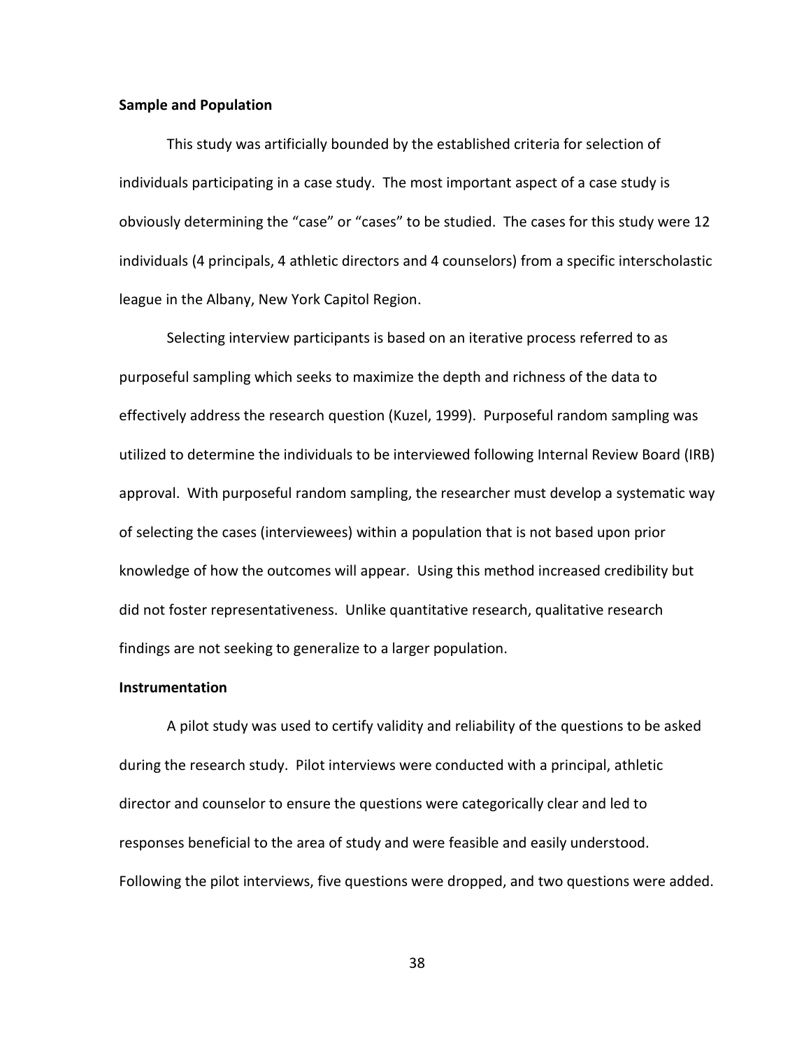**Sample and Population**

This study was artificially bounded by the established criteria for selection of individuals participating in a case study. The most important aspect of a case study is obviously determining the "case" or "cases" to be studied. The cases for this study were 12 individuals (4 principals, 4 athletic directors and 4 counselors) from a specific interscholastic league in the Albany, New York Capitol Region.

Selecting interview participants is based on an iterative process referred to as purposeful sampling which seeks to maximize the depth and richness of the data to effectively address the research question (Kuzel, 1999). Purposeful random sampling was utilized to determine the individuals to be interviewed following Internal Review Board (IRB) approval. With purposeful random sampling, the researcher must develop a systematic way of selecting the cases (interviewees) within a population that is not based upon prior knowledge of how the outcomes will appear. Using this method increased credibility but did not foster representativeness. Unlike quantitative research, qualitative research findings are not seeking to generalize to a larger population.

**Instrumentation**

A pilot study was used to certify validity and reliability of the questions to be asked during the research study. Pilot interviews were conducted with a principal, athletic director and counselor to ensure the questions were categorically clear and led to responses beneficial to the area of study and were feasible and easily understood. Following the pilot interviews, five questions were dropped, and two questions were added.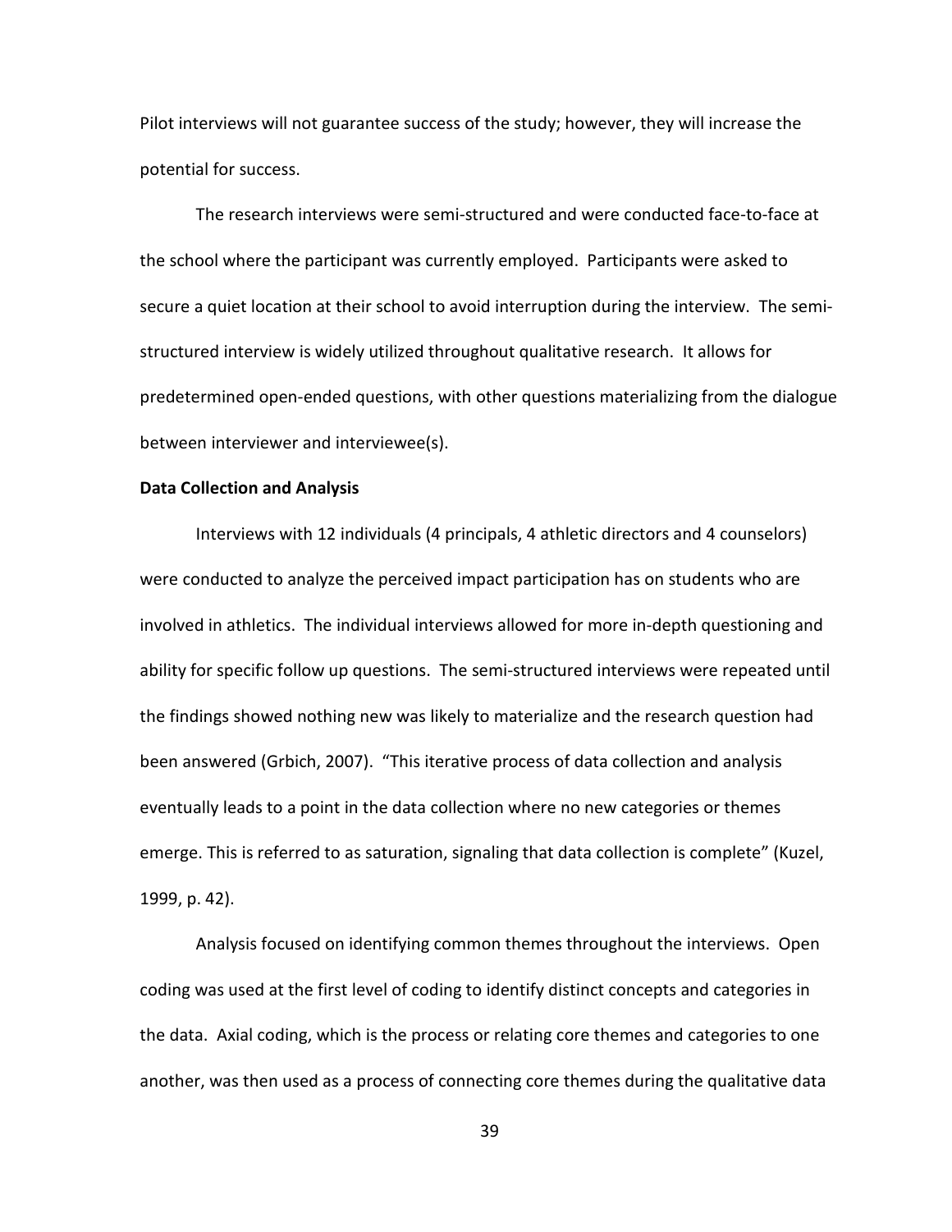Pilot interviews will not guarantee success of the study; however, they will increase the potential for success.

The research interviews were semi-structured and were conducted face-to-face at the school where the participant was currently employed. Participants were asked to secure a quiet location at their school to avoid interruption during the interview. The semi-structured interview is widely utilized throughout qualitative research. It allows for predetermined open-ended questions, with other questions materializing from the dialogue between interviewer and interviewee(s).

**Data Collection and Analysis**

Interviews with 12 individuals (4 principals, 4 athletic directors and 4 counselors) were conducted to analyze the perceived impact participation has on students who are involved in athletics. The individual interviews allowed for more in-depth questioning and ability for specific follow up questions. The semi-structured interviews were repeated until the findings showed nothing new was likely to materialize and the research question had been answered (Grbich, 2007). "This iterative process of data collection and analysis eventually leads to a point in the data collection where no new categories or themes emerge. This is referred to as saturation, signaling that data collection is complete" (Kuzel, 1999, p. 42).

Analysis focused on identifying common themes throughout the interviews. Open coding was used at the first level of coding to identify distinct concepts and categories in the data. Axial coding, which is the process or relating core themes and categories to one another, was then used as a process of connecting core themes during the qualitative data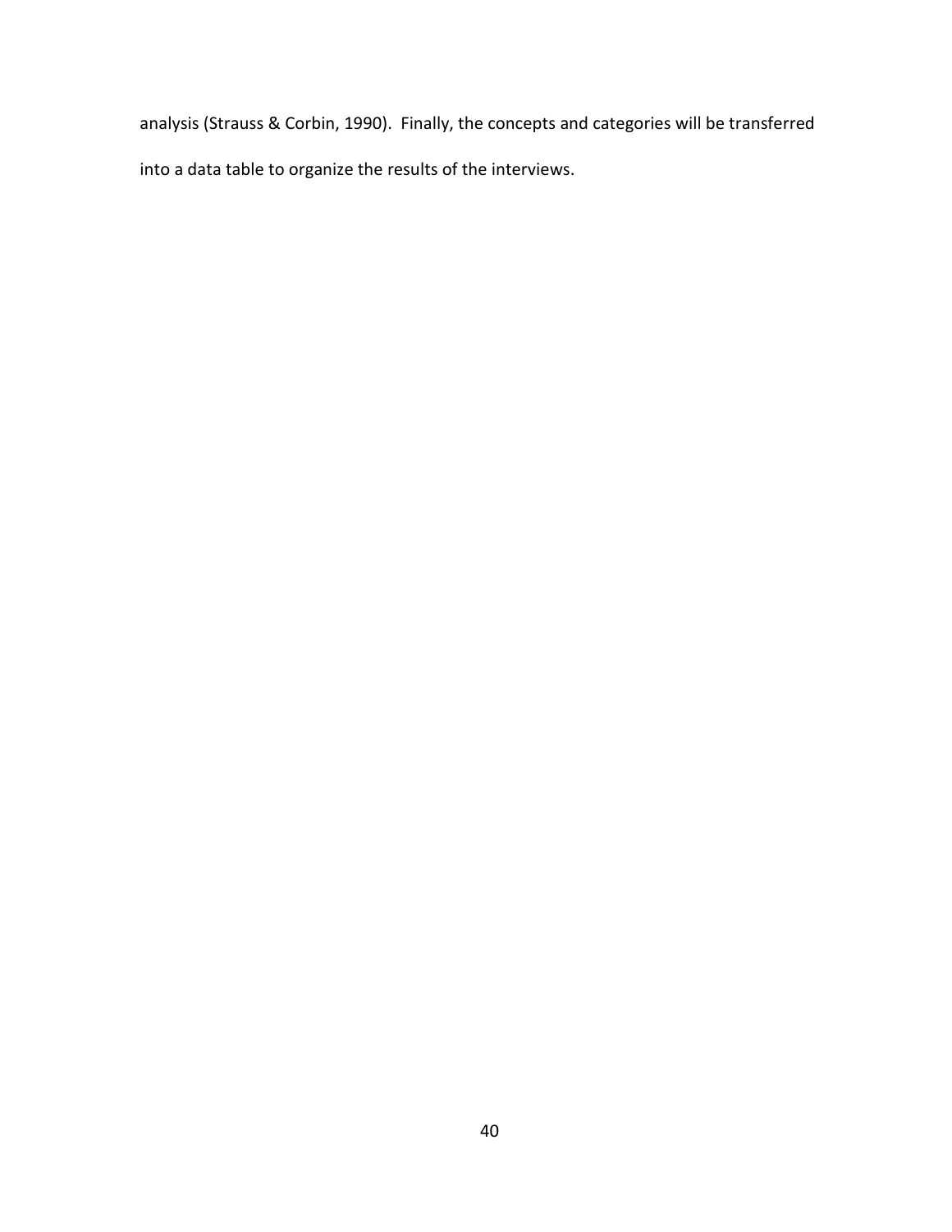analysis (Strauss & Corbin, 1990). Finally, the concepts and categories will be transferred into a data table to organize the results of the interviews.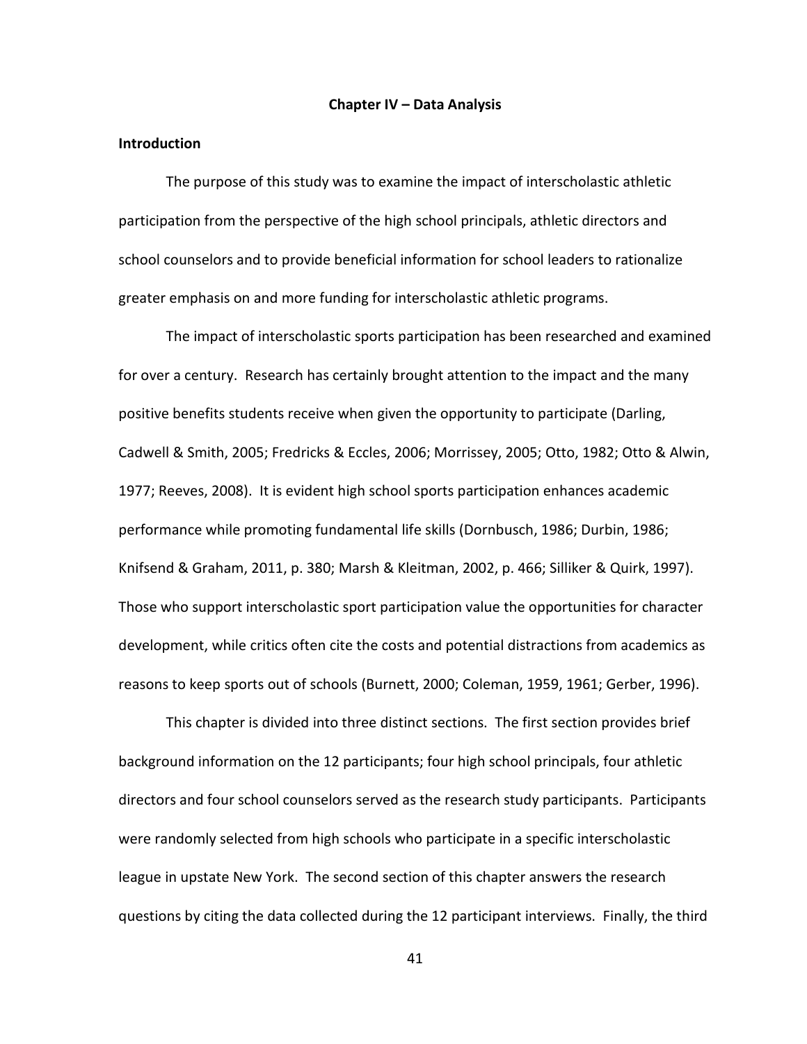# Chapter IV – Data Analysis

## Introduction

The purpose of this study was to examine the impact of interscholastic athletic participation from the perspective of the high school principals, athletic directors and school counselors and to provide beneficial information for school leaders to rationalize greater emphasis on and more funding for interscholastic athletic programs.

The impact of interscholastic sports participation has been researched and examined for over a century. Research has certainly brought attention to the impact and the many positive benefits students receive when given the opportunity to participate (Darling, Cadwell & Smith, 2005; Fredricks & Eccles, 2006; Morrissey, 2005; Otto, 1982; Otto & Alwin, 1977; Reeves, 2008). It is evident high school sports participation enhances academic performance while promoting fundamental life skills (Dornbusch, 1986; Durbin, 1986; Knifsend & Graham, 2011, p. 380; Marsh & Kleitman, 2002, p. 466; Silliker & Quirk, 1997). Those who support interscholastic sport participation value the opportunities for character development, while critics often cite the costs and potential distractions from academics as reasons to keep sports out of schools (Burnett, 2000; Coleman, 1959, 1961; Gerber, 1996).

This chapter is divided into three distinct sections. The first section provides brief background information on the 12 participants; four high school principals, four athletic directors and four school counselors served as the research study participants. Participants were randomly selected from high schools who participate in a specific interscholastic league in upstate New York. The second section of this chapter answers the research questions by citing the data collected during the 12 participant interviews. Finally, the third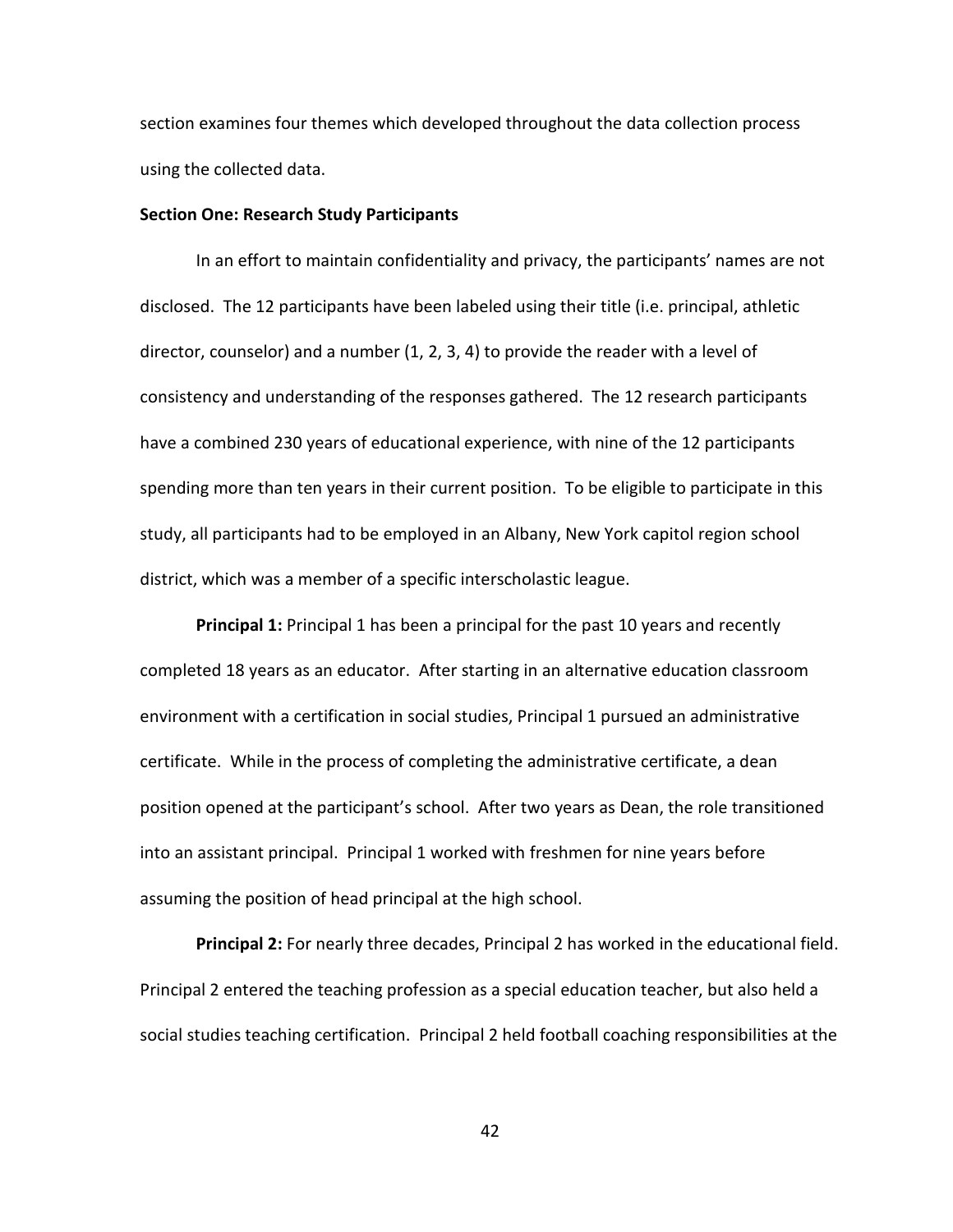section examines four themes which developed throughout the data collection process using the collected data.

**Section One: Research Study Participants**

In an effort to maintain confidentiality and privacy, the participants' names are not disclosed. The 12 participants have been labeled using their title (i.e. principal, athletic director, counselor) and a number (1, 2, 3, 4) to provide the reader with a level of consistency and understanding of the responses gathered. The 12 research participants have a combined 230 years of educational experience, with nine of the 12 participants spending more than ten years in their current position. To be eligible to participate in this study, all participants had to be employed in an Albany, New York capitol region school district, which was a member of a specific interscholastic league.

**Principal 1:** Principal 1 has been a principal for the past 10 years and recently completed 18 years as an educator. After starting in an alternative education classroom environment with a certification in social studies, Principal 1 pursued an administrative certificate. While in the process of completing the administrative certificate, a dean position opened at the participant's school. After two years as Dean, the role transitioned into an assistant principal. Principal 1 worked with freshmen for nine years before assuming the position of head principal at the high school.

**Principal 2:** For nearly three decades, Principal 2 has worked in the educational field. Principal 2 entered the teaching profession as a special education teacher, but also held a social studies teaching certification. Principal 2 held football coaching responsibilities at the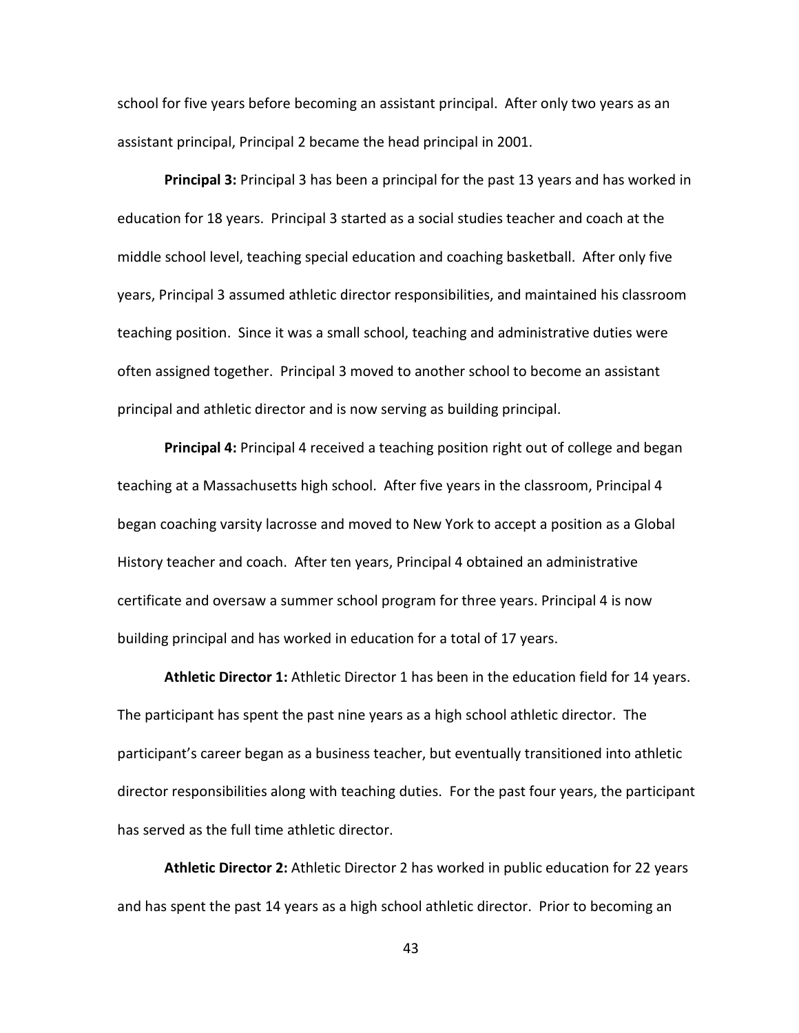school for five years before becoming an assistant principal. After only two years as an assistant principal, Principal 2 became the head principal in 2001.

**Principal 3:** Principal 3 has been a principal for the past 13 years and has worked in education for 18 years. Principal 3 started as a social studies teacher and coach at the middle school level, teaching special education and coaching basketball. After only five years, Principal 3 assumed athletic director responsibilities, and maintained his classroom teaching position. Since it was a small school, teaching and administrative duties were often assigned together. Principal 3 moved to another school to become an assistant principal and athletic director and is now serving as building principal.

**Principal 4:** Principal 4 received a teaching position right out of college and began teaching at a Massachusetts high school. After five years in the classroom, Principal 4 began coaching varsity lacrosse and moved to New York to accept a position as a Global History teacher and coach. After ten years, Principal 4 obtained an administrative certificate and oversaw a summer school program for three years. Principal 4 is now building principal and has worked in education for a total of 17 years.

**Athletic Director 1:** Athletic Director 1 has been in the education field for 14 years. The participant has spent the past nine years as a high school athletic director. The participant's career began as a business teacher, but eventually transitioned into athletic director responsibilities along with teaching duties. For the past four years, the participant has served as the full time athletic director.

**Athletic Director 2:** Athletic Director 2 has worked in public education for 22 years and has spent the past 14 years as a high school athletic director. Prior to becoming an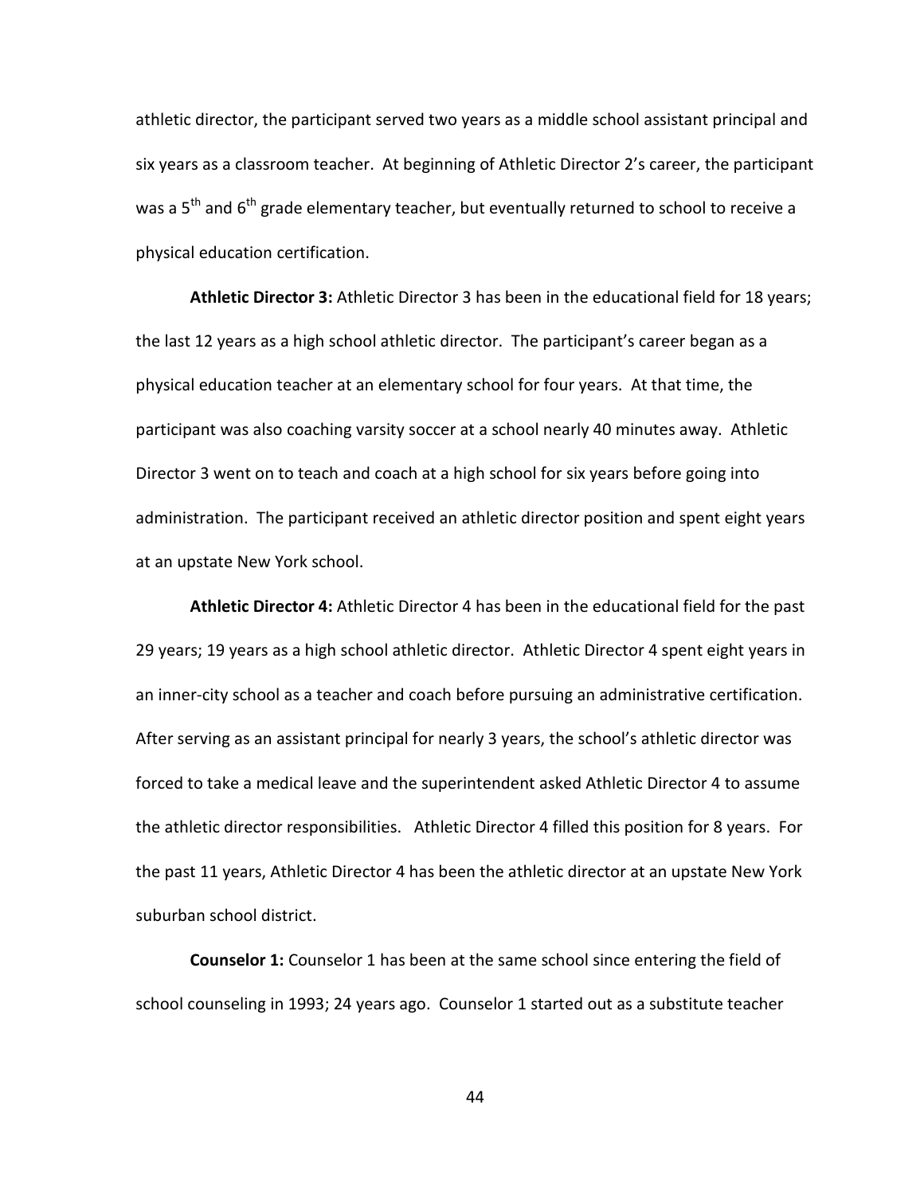athletic director, the participant served two years as a middle school assistant principal and six years as a classroom teacher. At beginning of Athletic Director 2's career, the participant was a 5th and 6th grade elementary teacher, but eventually returned to school to receive a physical education certification.

**Athletic Director 3:** Athletic Director 3 has been in the educational field for 18 years; the last 12 years as a high school athletic director. The participant's career began as a physical education teacher at an elementary school for four years. At that time, the participant was also coaching varsity soccer at a school nearly 40 minutes away. Athletic Director 3 went on to teach and coach at a high school for six years before going into administration. The participant received an athletic director position and spent eight years at an upstate New York school.

**Athletic Director 4:** Athletic Director 4 has been in the educational field for the past 29 years; 19 years as a high school athletic director. Athletic Director 4 spent eight years in an inner-city school as a teacher and coach before pursuing an administrative certification. After serving as an assistant principal for nearly 3 years, the school's athletic director was forced to take a medical leave and the superintendent asked Athletic Director 4 to assume the athletic director responsibilities. Athletic Director 4 filled this position for 8 years. For the past 11 years, Athletic Director 4 has been the athletic director at an upstate New York suburban school district.

**Counselor 1:** Counselor 1 has been at the same school since entering the field of school counseling in 1993; 24 years ago. Counselor 1 started out as a substitute teacher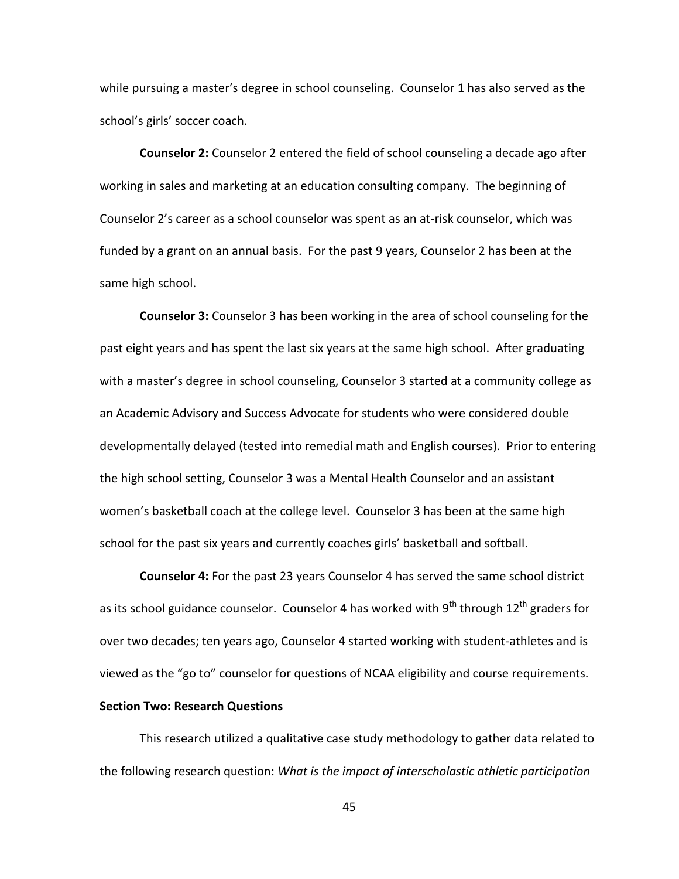while pursuing a master's degree in school counseling. Counselor 1 has also served as the school's girls' soccer coach.

**Counselor 2:** Counselor 2 entered the field of school counseling a decade ago after working in sales and marketing at an education consulting company. The beginning of Counselor 2's career as a school counselor was spent as an at-risk counselor, which was funded by a grant on an annual basis. For the past 9 years, Counselor 2 has been at the same high school.

**Counselor 3:** Counselor 3 has been working in the area of school counseling for the past eight years and has spent the last six years at the same high school. After graduating with a master's degree in school counseling, Counselor 3 started at a community college as an Academic Advisory and Success Advocate for students who were considered double developmentally delayed (tested into remedial math and English courses). Prior to entering the high school setting, Counselor 3 was a Mental Health Counselor and an assistant women's basketball coach at the college level. Counselor 3 has been at the same high school for the past six years and currently coaches girls' basketball and softball.

**Counselor 4:** For the past 23 years Counselor 4 has served the same school district as its school guidance counselor. Counselor 4 has worked with 9th through 12th graders for over two decades; ten years ago, Counselor 4 started working with student-athletes and is viewed as the "go to" counselor for questions of NCAA eligibility and course requirements.

**Section Two: Research Questions**

This research utilized a qualitative case study methodology to gather data related to the following research question: *What is the impact of interscholastic athletic participation*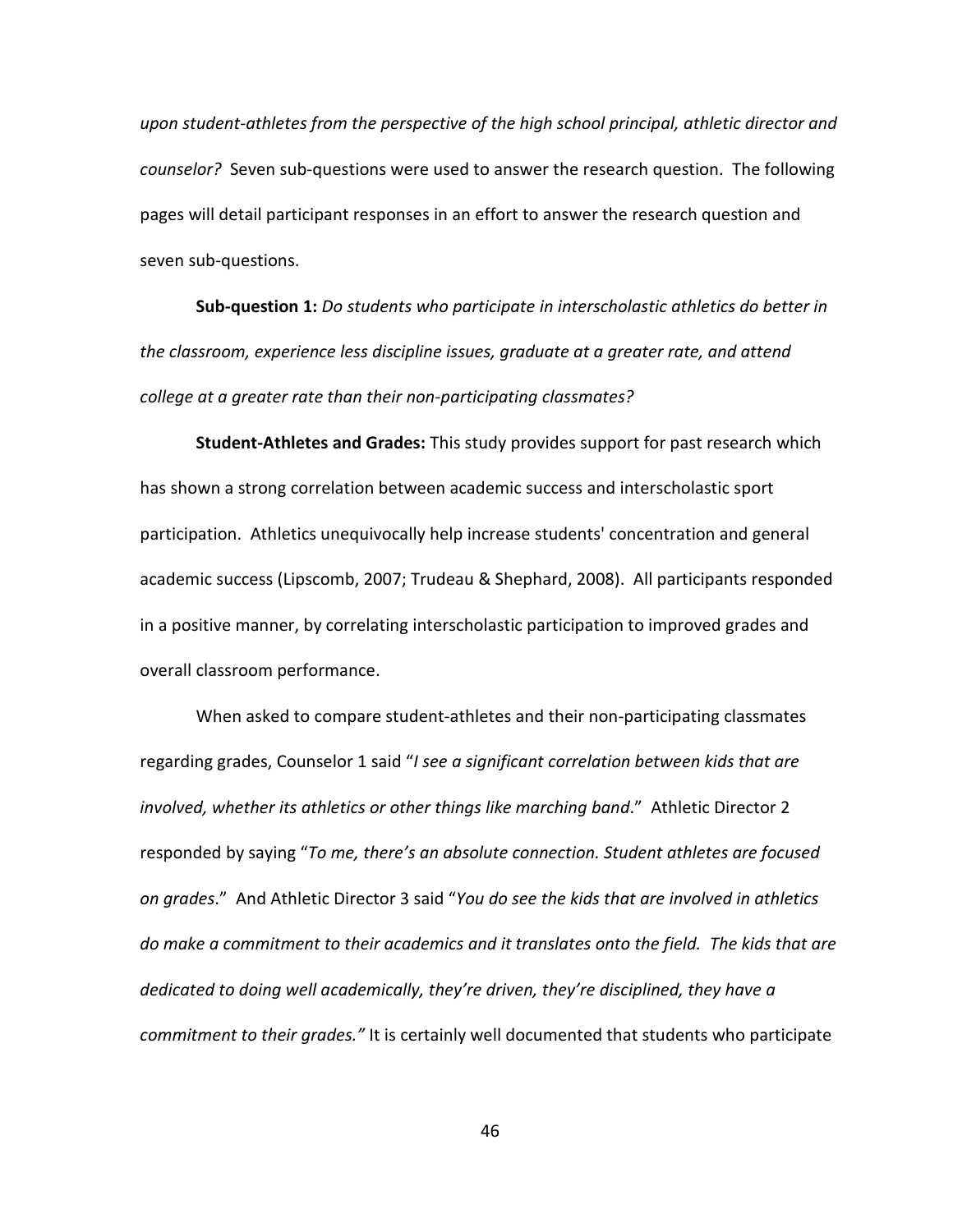*upon student-athletes from the perspective of the high school principal, athletic director and counselor?* Seven sub-questions were used to answer the research question. The following pages will detail participant responses in an effort to answer the research question and seven sub-questions.

**Sub-question 1:** *Do students who participate in interscholastic athletics do better in the classroom, experience less discipline issues, graduate at a greater rate, and attend college at a greater rate than their non-participating classmates?*

**Student-Athletes and Grades:** This study provides support for past research which has shown a strong correlation between academic success and interscholastic sport participation. Athletics unequivocally help increase students' concentration and general academic success (Lipscomb, 2007; Trudeau & Shephard, 2008). All participants responded in a positive manner, by correlating interscholastic participation to improved grades and overall classroom performance.

When asked to compare student-athletes and their non-participating classmates regarding grades, Counselor 1 said "*I see a significant correlation between kids that are involved, whether its athletics or other things like marching band*." Athletic Director 2 responded by saying "*To me, there's an absolute connection. Student athletes are focused on grades*." And Athletic Director 3 said "*You do see the kids that are involved in athletics do make a commitment to their academics and it translates onto the field. The kids that are dedicated to doing well academically, they're driven, they're disciplined, they have a commitment to their grades."* It is certainly well documented that students who participate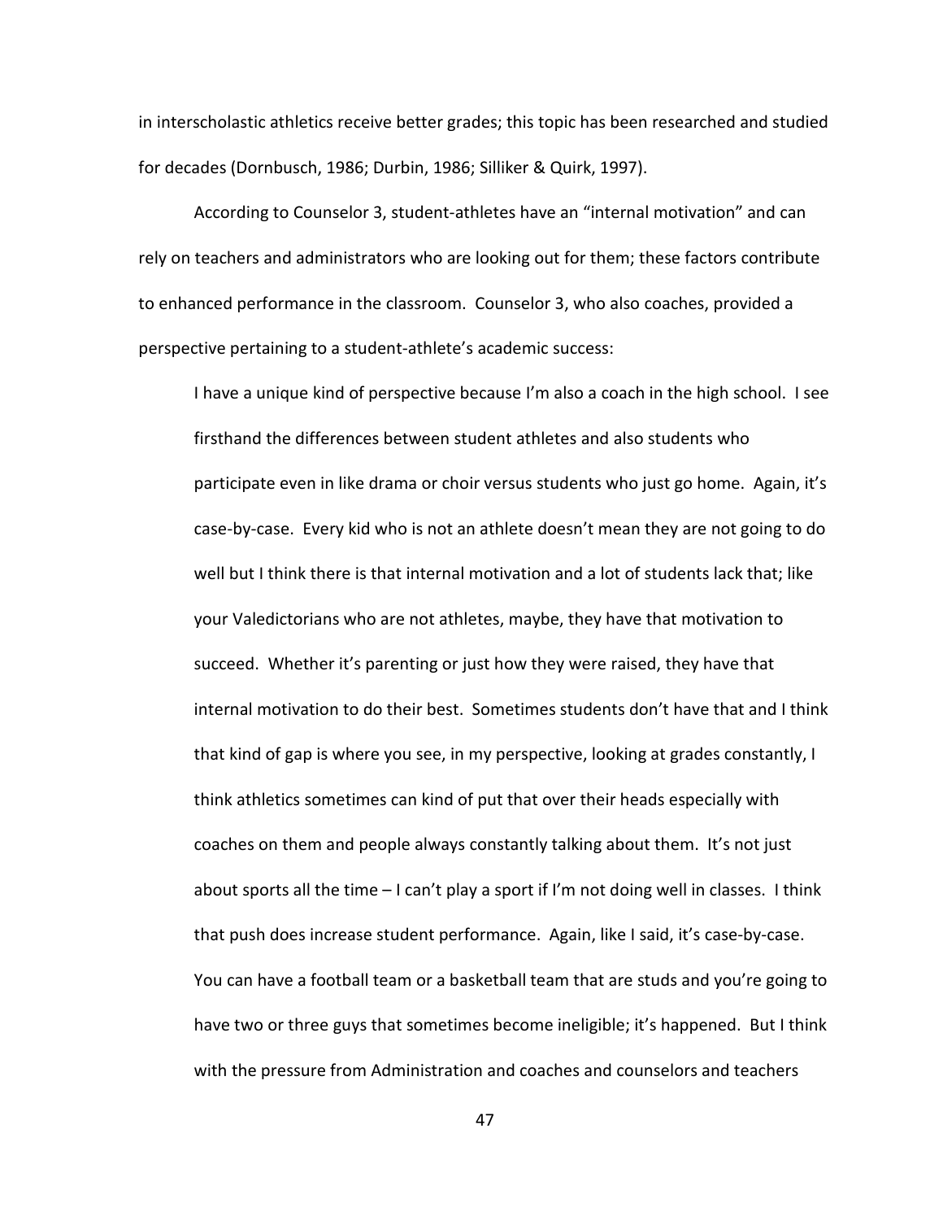in interscholastic athletics receive better grades; this topic has been researched and studied for decades (Dornbusch, 1986; Durbin, 1986; Silliker & Quirk, 1997).

According to Counselor 3, student-athletes have an "internal motivation" and can rely on teachers and administrators who are looking out for them; these factors contribute to enhanced performance in the classroom. Counselor 3, who also coaches, provided a perspective pertaining to a student-athlete's academic success:

> I have a unique kind of perspective because I'm also a coach in the high school. I see firsthand the differences between student athletes and also students who participate even in like drama or choir versus students who just go home. Again, it's case-by-case. Every kid who is not an athlete doesn't mean they are not going to do well but I think there is that internal motivation and a lot of students lack that; like your Valedictorians who are not athletes, maybe, they have that motivation to succeed. Whether it's parenting or just how they were raised, they have that internal motivation to do their best. Sometimes students don't have that and I think that kind of gap is where you see, in my perspective, looking at grades constantly, I think athletics sometimes can kind of put that over their heads especially with coaches on them and people always constantly talking about them. It's not just about sports all the time – I can't play a sport if I'm not doing well in classes. I think that push does increase student performance. Again, like I said, it's case-by-case. You can have a football team or a basketball team that are studs and you're going to have two or three guys that sometimes become ineligible; it's happened. But I think with the pressure from Administration and coaches and counselors and teachers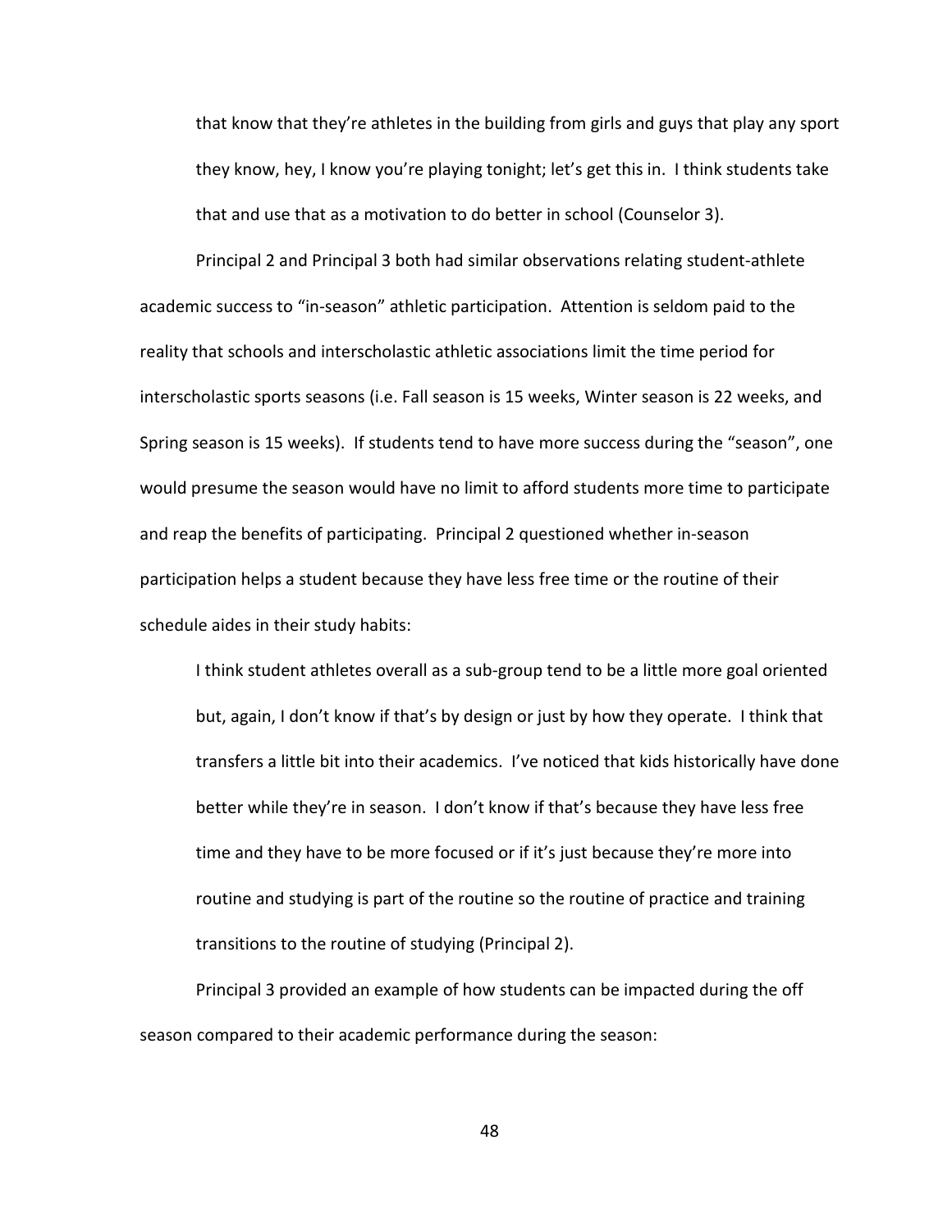> that know that they're athletes in the building from girls and guys that play any sport they know, hey, I know you're playing tonight; let's get this in. I think students take that and use that as a motivation to do better in school (Counselor 3).

Principal 2 and Principal 3 both had similar observations relating student-athlete academic success to "in-season" athletic participation. Attention is seldom paid to the reality that schools and interscholastic athletic associations limit the time period for interscholastic sports seasons (i.e. Fall season is 15 weeks, Winter season is 22 weeks, and Spring season is 15 weeks). If students tend to have more success during the "season", one would presume the season would have no limit to afford students more time to participate and reap the benefits of participating. Principal 2 questioned whether in-season participation helps a student because they have less free time or the routine of their schedule aides in their study habits:

> I think student athletes overall as a sub-group tend to be a little more goal oriented but, again, I don't know if that's by design or just by how they operate. I think that transfers a little bit into their academics. I've noticed that kids historically have done better while they're in season. I don't know if that's because they have less free time and they have to be more focused or if it's just because they're more into routine and studying is part of the routine so the routine of practice and training transitions to the routine of studying (Principal 2).

Principal 3 provided an example of how students can be impacted during the off season compared to their academic performance during the season: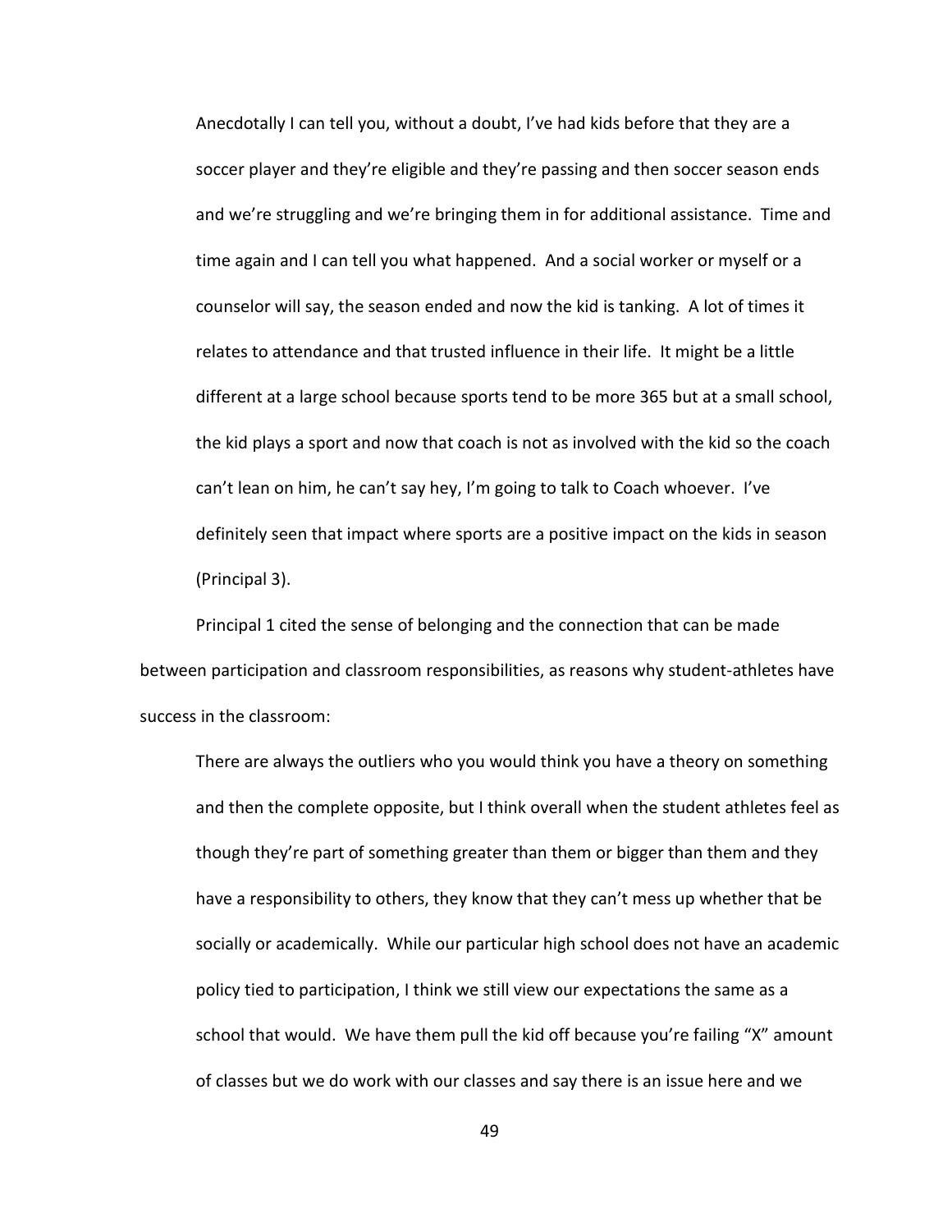> Anecdotally I can tell you, without a doubt, I've had kids before that they are a soccer player and they're eligible and they're passing and then soccer season ends and we're struggling and we're bringing them in for additional assistance. Time and time again and I can tell you what happened. And a social worker or myself or a counselor will say, the season ended and now the kid is tanking. A lot of times it relates to attendance and that trusted influence in their life. It might be a little different at a large school because sports tend to be more 365 but at a small school, the kid plays a sport and now that coach is not as involved with the kid so the coach can't lean on him, he can't say hey, I'm going to talk to Coach whoever. I've definitely seen that impact where sports are a positive impact on the kids in season (Principal 3).

Principal 1 cited the sense of belonging and the connection that can be made between participation and classroom responsibilities, as reasons why student-athletes have success in the classroom:

> There are always the outliers who you would think you have a theory on something and then the complete opposite, but I think overall when the student athletes feel as though they're part of something greater than them or bigger than them and they have a responsibility to others, they know that they can't mess up whether that be socially or academically. While our particular high school does not have an academic policy tied to participation, I think we still view our expectations the same as a school that would. We have them pull the kid off because you're failing "X" amount of classes but we do work with our classes and say there is an issue here and we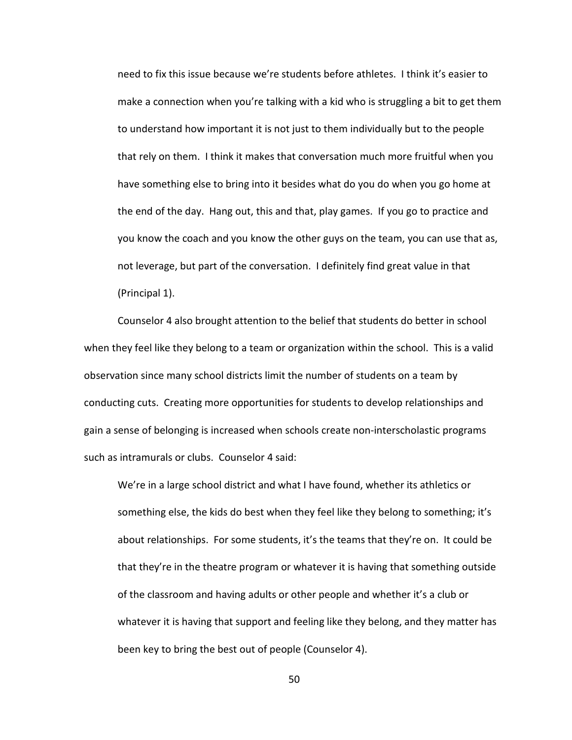> need to fix this issue because we're students before athletes. I think it's easier to make a connection when you're talking with a kid who is struggling a bit to get them to understand how important it is not just to them individually but to the people that rely on them. I think it makes that conversation much more fruitful when you have something else to bring into it besides what do you do when you go home at the end of the day. Hang out, this and that, play games. If you go to practice and you know the coach and you know the other guys on the team, you can use that as, not leverage, but part of the conversation. I definitely find great value in that (Principal 1).

Counselor 4 also brought attention to the belief that students do better in school when they feel like they belong to a team or organization within the school. This is a valid observation since many school districts limit the number of students on a team by conducting cuts. Creating more opportunities for students to develop relationships and gain a sense of belonging is increased when schools create non-interscholastic programs such as intramurals or clubs. Counselor 4 said:

> We're in a large school district and what I have found, whether its athletics or something else, the kids do best when they feel like they belong to something; it's about relationships. For some students, it's the teams that they're on. It could be that they're in the theatre program or whatever it is having that something outside of the classroom and having adults or other people and whether it's a club or whatever it is having that support and feeling like they belong, and they matter has been key to bring the best out of people (Counselor 4).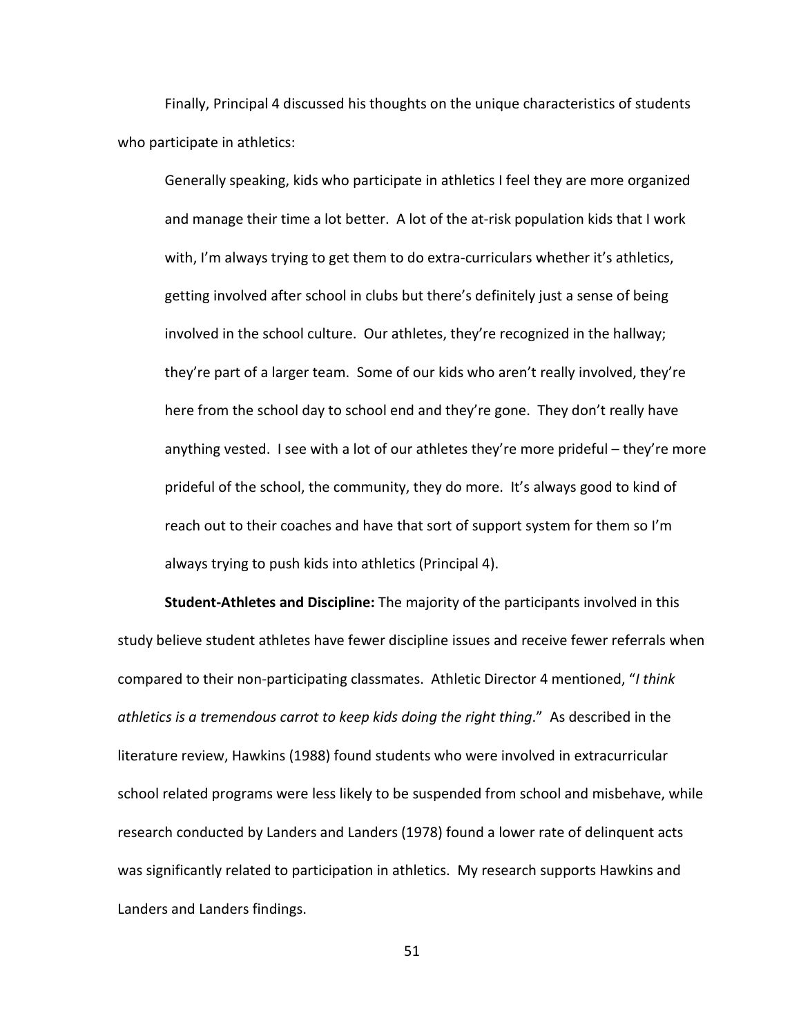Finally, Principal 4 discussed his thoughts on the unique characteristics of students who participate in athletics:

> Generally speaking, kids who participate in athletics I feel they are more organized and manage their time a lot better. A lot of the at-risk population kids that I work with, I'm always trying to get them to do extra-curriculars whether it's athletics, getting involved after school in clubs but there's definitely just a sense of being involved in the school culture. Our athletes, they're recognized in the hallway; they're part of a larger team. Some of our kids who aren't really involved, they're here from the school day to school end and they're gone. They don't really have anything vested. I see with a lot of our athletes they're more prideful – they're more prideful of the school, the community, they do more. It's always good to kind of reach out to their coaches and have that sort of support system for them so I'm always trying to push kids into athletics (Principal 4).

**Student-Athletes and Discipline:** The majority of the participants involved in this study believe student athletes have fewer discipline issues and receive fewer referrals when compared to their non-participating classmates. Athletic Director 4 mentioned, "*I think athletics is a tremendous carrot to keep kids doing the right thing*." As described in the literature review, Hawkins (1988) found students who were involved in extracurricular school related programs were less likely to be suspended from school and misbehave, while research conducted by Landers and Landers (1978) found a lower rate of delinquent acts was significantly related to participation in athletics. My research supports Hawkins and Landers and Landers findings.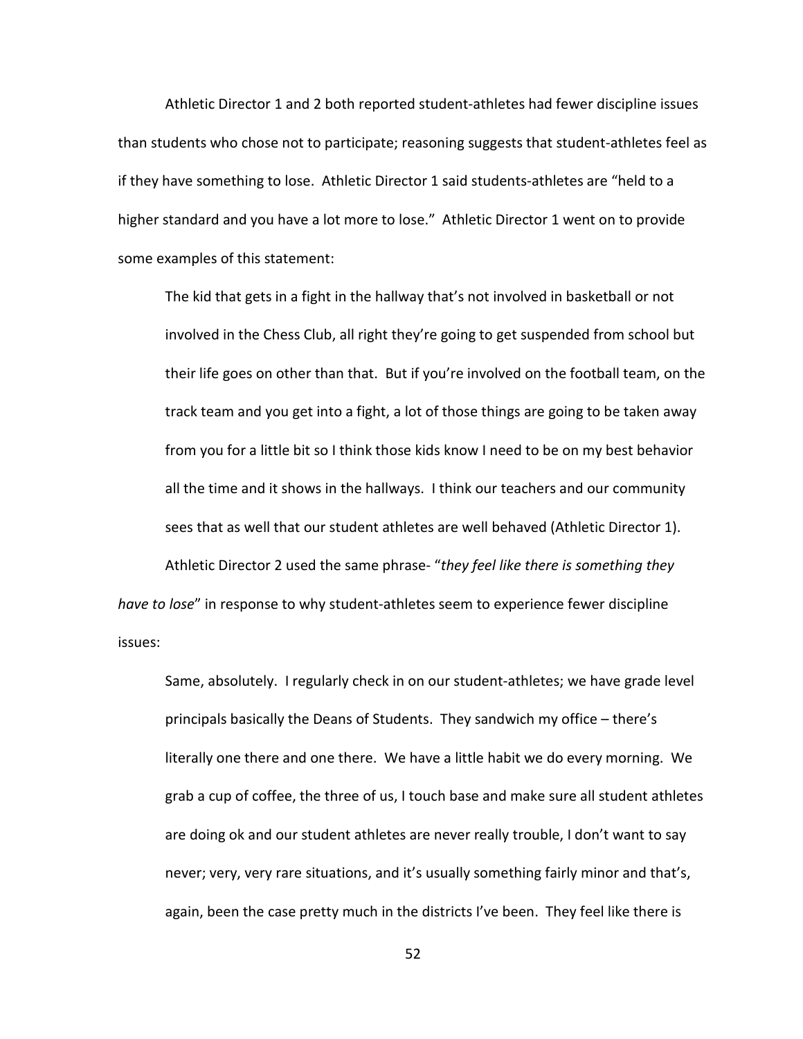Athletic Director 1 and 2 both reported student-athletes had fewer discipline issues than students who chose not to participate; reasoning suggests that student-athletes feel as if they have something to lose. Athletic Director 1 said students-athletes are "held to a higher standard and you have a lot more to lose." Athletic Director 1 went on to provide some examples of this statement:

> The kid that gets in a fight in the hallway that's not involved in basketball or not involved in the Chess Club, all right they're going to get suspended from school but their life goes on other than that. But if you're involved on the football team, on the track team and you get into a fight, a lot of those things are going to be taken away from you for a little bit so I think those kids know I need to be on my best behavior all the time and it shows in the hallways. I think our teachers and our community sees that as well that our student athletes are well behaved (Athletic Director 1).

Athletic Director 2 used the same phrase- "*they feel like there is something they have to lose*" in response to why student-athletes seem to experience fewer discipline issues:

> Same, absolutely. I regularly check in on our student-athletes; we have grade level principals basically the Deans of Students. They sandwich my office – there's literally one there and one there. We have a little habit we do every morning. We grab a cup of coffee, the three of us, I touch base and make sure all student athletes are doing ok and our student athletes are never really trouble, I don't want to say never; very, very rare situations, and it's usually something fairly minor and that's, again, been the case pretty much in the districts I've been. They feel like there is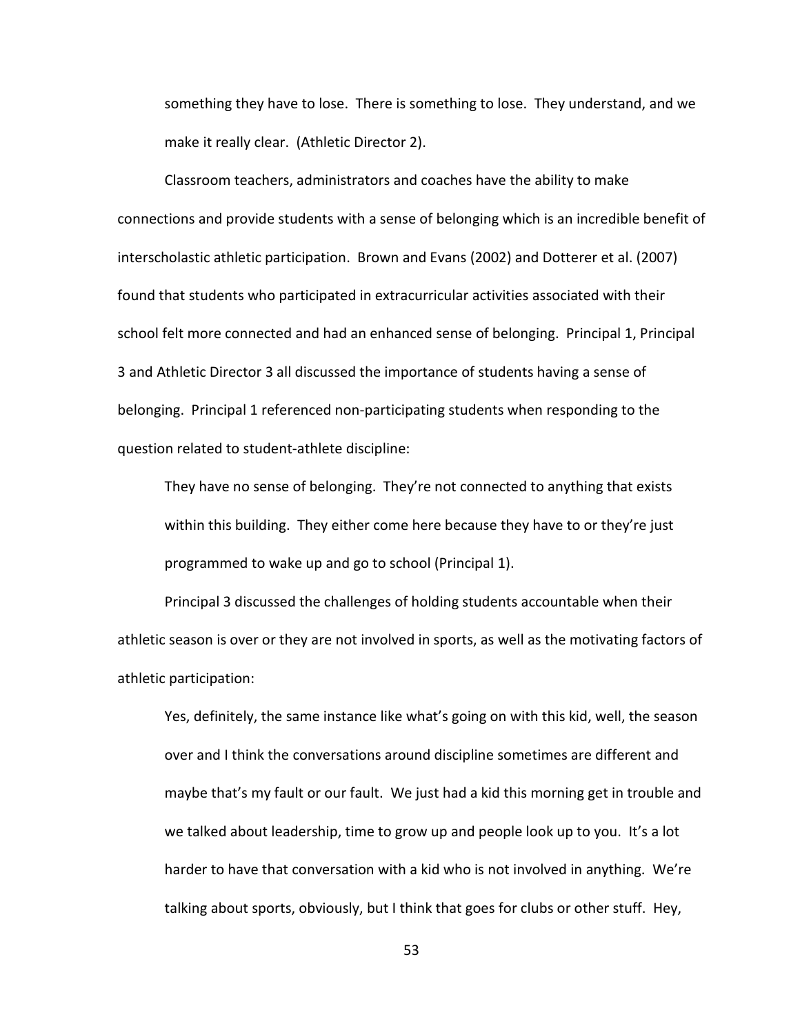> something they have to lose. There is something to lose. They understand, and we make it really clear. (Athletic Director 2).

Classroom teachers, administrators and coaches have the ability to make connections and provide students with a sense of belonging which is an incredible benefit of interscholastic athletic participation. Brown and Evans (2002) and Dotterer et al. (2007) found that students who participated in extracurricular activities associated with their school felt more connected and had an enhanced sense of belonging. Principal 1, Principal 3 and Athletic Director 3 all discussed the importance of students having a sense of belonging. Principal 1 referenced non-participating students when responding to the question related to student-athlete discipline:

> They have no sense of belonging. They're not connected to anything that exists within this building. They either come here because they have to or they're just programmed to wake up and go to school (Principal 1).

Principal 3 discussed the challenges of holding students accountable when their athletic season is over or they are not involved in sports, as well as the motivating factors of athletic participation:

> Yes, definitely, the same instance like what's going on with this kid, well, the season over and I think the conversations around discipline sometimes are different and maybe that's my fault or our fault. We just had a kid this morning get in trouble and we talked about leadership, time to grow up and people look up to you. It's a lot harder to have that conversation with a kid who is not involved in anything. We're talking about sports, obviously, but I think that goes for clubs or other stuff. Hey,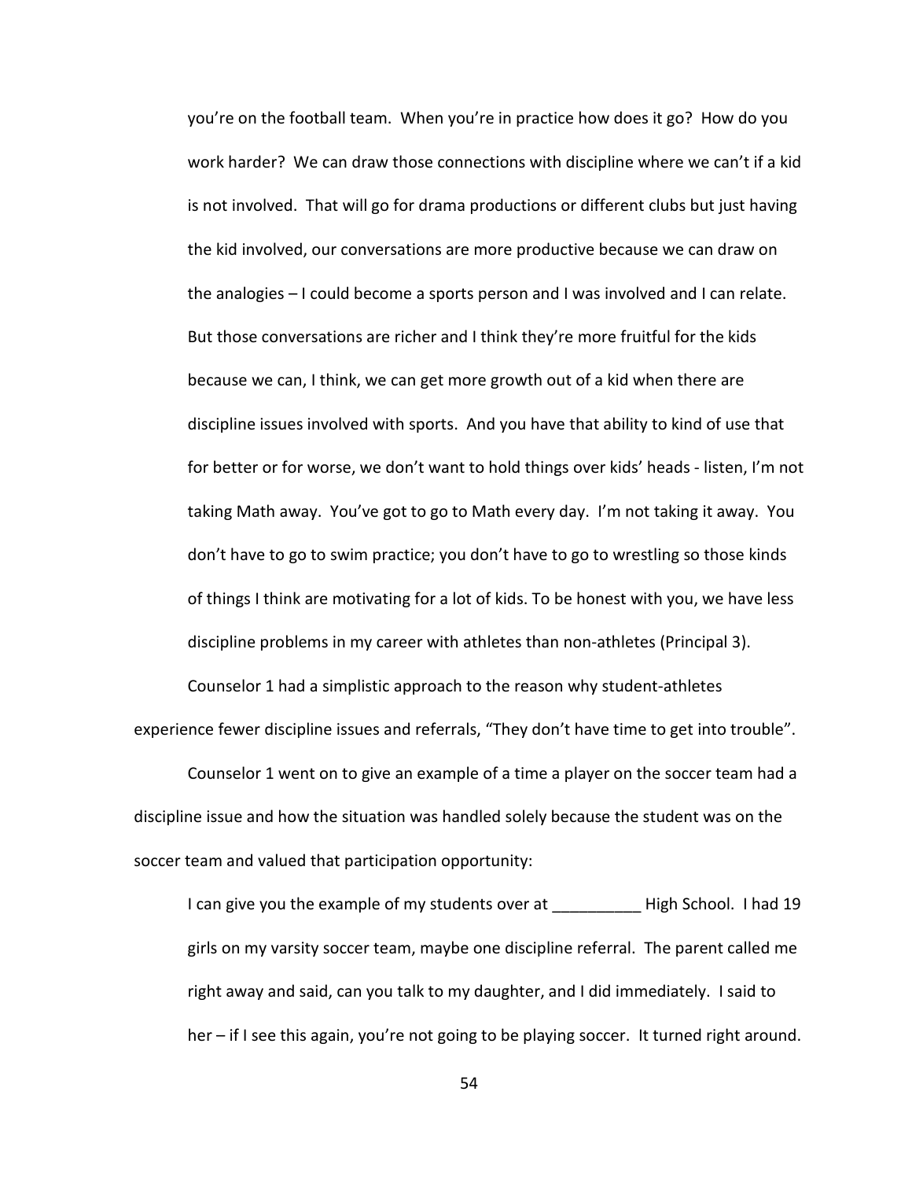> you're on the football team. When you're in practice how does it go? How do you work harder? We can draw those connections with discipline where we can't if a kid is not involved. That will go for drama productions or different clubs but just having the kid involved, our conversations are more productive because we can draw on the analogies – I could become a sports person and I was involved and I can relate. But those conversations are richer and I think they're more fruitful for the kids because we can, I think, we can get more growth out of a kid when there are discipline issues involved with sports. And you have that ability to kind of use that for better or for worse, we don't want to hold things over kids' heads - listen, I'm not taking Math away. You've got to go to Math every day. I'm not taking it away. You don't have to go to swim practice; you don't have to go to wrestling so those kinds of things I think are motivating for a lot of kids. To be honest with you, we have less discipline problems in my career with athletes than non-athletes (Principal 3).

Counselor 1 had a simplistic approach to the reason why student-athletes experience fewer discipline issues and referrals, "They don't have time to get into trouble".

Counselor 1 went on to give an example of a time a player on the soccer team had a discipline issue and how the situation was handled solely because the student was on the soccer team and valued that participation opportunity:

> I can give you the example of my students over at __________ High School. I had 19 girls on my varsity soccer team, maybe one discipline referral. The parent called me right away and said, can you talk to my daughter, and I did immediately. I said to her – if I see this again, you're not going to be playing soccer. It turned right around.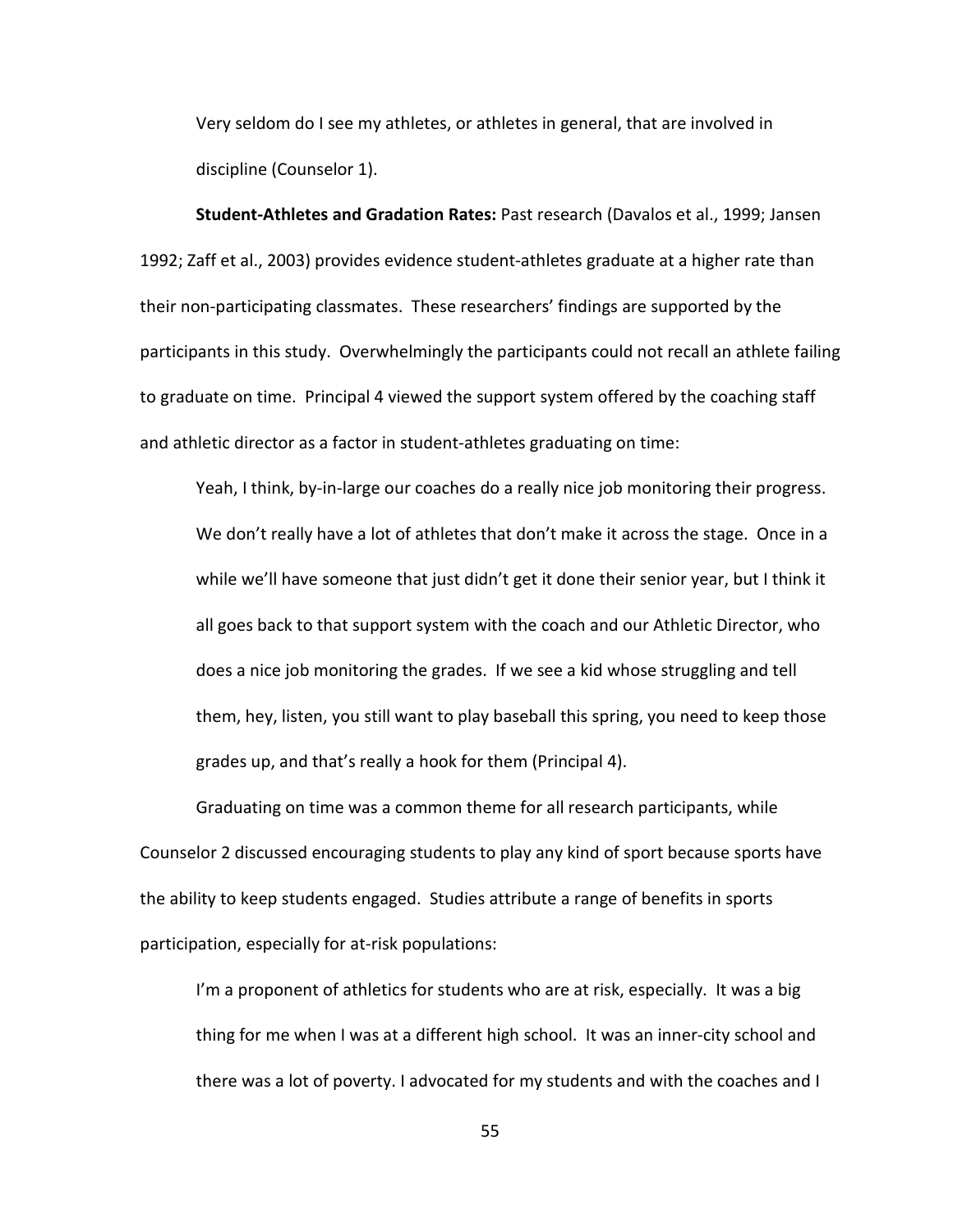> Very seldom do I see my athletes, or athletes in general, that are involved in discipline (Counselor 1).

**Student-Athletes and Gradation Rates:** Past research (Davalos et al., 1999; Jansen 1992; Zaff et al., 2003) provides evidence student-athletes graduate at a higher rate than their non-participating classmates. These researchers' findings are supported by the participants in this study. Overwhelmingly the participants could not recall an athlete failing to graduate on time. Principal 4 viewed the support system offered by the coaching staff and athletic director as a factor in student-athletes graduating on time:

> Yeah, I think, by-in-large our coaches do a really nice job monitoring their progress. We don't really have a lot of athletes that don't make it across the stage. Once in a while we'll have someone that just didn't get it done their senior year, but I think it all goes back to that support system with the coach and our Athletic Director, who does a nice job monitoring the grades. If we see a kid whose struggling and tell them, hey, listen, you still want to play baseball this spring, you need to keep those grades up, and that's really a hook for them (Principal 4).

Graduating on time was a common theme for all research participants, while Counselor 2 discussed encouraging students to play any kind of sport because sports have the ability to keep students engaged. Studies attribute a range of benefits in sports participation, especially for at-risk populations:

> I'm a proponent of athletics for students who are at risk, especially. It was a big thing for me when I was at a different high school. It was an inner-city school and there was a lot of poverty. I advocated for my students and with the coaches and I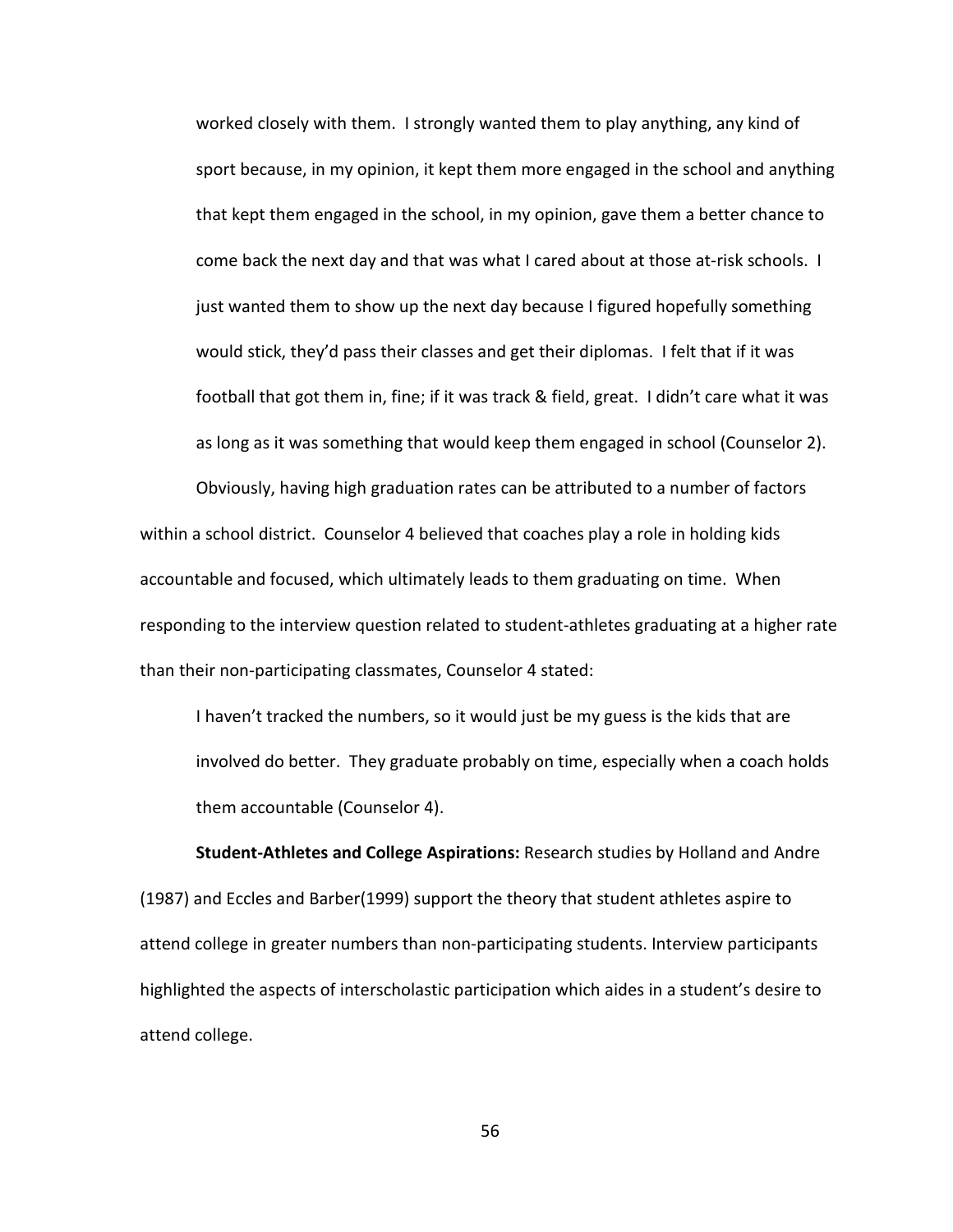> worked closely with them. I strongly wanted them to play anything, any kind of sport because, in my opinion, it kept them more engaged in the school and anything that kept them engaged in the school, in my opinion, gave them a better chance to come back the next day and that was what I cared about at those at-risk schools. I just wanted them to show up the next day because I figured hopefully something would stick, they'd pass their classes and get their diplomas. I felt that if it was football that got them in, fine; if it was track & field, great. I didn't care what it was as long as it was something that would keep them engaged in school (Counselor 2).

Obviously, having high graduation rates can be attributed to a number of factors within a school district. Counselor 4 believed that coaches play a role in holding kids accountable and focused, which ultimately leads to them graduating on time. When responding to the interview question related to student-athletes graduating at a higher rate than their non-participating classmates, Counselor 4 stated:

> I haven't tracked the numbers, so it would just be my guess is the kids that are involved do better. They graduate probably on time, especially when a coach holds them accountable (Counselor 4).

**Student-Athletes and College Aspirations:** Research studies by Holland and Andre (1987) and Eccles and Barber(1999) support the theory that student athletes aspire to attend college in greater numbers than non-participating students. Interview participants highlighted the aspects of interscholastic participation which aides in a student's desire to attend college.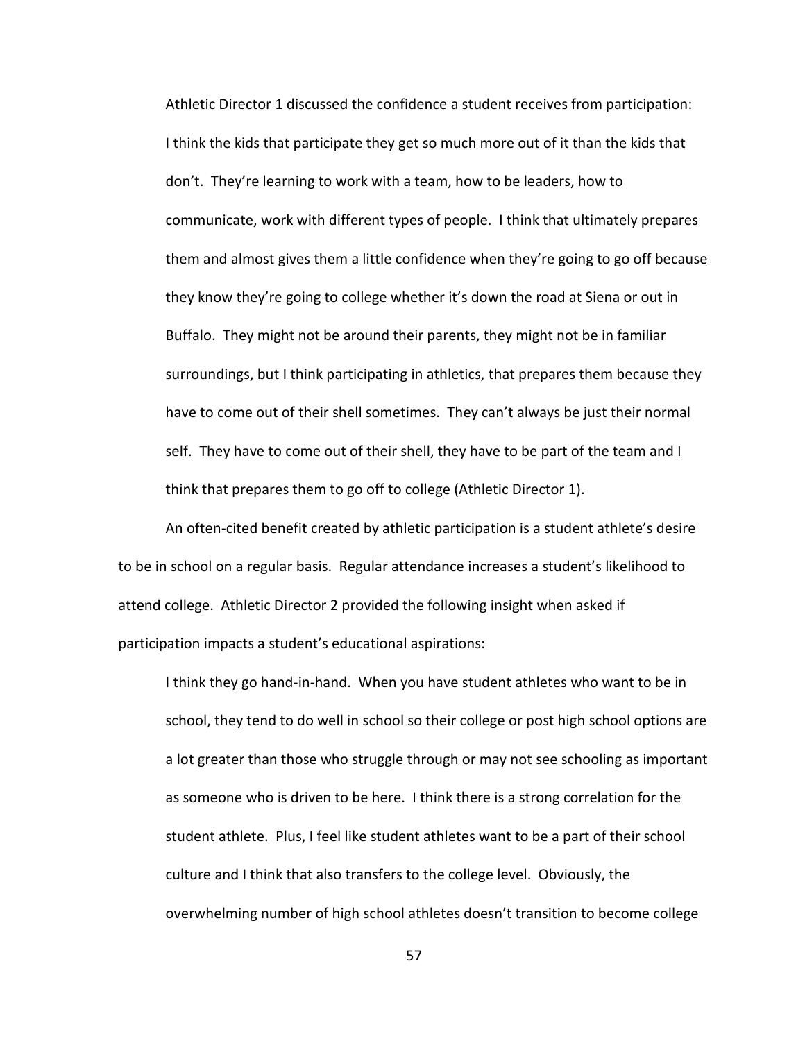Athletic Director 1 discussed the confidence a student receives from participation:

> I think the kids that participate they get so much more out of it than the kids that don't. They're learning to work with a team, how to be leaders, how to communicate, work with different types of people. I think that ultimately prepares them and almost gives them a little confidence when they're going to go off because they know they're going to college whether it's down the road at Siena or out in Buffalo. They might not be around their parents, they might not be in familiar surroundings, but I think participating in athletics, that prepares them because they have to come out of their shell sometimes. They can't always be just their normal self. They have to come out of their shell, they have to be part of the team and I think that prepares them to go off to college (Athletic Director 1).

An often-cited benefit created by athletic participation is a student athlete's desire to be in school on a regular basis. Regular attendance increases a student's likelihood to attend college. Athletic Director 2 provided the following insight when asked if participation impacts a student's educational aspirations:

> I think they go hand-in-hand. When you have student athletes who want to be in school, they tend to do well in school so their college or post high school options are a lot greater than those who struggle through or may not see schooling as important as someone who is driven to be here. I think there is a strong correlation for the student athlete. Plus, I feel like student athletes want to be a part of their school culture and I think that also transfers to the college level. Obviously, the overwhelming number of high school athletes doesn't transition to become college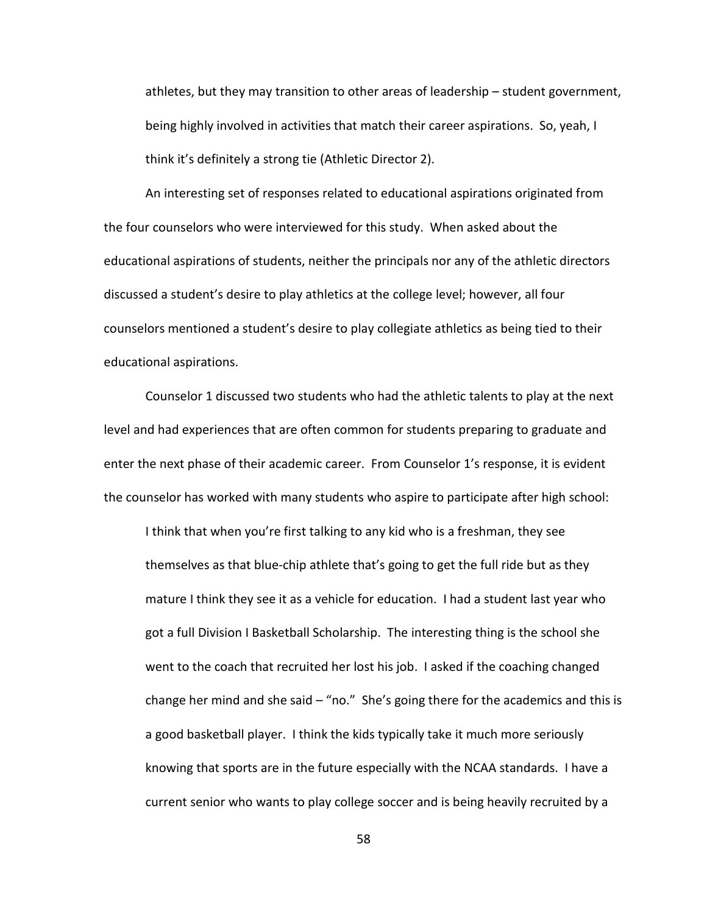> athletes, but they may transition to other areas of leadership – student government, being highly involved in activities that match their career aspirations. So, yeah, I think it's definitely a strong tie (Athletic Director 2).

An interesting set of responses related to educational aspirations originated from the four counselors who were interviewed for this study. When asked about the educational aspirations of students, neither the principals nor any of the athletic directors discussed a student's desire to play athletics at the college level; however, all four counselors mentioned a student's desire to play collegiate athletics as being tied to their educational aspirations.

Counselor 1 discussed two students who had the athletic talents to play at the next level and had experiences that are often common for students preparing to graduate and enter the next phase of their academic career. From Counselor 1's response, it is evident the counselor has worked with many students who aspire to participate after high school:

> I think that when you're first talking to any kid who is a freshman, they see themselves as that blue-chip athlete that's going to get the full ride but as they mature I think they see it as a vehicle for education. I had a student last year who got a full Division I Basketball Scholarship. The interesting thing is the school she went to the coach that recruited her lost his job. I asked if the coaching changed change her mind and she said – "no." She's going there for the academics and this is a good basketball player. I think the kids typically take it much more seriously knowing that sports are in the future especially with the NCAA standards. I have a current senior who wants to play college soccer and is being heavily recruited by a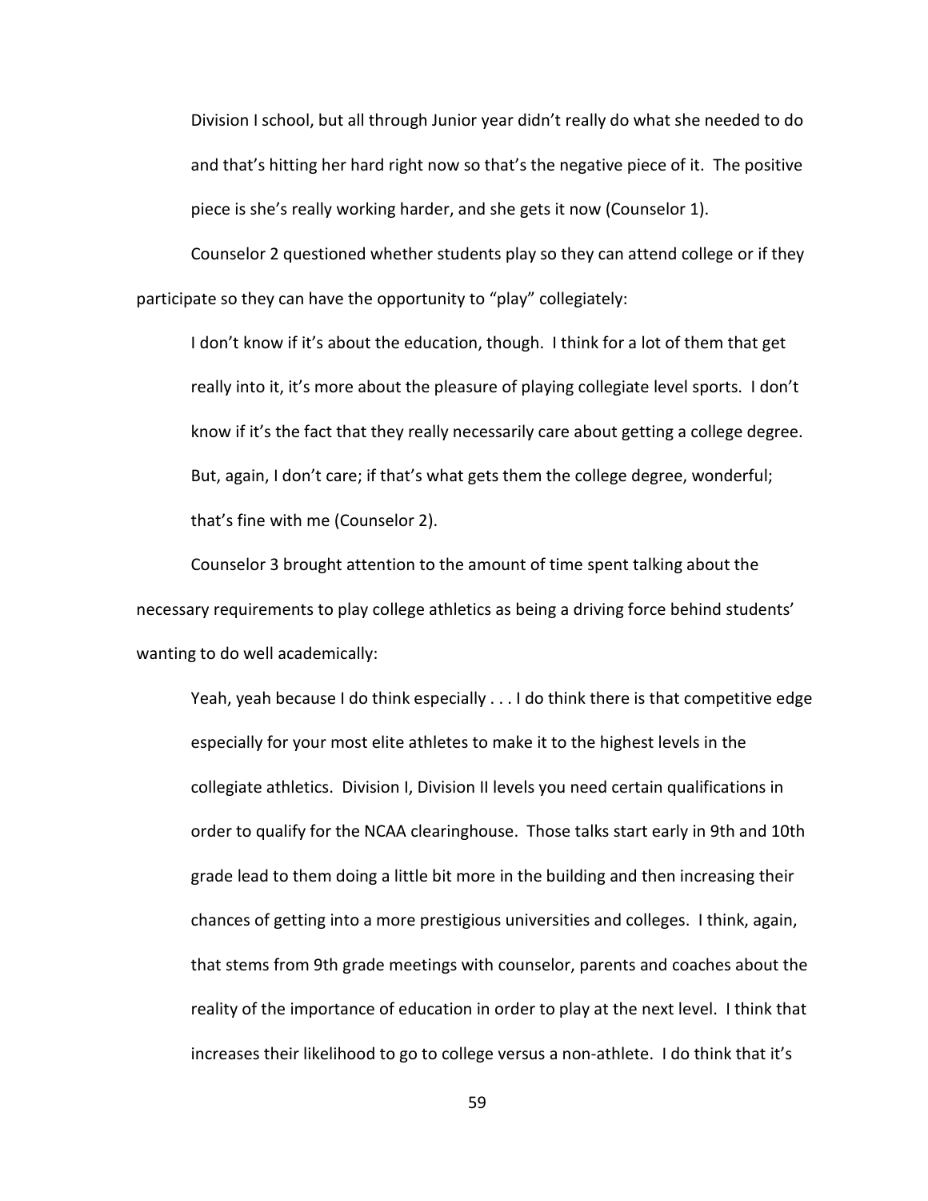> Division I school, but all through Junior year didn't really do what she needed to do and that's hitting her hard right now so that's the negative piece of it. The positive piece is she's really working harder, and she gets it now (Counselor 1).

Counselor 2 questioned whether students play so they can attend college or if they participate so they can have the opportunity to "play" collegiately:

> I don't know if it's about the education, though. I think for a lot of them that get really into it, it's more about the pleasure of playing collegiate level sports. I don't know if it's the fact that they really necessarily care about getting a college degree. But, again, I don't care; if that's what gets them the college degree, wonderful; that's fine with me (Counselor 2).

Counselor 3 brought attention to the amount of time spent talking about the necessary requirements to play college athletics as being a driving force behind students' wanting to do well academically:

> Yeah, yeah because I do think especially . . . I do think there is that competitive edge especially for your most elite athletes to make it to the highest levels in the collegiate athletics. Division I, Division II levels you need certain qualifications in order to qualify for the NCAA clearinghouse. Those talks start early in 9th and 10th grade lead to them doing a little bit more in the building and then increasing their chances of getting into a more prestigious universities and colleges. I think, again, that stems from 9th grade meetings with counselor, parents and coaches about the reality of the importance of education in order to play at the next level. I think that increases their likelihood to go to college versus a non-athlete. I do think that it's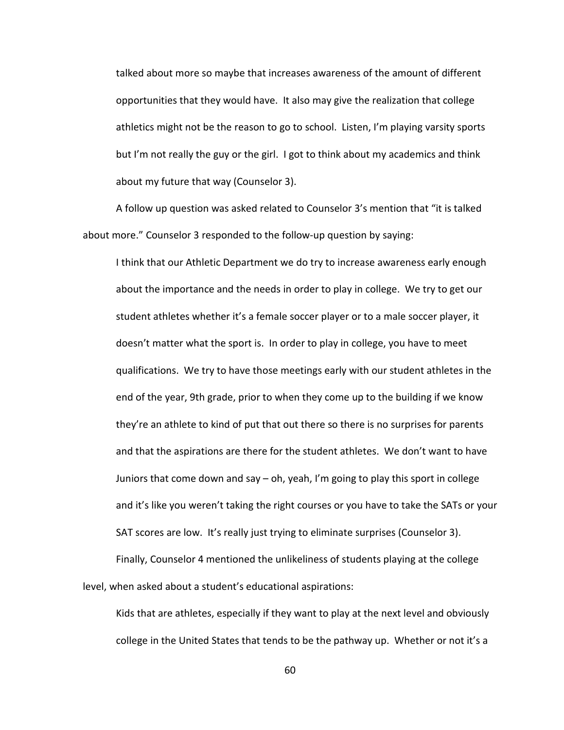talked about more so maybe that increases awareness of the amount of different opportunities that they would have. It also may give the realization that college athletics might not be the reason to go to school. Listen, I'm playing varsity sports but I'm not really the guy or the girl. I got to think about my academics and think about my future that way (Counselor 3).

A follow up question was asked related to Counselor 3's mention that "it is talked about more." Counselor 3 responded to the follow-up question by saying:

> I think that our Athletic Department we do try to increase awareness early enough about the importance and the needs in order to play in college. We try to get our student athletes whether it's a female soccer player or to a male soccer player, it doesn't matter what the sport is. In order to play in college, you have to meet qualifications. We try to have those meetings early with our student athletes in the end of the year, 9th grade, prior to when they come up to the building if we know they're an athlete to kind of put that out there so there is no surprises for parents and that the aspirations are there for the student athletes. We don't want to have Juniors that come down and say – oh, yeah, I'm going to play this sport in college and it's like you weren't taking the right courses or you have to take the SATs or your SAT scores are low. It's really just trying to eliminate surprises (Counselor 3).

Finally, Counselor 4 mentioned the unlikeliness of students playing at the college level, when asked about a student's educational aspirations:

> Kids that are athletes, especially if they want to play at the next level and obviously college in the United States that tends to be the pathway up. Whether or not it's a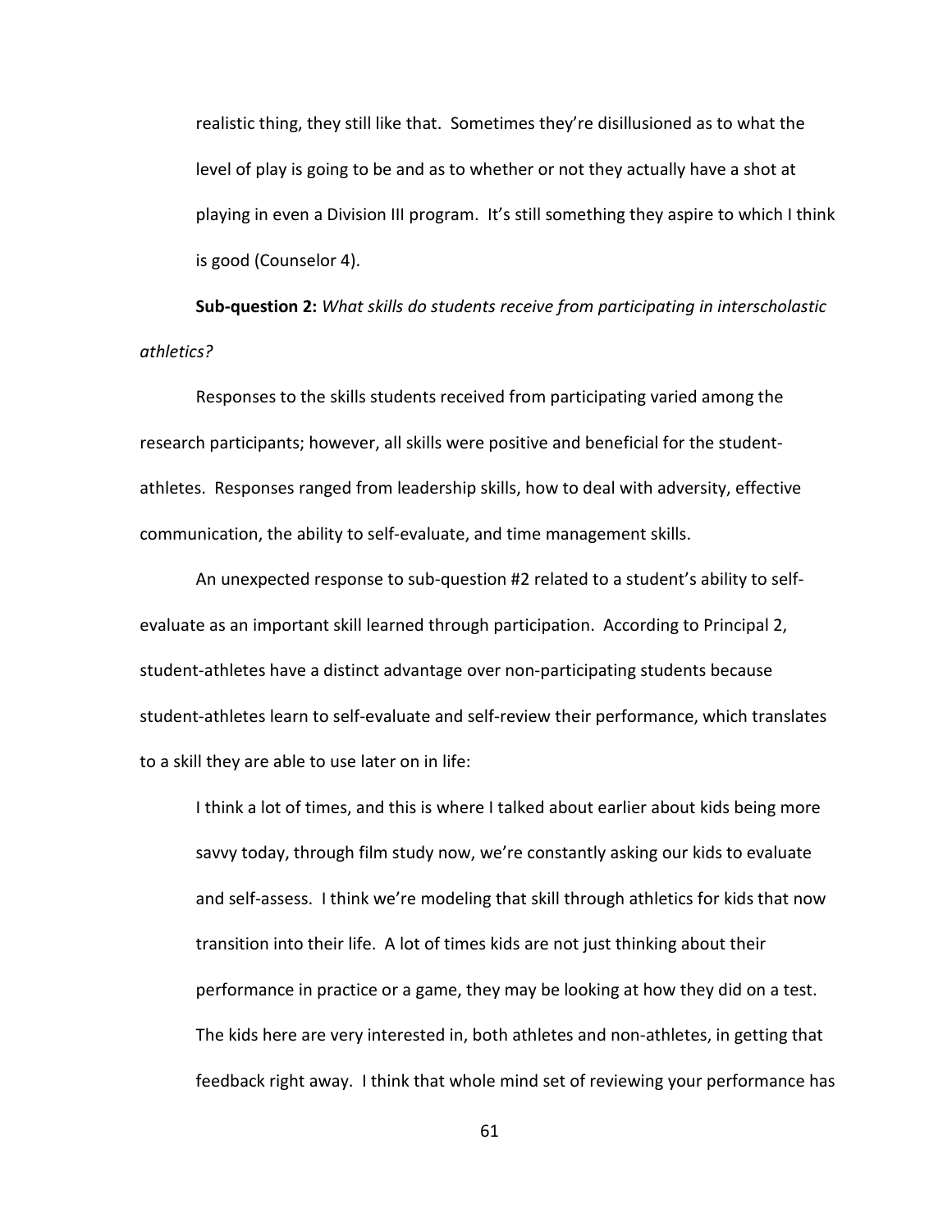> realistic thing, they still like that. Sometimes they're disillusioned as to what the level of play is going to be and as to whether or not they actually have a shot at playing in even a Division III program. It's still something they aspire to which I think is good (Counselor 4).

**Sub-question 2:** *What skills do students receive from participating in interscholastic athletics?*

Responses to the skills students received from participating varied among the research participants; however, all skills were positive and beneficial for the student-athletes. Responses ranged from leadership skills, how to deal with adversity, effective communication, the ability to self-evaluate, and time management skills.

An unexpected response to sub-question #2 related to a student's ability to self-evaluate as an important skill learned through participation. According to Principal 2, student-athletes have a distinct advantage over non-participating students because student-athletes learn to self-evaluate and self-review their performance, which translates to a skill they are able to use later on in life:

> I think a lot of times, and this is where I talked about earlier about kids being more savvy today, through film study now, we're constantly asking our kids to evaluate and self-assess. I think we're modeling that skill through athletics for kids that now transition into their life. A lot of times kids are not just thinking about their performance in practice or a game, they may be looking at how they did on a test. The kids here are very interested in, both athletes and non-athletes, in getting that feedback right away. I think that whole mind set of reviewing your performance has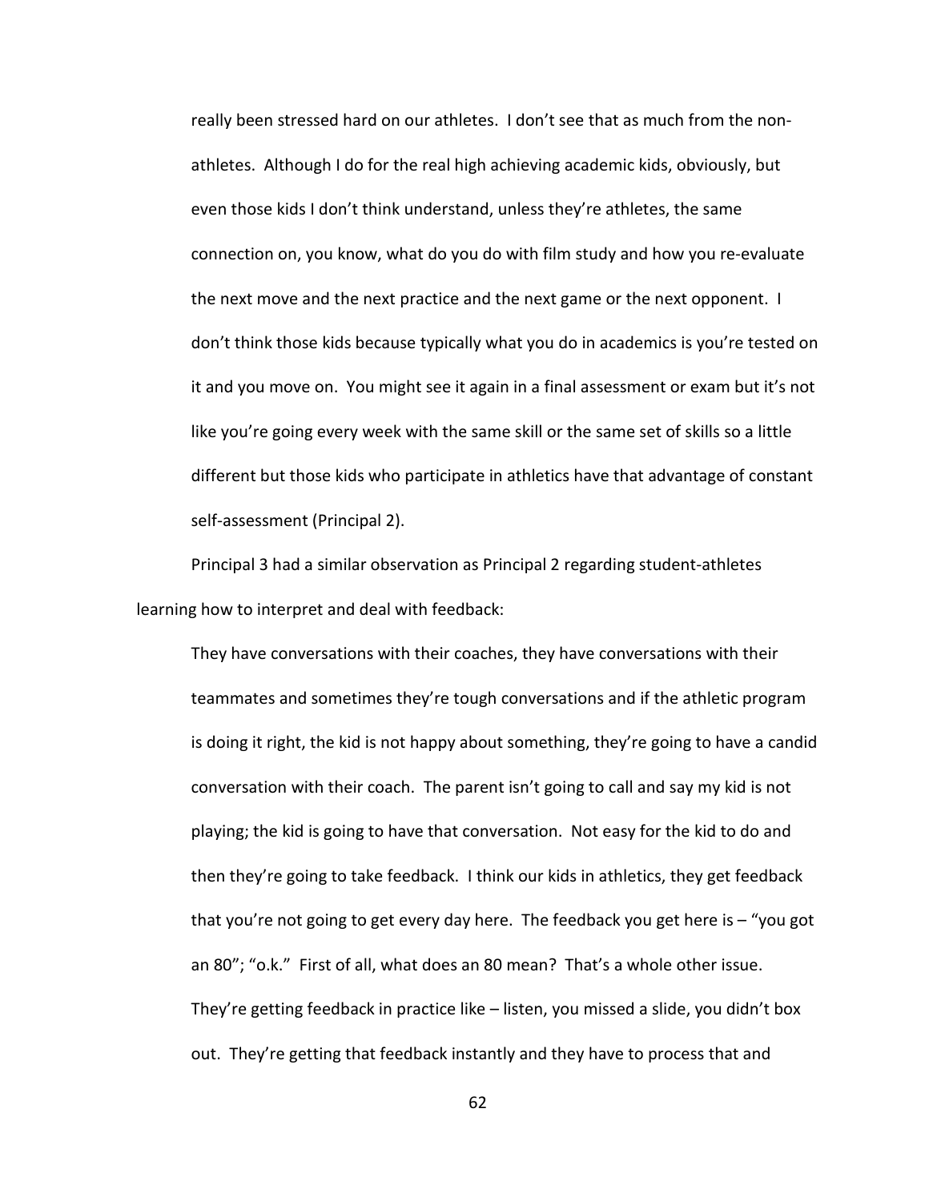> really been stressed hard on our athletes. I don't see that as much from the non-athletes. Although I do for the real high achieving academic kids, obviously, but even those kids I don't think understand, unless they're athletes, the same connection on, you know, what do you do with film study and how you re-evaluate the next move and the next practice and the next game or the next opponent. I don't think those kids because typically what you do in academics is you're tested on it and you move on. You might see it again in a final assessment or exam but it's not like you're going every week with the same skill or the same set of skills so a little different but those kids who participate in athletics have that advantage of constant self-assessment (Principal 2).

Principal 3 had a similar observation as Principal 2 regarding student-athletes learning how to interpret and deal with feedback:

> They have conversations with their coaches, they have conversations with their teammates and sometimes they're tough conversations and if the athletic program is doing it right, the kid is not happy about something, they're going to have a candid conversation with their coach. The parent isn't going to call and say my kid is not playing; the kid is going to have that conversation. Not easy for the kid to do and then they're going to take feedback. I think our kids in athletics, they get feedback that you're not going to get every day here. The feedback you get here is – "you got an 80"; "o.k." First of all, what does an 80 mean? That's a whole other issue. They're getting feedback in practice like – listen, you missed a slide, you didn't box out. They're getting that feedback instantly and they have to process that and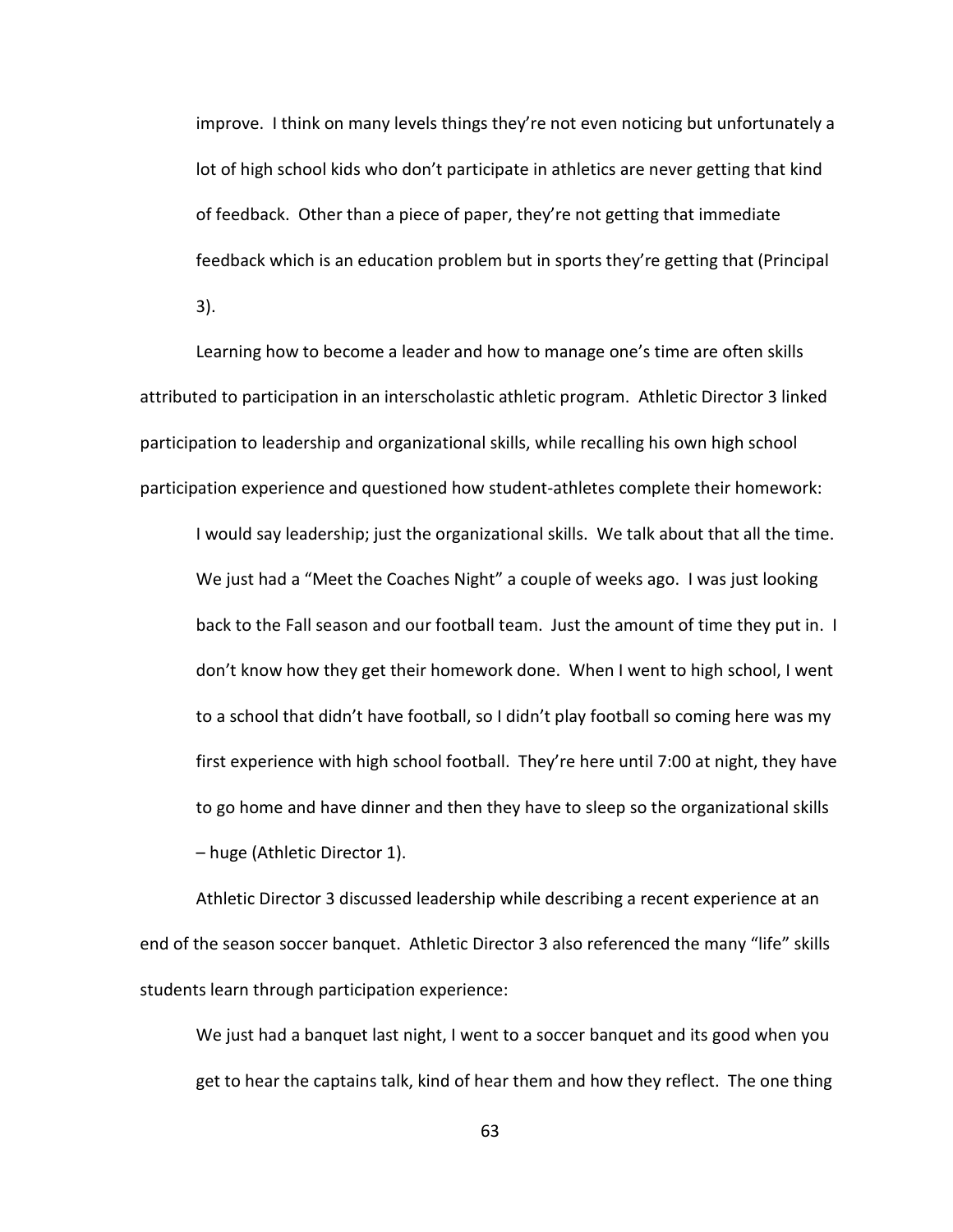> improve. I think on many levels things they're not even noticing but unfortunately a lot of high school kids who don't participate in athletics are never getting that kind of feedback. Other than a piece of paper, they're not getting that immediate feedback which is an education problem but in sports they're getting that (Principal 3).

Learning how to become a leader and how to manage one's time are often skills attributed to participation in an interscholastic athletic program. Athletic Director 3 linked participation to leadership and organizational skills, while recalling his own high school participation experience and questioned how student-athletes complete their homework:

> I would say leadership; just the organizational skills. We talk about that all the time. We just had a "Meet the Coaches Night" a couple of weeks ago. I was just looking back to the Fall season and our football team. Just the amount of time they put in. I don't know how they get their homework done. When I went to high school, I went to a school that didn't have football, so I didn't play football so coming here was my first experience with high school football. They're here until 7:00 at night, they have to go home and have dinner and then they have to sleep so the organizational skills – huge (Athletic Director 1).

Athletic Director 3 discussed leadership while describing a recent experience at an end of the season soccer banquet. Athletic Director 3 also referenced the many "life" skills students learn through participation experience:

> We just had a banquet last night, I went to a soccer banquet and its good when you get to hear the captains talk, kind of hear them and how they reflect. The one thing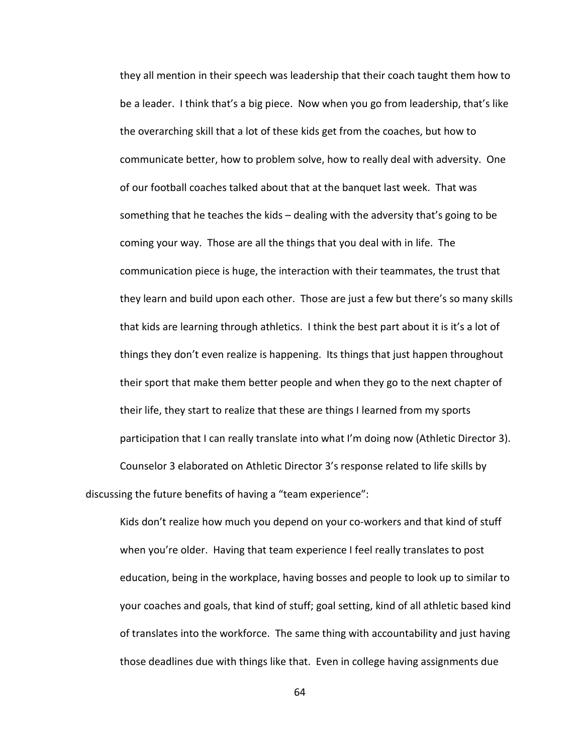> they all mention in their speech was leadership that their coach taught them how to be a leader. I think that's a big piece. Now when you go from leadership, that's like the overarching skill that a lot of these kids get from the coaches, but how to communicate better, how to problem solve, how to really deal with adversity. One of our football coaches talked about that at the banquet last week. That was something that he teaches the kids – dealing with the adversity that's going to be coming your way. Those are all the things that you deal with in life. The communication piece is huge, the interaction with their teammates, the trust that they learn and build upon each other. Those are just a few but there's so many skills that kids are learning through athletics. I think the best part about it is it's a lot of things they don't even realize is happening. Its things that just happen throughout their sport that make them better people and when they go to the next chapter of their life, they start to realize that these are things I learned from my sports participation that I can really translate into what I'm doing now (Athletic Director 3).

Counselor 3 elaborated on Athletic Director 3's response related to life skills by discussing the future benefits of having a "team experience":

> Kids don't realize how much you depend on your co-workers and that kind of stuff when you're older. Having that team experience I feel really translates to post education, being in the workplace, having bosses and people to look up to similar to your coaches and goals, that kind of stuff; goal setting, kind of all athletic based kind of translates into the workforce. The same thing with accountability and just having those deadlines due with things like that. Even in college having assignments due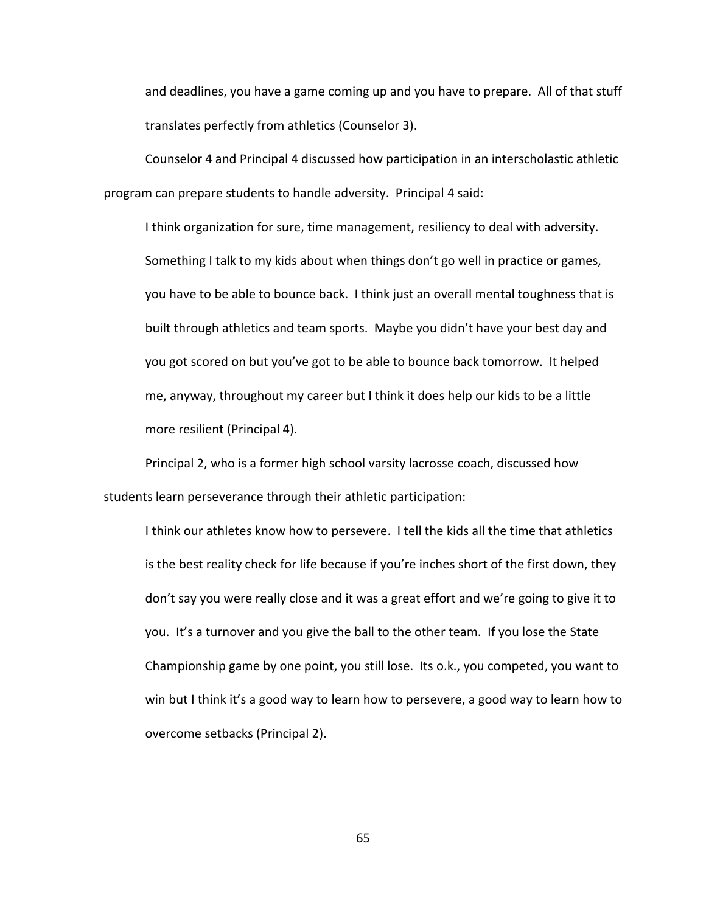> and deadlines, you have a game coming up and you have to prepare. All of that stuff translates perfectly from athletics (Counselor 3).

Counselor 4 and Principal 4 discussed how participation in an interscholastic athletic program can prepare students to handle adversity. Principal 4 said:

> I think organization for sure, time management, resiliency to deal with adversity. Something I talk to my kids about when things don't go well in practice or games, you have to be able to bounce back. I think just an overall mental toughness that is built through athletics and team sports. Maybe you didn't have your best day and you got scored on but you've got to be able to bounce back tomorrow. It helped me, anyway, throughout my career but I think it does help our kids to be a little more resilient (Principal 4).

Principal 2, who is a former high school varsity lacrosse coach, discussed how students learn perseverance through their athletic participation:

> I think our athletes know how to persevere. I tell the kids all the time that athletics is the best reality check for life because if you're inches short of the first down, they don't say you were really close and it was a great effort and we're going to give it to you. It's a turnover and you give the ball to the other team. If you lose the State Championship game by one point, you still lose. Its o.k., you competed, you want to win but I think it's a good way to learn how to persevere, a good way to learn how to overcome setbacks (Principal 2).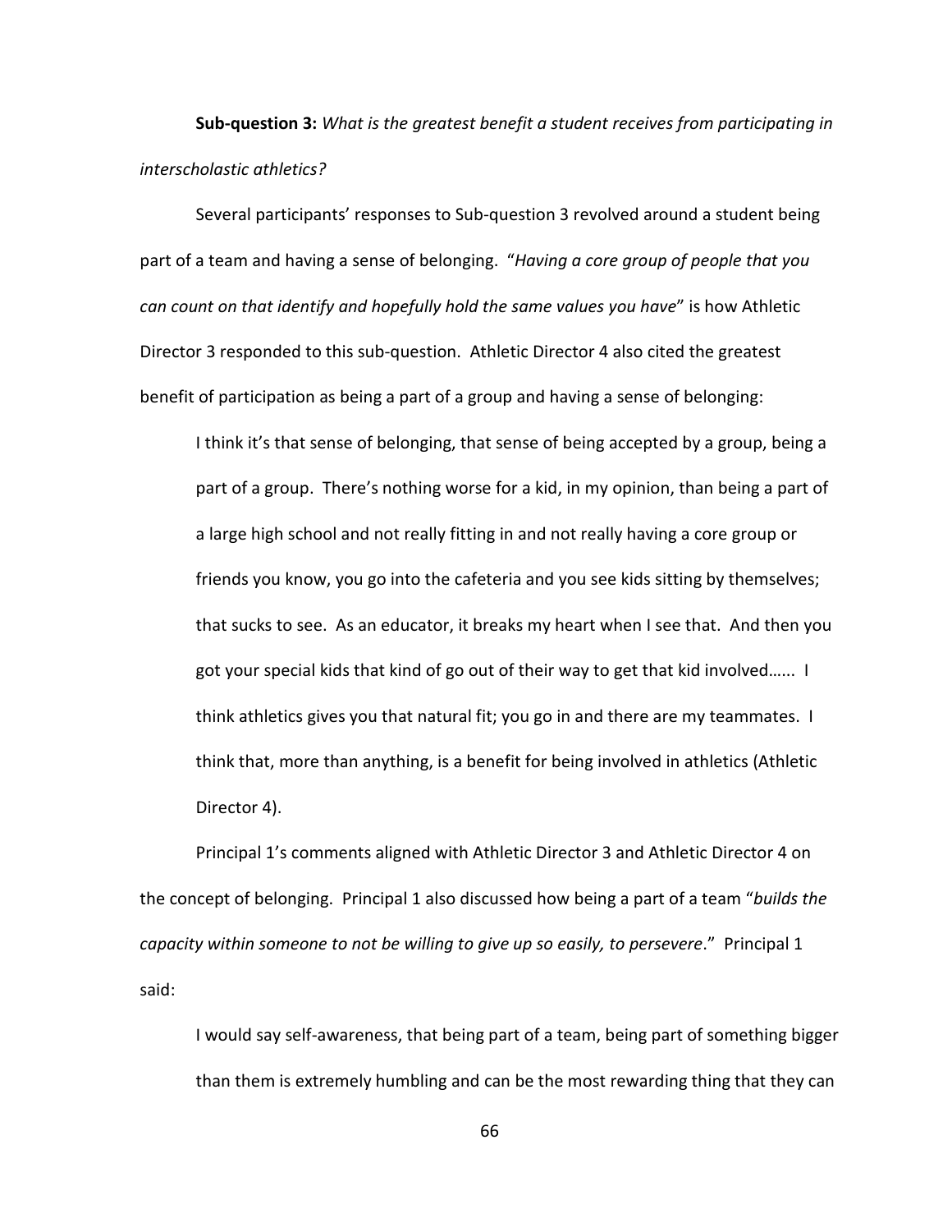**Sub-question 3:** *What is the greatest benefit a student receives from participating in interscholastic athletics?*

Several participants' responses to Sub-question 3 revolved around a student being part of a team and having a sense of belonging. "*Having a core group of people that you can count on that identify and hopefully hold the same values you have*" is how Athletic Director 3 responded to this sub-question. Athletic Director 4 also cited the greatest benefit of participation as being a part of a group and having a sense of belonging:

> I think it's that sense of belonging, that sense of being accepted by a group, being a part of a group. There's nothing worse for a kid, in my opinion, than being a part of a large high school and not really fitting in and not really having a core group or friends you know, you go into the cafeteria and you see kids sitting by themselves; that sucks to see. As an educator, it breaks my heart when I see that. And then you got your special kids that kind of go out of their way to get that kid involved…... I think athletics gives you that natural fit; you go in and there are my teammates. I think that, more than anything, is a benefit for being involved in athletics (Athletic Director 4).

Principal 1's comments aligned with Athletic Director 3 and Athletic Director 4 on the concept of belonging. Principal 1 also discussed how being a part of a team "*builds the capacity within someone to not be willing to give up so easily, to persevere*." Principal 1 said:

> I would say self-awareness, that being part of a team, being part of something bigger than them is extremely humbling and can be the most rewarding thing that they can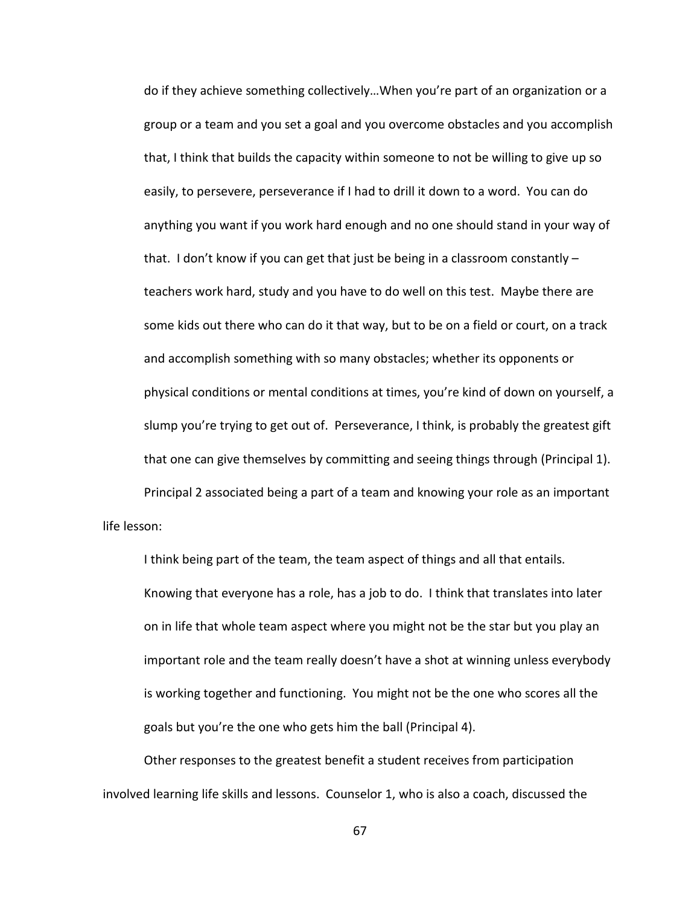> do if they achieve something collectively…When you're part of an organization or a group or a team and you set a goal and you overcome obstacles and you accomplish that, I think that builds the capacity within someone to not be willing to give up so easily, to persevere, perseverance if I had to drill it down to a word. You can do anything you want if you work hard enough and no one should stand in your way of that. I don't know if you can get that just be being in a classroom constantly – teachers work hard, study and you have to do well on this test. Maybe there are some kids out there who can do it that way, but to be on a field or court, on a track and accomplish something with so many obstacles; whether its opponents or physical conditions or mental conditions at times, you're kind of down on yourself, a slump you're trying to get out of. Perseverance, I think, is probably the greatest gift that one can give themselves by committing and seeing things through (Principal 1).

Principal 2 associated being a part of a team and knowing your role as an important life lesson:

> I think being part of the team, the team aspect of things and all that entails. Knowing that everyone has a role, has a job to do. I think that translates into later on in life that whole team aspect where you might not be the star but you play an important role and the team really doesn't have a shot at winning unless everybody is working together and functioning. You might not be the one who scores all the goals but you're the one who gets him the ball (Principal 4).

Other responses to the greatest benefit a student receives from participation involved learning life skills and lessons. Counselor 1, who is also a coach, discussed the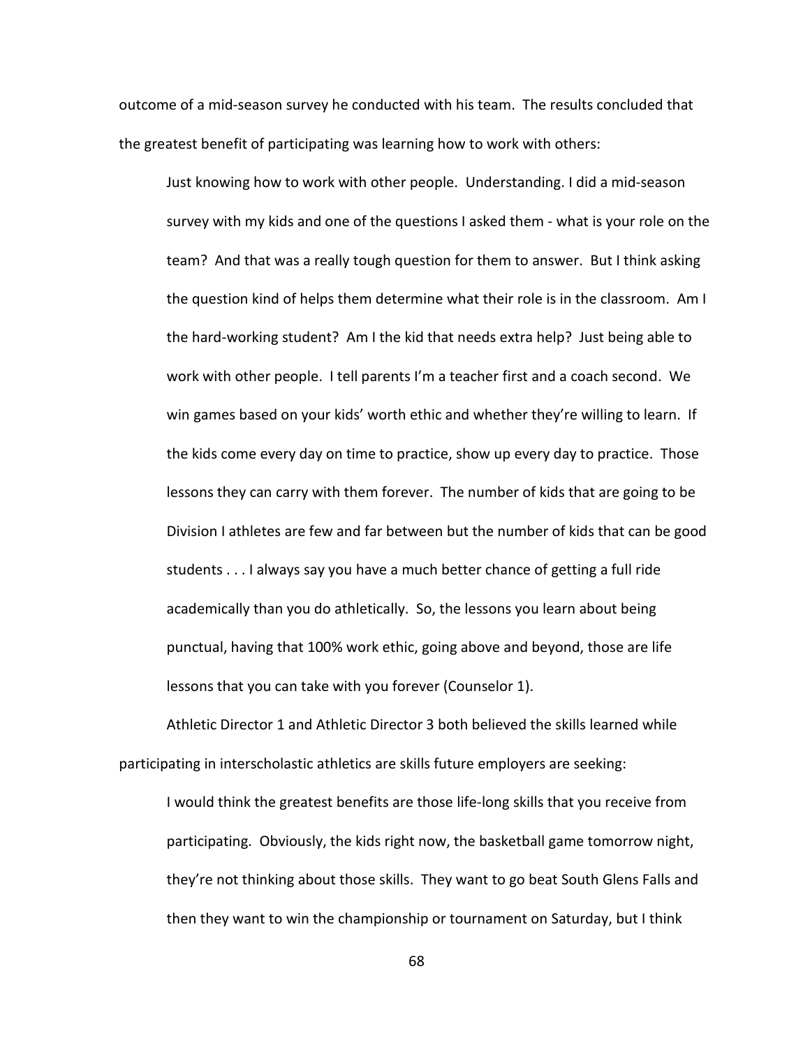outcome of a mid-season survey he conducted with his team. The results concluded that the greatest benefit of participating was learning how to work with others:

> Just knowing how to work with other people. Understanding. I did a mid-season survey with my kids and one of the questions I asked them - what is your role on the team? And that was a really tough question for them to answer. But I think asking the question kind of helps them determine what their role is in the classroom. Am I the hard-working student? Am I the kid that needs extra help? Just being able to work with other people. I tell parents I'm a teacher first and a coach second. We win games based on your kids' worth ethic and whether they're willing to learn. If the kids come every day on time to practice, show up every day to practice. Those lessons they can carry with them forever. The number of kids that are going to be Division I athletes are few and far between but the number of kids that can be good students . . . I always say you have a much better chance of getting a full ride academically than you do athletically. So, the lessons you learn about being punctual, having that 100% work ethic, going above and beyond, those are life lessons that you can take with you forever (Counselor 1).

Athletic Director 1 and Athletic Director 3 both believed the skills learned while participating in interscholastic athletics are skills future employers are seeking:

> I would think the greatest benefits are those life-long skills that you receive from participating. Obviously, the kids right now, the basketball game tomorrow night, they're not thinking about those skills. They want to go beat South Glens Falls and then they want to win the championship or tournament on Saturday, but I think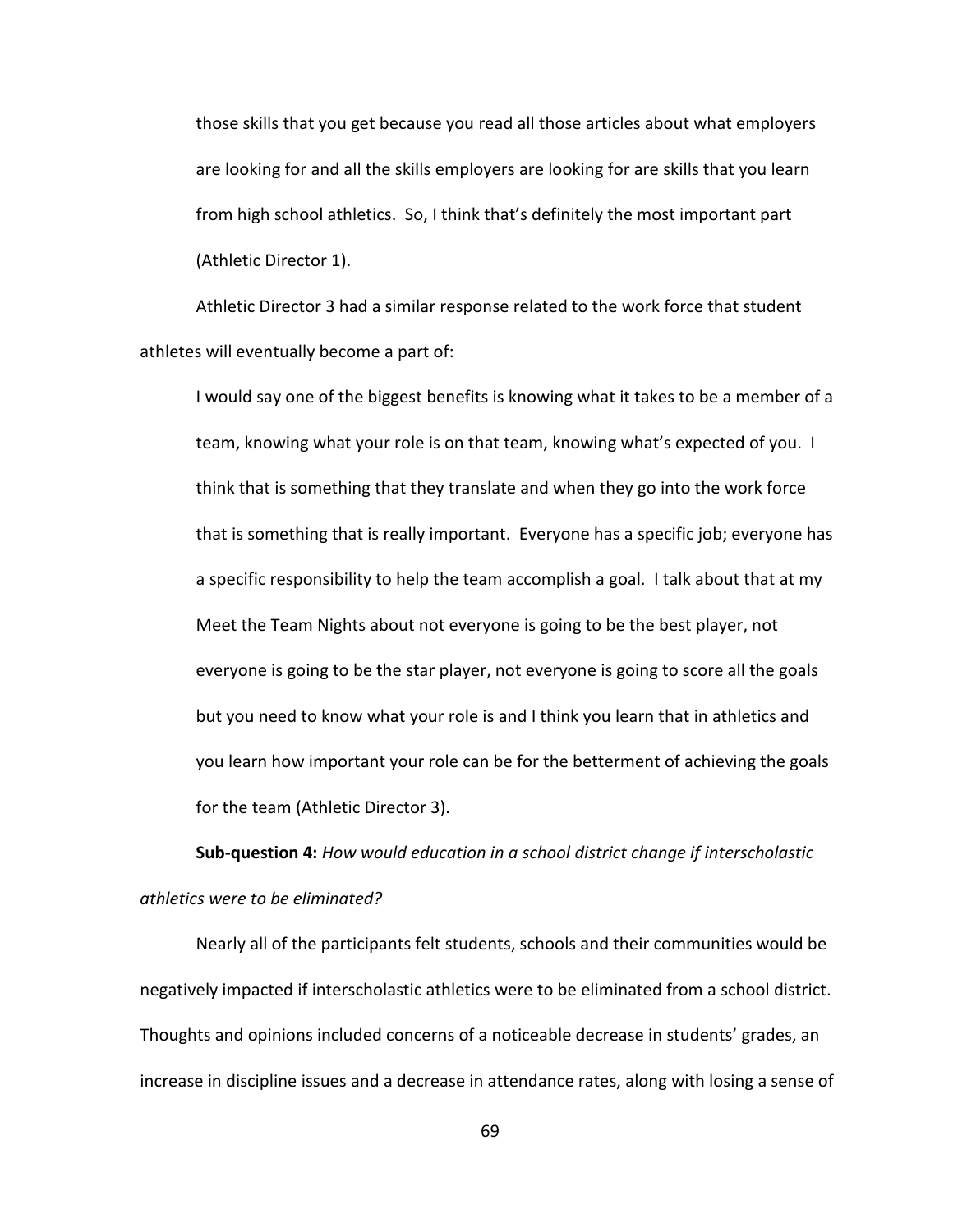> those skills that you get because you read all those articles about what employers are looking for and all the skills employers are looking for are skills that you learn from high school athletics. So, I think that's definitely the most important part (Athletic Director 1).

Athletic Director 3 had a similar response related to the work force that student athletes will eventually become a part of:

> I would say one of the biggest benefits is knowing what it takes to be a member of a team, knowing what your role is on that team, knowing what's expected of you. I think that is something that they translate and when they go into the work force that is something that is really important. Everyone has a specific job; everyone has a specific responsibility to help the team accomplish a goal. I talk about that at my Meet the Team Nights about not everyone is going to be the best player, not everyone is going to be the star player, not everyone is going to score all the goals but you need to know what your role is and I think you learn that in athletics and you learn how important your role can be for the betterment of achieving the goals for the team (Athletic Director 3).

**Sub-question 4:** *How would education in a school district change if interscholastic athletics were to be eliminated?*

Nearly all of the participants felt students, schools and their communities would be negatively impacted if interscholastic athletics were to be eliminated from a school district. Thoughts and opinions included concerns of a noticeable decrease in students' grades, an increase in discipline issues and a decrease in attendance rates, along with losing a sense of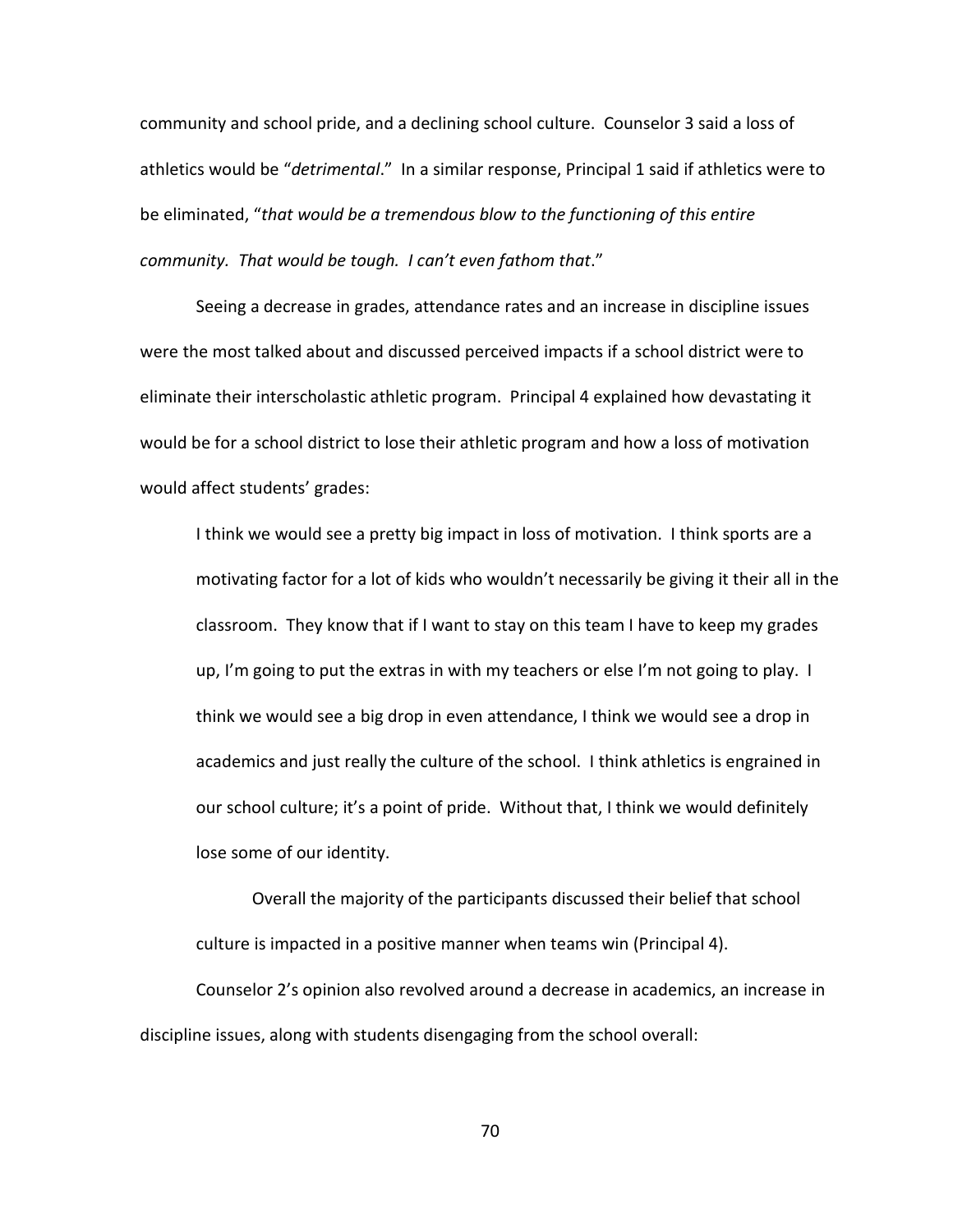community and school pride, and a declining school culture. Counselor 3 said a loss of athletics would be "*detrimental*." In a similar response, Principal 1 said if athletics were to be eliminated, "*that would be a tremendous blow to the functioning of this entire community. That would be tough. I can't even fathom that*."

Seeing a decrease in grades, attendance rates and an increase in discipline issues were the most talked about and discussed perceived impacts if a school district were to eliminate their interscholastic athletic program. Principal 4 explained how devastating it would be for a school district to lose their athletic program and how a loss of motivation would affect students' grades:

> I think we would see a pretty big impact in loss of motivation. I think sports are a motivating factor for a lot of kids who wouldn't necessarily be giving it their all in the classroom. They know that if I want to stay on this team I have to keep my grades up, I'm going to put the extras in with my teachers or else I'm not going to play. I think we would see a big drop in even attendance, I think we would see a drop in academics and just really the culture of the school. I think athletics is engrained in our school culture; it's a point of pride. Without that, I think we would definitely lose some of our identity.
>
> Overall the majority of the participants discussed their belief that school culture is impacted in a positive manner when teams win (Principal 4).

Counselor 2's opinion also revolved around a decrease in academics, an increase in discipline issues, along with students disengaging from the school overall: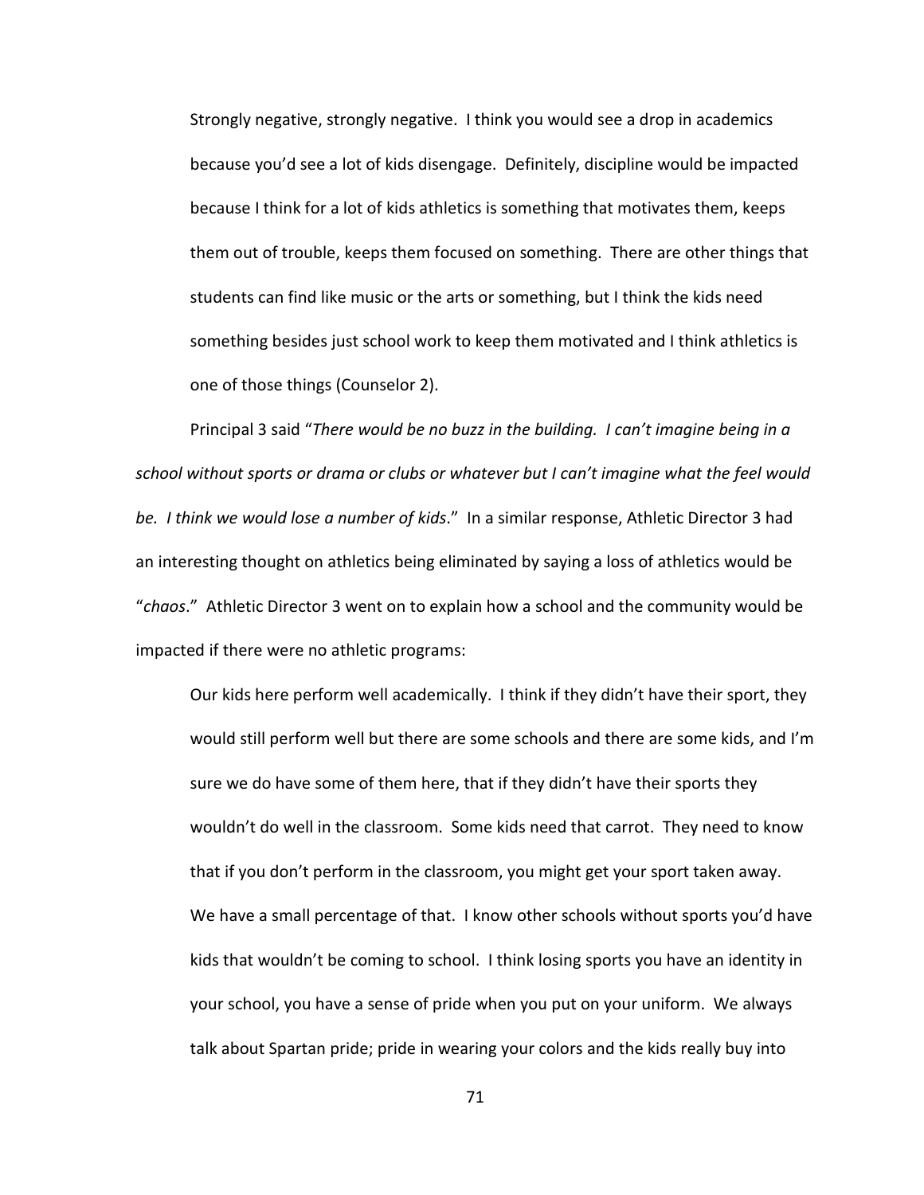> Strongly negative, strongly negative. I think you would see a drop in academics because you'd see a lot of kids disengage. Definitely, discipline would be impacted because I think for a lot of kids athletics is something that motivates them, keeps them out of trouble, keeps them focused on something. There are other things that students can find like music or the arts or something, but I think the kids need something besides just school work to keep them motivated and I think athletics is one of those things (Counselor 2).

Principal 3 said "*There would be no buzz in the building. I can't imagine being in a school without sports or drama or clubs or whatever but I can't imagine what the feel would be. I think we would lose a number of kids*." In a similar response, Athletic Director 3 had an interesting thought on athletics being eliminated by saying a loss of athletics would be "*chaos*." Athletic Director 3 went on to explain how a school and the community would be impacted if there were no athletic programs:

> Our kids here perform well academically. I think if they didn't have their sport, they would still perform well but there are some schools and there are some kids, and I'm sure we do have some of them here, that if they didn't have their sports they wouldn't do well in the classroom. Some kids need that carrot. They need to know that if you don't perform in the classroom, you might get your sport taken away. We have a small percentage of that. I know other schools without sports you'd have kids that wouldn't be coming to school. I think losing sports you have an identity in your school, you have a sense of pride when you put on your uniform. We always talk about Spartan pride; pride in wearing your colors and the kids really buy into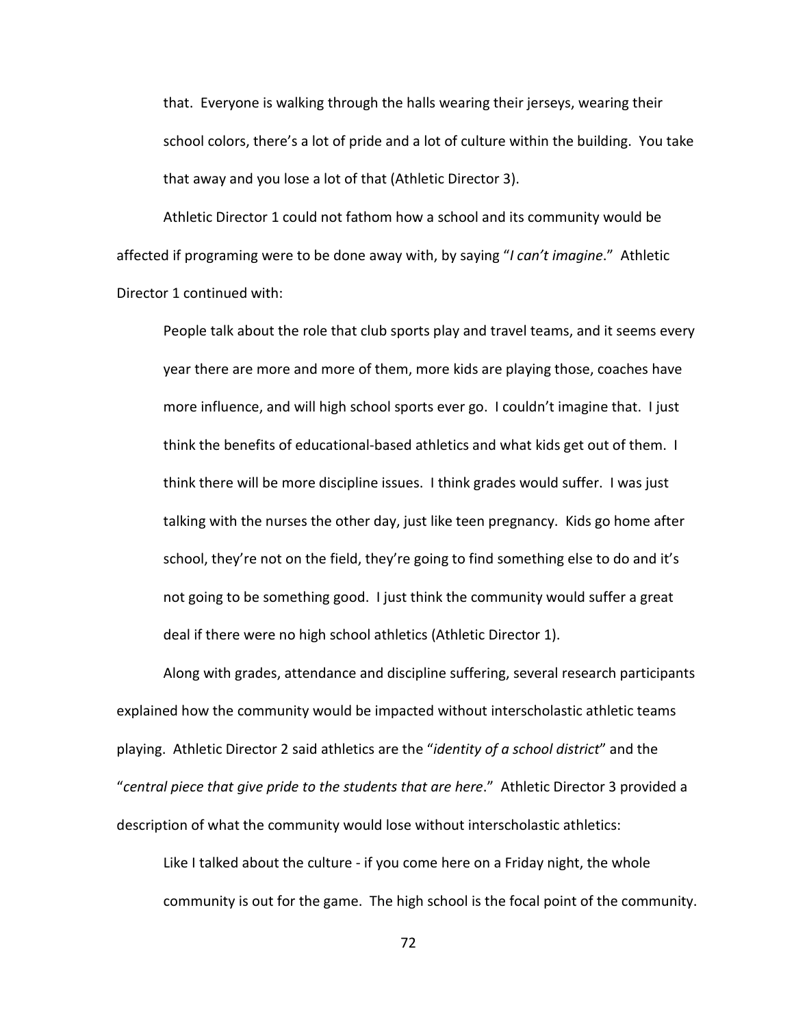> that. Everyone is walking through the halls wearing their jerseys, wearing their school colors, there's a lot of pride and a lot of culture within the building. You take that away and you lose a lot of that (Athletic Director 3).

Athletic Director 1 could not fathom how a school and its community would be affected if programing were to be done away with, by saying "*I can't imagine*." Athletic Director 1 continued with:

> People talk about the role that club sports play and travel teams, and it seems every year there are more and more of them, more kids are playing those, coaches have more influence, and will high school sports ever go. I couldn't imagine that. I just think the benefits of educational-based athletics and what kids get out of them. I think there will be more discipline issues. I think grades would suffer. I was just talking with the nurses the other day, just like teen pregnancy. Kids go home after school, they're not on the field, they're going to find something else to do and it's not going to be something good. I just think the community would suffer a great deal if there were no high school athletics (Athletic Director 1).

Along with grades, attendance and discipline suffering, several research participants explained how the community would be impacted without interscholastic athletic teams playing. Athletic Director 2 said athletics are the "*identity of a school district*" and the "*central piece that give pride to the students that are here*." Athletic Director 3 provided a description of what the community would lose without interscholastic athletics:

> Like I talked about the culture - if you come here on a Friday night, the whole community is out for the game. The high school is the focal point of the community.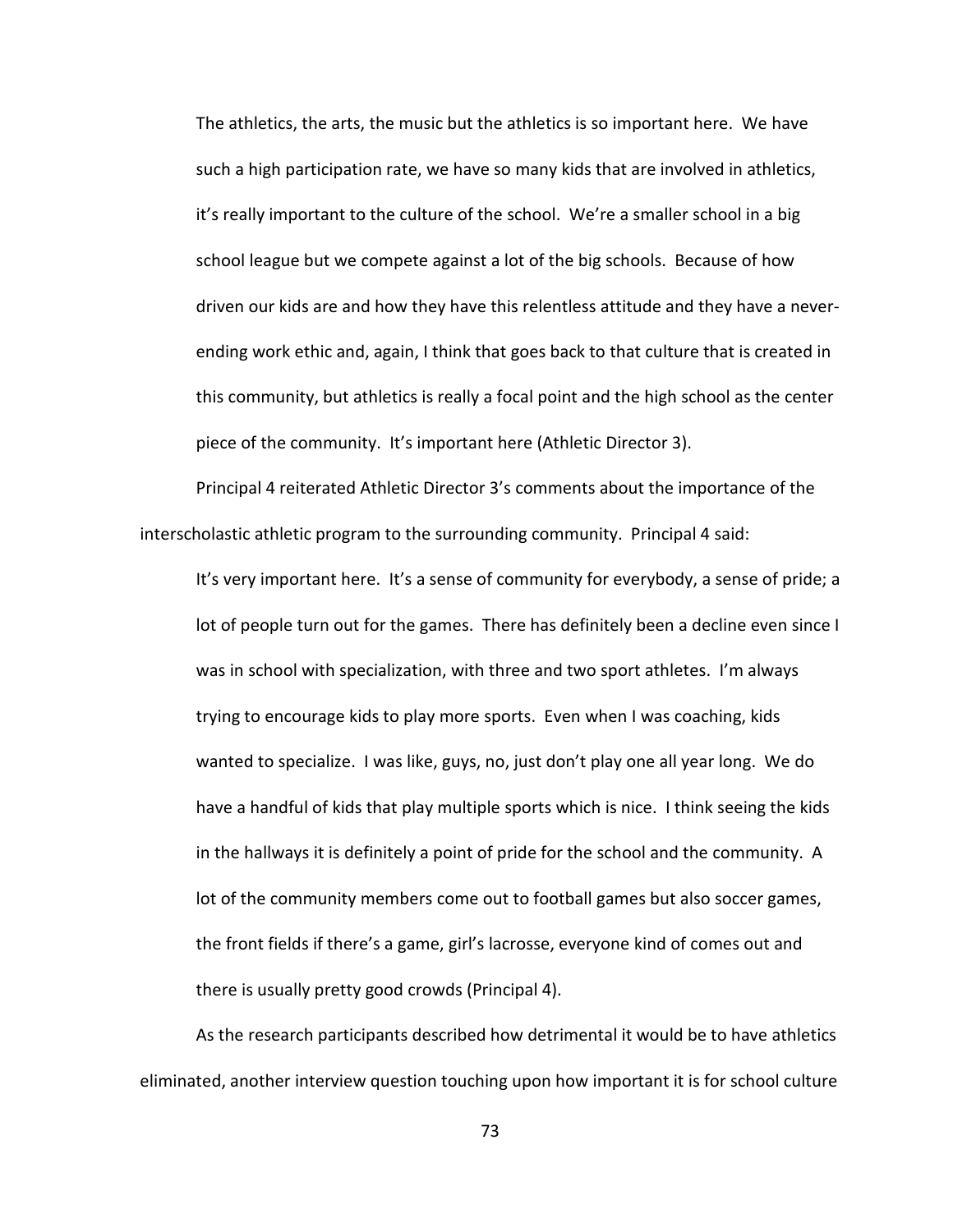> The athletics, the arts, the music but the athletics is so important here. We have such a high participation rate, we have so many kids that are involved in athletics, it's really important to the culture of the school. We're a smaller school in a big school league but we compete against a lot of the big schools. Because of how driven our kids are and how they have this relentless attitude and they have a never-ending work ethic and, again, I think that goes back to that culture that is created in this community, but athletics is really a focal point and the high school as the center piece of the community. It's important here (Athletic Director 3).

Principal 4 reiterated Athletic Director 3's comments about the importance of the interscholastic athletic program to the surrounding community. Principal 4 said:

> It's very important here. It's a sense of community for everybody, a sense of pride; a lot of people turn out for the games. There has definitely been a decline even since I was in school with specialization, with three and two sport athletes. I'm always trying to encourage kids to play more sports. Even when I was coaching, kids wanted to specialize. I was like, guys, no, just don't play one all year long. We do have a handful of kids that play multiple sports which is nice. I think seeing the kids in the hallways it is definitely a point of pride for the school and the community. A lot of the community members come out to football games but also soccer games, the front fields if there's a game, girl's lacrosse, everyone kind of comes out and there is usually pretty good crowds (Principal 4).

As the research participants described how detrimental it would be to have athletics eliminated, another interview question touching upon how important it is for school culture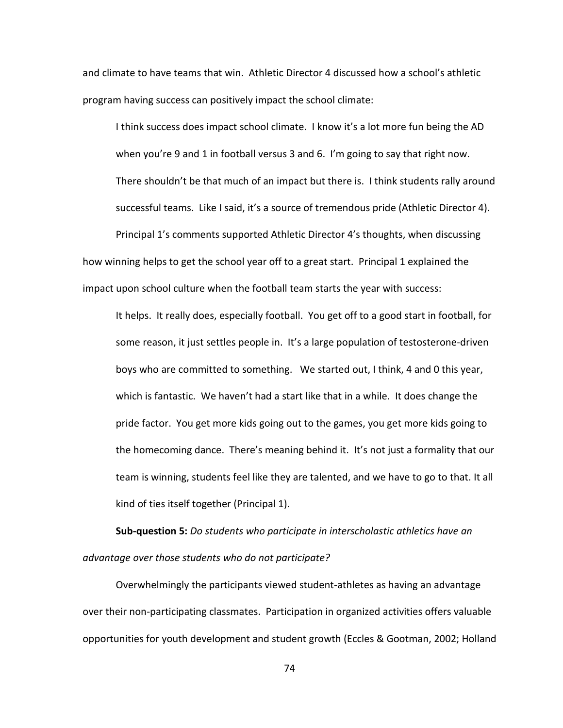and climate to have teams that win. Athletic Director 4 discussed how a school's athletic program having success can positively impact the school climate:

> I think success does impact school climate. I know it's a lot more fun being the AD when you're 9 and 1 in football versus 3 and 6. I'm going to say that right now. There shouldn't be that much of an impact but there is. I think students rally around successful teams. Like I said, it's a source of tremendous pride (Athletic Director 4).

Principal 1's comments supported Athletic Director 4's thoughts, when discussing how winning helps to get the school year off to a great start. Principal 1 explained the impact upon school culture when the football team starts the year with success:

> It helps. It really does, especially football. You get off to a good start in football, for some reason, it just settles people in. It's a large population of testosterone-driven boys who are committed to something. We started out, I think, 4 and 0 this year, which is fantastic. We haven't had a start like that in a while. It does change the pride factor. You get more kids going out to the games, you get more kids going to the homecoming dance. There's meaning behind it. It's not just a formality that our team is winning, students feel like they are talented, and we have to go to that. It all kind of ties itself together (Principal 1).

**Sub-question 5:** *Do students who participate in interscholastic athletics have an advantage over those students who do not participate?*

Overwhelmingly the participants viewed student-athletes as having an advantage over their non-participating classmates. Participation in organized activities offers valuable opportunities for youth development and student growth (Eccles & Gootman, 2002; Holland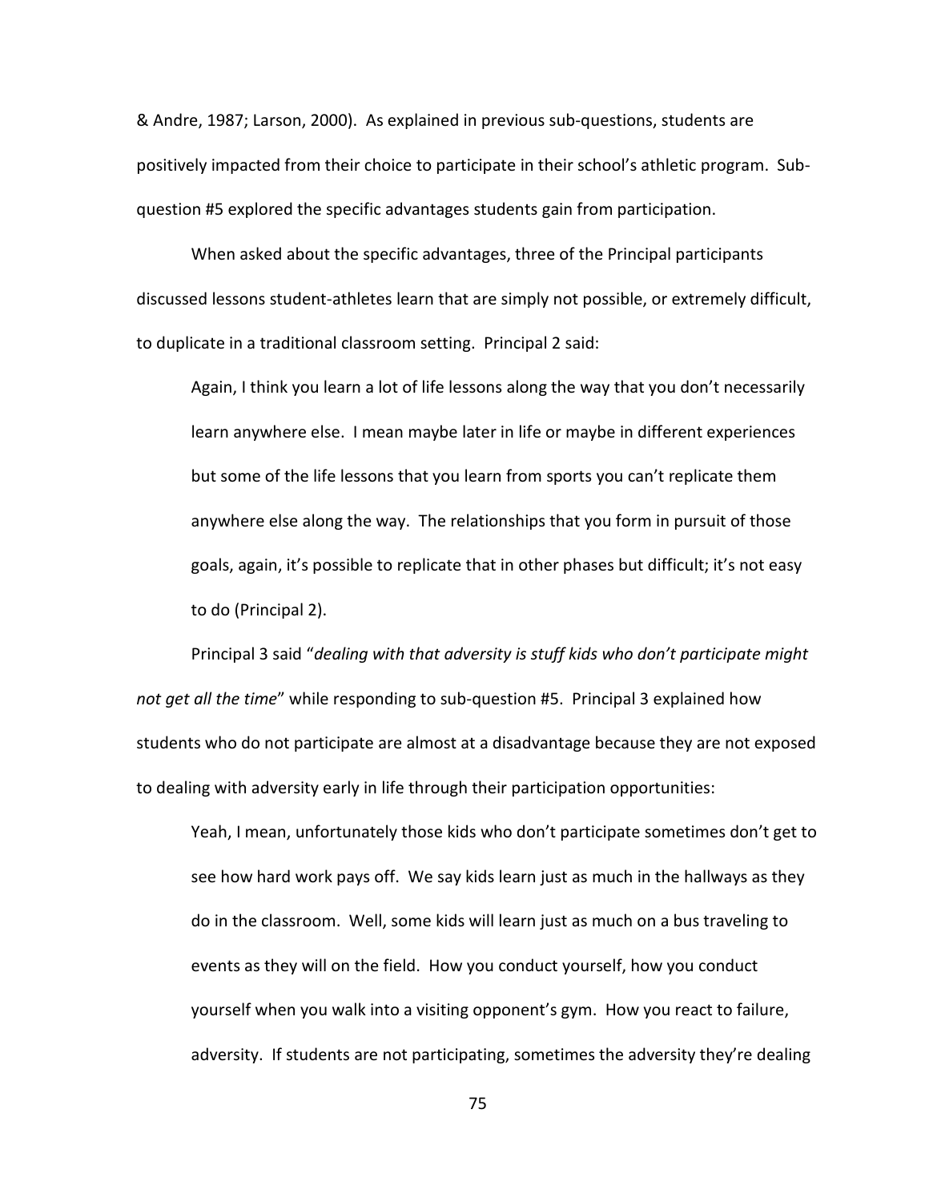& Andre, 1987; Larson, 2000). As explained in previous sub-questions, students are positively impacted from their choice to participate in their school's athletic program. Sub-question #5 explored the specific advantages students gain from participation.

When asked about the specific advantages, three of the Principal participants discussed lessons student-athletes learn that are simply not possible, or extremely difficult, to duplicate in a traditional classroom setting. Principal 2 said:

> Again, I think you learn a lot of life lessons along the way that you don't necessarily learn anywhere else. I mean maybe later in life or maybe in different experiences but some of the life lessons that you learn from sports you can't replicate them anywhere else along the way. The relationships that you form in pursuit of those goals, again, it's possible to replicate that in other phases but difficult; it's not easy to do (Principal 2).

Principal 3 said "*dealing with that adversity is stuff kids who don't participate might not get all the time*" while responding to sub-question #5. Principal 3 explained how students who do not participate are almost at a disadvantage because they are not exposed to dealing with adversity early in life through their participation opportunities:

> Yeah, I mean, unfortunately those kids who don't participate sometimes don't get to see how hard work pays off. We say kids learn just as much in the hallways as they do in the classroom. Well, some kids will learn just as much on a bus traveling to events as they will on the field. How you conduct yourself, how you conduct yourself when you walk into a visiting opponent's gym. How you react to failure, adversity. If students are not participating, sometimes the adversity they're dealing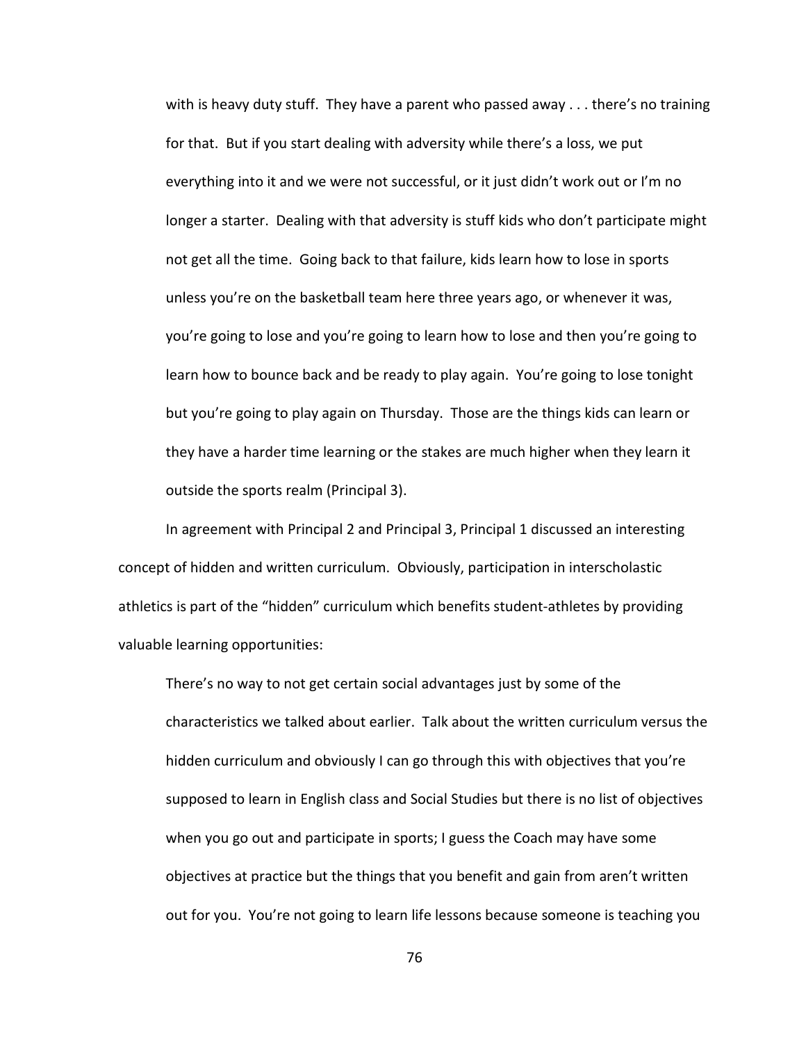> with is heavy duty stuff. They have a parent who passed away . . . there's no training for that. But if you start dealing with adversity while there's a loss, we put everything into it and we were not successful, or it just didn't work out or I'm no longer a starter. Dealing with that adversity is stuff kids who don't participate might not get all the time. Going back to that failure, kids learn how to lose in sports unless you're on the basketball team here three years ago, or whenever it was, you're going to lose and you're going to learn how to lose and then you're going to learn how to bounce back and be ready to play again. You're going to lose tonight but you're going to play again on Thursday. Those are the things kids can learn or they have a harder time learning or the stakes are much higher when they learn it outside the sports realm (Principal 3).

In agreement with Principal 2 and Principal 3, Principal 1 discussed an interesting concept of hidden and written curriculum. Obviously, participation in interscholastic athletics is part of the "hidden" curriculum which benefits student-athletes by providing valuable learning opportunities:

> There's no way to not get certain social advantages just by some of the characteristics we talked about earlier. Talk about the written curriculum versus the hidden curriculum and obviously I can go through this with objectives that you're supposed to learn in English class and Social Studies but there is no list of objectives when you go out and participate in sports; I guess the Coach may have some objectives at practice but the things that you benefit and gain from aren't written out for you. You're not going to learn life lessons because someone is teaching you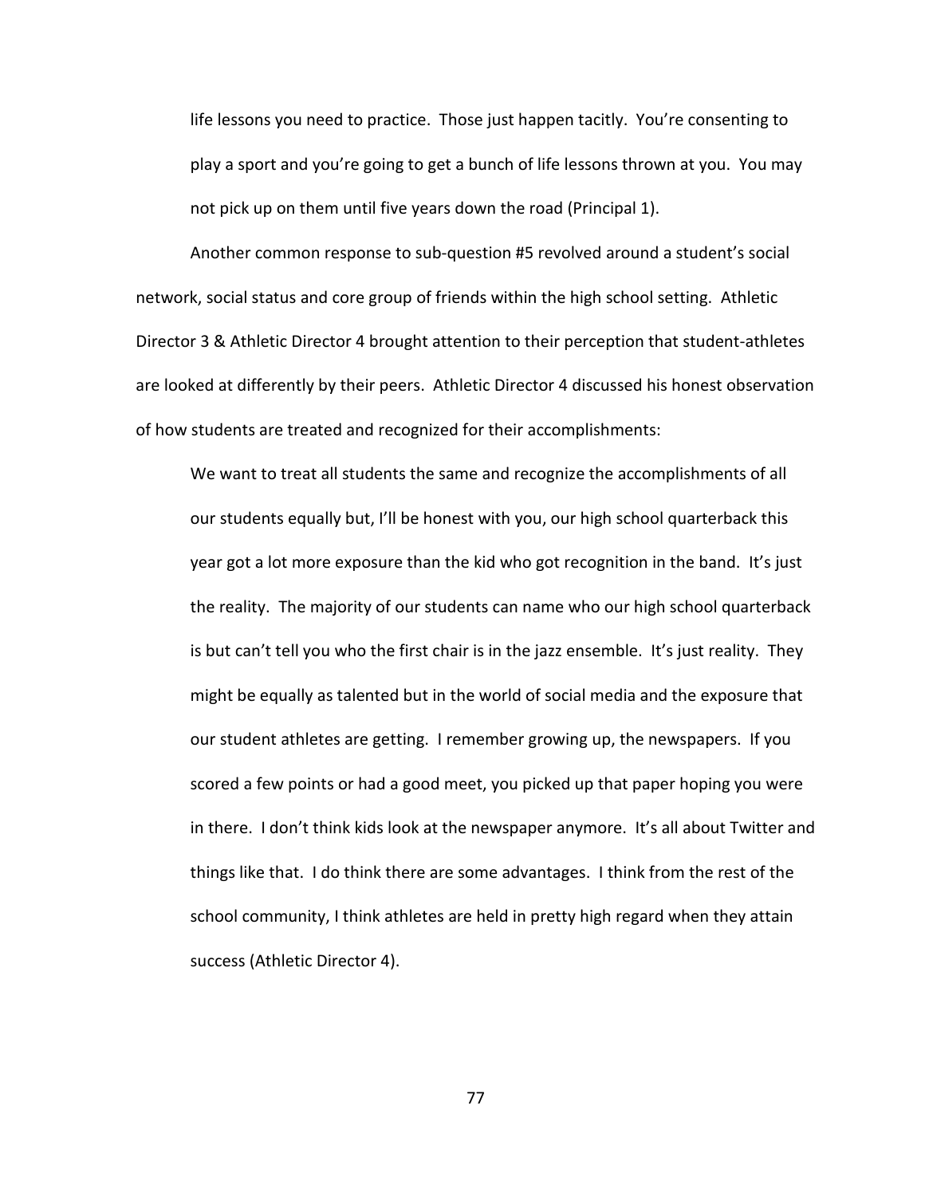> life lessons you need to practice. Those just happen tacitly. You're consenting to play a sport and you're going to get a bunch of life lessons thrown at you. You may not pick up on them until five years down the road (Principal 1).

Another common response to sub-question #5 revolved around a student's social network, social status and core group of friends within the high school setting. Athletic Director 3 & Athletic Director 4 brought attention to their perception that student-athletes are looked at differently by their peers. Athletic Director 4 discussed his honest observation of how students are treated and recognized for their accomplishments:

> We want to treat all students the same and recognize the accomplishments of all our students equally but, I'll be honest with you, our high school quarterback this year got a lot more exposure than the kid who got recognition in the band. It's just the reality. The majority of our students can name who our high school quarterback is but can't tell you who the first chair is in the jazz ensemble. It's just reality. They might be equally as talented but in the world of social media and the exposure that our student athletes are getting. I remember growing up, the newspapers. If you scored a few points or had a good meet, you picked up that paper hoping you were in there. I don't think kids look at the newspaper anymore. It's all about Twitter and things like that. I do think there are some advantages. I think from the rest of the school community, I think athletes are held in pretty high regard when they attain success (Athletic Director 4).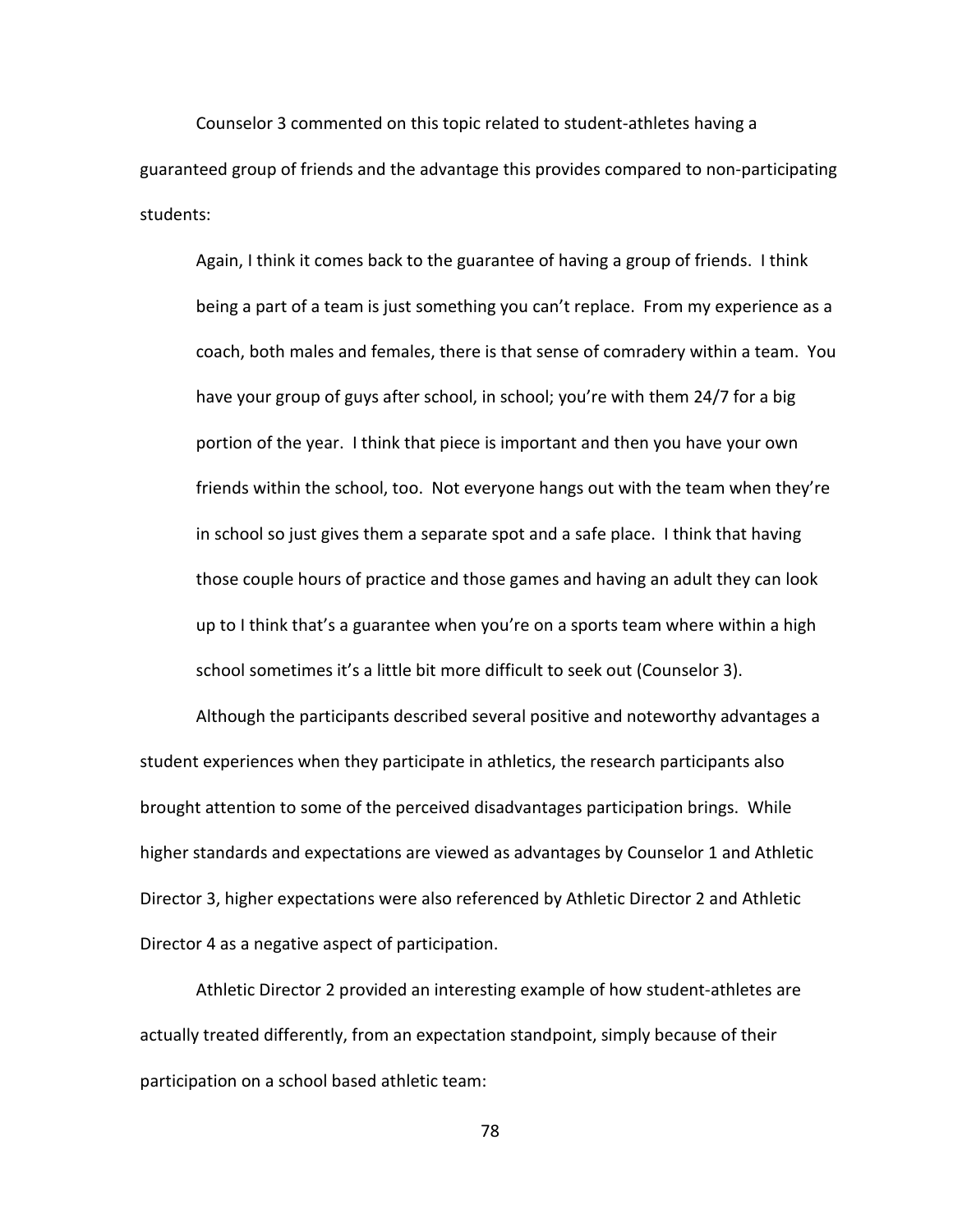Counselor 3 commented on this topic related to student-athletes having a guaranteed group of friends and the advantage this provides compared to non-participating students:

> Again, I think it comes back to the guarantee of having a group of friends. I think being a part of a team is just something you can't replace. From my experience as a coach, both males and females, there is that sense of comradery within a team. You have your group of guys after school, in school; you're with them 24/7 for a big portion of the year. I think that piece is important and then you have your own friends within the school, too. Not everyone hangs out with the team when they're in school so just gives them a separate spot and a safe place. I think that having those couple hours of practice and those games and having an adult they can look up to I think that's a guarantee when you're on a sports team where within a high school sometimes it's a little bit more difficult to seek out (Counselor 3).

Although the participants described several positive and noteworthy advantages a student experiences when they participate in athletics, the research participants also brought attention to some of the perceived disadvantages participation brings. While higher standards and expectations are viewed as advantages by Counselor 1 and Athletic Director 3, higher expectations were also referenced by Athletic Director 2 and Athletic Director 4 as a negative aspect of participation.

Athletic Director 2 provided an interesting example of how student-athletes are actually treated differently, from an expectation standpoint, simply because of their participation on a school based athletic team: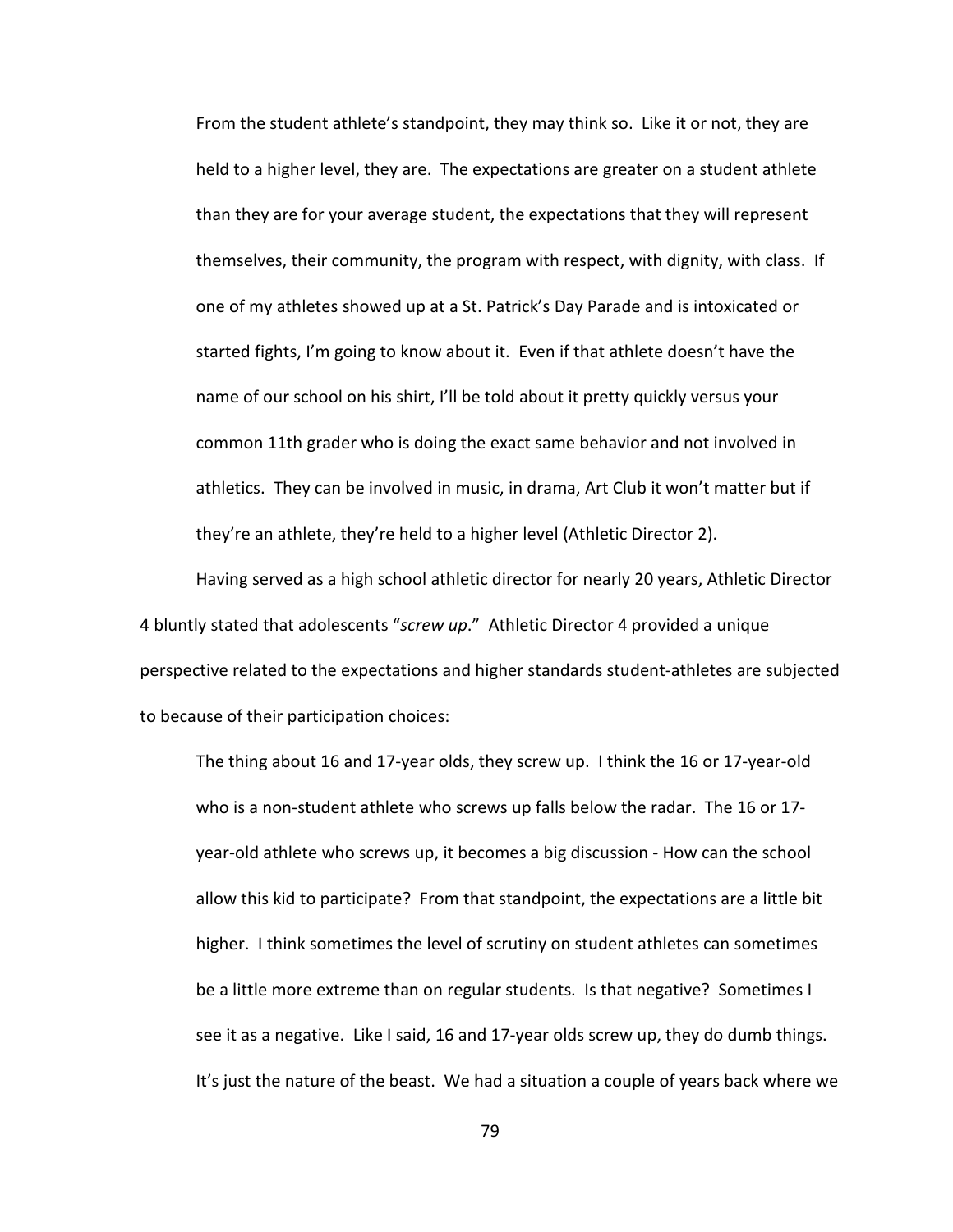> From the student athlete's standpoint, they may think so. Like it or not, they are held to a higher level, they are. The expectations are greater on a student athlete than they are for your average student, the expectations that they will represent themselves, their community, the program with respect, with dignity, with class. If one of my athletes showed up at a St. Patrick's Day Parade and is intoxicated or started fights, I'm going to know about it. Even if that athlete doesn't have the name of our school on his shirt, I'll be told about it pretty quickly versus your common 11th grader who is doing the exact same behavior and not involved in athletics. They can be involved in music, in drama, Art Club it won't matter but if they're an athlete, they're held to a higher level (Athletic Director 2).

Having served as a high school athletic director for nearly 20 years, Athletic Director 4 bluntly stated that adolescents "*screw up*." Athletic Director 4 provided a unique perspective related to the expectations and higher standards student-athletes are subjected to because of their participation choices:

> The thing about 16 and 17-year olds, they screw up. I think the 16 or 17-year-old who is a non-student athlete who screws up falls below the radar. The 16 or 17-year-old athlete who screws up, it becomes a big discussion - How can the school allow this kid to participate? From that standpoint, the expectations are a little bit higher. I think sometimes the level of scrutiny on student athletes can sometimes be a little more extreme than on regular students. Is that negative? Sometimes I see it as a negative. Like I said, 16 and 17-year olds screw up, they do dumb things. It's just the nature of the beast. We had a situation a couple of years back where we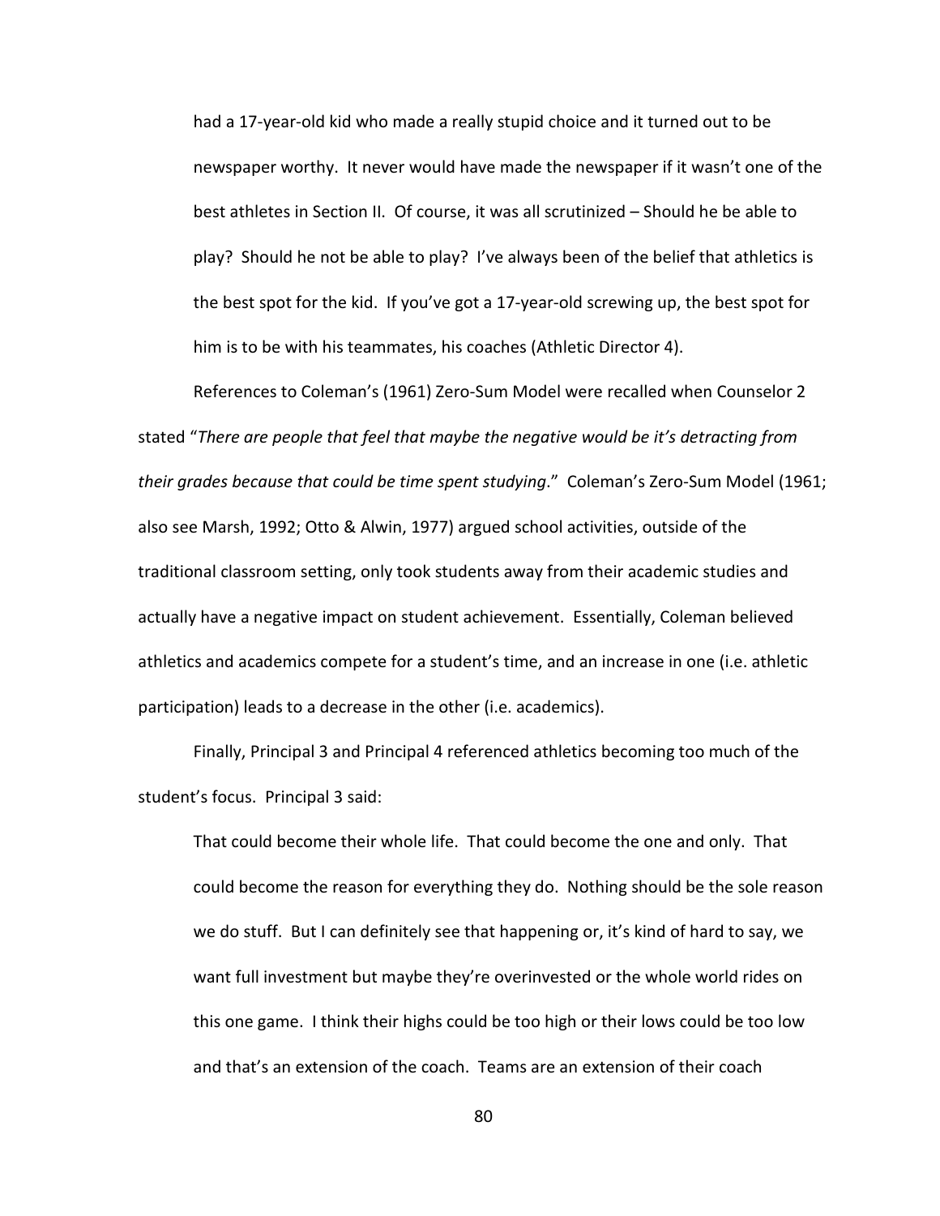> had a 17-year-old kid who made a really stupid choice and it turned out to be newspaper worthy. It never would have made the newspaper if it wasn't one of the best athletes in Section II. Of course, it was all scrutinized – Should he be able to play? Should he not be able to play? I've always been of the belief that athletics is the best spot for the kid. If you've got a 17-year-old screwing up, the best spot for him is to be with his teammates, his coaches (Athletic Director 4).

References to Coleman's (1961) Zero-Sum Model were recalled when Counselor 2 stated "*There are people that feel that maybe the negative would be it's detracting from their grades because that could be time spent studying*." Coleman's Zero-Sum Model (1961; also see Marsh, 1992; Otto & Alwin, 1977) argued school activities, outside of the traditional classroom setting, only took students away from their academic studies and actually have a negative impact on student achievement. Essentially, Coleman believed athletics and academics compete for a student's time, and an increase in one (i.e. athletic participation) leads to a decrease in the other (i.e. academics).

Finally, Principal 3 and Principal 4 referenced athletics becoming too much of the student's focus. Principal 3 said:

> That could become their whole life. That could become the one and only. That could become the reason for everything they do. Nothing should be the sole reason we do stuff. But I can definitely see that happening or, it's kind of hard to say, we want full investment but maybe they're overinvested or the whole world rides on this one game. I think their highs could be too high or their lows could be too low and that's an extension of the coach. Teams are an extension of their coach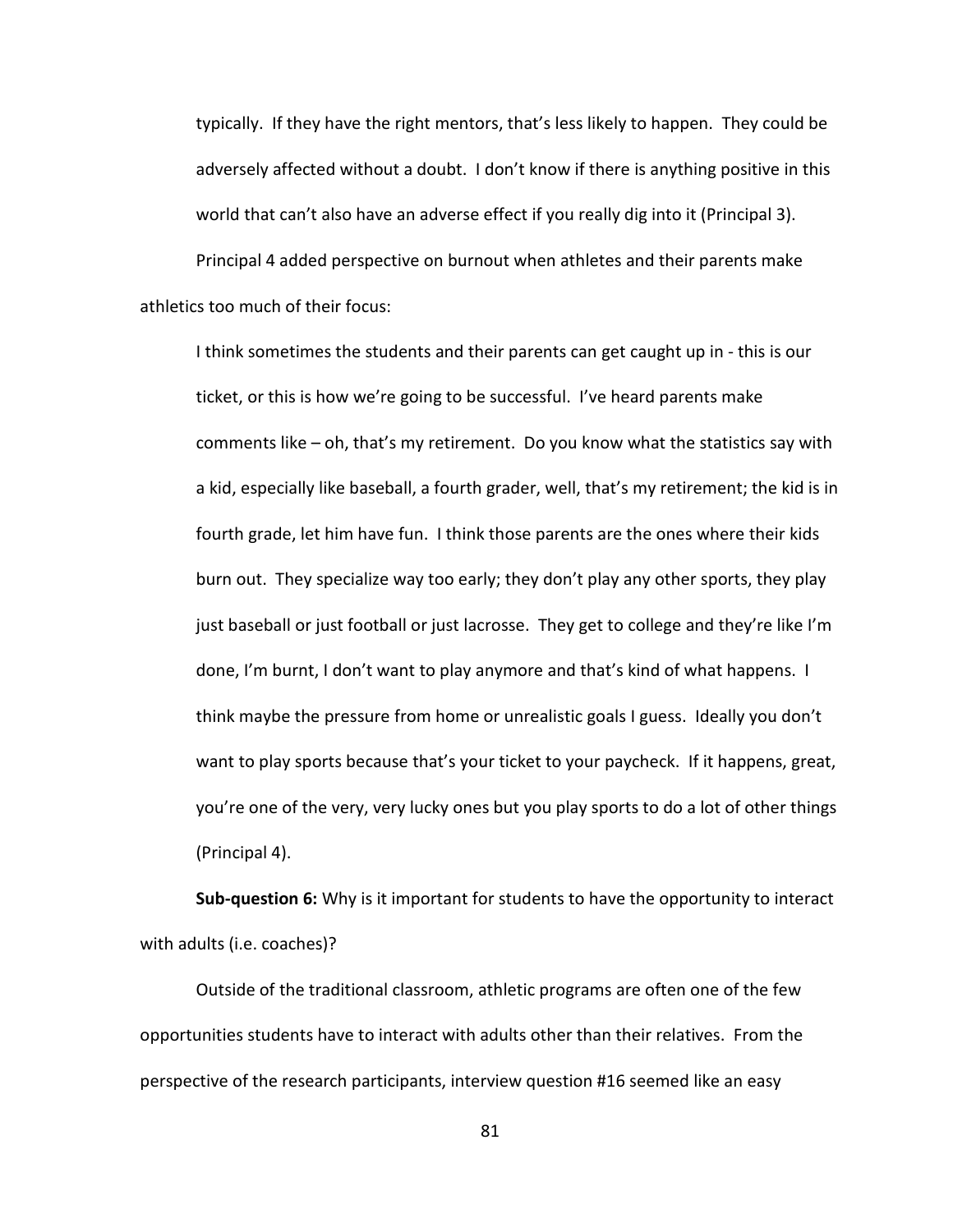> typically. If they have the right mentors, that's less likely to happen. They could be adversely affected without a doubt. I don't know if there is anything positive in this world that can't also have an adverse effect if you really dig into it (Principal 3).

Principal 4 added perspective on burnout when athletes and their parents make athletics too much of their focus:

> I think sometimes the students and their parents can get caught up in - this is our ticket, or this is how we're going to be successful. I've heard parents make comments like – oh, that's my retirement. Do you know what the statistics say with a kid, especially like baseball, a fourth grader, well, that's my retirement; the kid is in fourth grade, let him have fun. I think those parents are the ones where their kids burn out. They specialize way too early; they don't play any other sports, they play just baseball or just football or just lacrosse. They get to college and they're like I'm done, I'm burnt, I don't want to play anymore and that's kind of what happens. I think maybe the pressure from home or unrealistic goals I guess. Ideally you don't want to play sports because that's your ticket to your paycheck. If it happens, great, you're one of the very, very lucky ones but you play sports to do a lot of other things (Principal 4).

**Sub-question 6:** Why is it important for students to have the opportunity to interact with adults (i.e. coaches)?

Outside of the traditional classroom, athletic programs are often one of the few opportunities students have to interact with adults other than their relatives. From the perspective of the research participants, interview question #16 seemed like an easy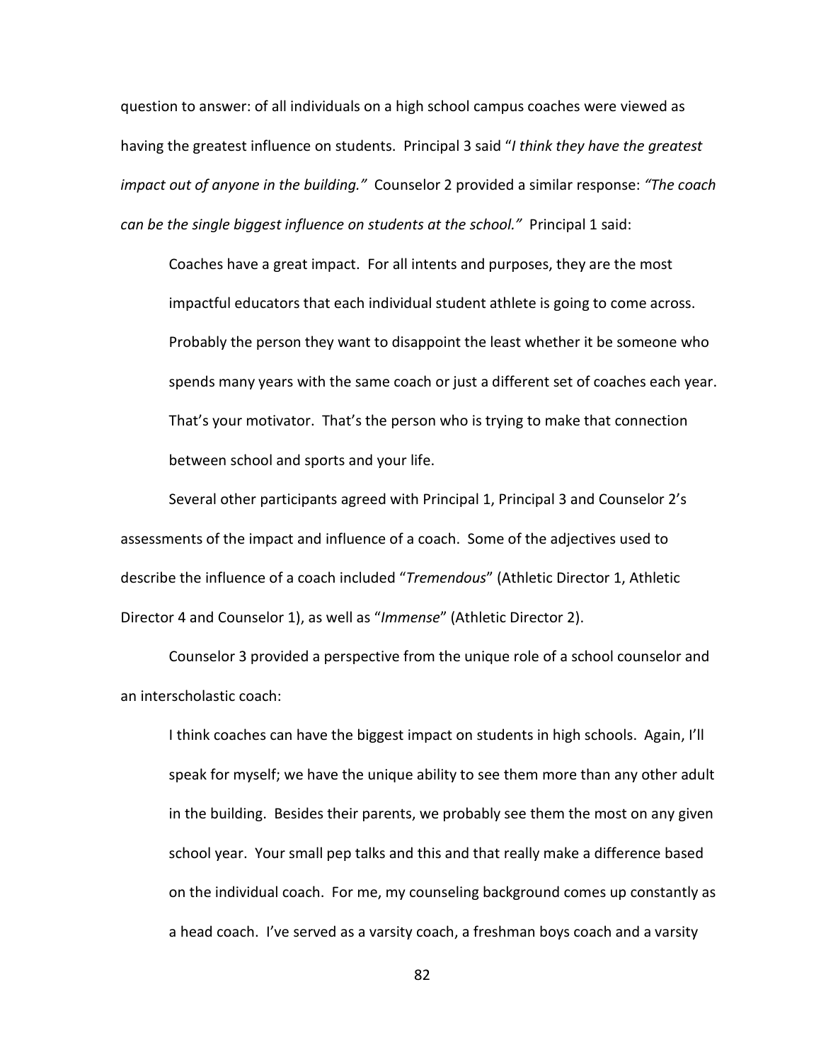question to answer: of all individuals on a high school campus coaches were viewed as having the greatest influence on students. Principal 3 said "*I think they have the greatest impact out of anyone in the building.*" Counselor 2 provided a similar response: *"The coach can be the single biggest influence on students at the school."* Principal 1 said:

> Coaches have a great impact. For all intents and purposes, they are the most impactful educators that each individual student athlete is going to come across. Probably the person they want to disappoint the least whether it be someone who spends many years with the same coach or just a different set of coaches each year. That's your motivator. That's the person who is trying to make that connection between school and sports and your life.

Several other participants agreed with Principal 1, Principal 3 and Counselor 2's assessments of the impact and influence of a coach. Some of the adjectives used to describe the influence of a coach included "*Tremendous*" (Athletic Director 1, Athletic Director 4 and Counselor 1), as well as "*Immense*" (Athletic Director 2).

Counselor 3 provided a perspective from the unique role of a school counselor and an interscholastic coach:

> I think coaches can have the biggest impact on students in high schools. Again, I'll speak for myself; we have the unique ability to see them more than any other adult in the building. Besides their parents, we probably see them the most on any given school year. Your small pep talks and this and that really make a difference based on the individual coach. For me, my counseling background comes up constantly as a head coach. I've served as a varsity coach, a freshman boys coach and a varsity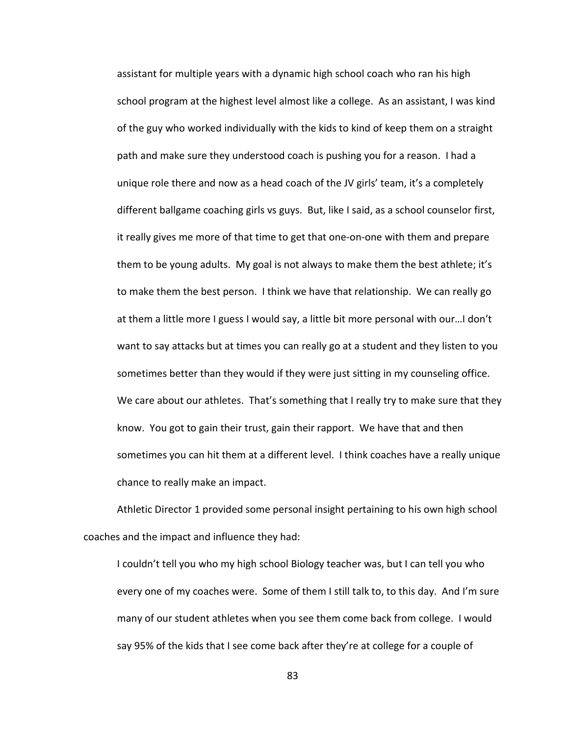> assistant for multiple years with a dynamic high school coach who ran his high school program at the highest level almost like a college. As an assistant, I was kind of the guy who worked individually with the kids to kind of keep them on a straight path and make sure they understood coach is pushing you for a reason. I had a unique role there and now as a head coach of the JV girls' team, it's a completely different ballgame coaching girls vs guys. But, like I said, as a school counselor first, it really gives me more of that time to get that one-on-one with them and prepare them to be young adults. My goal is not always to make them the best athlete; it's to make them the best person. I think we have that relationship. We can really go at them a little more I guess I would say, a little bit more personal with our…I don't want to say attacks but at times you can really go at a student and they listen to you sometimes better than they would if they were just sitting in my counseling office. We care about our athletes. That's something that I really try to make sure that they know. You got to gain their trust, gain their rapport. We have that and then sometimes you can hit them at a different level. I think coaches have a really unique chance to really make an impact.

Athletic Director 1 provided some personal insight pertaining to his own high school coaches and the impact and influence they had:

> I couldn't tell you who my high school Biology teacher was, but I can tell you who every one of my coaches were. Some of them I still talk to, to this day. And I'm sure many of our student athletes when you see them come back from college. I would say 95% of the kids that I see come back after they're at college for a couple of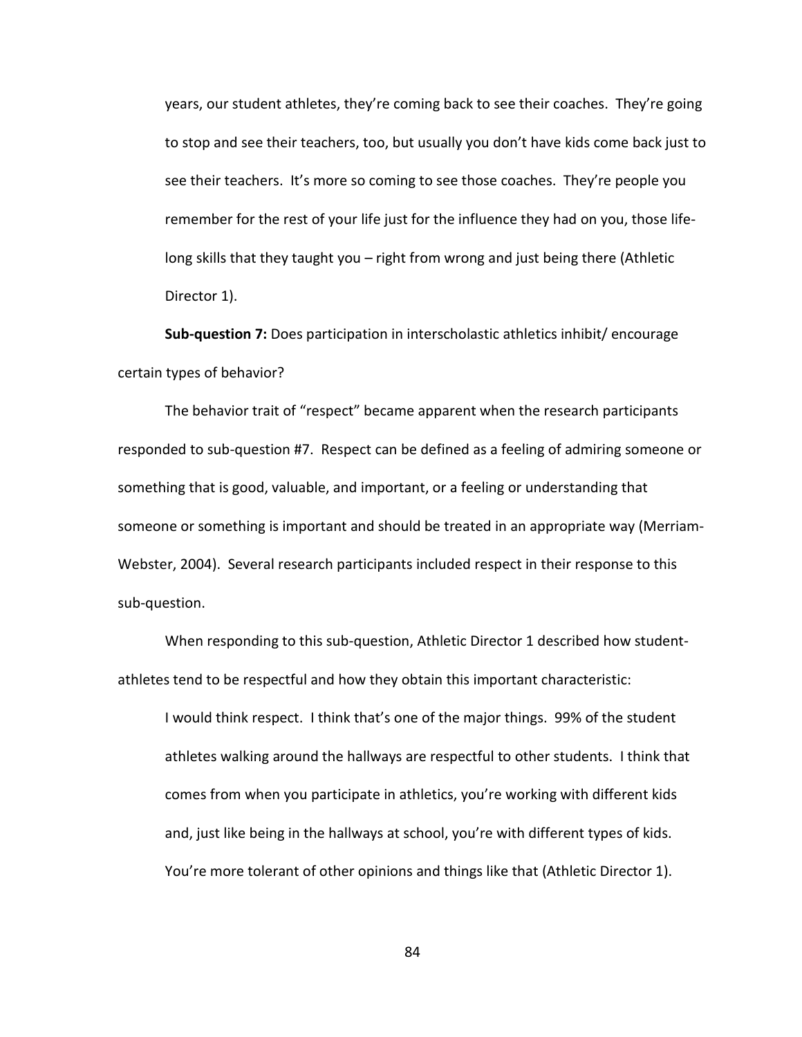> years, our student athletes, they're coming back to see their coaches. They're going to stop and see their teachers, too, but usually you don't have kids come back just to see their teachers. It's more so coming to see those coaches. They're people you remember for the rest of your life just for the influence they had on you, those life-long skills that they taught you – right from wrong and just being there (Athletic Director 1).

**Sub-question 7:** Does participation in interscholastic athletics inhibit/ encourage certain types of behavior?

The behavior trait of "respect" became apparent when the research participants responded to sub-question #7. Respect can be defined as a feeling of admiring someone or something that is good, valuable, and important, or a feeling or understanding that someone or something is important and should be treated in an appropriate way (Merriam-Webster, 2004). Several research participants included respect in their response to this sub-question.

When responding to this sub-question, Athletic Director 1 described how student-athletes tend to be respectful and how they obtain this important characteristic:

> I would think respect. I think that's one of the major things. 99% of the student athletes walking around the hallways are respectful to other students. I think that comes from when you participate in athletics, you're working with different kids and, just like being in the hallways at school, you're with different types of kids. You're more tolerant of other opinions and things like that (Athletic Director 1).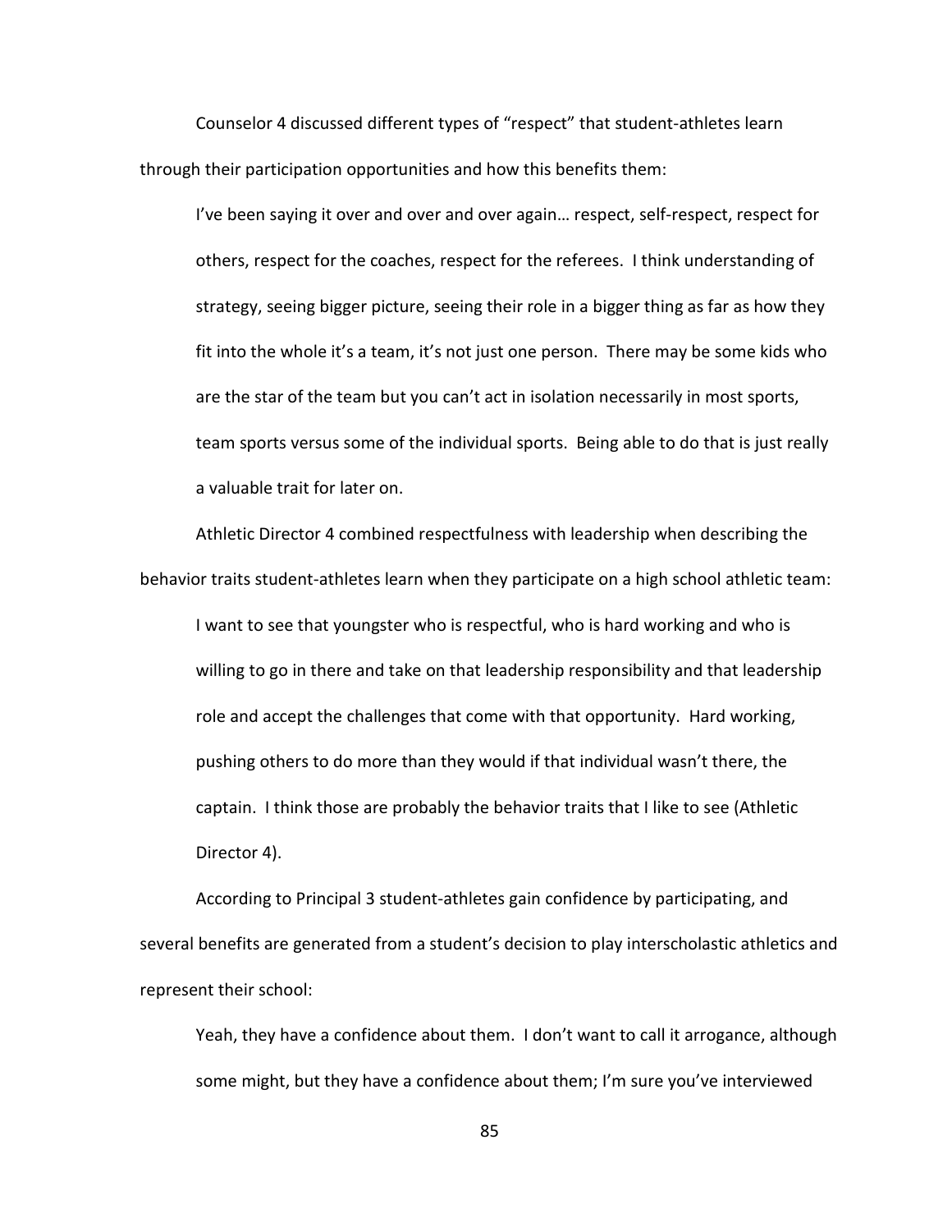Counselor 4 discussed different types of "respect" that student-athletes learn through their participation opportunities and how this benefits them:

> I've been saying it over and over and over again… respect, self-respect, respect for others, respect for the coaches, respect for the referees. I think understanding of strategy, seeing bigger picture, seeing their role in a bigger thing as far as how they fit into the whole it's a team, it's not just one person. There may be some kids who are the star of the team but you can't act in isolation necessarily in most sports, team sports versus some of the individual sports. Being able to do that is just really a valuable trait for later on.

Athletic Director 4 combined respectfulness with leadership when describing the behavior traits student-athletes learn when they participate on a high school athletic team:

> I want to see that youngster who is respectful, who is hard working and who is willing to go in there and take on that leadership responsibility and that leadership role and accept the challenges that come with that opportunity. Hard working, pushing others to do more than they would if that individual wasn't there, the captain. I think those are probably the behavior traits that I like to see (Athletic Director 4).

According to Principal 3 student-athletes gain confidence by participating, and several benefits are generated from a student's decision to play interscholastic athletics and represent their school:

> Yeah, they have a confidence about them. I don't want to call it arrogance, although some might, but they have a confidence about them; I'm sure you've interviewed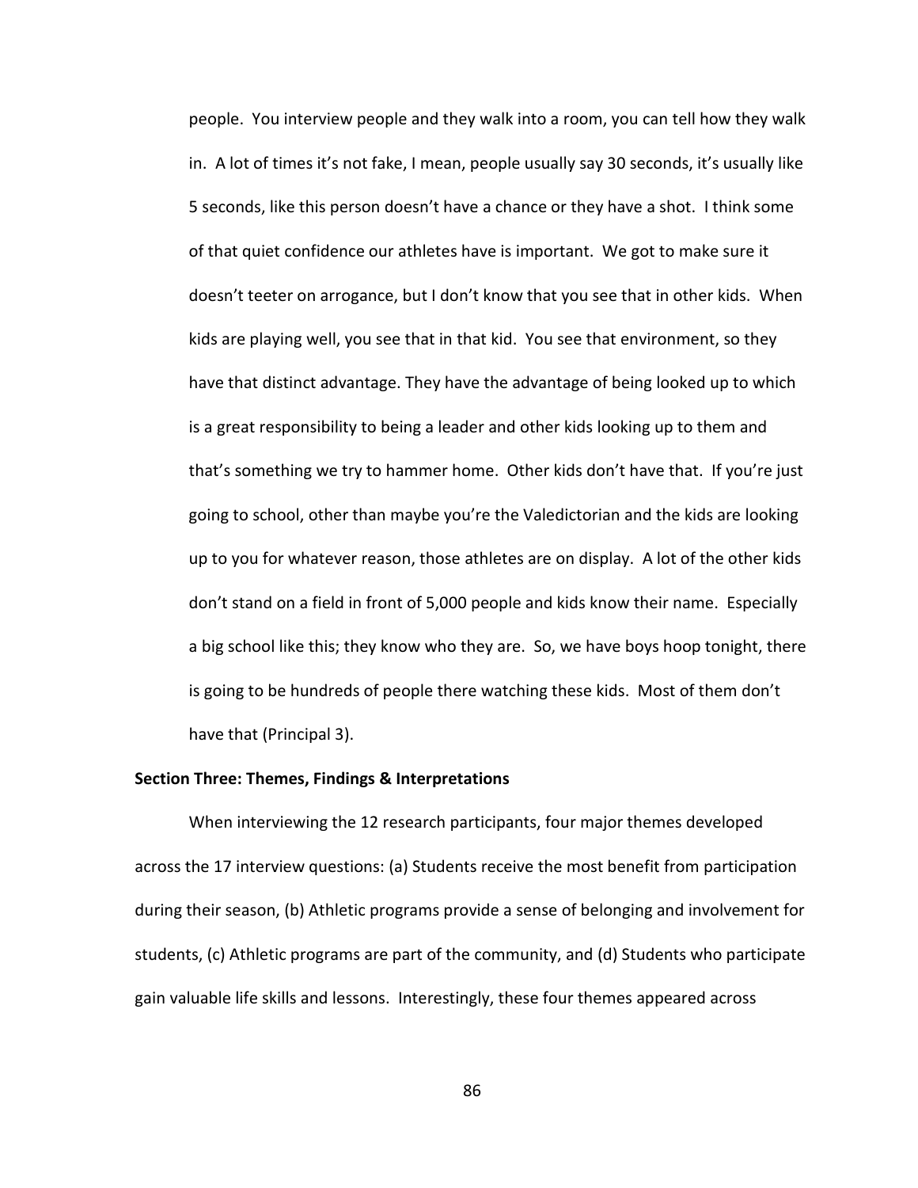people. You interview people and they walk into a room, you can tell how they walk in. A lot of times it's not fake, I mean, people usually say 30 seconds, it's usually like 5 seconds, like this person doesn't have a chance or they have a shot. I think some of that quiet confidence our athletes have is important. We got to make sure it doesn't teeter on arrogance, but I don't know that you see that in other kids. When kids are playing well, you see that in that kid. You see that environment, so they have that distinct advantage. They have the advantage of being looked up to which is a great responsibility to being a leader and other kids looking up to them and that's something we try to hammer home. Other kids don't have that. If you're just going to school, other than maybe you're the Valedictorian and the kids are looking up to you for whatever reason, those athletes are on display. A lot of the other kids don't stand on a field in front of 5,000 people and kids know their name. Especially a big school like this; they know who they are. So, we have boys hoop tonight, there is going to be hundreds of people there watching these kids. Most of them don't have that (Principal 3).

**Section Three: Themes, Findings & Interpretations**

When interviewing the 12 research participants, four major themes developed across the 17 interview questions: (a) Students receive the most benefit from participation during their season, (b) Athletic programs provide a sense of belonging and involvement for students, (c) Athletic programs are part of the community, and (d) Students who participate gain valuable life skills and lessons. Interestingly, these four themes appeared across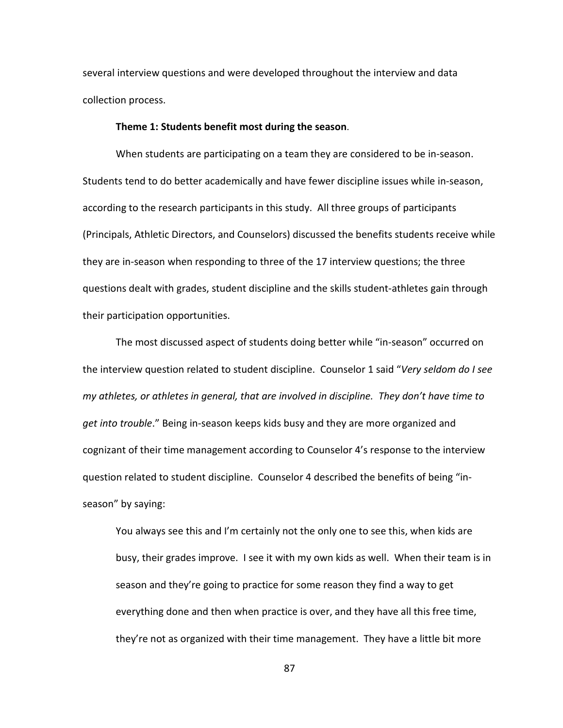several interview questions and were developed throughout the interview and data collection process.

**Theme 1: Students benefit most during the season**.

When students are participating on a team they are considered to be in-season. Students tend to do better academically and have fewer discipline issues while in-season, according to the research participants in this study. All three groups of participants (Principals, Athletic Directors, and Counselors) discussed the benefits students receive while they are in-season when responding to three of the 17 interview questions; the three questions dealt with grades, student discipline and the skills student-athletes gain through their participation opportunities.

The most discussed aspect of students doing better while "in-season" occurred on the interview question related to student discipline. Counselor 1 said "*Very seldom do I see my athletes, or athletes in general, that are involved in discipline. They don't have time to get into trouble*." Being in-season keeps kids busy and they are more organized and cognizant of their time management according to Counselor 4's response to the interview question related to student discipline. Counselor 4 described the benefits of being "in-season" by saying:

> You always see this and I'm certainly not the only one to see this, when kids are busy, their grades improve. I see it with my own kids as well. When their team is in season and they're going to practice for some reason they find a way to get everything done and then when practice is over, and they have all this free time, they're not as organized with their time management. They have a little bit more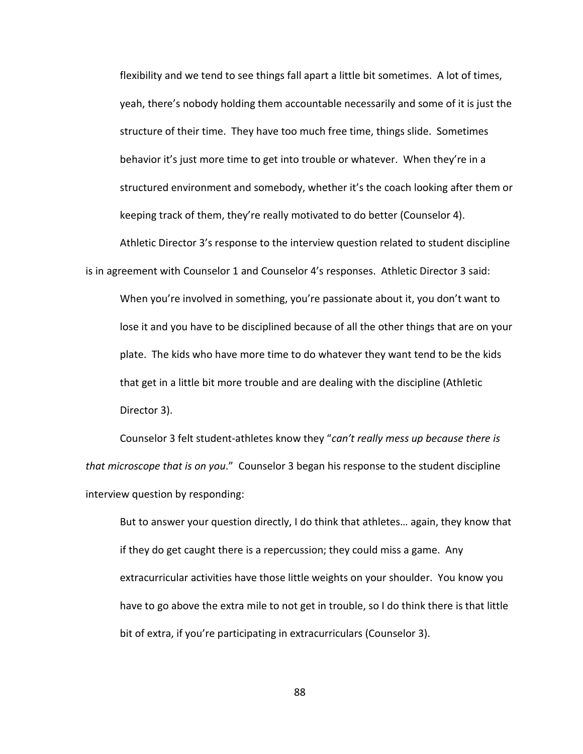> flexibility and we tend to see things fall apart a little bit sometimes. A lot of times, yeah, there's nobody holding them accountable necessarily and some of it is just the structure of their time. They have too much free time, things slide. Sometimes behavior it's just more time to get into trouble or whatever. When they're in a structured environment and somebody, whether it's the coach looking after them or keeping track of them, they're really motivated to do better (Counselor 4).

Athletic Director 3's response to the interview question related to student discipline is in agreement with Counselor 1 and Counselor 4's responses. Athletic Director 3 said:

> When you're involved in something, you're passionate about it, you don't want to lose it and you have to be disciplined because of all the other things that are on your plate. The kids who have more time to do whatever they want tend to be the kids that get in a little bit more trouble and are dealing with the discipline (Athletic Director 3).

Counselor 3 felt student-athletes know they "*can't really mess up because there is that microscope that is on you*." Counselor 3 began his response to the student discipline interview question by responding:

> But to answer your question directly, I do think that athletes… again, they know that if they do get caught there is a repercussion; they could miss a game. Any extracurricular activities have those little weights on your shoulder. You know you have to go above the extra mile to not get in trouble, so I do think there is that little bit of extra, if you're participating in extracurriculars (Counselor 3).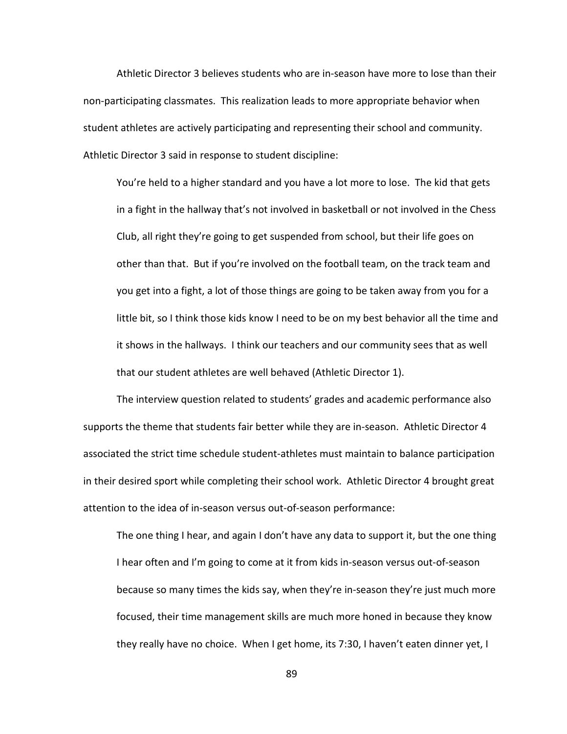Athletic Director 3 believes students who are in-season have more to lose than their non-participating classmates. This realization leads to more appropriate behavior when student athletes are actively participating and representing their school and community. Athletic Director 3 said in response to student discipline:

> You're held to a higher standard and you have a lot more to lose. The kid that gets in a fight in the hallway that's not involved in basketball or not involved in the Chess Club, all right they're going to get suspended from school, but their life goes on other than that. But if you're involved on the football team, on the track team and you get into a fight, a lot of those things are going to be taken away from you for a little bit, so I think those kids know I need to be on my best behavior all the time and it shows in the hallways. I think our teachers and our community sees that as well that our student athletes are well behaved (Athletic Director 1).

The interview question related to students' grades and academic performance also supports the theme that students fair better while they are in-season. Athletic Director 4 associated the strict time schedule student-athletes must maintain to balance participation in their desired sport while completing their school work. Athletic Director 4 brought great attention to the idea of in-season versus out-of-season performance:

> The one thing I hear, and again I don't have any data to support it, but the one thing I hear often and I'm going to come at it from kids in-season versus out-of-season because so many times the kids say, when they're in-season they're just much more focused, their time management skills are much more honed in because they know they really have no choice. When I get home, its 7:30, I haven't eaten dinner yet, I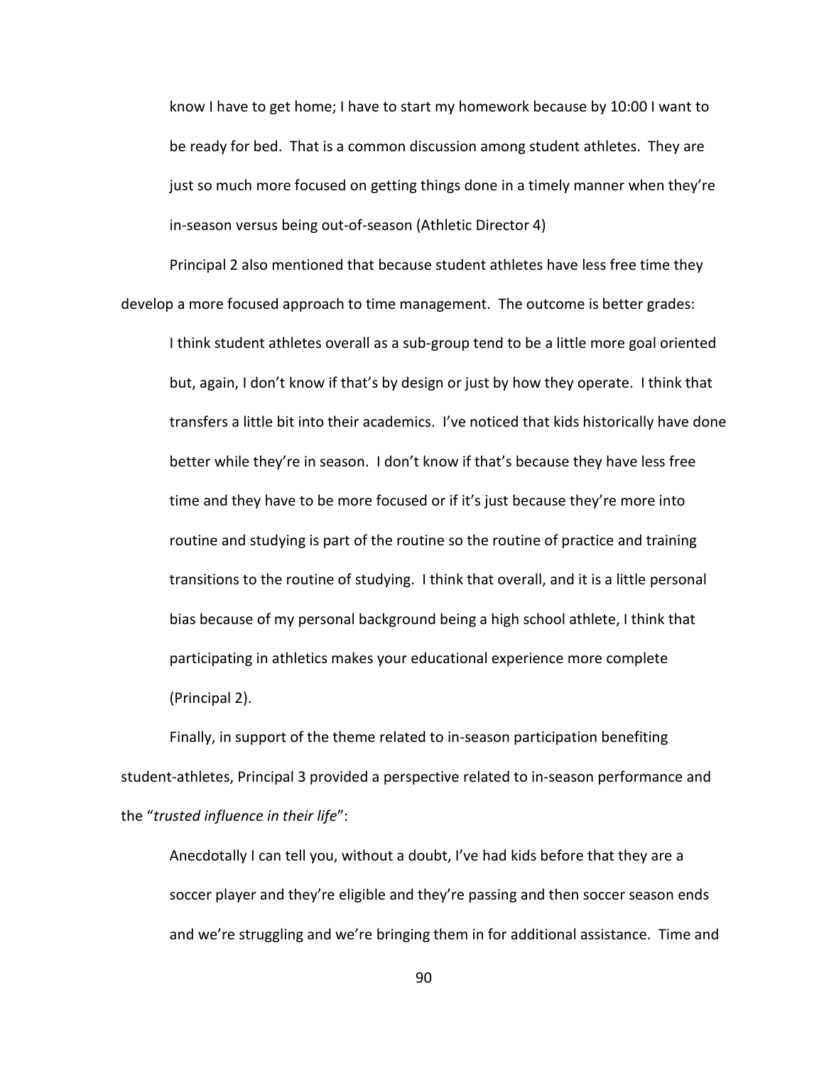> know I have to get home; I have to start my homework because by 10:00 I want to be ready for bed. That is a common discussion among student athletes. They are just so much more focused on getting things done in a timely manner when they're in-season versus being out-of-season (Athletic Director 4)

Principal 2 also mentioned that because student athletes have less free time they develop a more focused approach to time management. The outcome is better grades:

> I think student athletes overall as a sub-group tend to be a little more goal oriented but, again, I don't know if that's by design or just by how they operate. I think that transfers a little bit into their academics. I've noticed that kids historically have done better while they're in season. I don't know if that's because they have less free time and they have to be more focused or if it's just because they're more into routine and studying is part of the routine so the routine of practice and training transitions to the routine of studying. I think that overall, and it is a little personal bias because of my personal background being a high school athlete, I think that participating in athletics makes your educational experience more complete (Principal 2).

Finally, in support of the theme related to in-season participation benefiting student-athletes, Principal 3 provided a perspective related to in-season performance and the "*trusted influence in their life*":

> Anecdotally I can tell you, without a doubt, I've had kids before that they are a soccer player and they're eligible and they're passing and then soccer season ends and we're struggling and we're bringing them in for additional assistance. Time and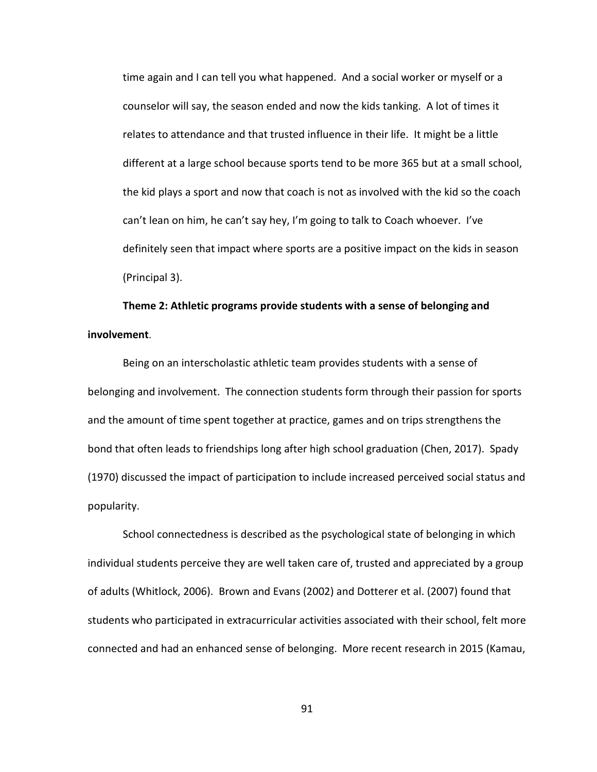time again and I can tell you what happened. And a social worker or myself or a counselor will say, the season ended and now the kids tanking. A lot of times it relates to attendance and that trusted influence in their life. It might be a little different at a large school because sports tend to be more 365 but at a small school, the kid plays a sport and now that coach is not as involved with the kid so the coach can't lean on him, he can't say hey, I'm going to talk to Coach whoever. I've definitely seen that impact where sports are a positive impact on the kids in season (Principal 3).

**Theme 2: Athletic programs provide students with a sense of belonging and involvement**.

Being on an interscholastic athletic team provides students with a sense of belonging and involvement. The connection students form through their passion for sports and the amount of time spent together at practice, games and on trips strengthens the bond that often leads to friendships long after high school graduation (Chen, 2017). Spady (1970) discussed the impact of participation to include increased perceived social status and popularity.

School connectedness is described as the psychological state of belonging in which individual students perceive they are well taken care of, trusted and appreciated by a group of adults (Whitlock, 2006). Brown and Evans (2002) and Dotterer et al. (2007) found that students who participated in extracurricular activities associated with their school, felt more connected and had an enhanced sense of belonging. More recent research in 2015 (Kamau,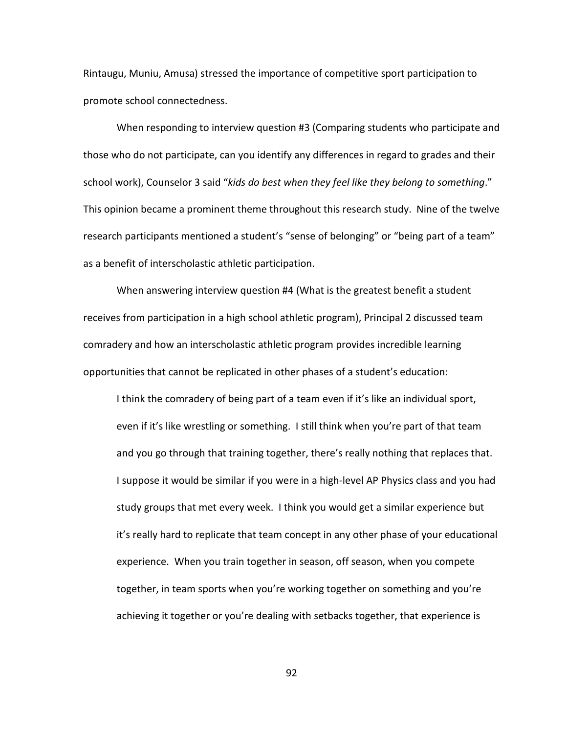Rintaugu, Muniu, Amusa) stressed the importance of competitive sport participation to promote school connectedness.

When responding to interview question #3 (Comparing students who participate and those who do not participate, can you identify any differences in regard to grades and their school work), Counselor 3 said "*kids do best when they feel like they belong to something*." This opinion became a prominent theme throughout this research study. Nine of the twelve research participants mentioned a student's "sense of belonging" or "being part of a team" as a benefit of interscholastic athletic participation.

When answering interview question #4 (What is the greatest benefit a student receives from participation in a high school athletic program), Principal 2 discussed team comradery and how an interscholastic athletic program provides incredible learning opportunities that cannot be replicated in other phases of a student's education:

> I think the comradery of being part of a team even if it's like an individual sport, even if it's like wrestling or something. I still think when you're part of that team and you go through that training together, there's really nothing that replaces that. I suppose it would be similar if you were in a high-level AP Physics class and you had study groups that met every week. I think you would get a similar experience but it's really hard to replicate that team concept in any other phase of your educational experience. When you train together in season, off season, when you compete together, in team sports when you're working together on something and you're achieving it together or you're dealing with setbacks together, that experience is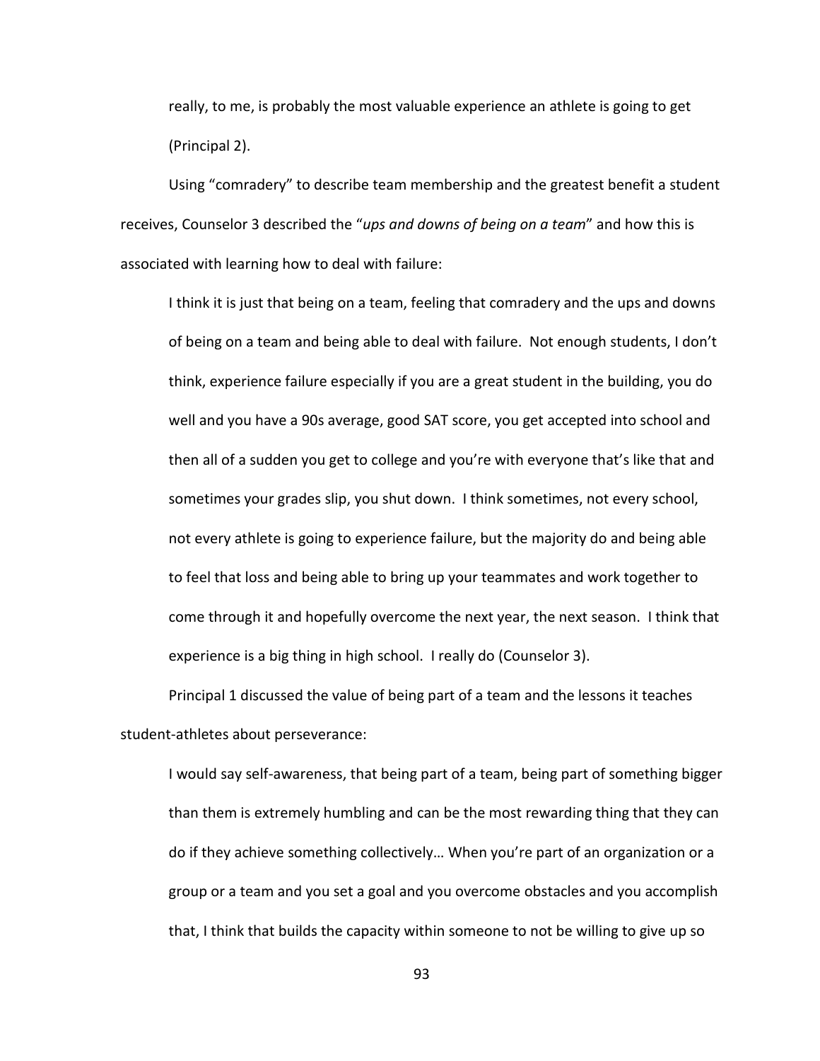really, to me, is probably the most valuable experience an athlete is going to get (Principal 2).

Using "comradery" to describe team membership and the greatest benefit a student receives, Counselor 3 described the "*ups and downs of being on a team*" and how this is associated with learning how to deal with failure:

> I think it is just that being on a team, feeling that comradery and the ups and downs of being on a team and being able to deal with failure. Not enough students, I don't think, experience failure especially if you are a great student in the building, you do well and you have a 90s average, good SAT score, you get accepted into school and then all of a sudden you get to college and you're with everyone that's like that and sometimes your grades slip, you shut down. I think sometimes, not every school, not every athlete is going to experience failure, but the majority do and being able to feel that loss and being able to bring up your teammates and work together to come through it and hopefully overcome the next year, the next season. I think that experience is a big thing in high school. I really do (Counselor 3).

Principal 1 discussed the value of being part of a team and the lessons it teaches student-athletes about perseverance:

> I would say self-awareness, that being part of a team, being part of something bigger than them is extremely humbling and can be the most rewarding thing that they can do if they achieve something collectively… When you're part of an organization or a group or a team and you set a goal and you overcome obstacles and you accomplish that, I think that builds the capacity within someone to not be willing to give up so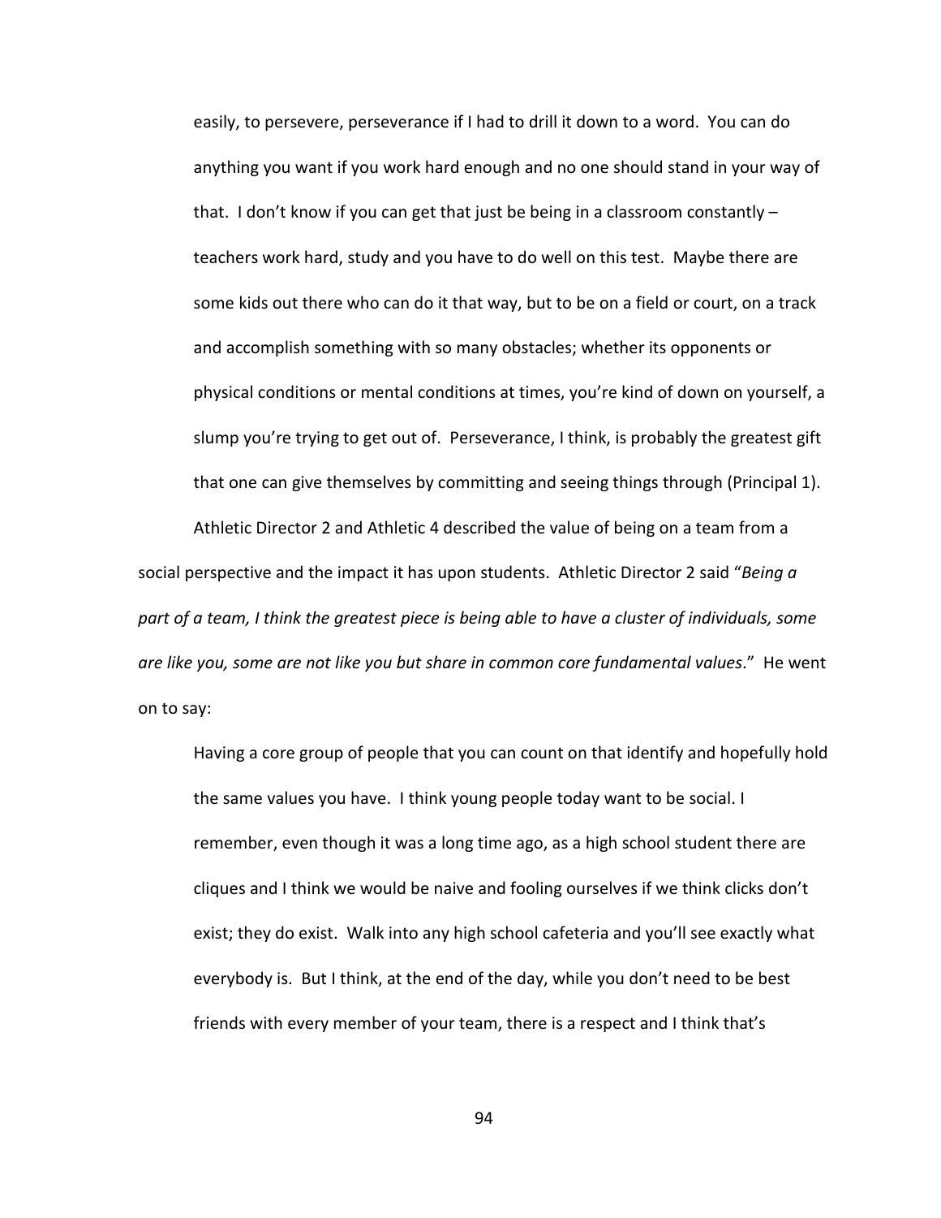> easily, to persevere, perseverance if I had to drill it down to a word. You can do anything you want if you work hard enough and no one should stand in your way of that. I don't know if you can get that just be being in a classroom constantly – teachers work hard, study and you have to do well on this test. Maybe there are some kids out there who can do it that way, but to be on a field or court, on a track and accomplish something with so many obstacles; whether its opponents or physical conditions or mental conditions at times, you're kind of down on yourself, a slump you're trying to get out of. Perseverance, I think, is probably the greatest gift that one can give themselves by committing and seeing things through (Principal 1).

Athletic Director 2 and Athletic 4 described the value of being on a team from a social perspective and the impact it has upon students. Athletic Director 2 said "*Being a part of a team, I think the greatest piece is being able to have a cluster of individuals, some are like you, some are not like you but share in common core fundamental values*." He went on to say:

> Having a core group of people that you can count on that identify and hopefully hold the same values you have. I think young people today want to be social. I remember, even though it was a long time ago, as a high school student there are cliques and I think we would be naive and fooling ourselves if we think clicks don't exist; they do exist. Walk into any high school cafeteria and you'll see exactly what everybody is. But I think, at the end of the day, while you don't need to be best friends with every member of your team, there is a respect and I think that's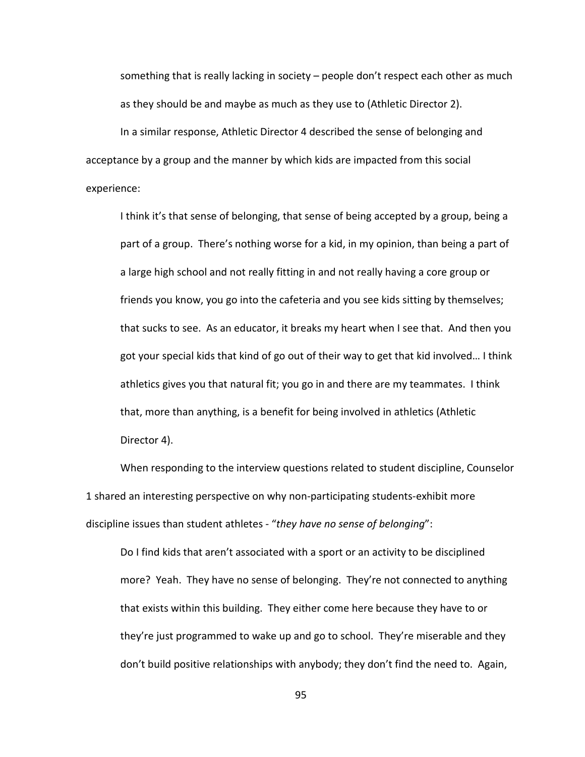> something that is really lacking in society – people don't respect each other as much as they should be and maybe as much as they use to (Athletic Director 2).

In a similar response, Athletic Director 4 described the sense of belonging and acceptance by a group and the manner by which kids are impacted from this social experience:

> I think it's that sense of belonging, that sense of being accepted by a group, being a part of a group. There's nothing worse for a kid, in my opinion, than being a part of a large high school and not really fitting in and not really having a core group or friends you know, you go into the cafeteria and you see kids sitting by themselves; that sucks to see. As an educator, it breaks my heart when I see that. And then you got your special kids that kind of go out of their way to get that kid involved… I think athletics gives you that natural fit; you go in and there are my teammates. I think that, more than anything, is a benefit for being involved in athletics (Athletic Director 4).

When responding to the interview questions related to student discipline, Counselor 1 shared an interesting perspective on why non-participating students-exhibit more discipline issues than student athletes - "*they have no sense of belonging*":

> Do I find kids that aren't associated with a sport or an activity to be disciplined more? Yeah. They have no sense of belonging. They're not connected to anything that exists within this building. They either come here because they have to or they're just programmed to wake up and go to school. They're miserable and they don't build positive relationships with anybody; they don't find the need to. Again,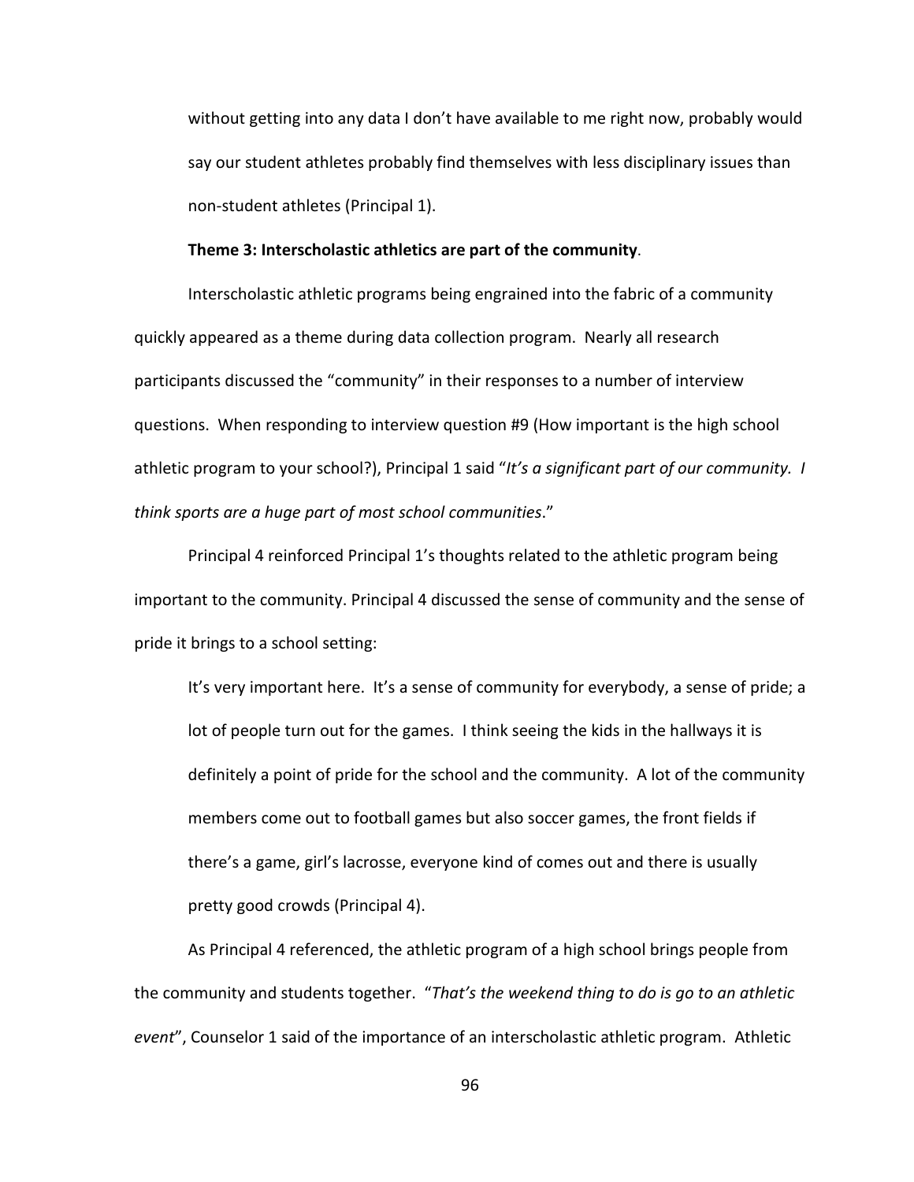> without getting into any data I don't have available to me right now, probably would say our student athletes probably find themselves with less disciplinary issues than non-student athletes (Principal 1).

**Theme 3: Interscholastic athletics are part of the community**.

Interscholastic athletic programs being engrained into the fabric of a community quickly appeared as a theme during data collection program. Nearly all research participants discussed the "community" in their responses to a number of interview questions. When responding to interview question #9 (How important is the high school athletic program to your school?), Principal 1 said "*It's a significant part of our community. I think sports are a huge part of most school communities*."

Principal 4 reinforced Principal 1's thoughts related to the athletic program being important to the community. Principal 4 discussed the sense of community and the sense of pride it brings to a school setting:

> It's very important here. It's a sense of community for everybody, a sense of pride; a lot of people turn out for the games. I think seeing the kids in the hallways it is definitely a point of pride for the school and the community. A lot of the community members come out to football games but also soccer games, the front fields if there's a game, girl's lacrosse, everyone kind of comes out and there is usually pretty good crowds (Principal 4).

As Principal 4 referenced, the athletic program of a high school brings people from the community and students together. "*That's the weekend thing to do is go to an athletic event*", Counselor 1 said of the importance of an interscholastic athletic program. Athletic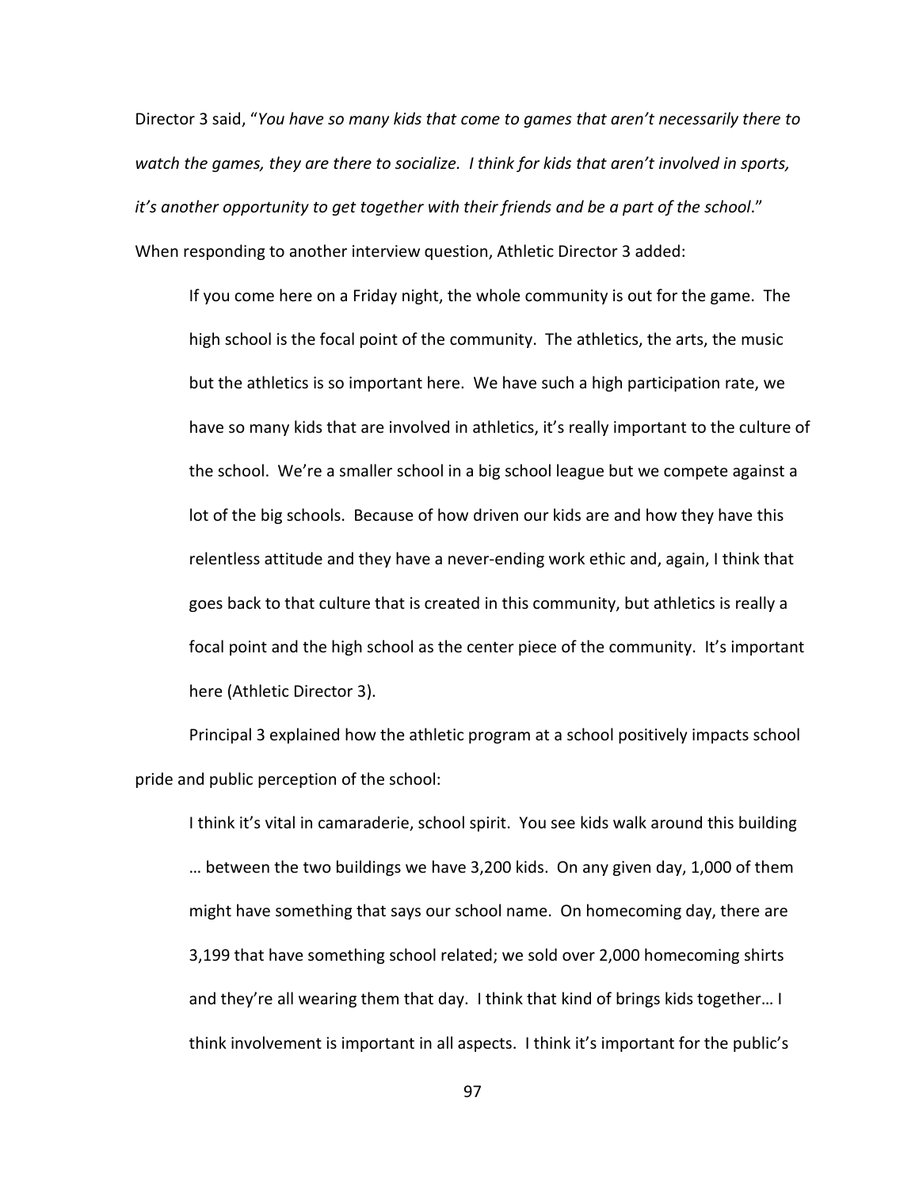Director 3 said, "*You have so many kids that come to games that aren't necessarily there to watch the games, they are there to socialize. I think for kids that aren't involved in sports, it's another opportunity to get together with their friends and be a part of the school*." When responding to another interview question, Athletic Director 3 added:

> If you come here on a Friday night, the whole community is out for the game. The high school is the focal point of the community. The athletics, the arts, the music but the athletics is so important here. We have such a high participation rate, we have so many kids that are involved in athletics, it's really important to the culture of the school. We're a smaller school in a big school league but we compete against a lot of the big schools. Because of how driven our kids are and how they have this relentless attitude and they have a never-ending work ethic and, again, I think that goes back to that culture that is created in this community, but athletics is really a focal point and the high school as the center piece of the community. It's important here (Athletic Director 3).

Principal 3 explained how the athletic program at a school positively impacts school pride and public perception of the school:

> I think it's vital in camaraderie, school spirit. You see kids walk around this building … between the two buildings we have 3,200 kids. On any given day, 1,000 of them might have something that says our school name. On homecoming day, there are 3,199 that have something school related; we sold over 2,000 homecoming shirts and they're all wearing them that day. I think that kind of brings kids together… I think involvement is important in all aspects. I think it's important for the public's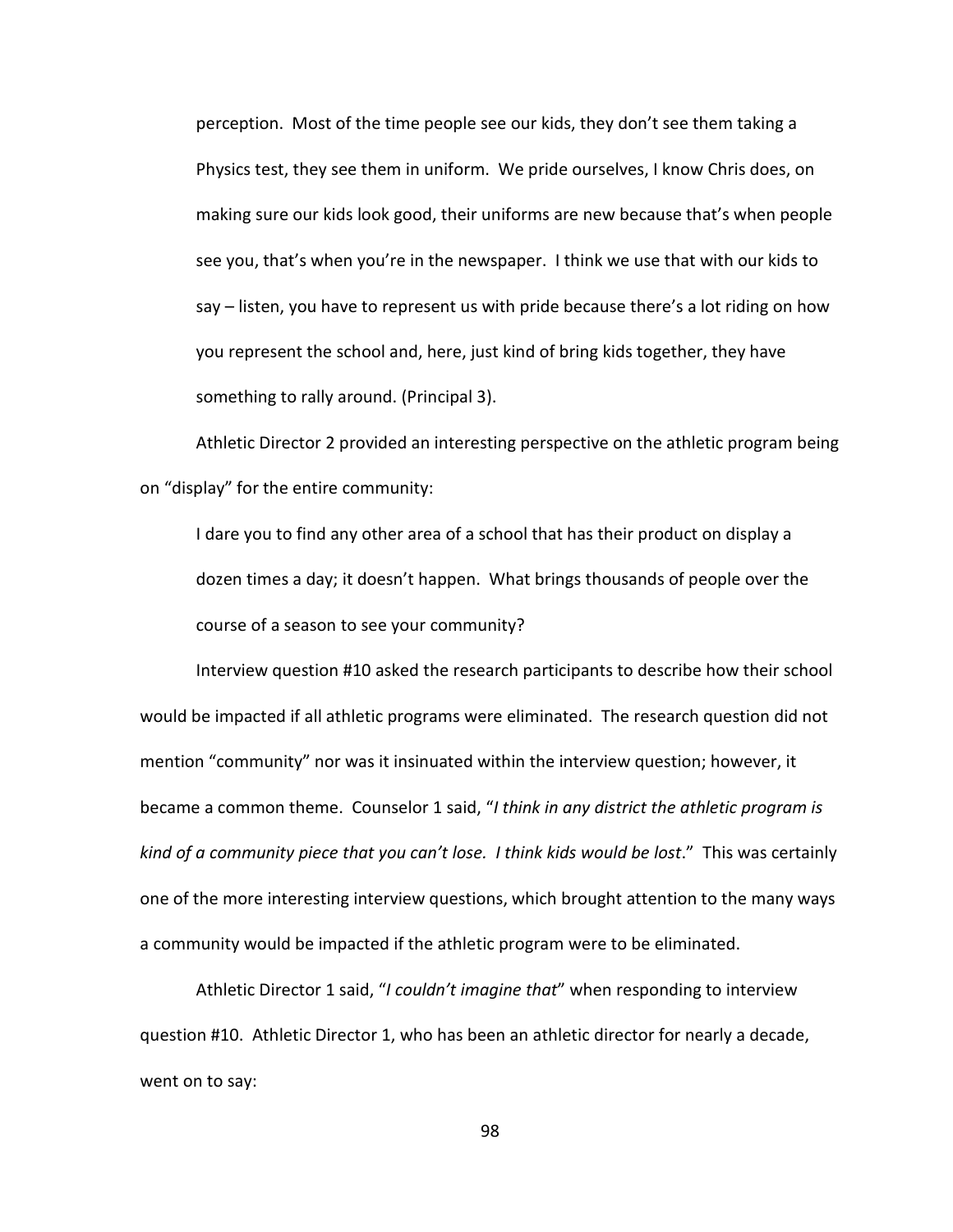perception. Most of the time people see our kids, they don't see them taking a Physics test, they see them in uniform. We pride ourselves, I know Chris does, on making sure our kids look good, their uniforms are new because that's when people see you, that's when you're in the newspaper. I think we use that with our kids to say – listen, you have to represent us with pride because there's a lot riding on how you represent the school and, here, just kind of bring kids together, they have something to rally around. (Principal 3).

Athletic Director 2 provided an interesting perspective on the athletic program being on "display" for the entire community:

> I dare you to find any other area of a school that has their product on display a dozen times a day; it doesn't happen. What brings thousands of people over the course of a season to see your community?

Interview question #10 asked the research participants to describe how their school would be impacted if all athletic programs were eliminated. The research question did not mention "community" nor was it insinuated within the interview question; however, it became a common theme. Counselor 1 said, "*I think in any district the athletic program is kind of a community piece that you can't lose. I think kids would be lost*." This was certainly one of the more interesting interview questions, which brought attention to the many ways a community would be impacted if the athletic program were to be eliminated.

Athletic Director 1 said, "*I couldn't imagine that*" when responding to interview question #10. Athletic Director 1, who has been an athletic director for nearly a decade, went on to say: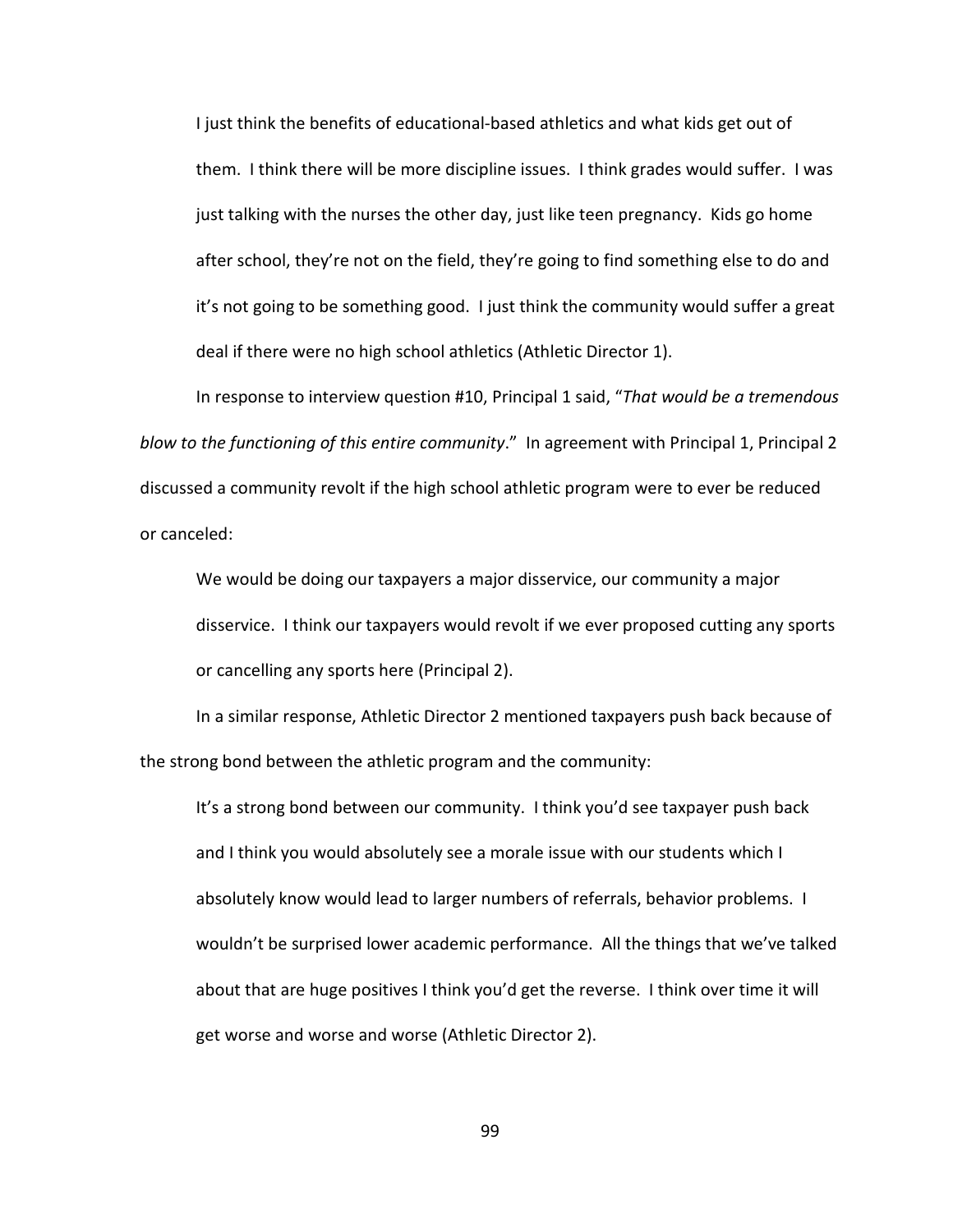> I just think the benefits of educational-based athletics and what kids get out of them. I think there will be more discipline issues. I think grades would suffer. I was just talking with the nurses the other day, just like teen pregnancy. Kids go home after school, they're not on the field, they're going to find something else to do and it's not going to be something good. I just think the community would suffer a great deal if there were no high school athletics (Athletic Director 1).

In response to interview question #10, Principal 1 said, "*That would be a tremendous blow to the functioning of this entire community*." In agreement with Principal 1, Principal 2 discussed a community revolt if the high school athletic program were to ever be reduced or canceled:

> We would be doing our taxpayers a major disservice, our community a major disservice. I think our taxpayers would revolt if we ever proposed cutting any sports or cancelling any sports here (Principal 2).

In a similar response, Athletic Director 2 mentioned taxpayers push back because of the strong bond between the athletic program and the community:

> It's a strong bond between our community. I think you'd see taxpayer push back and I think you would absolutely see a morale issue with our students which I absolutely know would lead to larger numbers of referrals, behavior problems. I wouldn't be surprised lower academic performance. All the things that we've talked about that are huge positives I think you'd get the reverse. I think over time it will get worse and worse and worse (Athletic Director 2).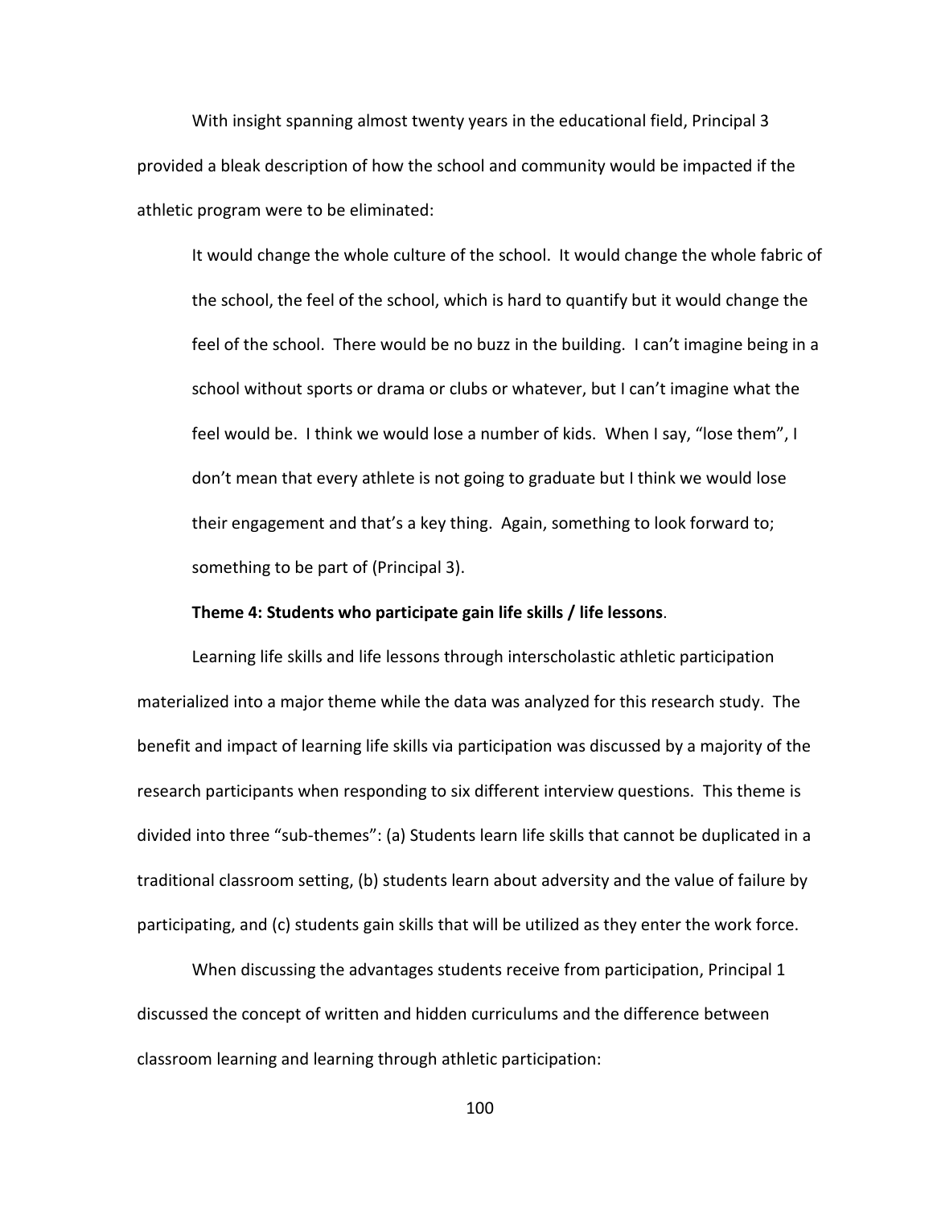With insight spanning almost twenty years in the educational field, Principal 3 provided a bleak description of how the school and community would be impacted if the athletic program were to be eliminated:

> It would change the whole culture of the school. It would change the whole fabric of the school, the feel of the school, which is hard to quantify but it would change the feel of the school. There would be no buzz in the building. I can't imagine being in a school without sports or drama or clubs or whatever, but I can't imagine what the feel would be. I think we would lose a number of kids. When I say, "lose them", I don't mean that every athlete is not going to graduate but I think we would lose their engagement and that's a key thing. Again, something to look forward to; something to be part of (Principal 3).

**Theme 4: Students who participate gain life skills / life lessons**.

Learning life skills and life lessons through interscholastic athletic participation materialized into a major theme while the data was analyzed for this research study. The benefit and impact of learning life skills via participation was discussed by a majority of the research participants when responding to six different interview questions. This theme is divided into three "sub-themes": (a) Students learn life skills that cannot be duplicated in a traditional classroom setting, (b) students learn about adversity and the value of failure by participating, and (c) students gain skills that will be utilized as they enter the work force.

When discussing the advantages students receive from participation, Principal 1 discussed the concept of written and hidden curriculums and the difference between classroom learning and learning through athletic participation: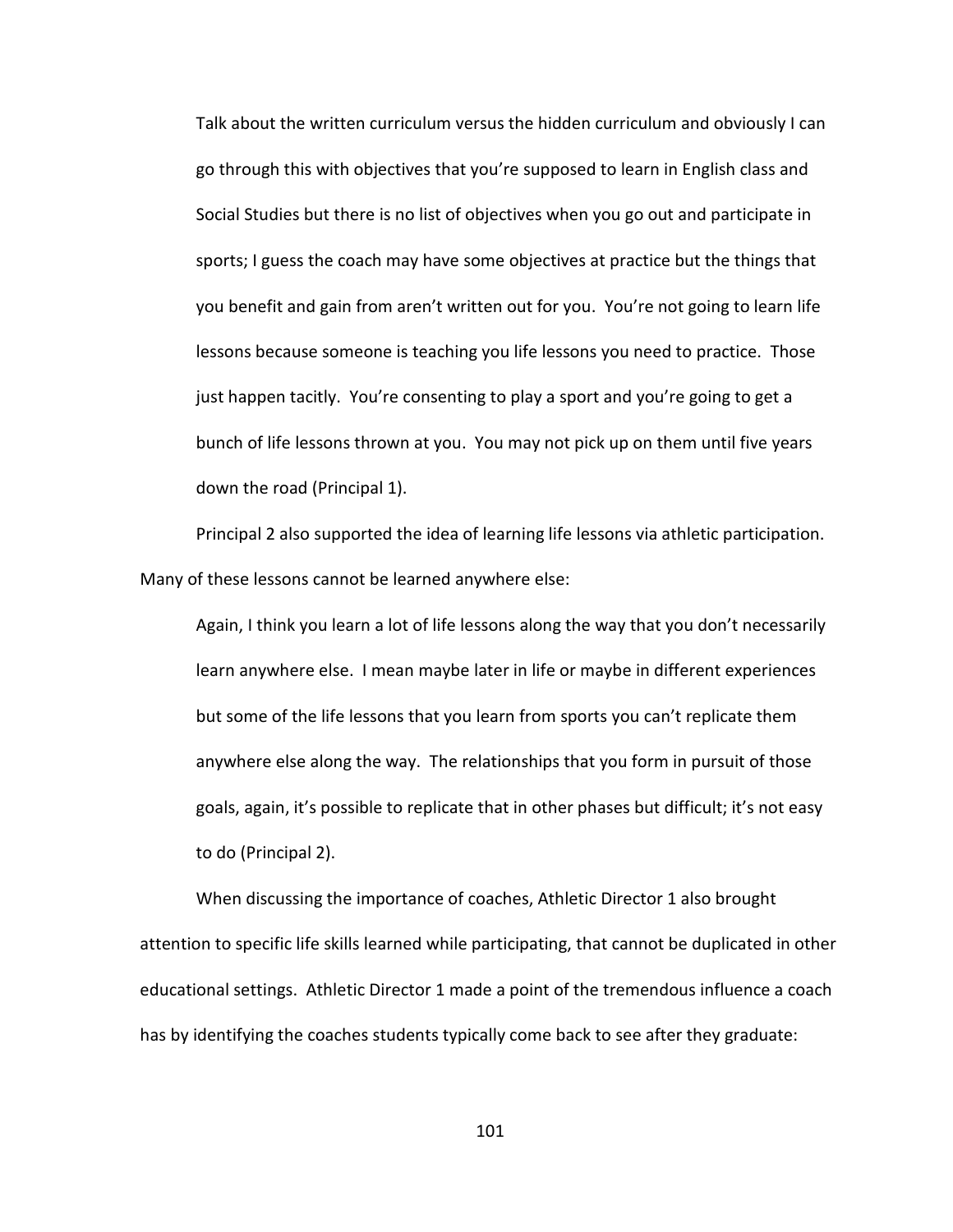> Talk about the written curriculum versus the hidden curriculum and obviously I can go through this with objectives that you're supposed to learn in English class and Social Studies but there is no list of objectives when you go out and participate in sports; I guess the coach may have some objectives at practice but the things that you benefit and gain from aren't written out for you. You're not going to learn life lessons because someone is teaching you life lessons you need to practice. Those just happen tacitly. You're consenting to play a sport and you're going to get a bunch of life lessons thrown at you. You may not pick up on them until five years down the road (Principal 1).

Principal 2 also supported the idea of learning life lessons via athletic participation. Many of these lessons cannot be learned anywhere else:

> Again, I think you learn a lot of life lessons along the way that you don't necessarily learn anywhere else. I mean maybe later in life or maybe in different experiences but some of the life lessons that you learn from sports you can't replicate them anywhere else along the way. The relationships that you form in pursuit of those goals, again, it's possible to replicate that in other phases but difficult; it's not easy to do (Principal 2).

When discussing the importance of coaches, Athletic Director 1 also brought attention to specific life skills learned while participating, that cannot be duplicated in other educational settings. Athletic Director 1 made a point of the tremendous influence a coach has by identifying the coaches students typically come back to see after they graduate: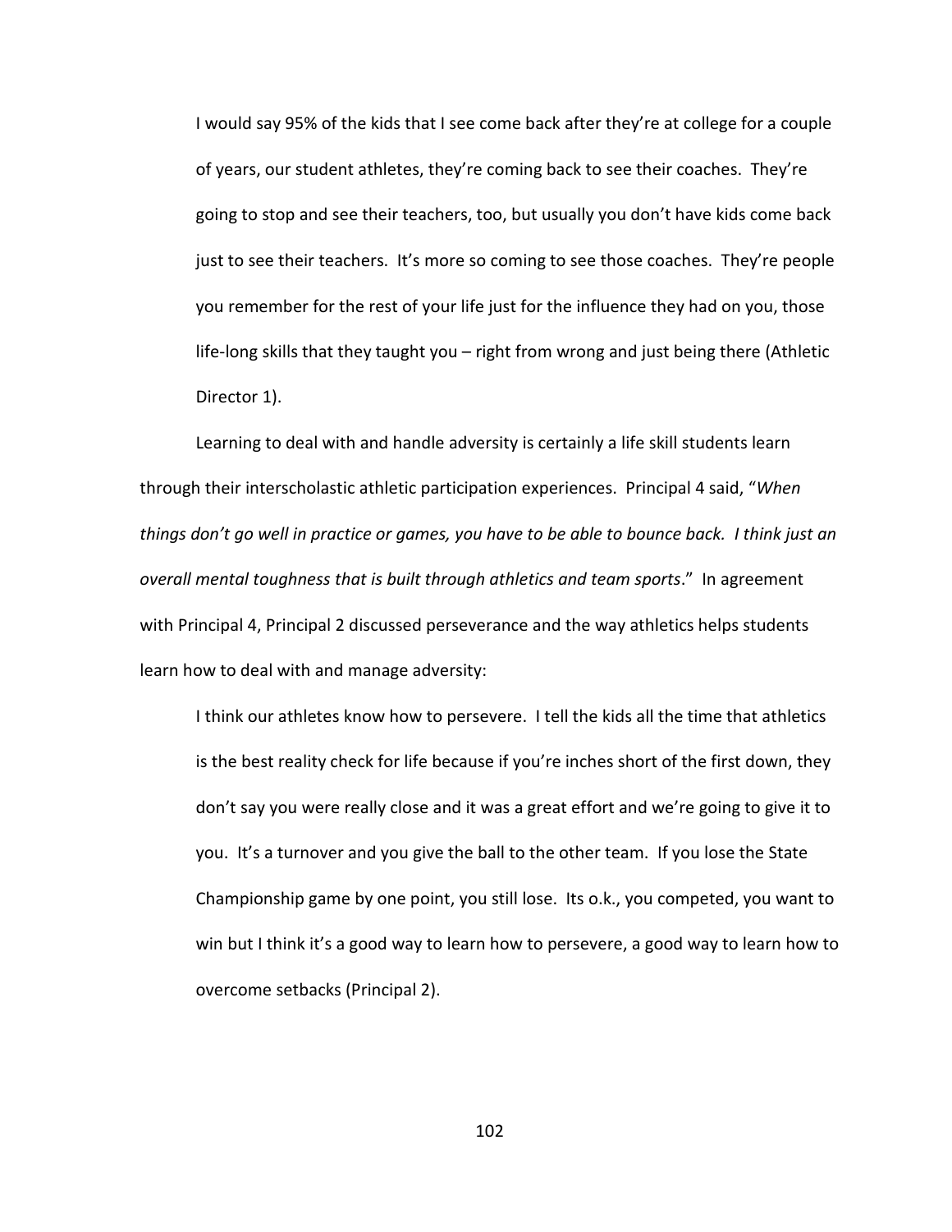> I would say 95% of the kids that I see come back after they're at college for a couple of years, our student athletes, they're coming back to see their coaches. They're going to stop and see their teachers, too, but usually you don't have kids come back just to see their teachers. It's more so coming to see those coaches. They're people you remember for the rest of your life just for the influence they had on you, those life-long skills that they taught you – right from wrong and just being there (Athletic Director 1).

Learning to deal with and handle adversity is certainly a life skill students learn through their interscholastic athletic participation experiences. Principal 4 said, "*When things don't go well in practice or games, you have to be able to bounce back. I think just an overall mental toughness that is built through athletics and team sports*." In agreement with Principal 4, Principal 2 discussed perseverance and the way athletics helps students learn how to deal with and manage adversity:

> I think our athletes know how to persevere. I tell the kids all the time that athletics is the best reality check for life because if you're inches short of the first down, they don't say you were really close and it was a great effort and we're going to give it to you. It's a turnover and you give the ball to the other team. If you lose the State Championship game by one point, you still lose. Its o.k., you competed, you want to win but I think it's a good way to learn how to persevere, a good way to learn how to overcome setbacks (Principal 2).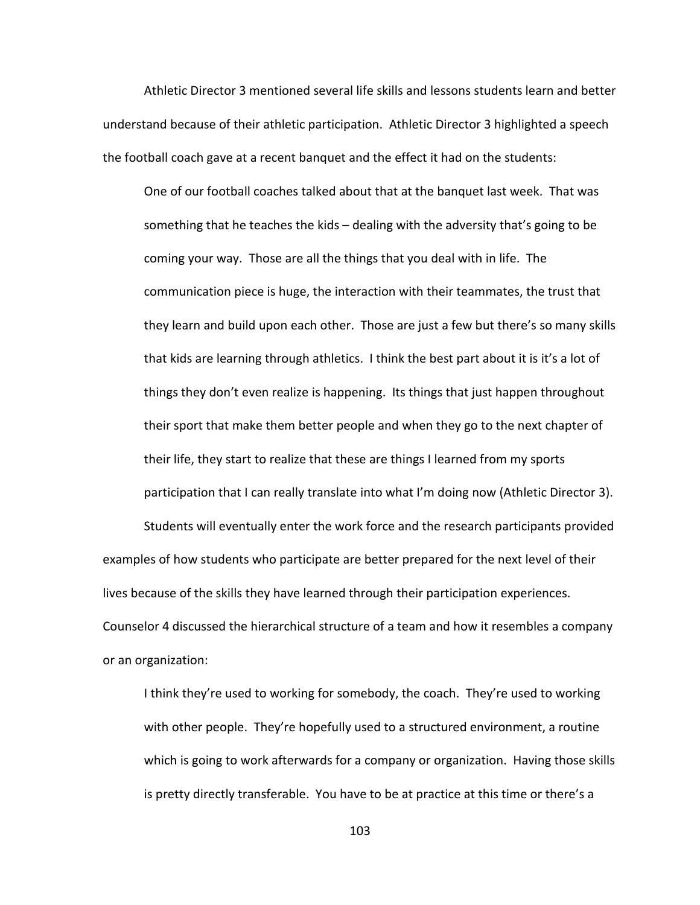Athletic Director 3 mentioned several life skills and lessons students learn and better understand because of their athletic participation. Athletic Director 3 highlighted a speech the football coach gave at a recent banquet and the effect it had on the students:

> One of our football coaches talked about that at the banquet last week. That was something that he teaches the kids – dealing with the adversity that's going to be coming your way. Those are all the things that you deal with in life. The communication piece is huge, the interaction with their teammates, the trust that they learn and build upon each other. Those are just a few but there's so many skills that kids are learning through athletics. I think the best part about it is it's a lot of things they don't even realize is happening. Its things that just happen throughout their sport that make them better people and when they go to the next chapter of their life, they start to realize that these are things I learned from my sports participation that I can really translate into what I'm doing now (Athletic Director 3).

Students will eventually enter the work force and the research participants provided examples of how students who participate are better prepared for the next level of their lives because of the skills they have learned through their participation experiences. Counselor 4 discussed the hierarchical structure of a team and how it resembles a company or an organization:

> I think they're used to working for somebody, the coach. They're used to working with other people. They're hopefully used to a structured environment, a routine which is going to work afterwards for a company or organization. Having those skills is pretty directly transferable. You have to be at practice at this time or there's a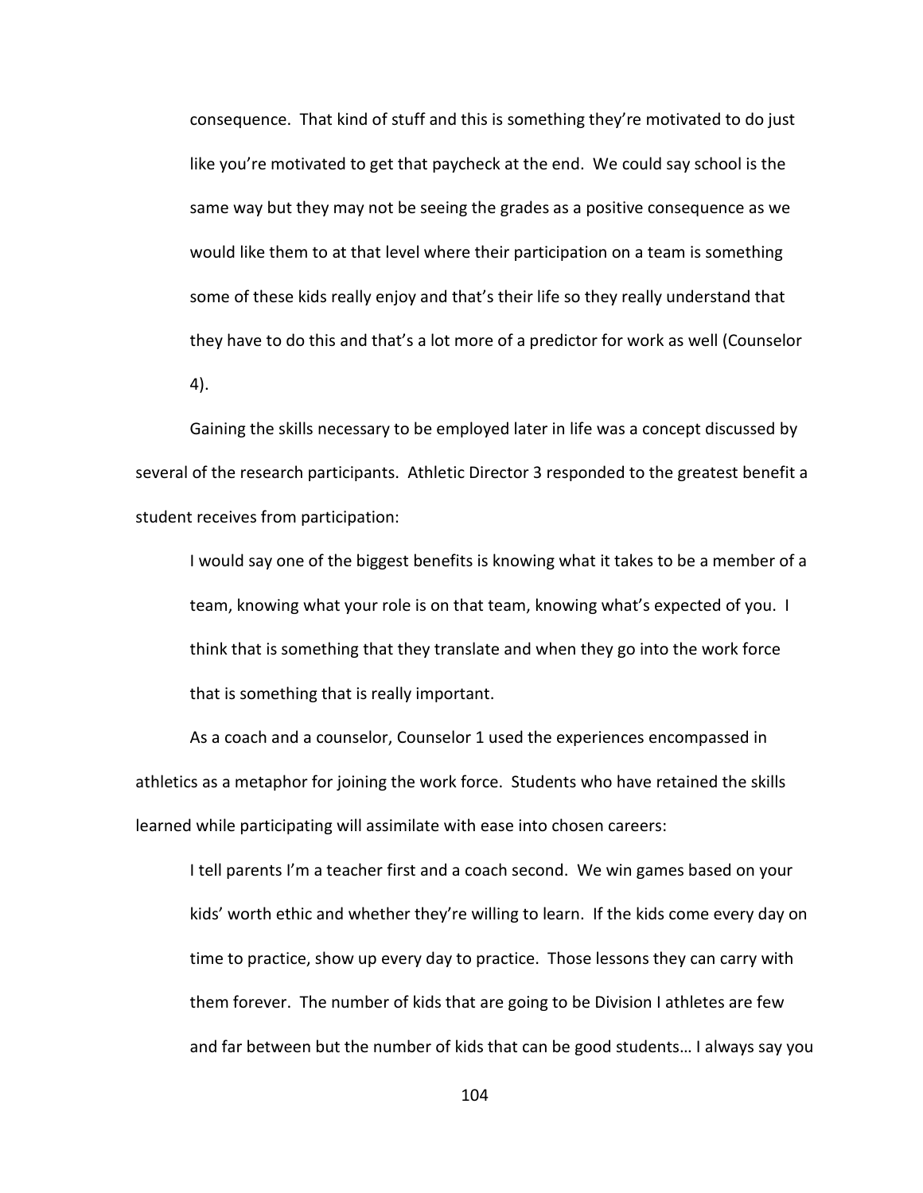> consequence. That kind of stuff and this is something they're motivated to do just like you're motivated to get that paycheck at the end. We could say school is the same way but they may not be seeing the grades as a positive consequence as we would like them to at that level where their participation on a team is something some of these kids really enjoy and that's their life so they really understand that they have to do this and that's a lot more of a predictor for work as well (Counselor 4).

Gaining the skills necessary to be employed later in life was a concept discussed by several of the research participants. Athletic Director 3 responded to the greatest benefit a student receives from participation:

> I would say one of the biggest benefits is knowing what it takes to be a member of a team, knowing what your role is on that team, knowing what's expected of you. I think that is something that they translate and when they go into the work force that is something that is really important.

As a coach and a counselor, Counselor 1 used the experiences encompassed in athletics as a metaphor for joining the work force. Students who have retained the skills learned while participating will assimilate with ease into chosen careers:

> I tell parents I'm a teacher first and a coach second. We win games based on your kids' worth ethic and whether they're willing to learn. If the kids come every day on time to practice, show up every day to practice. Those lessons they can carry with them forever. The number of kids that are going to be Division I athletes are few and far between but the number of kids that can be good students… I always say you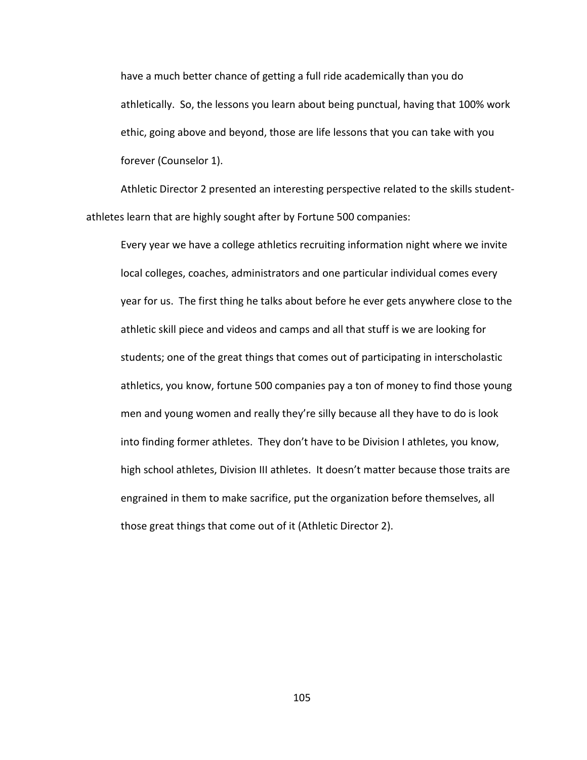> have a much better chance of getting a full ride academically than you do athletically. So, the lessons you learn about being punctual, having that 100% work ethic, going above and beyond, those are life lessons that you can take with you forever (Counselor 1).

Athletic Director 2 presented an interesting perspective related to the skills student-athletes learn that are highly sought after by Fortune 500 companies:

> Every year we have a college athletics recruiting information night where we invite local colleges, coaches, administrators and one particular individual comes every year for us. The first thing he talks about before he ever gets anywhere close to the athletic skill piece and videos and camps and all that stuff is we are looking for students; one of the great things that comes out of participating in interscholastic athletics, you know, fortune 500 companies pay a ton of money to find those young men and young women and really they're silly because all they have to do is look into finding former athletes. They don't have to be Division I athletes, you know, high school athletes, Division III athletes. It doesn't matter because those traits are engrained in them to make sacrifice, put the organization before themselves, all those great things that come out of it (Athletic Director 2).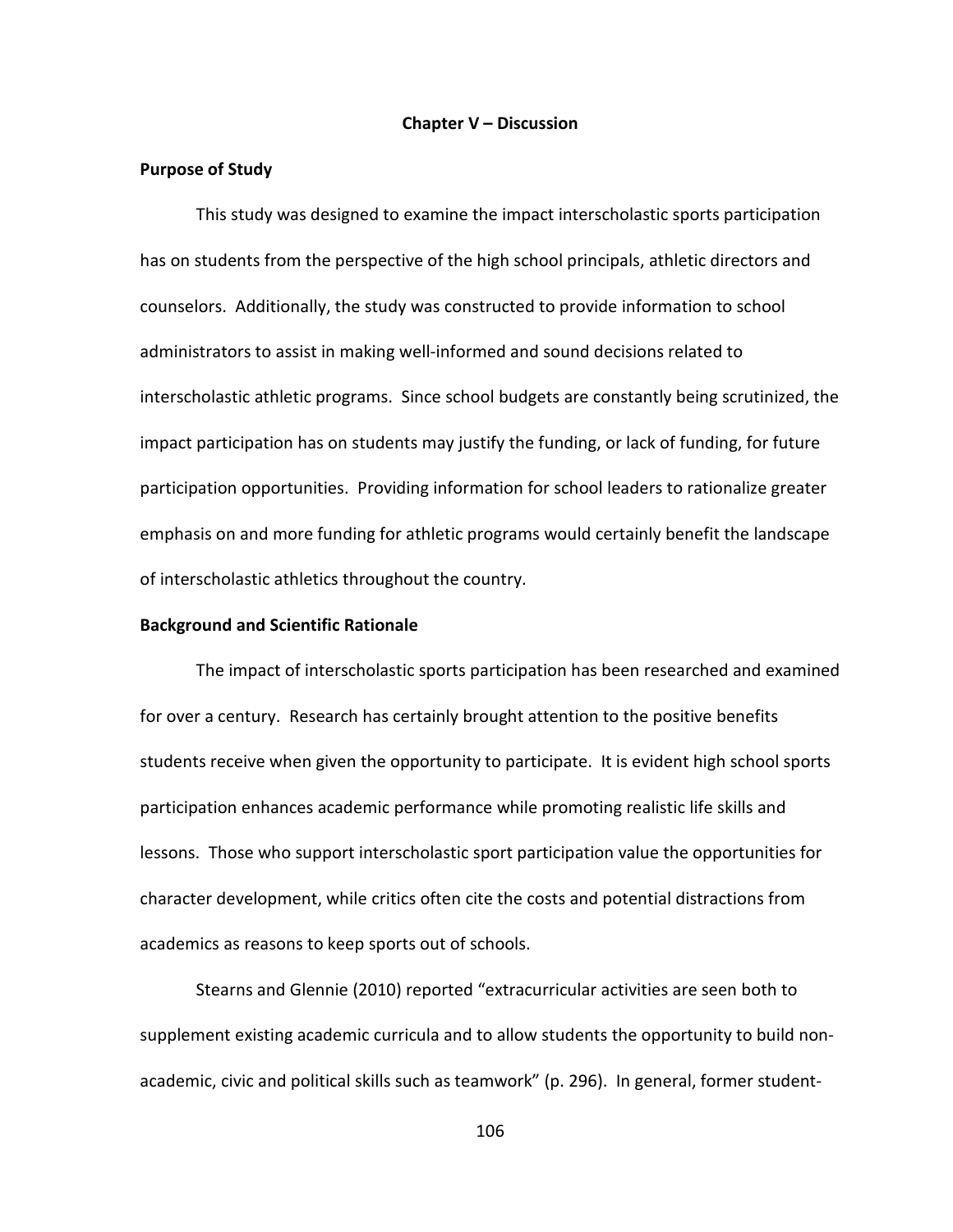# Chapter V – Discussion

## Purpose of Study

This study was designed to examine the impact interscholastic sports participation has on students from the perspective of the high school principals, athletic directors and counselors. Additionally, the study was constructed to provide information to school administrators to assist in making well-informed and sound decisions related to interscholastic athletic programs. Since school budgets are constantly being scrutinized, the impact participation has on students may justify the funding, or lack of funding, for future participation opportunities. Providing information for school leaders to rationalize greater emphasis on and more funding for athletic programs would certainly benefit the landscape of interscholastic athletics throughout the country.

## Background and Scientific Rationale

The impact of interscholastic sports participation has been researched and examined for over a century. Research has certainly brought attention to the positive benefits students receive when given the opportunity to participate. It is evident high school sports participation enhances academic performance while promoting realistic life skills and lessons. Those who support interscholastic sport participation value the opportunities for character development, while critics often cite the costs and potential distractions from academics as reasons to keep sports out of schools.

Stearns and Glennie (2010) reported "extracurricular activities are seen both to supplement existing academic curricula and to allow students the opportunity to build non-academic, civic and political skills such as teamwork" (p. 296). In general, former student-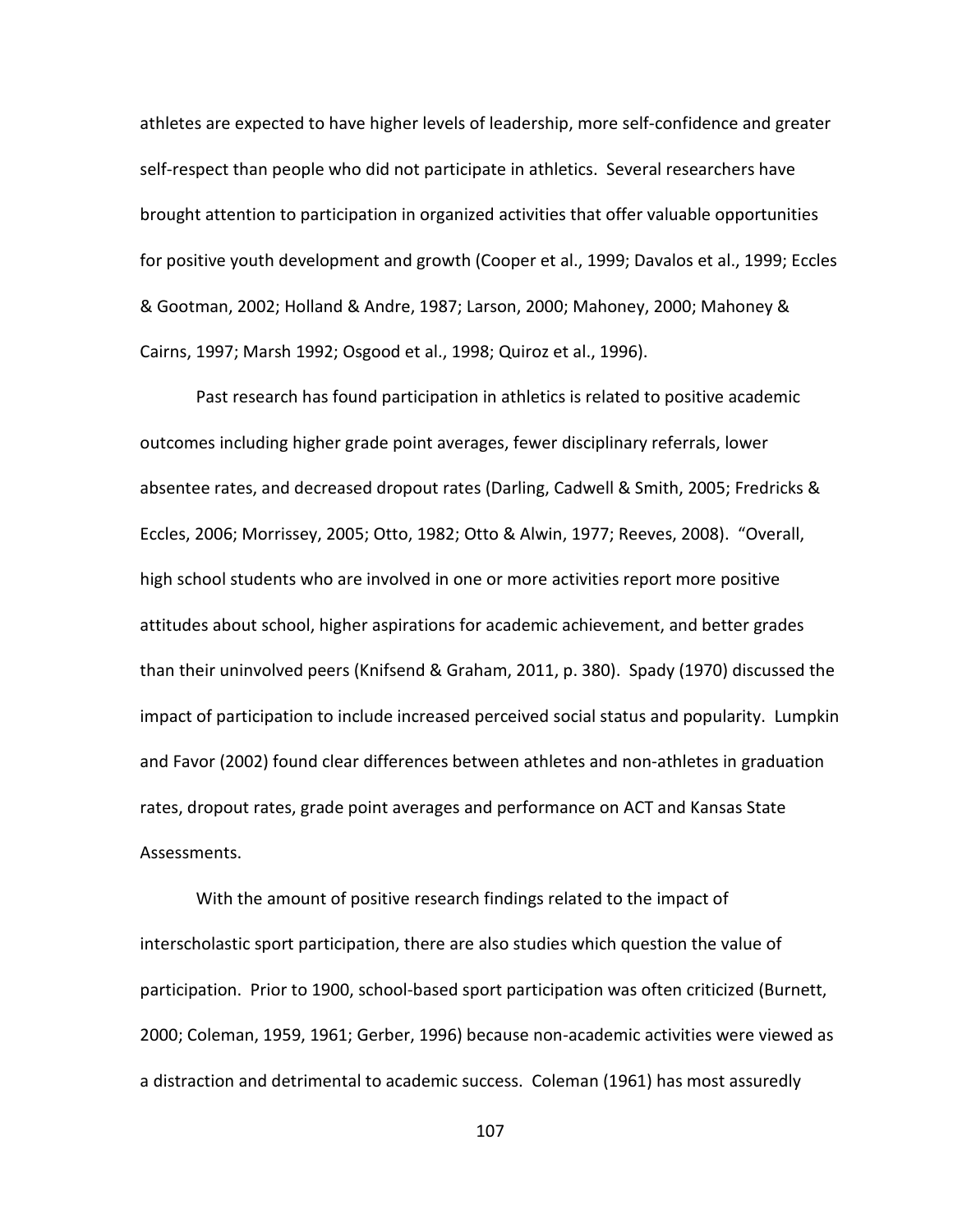athletes are expected to have higher levels of leadership, more self-confidence and greater self-respect than people who did not participate in athletics. Several researchers have brought attention to participation in organized activities that offer valuable opportunities for positive youth development and growth (Cooper et al., 1999; Davalos et al., 1999; Eccles & Gootman, 2002; Holland & Andre, 1987; Larson, 2000; Mahoney, 2000; Mahoney & Cairns, 1997; Marsh 1992; Osgood et al., 1998; Quiroz et al., 1996).

Past research has found participation in athletics is related to positive academic outcomes including higher grade point averages, fewer disciplinary referrals, lower absentee rates, and decreased dropout rates (Darling, Cadwell & Smith, 2005; Fredricks & Eccles, 2006; Morrissey, 2005; Otto, 1982; Otto & Alwin, 1977; Reeves, 2008). "Overall, high school students who are involved in one or more activities report more positive attitudes about school, higher aspirations for academic achievement, and better grades than their uninvolved peers (Knifsend & Graham, 2011, p. 380). Spady (1970) discussed the impact of participation to include increased perceived social status and popularity. Lumpkin and Favor (2002) found clear differences between athletes and non-athletes in graduation rates, dropout rates, grade point averages and performance on ACT and Kansas State Assessments.

With the amount of positive research findings related to the impact of interscholastic sport participation, there are also studies which question the value of participation. Prior to 1900, school-based sport participation was often criticized (Burnett, 2000; Coleman, 1959, 1961; Gerber, 1996) because non-academic activities were viewed as a distraction and detrimental to academic success. Coleman (1961) has most assuredly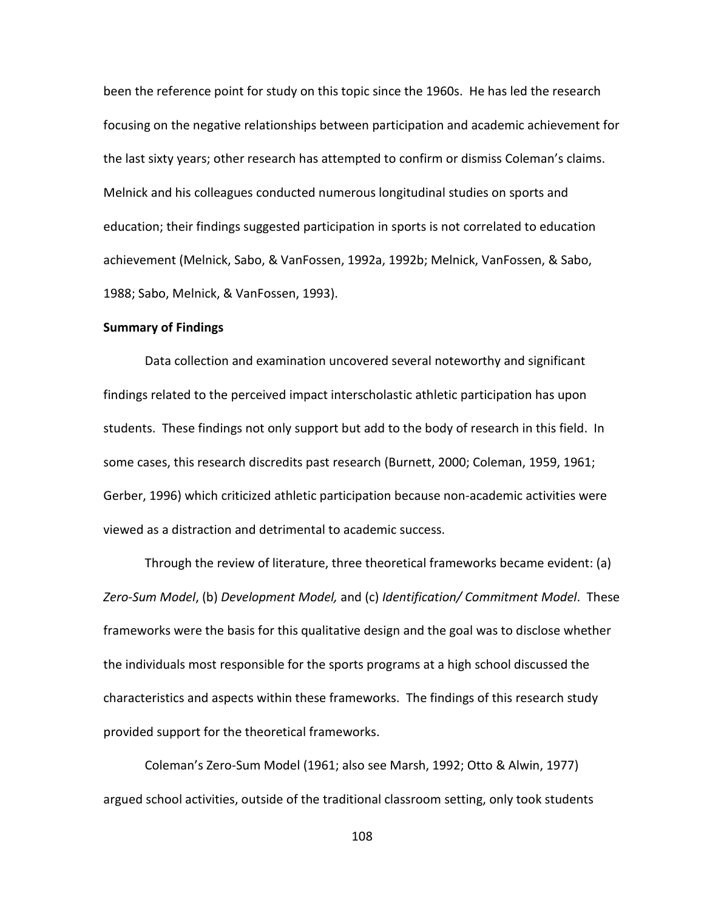been the reference point for study on this topic since the 1960s. He has led the research focusing on the negative relationships between participation and academic achievement for the last sixty years; other research has attempted to confirm or dismiss Coleman's claims. Melnick and his colleagues conducted numerous longitudinal studies on sports and education; their findings suggested participation in sports is not correlated to education achievement (Melnick, Sabo, & VanFossen, 1992a, 1992b; Melnick, VanFossen, & Sabo, 1988; Sabo, Melnick, & VanFossen, 1993).

**Summary of Findings**

Data collection and examination uncovered several noteworthy and significant findings related to the perceived impact interscholastic athletic participation has upon students. These findings not only support but add to the body of research in this field. In some cases, this research discredits past research (Burnett, 2000; Coleman, 1959, 1961; Gerber, 1996) which criticized athletic participation because non-academic activities were viewed as a distraction and detrimental to academic success.

Through the review of literature, three theoretical frameworks became evident: (a) *Zero-Sum Model*, (b) *Development Model,* and (c) *Identification/ Commitment Model*. These frameworks were the basis for this qualitative design and the goal was to disclose whether the individuals most responsible for the sports programs at a high school discussed the characteristics and aspects within these frameworks. The findings of this research study provided support for the theoretical frameworks.

Coleman's Zero-Sum Model (1961; also see Marsh, 1992; Otto & Alwin, 1977) argued school activities, outside of the traditional classroom setting, only took students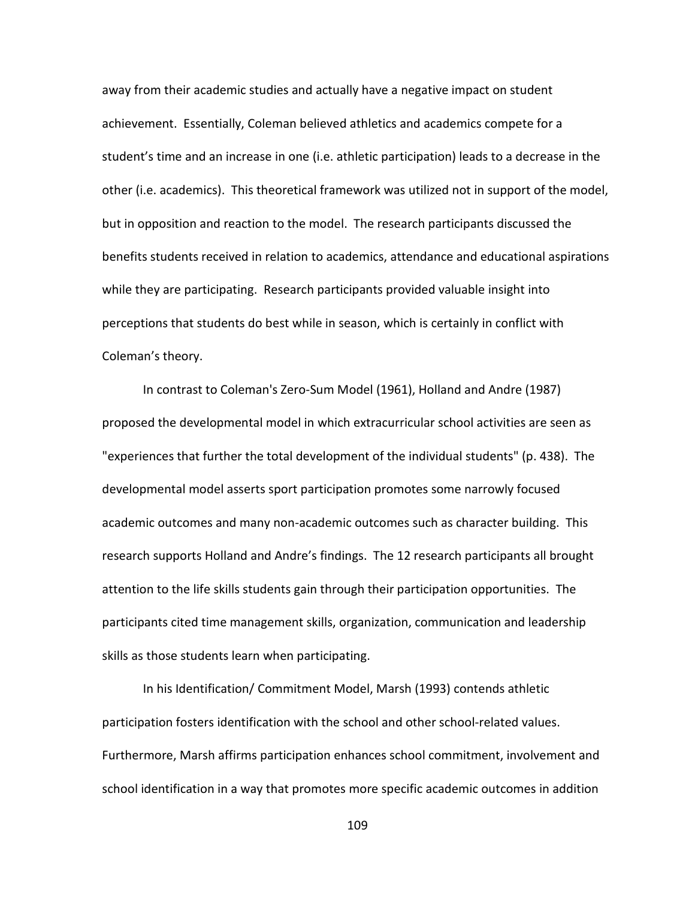away from their academic studies and actually have a negative impact on student achievement. Essentially, Coleman believed athletics and academics compete for a student's time and an increase in one (i.e. athletic participation) leads to a decrease in the other (i.e. academics). This theoretical framework was utilized not in support of the model, but in opposition and reaction to the model. The research participants discussed the benefits students received in relation to academics, attendance and educational aspirations while they are participating. Research participants provided valuable insight into perceptions that students do best while in season, which is certainly in conflict with Coleman's theory.

In contrast to Coleman's Zero-Sum Model (1961), Holland and Andre (1987) proposed the developmental model in which extracurricular school activities are seen as "experiences that further the total development of the individual students" (p. 438). The developmental model asserts sport participation promotes some narrowly focused academic outcomes and many non-academic outcomes such as character building. This research supports Holland and Andre's findings. The 12 research participants all brought attention to the life skills students gain through their participation opportunities. The participants cited time management skills, organization, communication and leadership skills as those students learn when participating.

In his Identification/ Commitment Model, Marsh (1993) contends athletic participation fosters identification with the school and other school-related values. Furthermore, Marsh affirms participation enhances school commitment, involvement and school identification in a way that promotes more specific academic outcomes in addition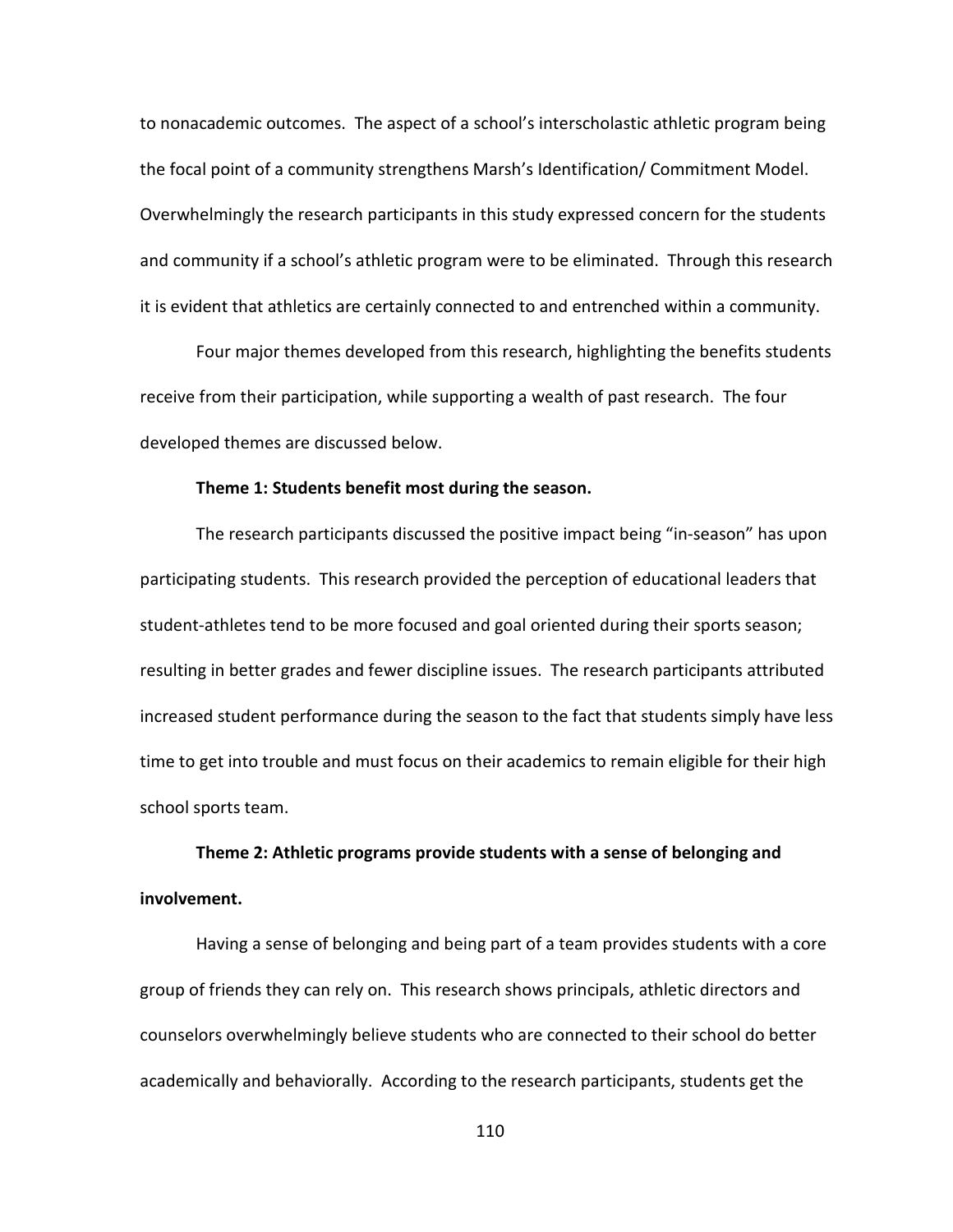to nonacademic outcomes. The aspect of a school's interscholastic athletic program being the focal point of a community strengthens Marsh's Identification/ Commitment Model. Overwhelmingly the research participants in this study expressed concern for the students and community if a school's athletic program were to be eliminated. Through this research it is evident that athletics are certainly connected to and entrenched within a community.

Four major themes developed from this research, highlighting the benefits students receive from their participation, while supporting a wealth of past research. The four developed themes are discussed below.

**Theme 1: Students benefit most during the season.**

The research participants discussed the positive impact being "in-season" has upon participating students. This research provided the perception of educational leaders that student-athletes tend to be more focused and goal oriented during their sports season; resulting in better grades and fewer discipline issues. The research participants attributed increased student performance during the season to the fact that students simply have less time to get into trouble and must focus on their academics to remain eligible for their high school sports team.

**Theme 2: Athletic programs provide students with a sense of belonging and involvement.**

Having a sense of belonging and being part of a team provides students with a core group of friends they can rely on. This research shows principals, athletic directors and counselors overwhelmingly believe students who are connected to their school do better academically and behaviorally. According to the research participants, students get the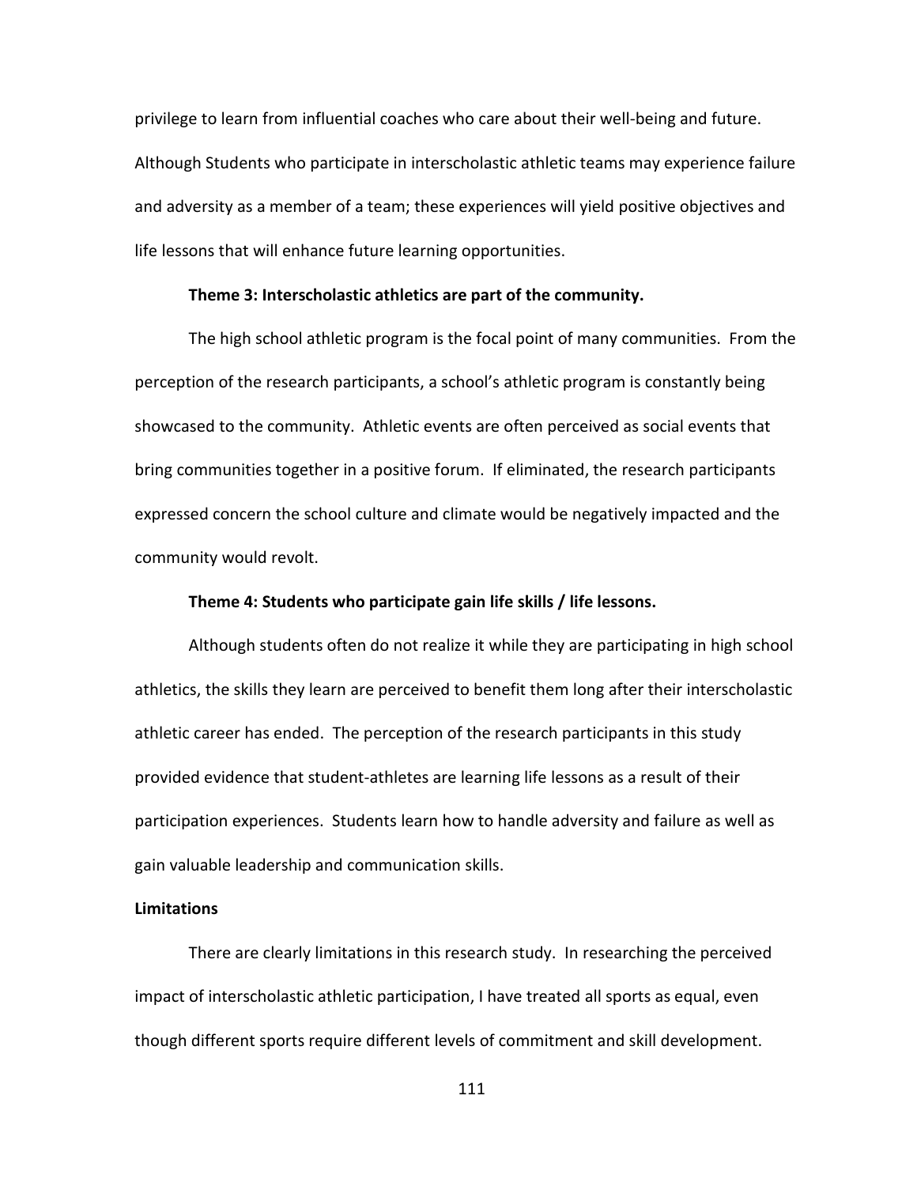privilege to learn from influential coaches who care about their well-being and future. Although Students who participate in interscholastic athletic teams may experience failure and adversity as a member of a team; these experiences will yield positive objectives and life lessons that will enhance future learning opportunities.

#### Theme 3: Interscholastic athletics are part of the community.

The high school athletic program is the focal point of many communities. From the perception of the research participants, a school's athletic program is constantly being showcased to the community. Athletic events are often perceived as social events that bring communities together in a positive forum. If eliminated, the research participants expressed concern the school culture and climate would be negatively impacted and the community would revolt.

#### Theme 4: Students who participate gain life skills / life lessons.

Although students often do not realize it while they are participating in high school athletics, the skills they learn are perceived to benefit them long after their interscholastic athletic career has ended. The perception of the research participants in this study provided evidence that student-athletes are learning life lessons as a result of their participation experiences. Students learn how to handle adversity and failure as well as gain valuable leadership and communication skills.

### Limitations

There are clearly limitations in this research study. In researching the perceived impact of interscholastic athletic participation, I have treated all sports as equal, even though different sports require different levels of commitment and skill development.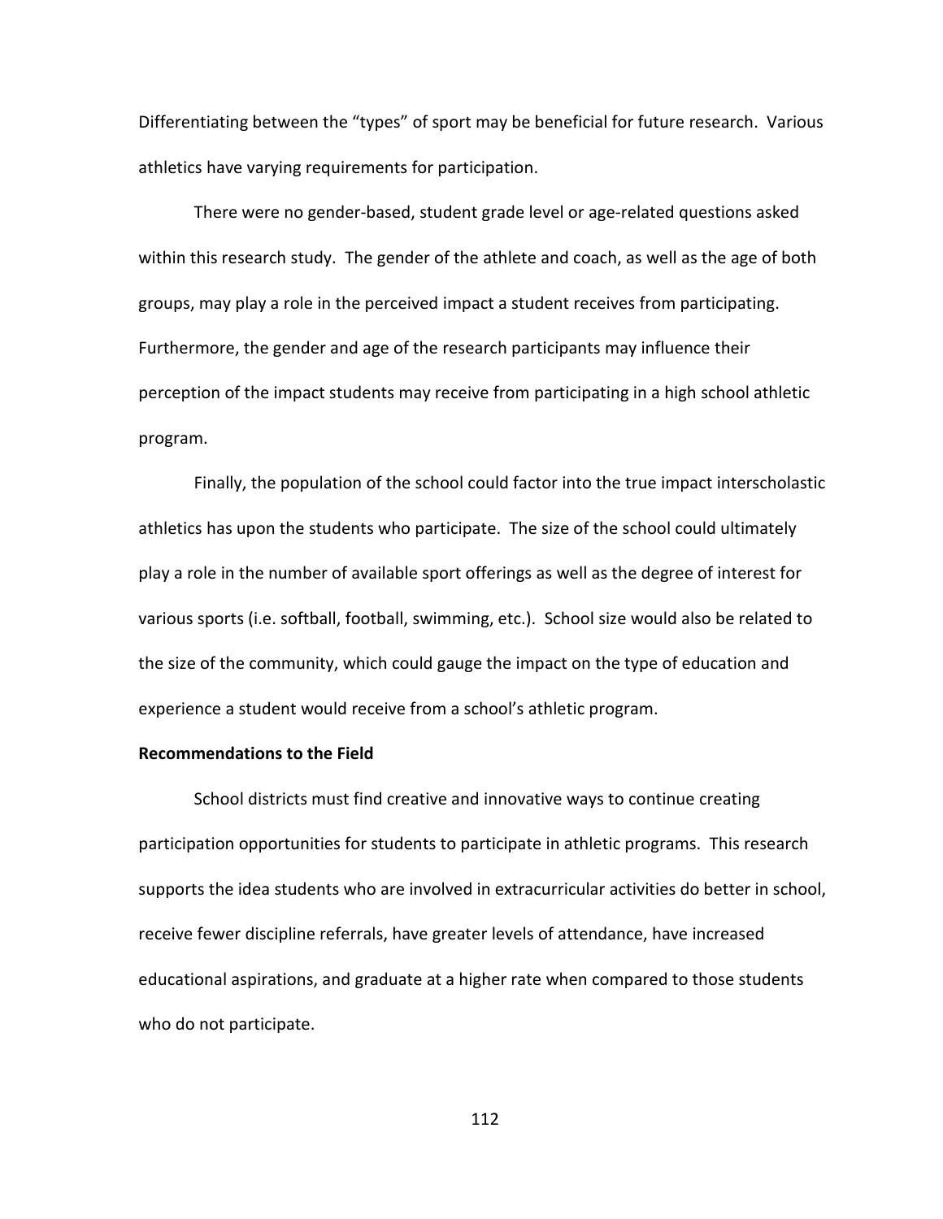Differentiating between the “types” of sport may be beneficial for future research. Various athletics have varying requirements for participation.

There were no gender-based, student grade level or age-related questions asked within this research study. The gender of the athlete and coach, as well as the age of both groups, may play a role in the perceived impact a student receives from participating. Furthermore, the gender and age of the research participants may influence their perception of the impact students may receive from participating in a high school athletic program.

Finally, the population of the school could factor into the true impact interscholastic athletics has upon the students who participate. The size of the school could ultimately play a role in the number of available sport offerings as well as the degree of interest for various sports (i.e. softball, football, swimming, etc.). School size would also be related to the size of the community, which could gauge the impact on the type of education and experience a student would receive from a school’s athletic program.

**Recommendations to the Field**

School districts must find creative and innovative ways to continue creating participation opportunities for students to participate in athletic programs. This research supports the idea students who are involved in extracurricular activities do better in school, receive fewer discipline referrals, have greater levels of attendance, have increased educational aspirations, and graduate at a higher rate when compared to those students who do not participate.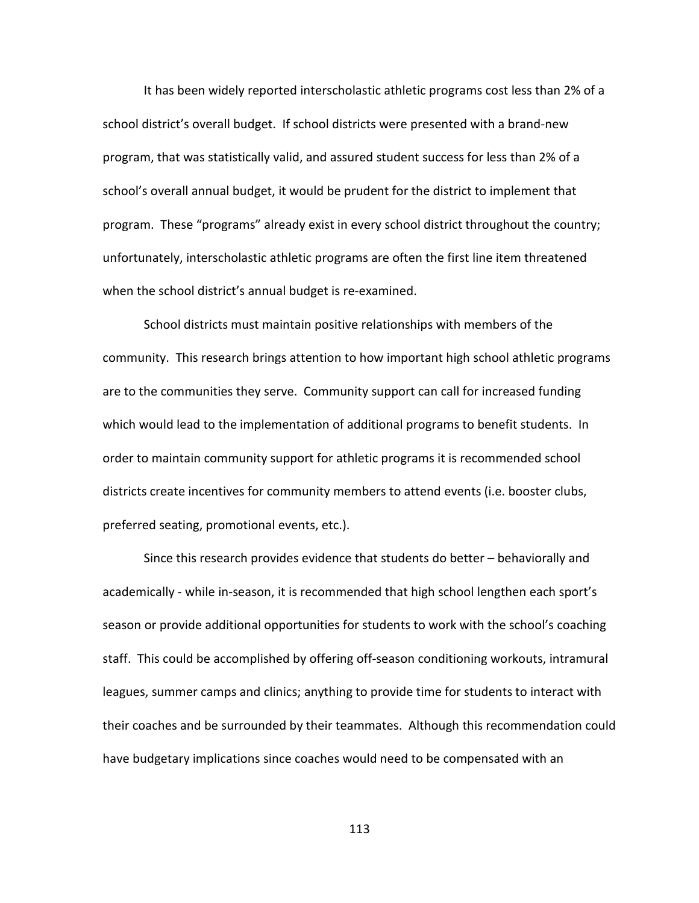It has been widely reported interscholastic athletic programs cost less than 2% of a school district's overall budget. If school districts were presented with a brand-new program, that was statistically valid, and assured student success for less than 2% of a school's overall annual budget, it would be prudent for the district to implement that program. These "programs" already exist in every school district throughout the country; unfortunately, interscholastic athletic programs are often the first line item threatened when the school district's annual budget is re-examined.

School districts must maintain positive relationships with members of the community. This research brings attention to how important high school athletic programs are to the communities they serve. Community support can call for increased funding which would lead to the implementation of additional programs to benefit students. In order to maintain community support for athletic programs it is recommended school districts create incentives for community members to attend events (i.e. booster clubs, preferred seating, promotional events, etc.).

Since this research provides evidence that students do better – behaviorally and academically - while in-season, it is recommended that high school lengthen each sport's season or provide additional opportunities for students to work with the school's coaching staff. This could be accomplished by offering off-season conditioning workouts, intramural leagues, summer camps and clinics; anything to provide time for students to interact with their coaches and be surrounded by their teammates. Although this recommendation could have budgetary implications since coaches would need to be compensated with an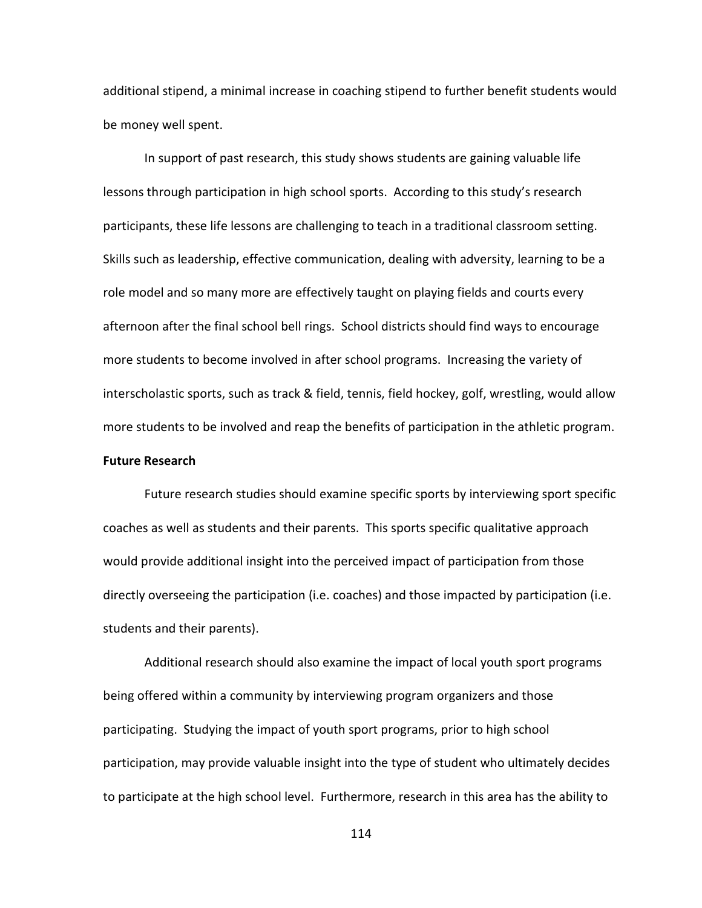additional stipend, a minimal increase in coaching stipend to further benefit students would be money well spent.

In support of past research, this study shows students are gaining valuable life lessons through participation in high school sports. According to this study's research participants, these life lessons are challenging to teach in a traditional classroom setting. Skills such as leadership, effective communication, dealing with adversity, learning to be a role model and so many more are effectively taught on playing fields and courts every afternoon after the final school bell rings. School districts should find ways to encourage more students to become involved in after school programs. Increasing the variety of interscholastic sports, such as track & field, tennis, field hockey, golf, wrestling, would allow more students to be involved and reap the benefits of participation in the athletic program.

**Future Research**

Future research studies should examine specific sports by interviewing sport specific coaches as well as students and their parents. This sports specific qualitative approach would provide additional insight into the perceived impact of participation from those directly overseeing the participation (i.e. coaches) and those impacted by participation (i.e. students and their parents).

Additional research should also examine the impact of local youth sport programs being offered within a community by interviewing program organizers and those participating. Studying the impact of youth sport programs, prior to high school participation, may provide valuable insight into the type of student who ultimately decides to participate at the high school level. Furthermore, research in this area has the ability to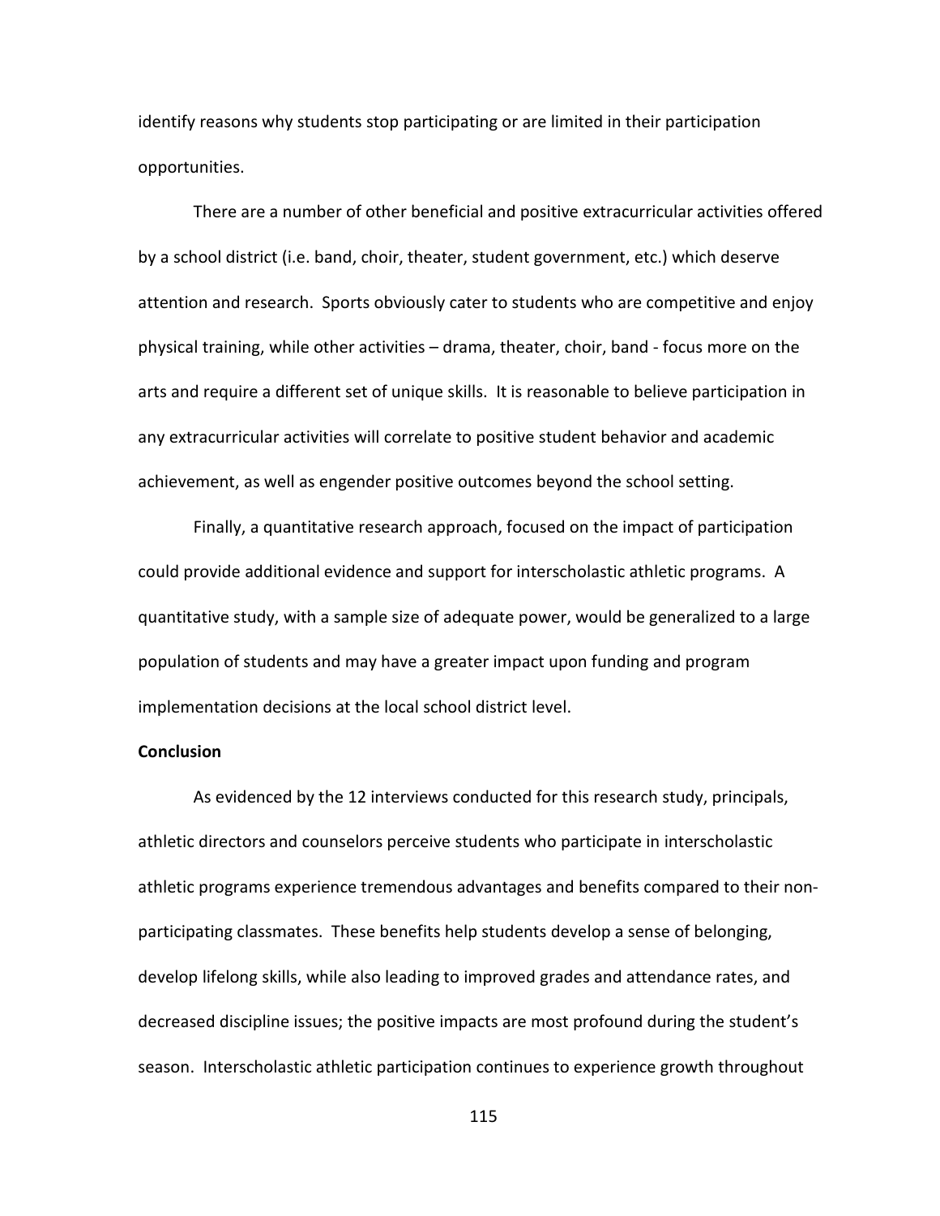identify reasons why students stop participating or are limited in their participation opportunities.

There are a number of other beneficial and positive extracurricular activities offered by a school district (i.e. band, choir, theater, student government, etc.) which deserve attention and research. Sports obviously cater to students who are competitive and enjoy physical training, while other activities – drama, theater, choir, band - focus more on the arts and require a different set of unique skills. It is reasonable to believe participation in any extracurricular activities will correlate to positive student behavior and academic achievement, as well as engender positive outcomes beyond the school setting.

Finally, a quantitative research approach, focused on the impact of participation could provide additional evidence and support for interscholastic athletic programs. A quantitative study, with a sample size of adequate power, would be generalized to a large population of students and may have a greater impact upon funding and program implementation decisions at the local school district level.

**Conclusion**

As evidenced by the 12 interviews conducted for this research study, principals, athletic directors and counselors perceive students who participate in interscholastic athletic programs experience tremendous advantages and benefits compared to their non-participating classmates. These benefits help students develop a sense of belonging, develop lifelong skills, while also leading to improved grades and attendance rates, and decreased discipline issues; the positive impacts are most profound during the student's season. Interscholastic athletic participation continues to experience growth throughout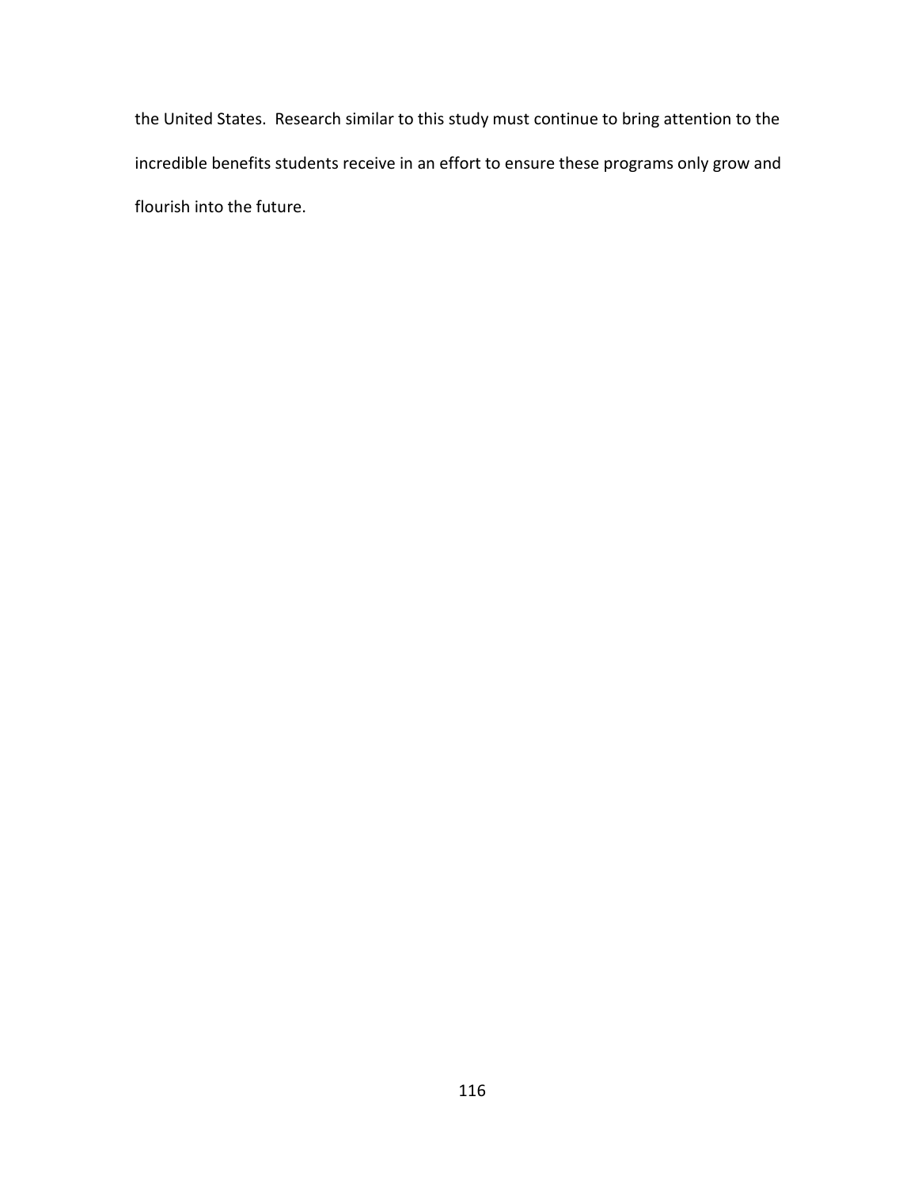the United States. Research similar to this study must continue to bring attention to the incredible benefits students receive in an effort to ensure these programs only grow and flourish into the future.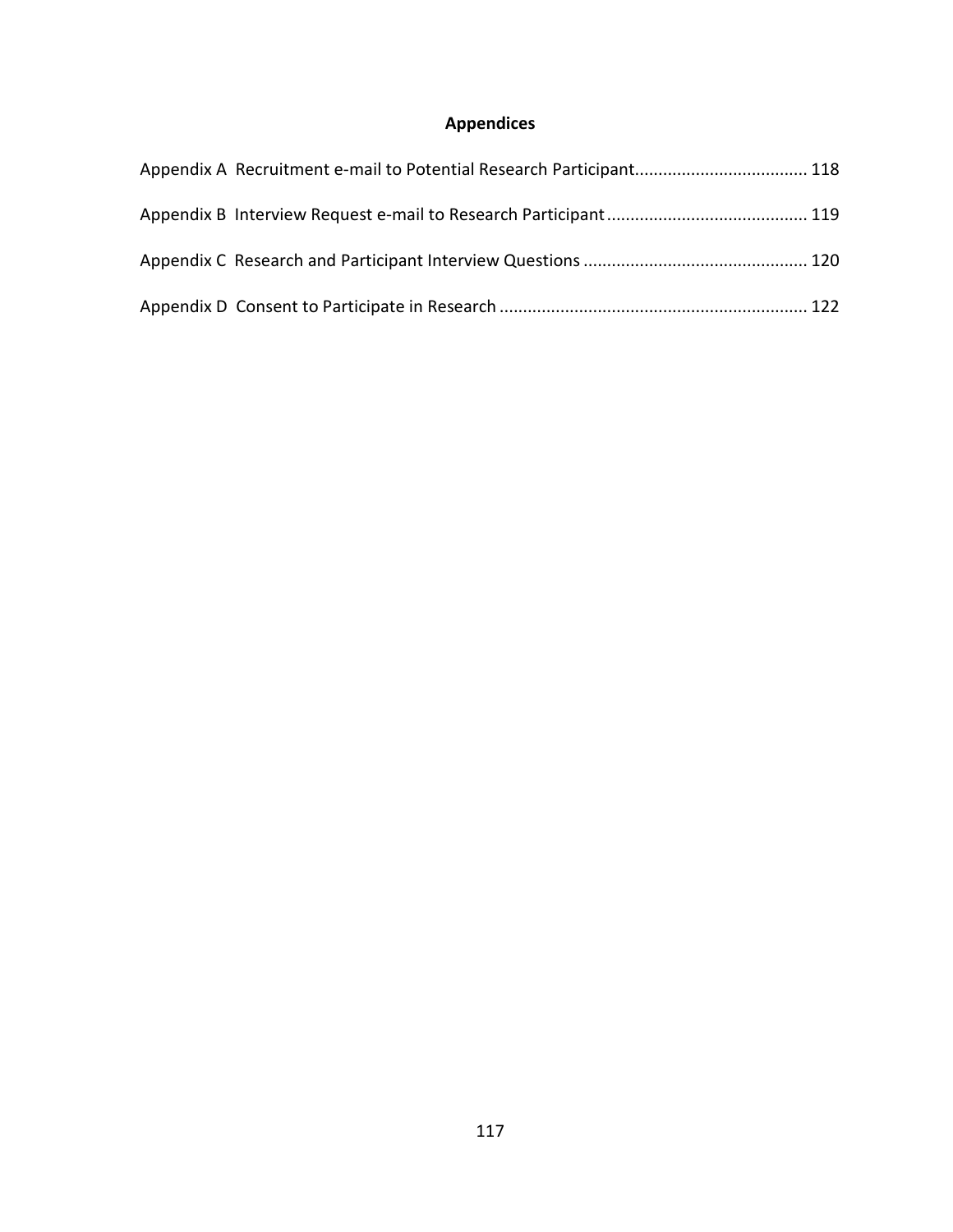# Appendices

Appendix A  Recruitment e-mail to Potential Research Participant.................................... 118

Appendix B  Interview Request e-mail to Research Participant........................................... 119

Appendix C  Research and Participant Interview Questions ................................................ 120

Appendix D  Consent to Participate in Research ................................................................. 122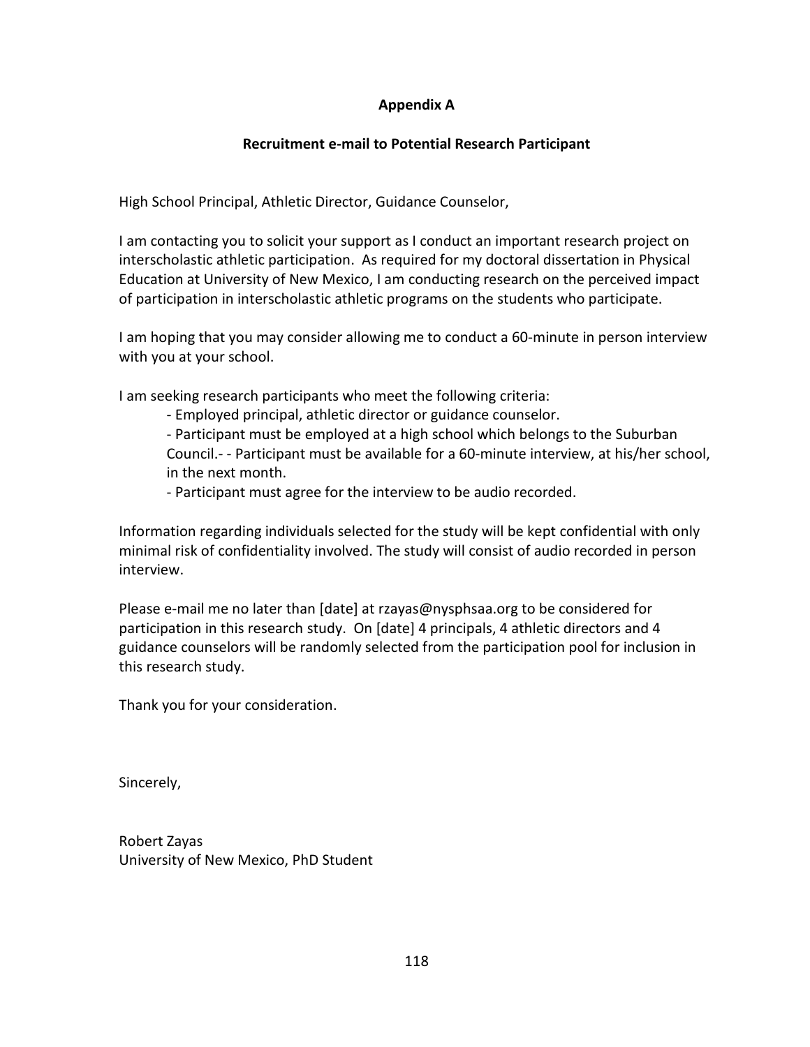**Appendix A**

**Recruitment e-mail to Potential Research Participant**

High School Principal, Athletic Director, Guidance Counselor,

I am contacting you to solicit your support as I conduct an important research project on interscholastic athletic participation. As required for my doctoral dissertation in Physical Education at University of New Mexico, I am conducting research on the perceived impact of participation in interscholastic athletic programs on the students who participate.

I am hoping that you may consider allowing me to conduct a 60-minute in person interview with you at your school.

I am seeking research participants who meet the following criteria:

- Employed principal, athletic director or guidance counselor.
- Participant must be employed at a high school which belongs to the Suburban Council.- - Participant must be available for a 60-minute interview, at his/her school, in the next month.
- Participant must agree for the interview to be audio recorded.

Information regarding individuals selected for the study will be kept confidential with only minimal risk of confidentiality involved. The study will consist of audio recorded in person interview.

Please e-mail me no later than [date] at rzayas@nysphsaa.org to be considered for participation in this research study. On [date] 4 principals, 4 athletic directors and 4 guidance counselors will be randomly selected from the participation pool for inclusion in this research study.

Thank you for your consideration.

Sincerely,

Robert Zayas
University of New Mexico, PhD Student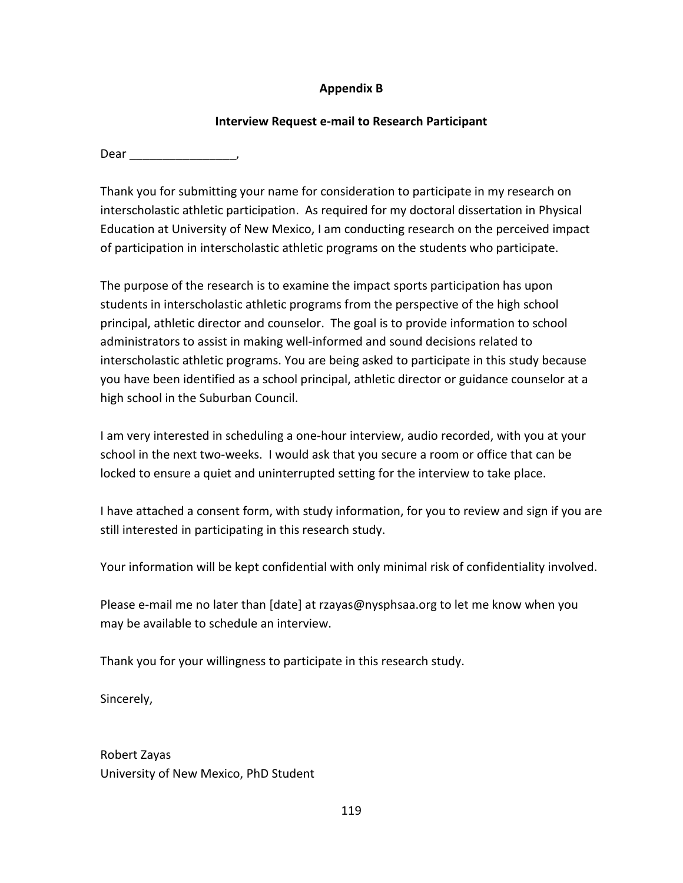## Appendix B

### Interview Request e-mail to Research Participant

Dear ________________,

Thank you for submitting your name for consideration to participate in my research on interscholastic athletic participation. As required for my doctoral dissertation in Physical Education at University of New Mexico, I am conducting research on the perceived impact of participation in interscholastic athletic programs on the students who participate.

The purpose of the research is to examine the impact sports participation has upon students in interscholastic athletic programs from the perspective of the high school principal, athletic director and counselor. The goal is to provide information to school administrators to assist in making well-informed and sound decisions related to interscholastic athletic programs. You are being asked to participate in this study because you have been identified as a school principal, athletic director or guidance counselor at a high school in the Suburban Council.

I am very interested in scheduling a one-hour interview, audio recorded, with you at your school in the next two-weeks. I would ask that you secure a room or office that can be locked to ensure a quiet and uninterrupted setting for the interview to take place.

I have attached a consent form, with study information, for you to review and sign if you are still interested in participating in this research study.

Your information will be kept confidential with only minimal risk of confidentiality involved.

Please e-mail me no later than [date] at rzayas@nysphsaa.org to let me know when you may be available to schedule an interview.

Thank you for your willingness to participate in this research study.

Sincerely,

Robert Zayas
University of New Mexico, PhD Student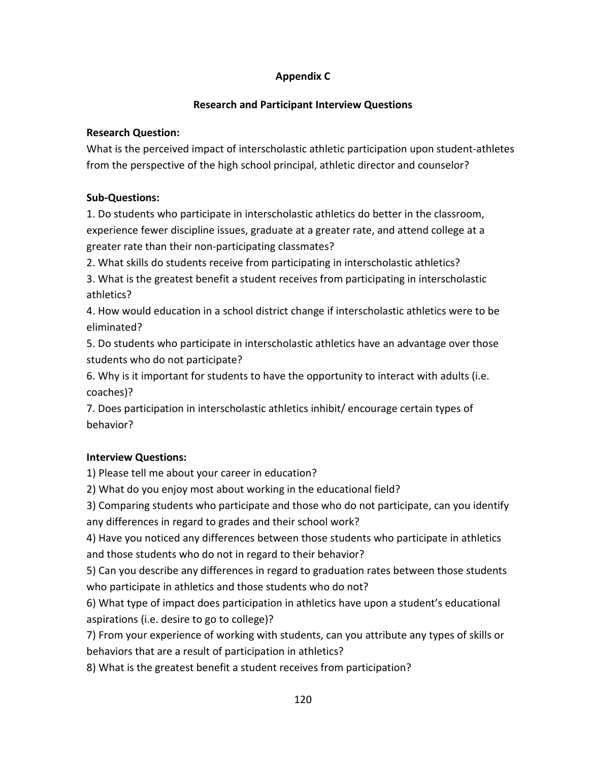## Appendix C

### Research and Participant Interview Questions

**Research Question:**

What is the perceived impact of interscholastic athletic participation upon student-athletes from the perspective of the high school principal, athletic director and counselor?

**Sub-Questions:**

1. Do students who participate in interscholastic athletics do better in the classroom, experience fewer discipline issues, graduate at a greater rate, and attend college at a greater rate than their non-participating classmates?
2. What skills do students receive from participating in interscholastic athletics?
3. What is the greatest benefit a student receives from participating in interscholastic athletics?
4. How would education in a school district change if interscholastic athletics were to be eliminated?
5. Do students who participate in interscholastic athletics have an advantage over those students who do not participate?
6. Why is it important for students to have the opportunity to interact with adults (i.e. coaches)?
7. Does participation in interscholastic athletics inhibit/ encourage certain types of behavior?

**Interview Questions:**

1) Please tell me about your career in education?
2) What do you enjoy most about working in the educational field?
3) Comparing students who participate and those who do not participate, can you identify any differences in regard to grades and their school work?
4) Have you noticed any differences between those students who participate in athletics and those students who do not in regard to their behavior?
5) Can you describe any differences in regard to graduation rates between those students who participate in athletics and those students who do not?
6) What type of impact does participation in athletics have upon a student's educational aspirations (i.e. desire to go to college)?
7) From your experience of working with students, can you attribute any types of skills or behaviors that are a result of participation in athletics?
8) What is the greatest benefit a student receives from participation?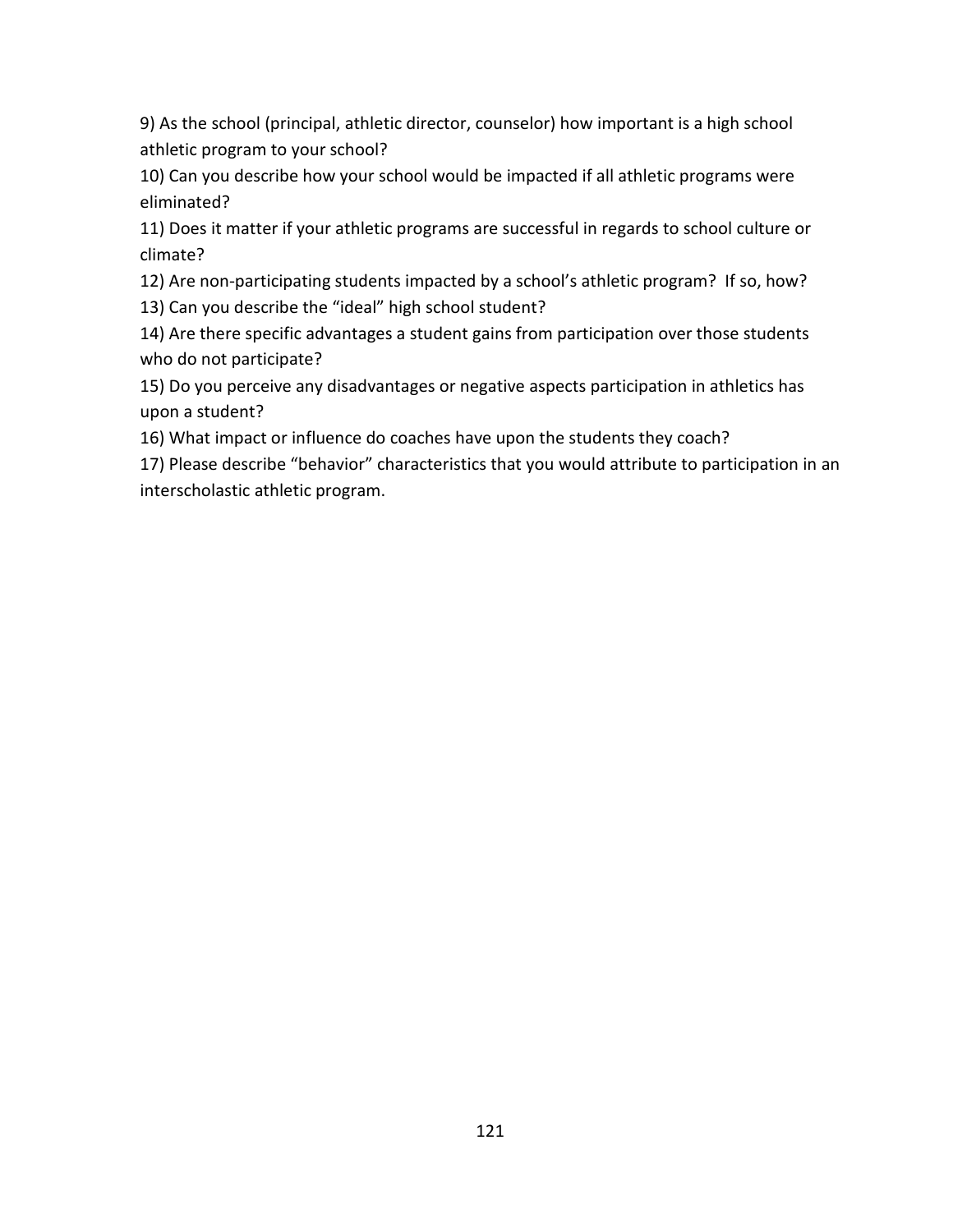9) As the school (principal, athletic director, counselor) how important is a high school athletic program to your school?

10) Can you describe how your school would be impacted if all athletic programs were eliminated?

11) Does it matter if your athletic programs are successful in regards to school culture or climate?

12) Are non-participating students impacted by a school's athletic program? If so, how?

13) Can you describe the "ideal" high school student?

14) Are there specific advantages a student gains from participation over those students who do not participate?

15) Do you perceive any disadvantages or negative aspects participation in athletics has upon a student?

16) What impact or influence do coaches have upon the students they coach?

17) Please describe "behavior" characteristics that you would attribute to participation in an interscholastic athletic program.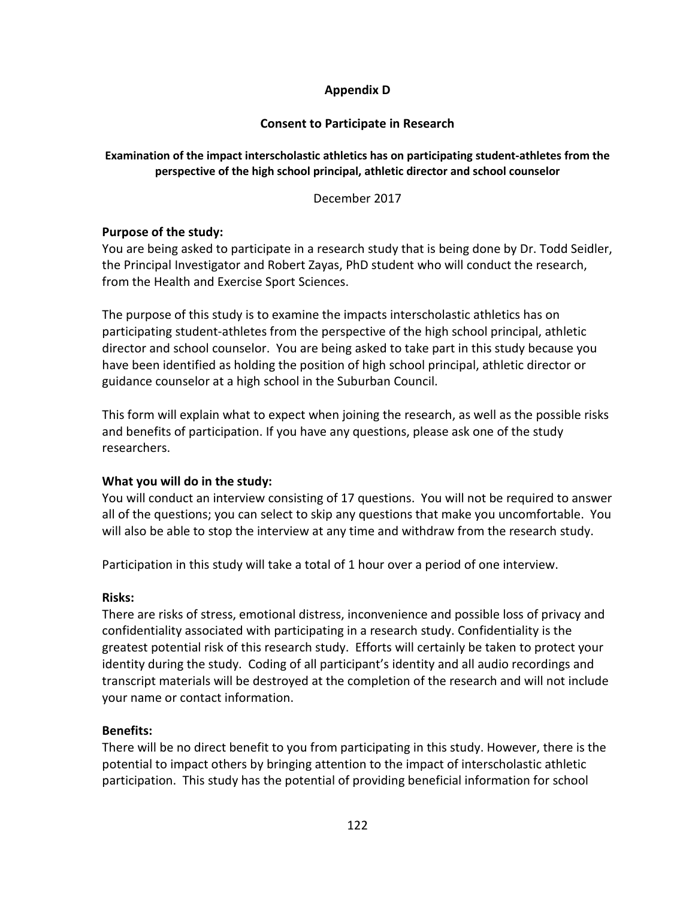# Appendix D

## Consent to Participate in Research

### Examination of the impact interscholastic athletics has on participating student-athletes from the perspective of the high school principal, athletic director and school counselor

December 2017

**Purpose of the study:**
You are being asked to participate in a research study that is being done by Dr. Todd Seidler, the Principal Investigator and Robert Zayas, PhD student who will conduct the research, from the Health and Exercise Sport Sciences.

The purpose of this study is to examine the impacts interscholastic athletics has on participating student-athletes from the perspective of the high school principal, athletic director and school counselor. You are being asked to take part in this study because you have been identified as holding the position of high school principal, athletic director or guidance counselor at a high school in the Suburban Council.

This form will explain what to expect when joining the research, as well as the possible risks and benefits of participation. If you have any questions, please ask one of the study researchers.

**What you will do in the study:**
You will conduct an interview consisting of 17 questions. You will not be required to answer all of the questions; you can select to skip any questions that make you uncomfortable. You will also be able to stop the interview at any time and withdraw from the research study.

Participation in this study will take a total of 1 hour over a period of one interview.

**Risks:**
There are risks of stress, emotional distress, inconvenience and possible loss of privacy and confidentiality associated with participating in a research study. Confidentiality is the greatest potential risk of this research study. Efforts will certainly be taken to protect your identity during the study. Coding of all participant's identity and all audio recordings and transcript materials will be destroyed at the completion of the research and will not include your name or contact information.

**Benefits:**
There will be no direct benefit to you from participating in this study. However, there is the potential to impact others by bringing attention to the impact of interscholastic athletic participation. This study has the potential of providing beneficial information for school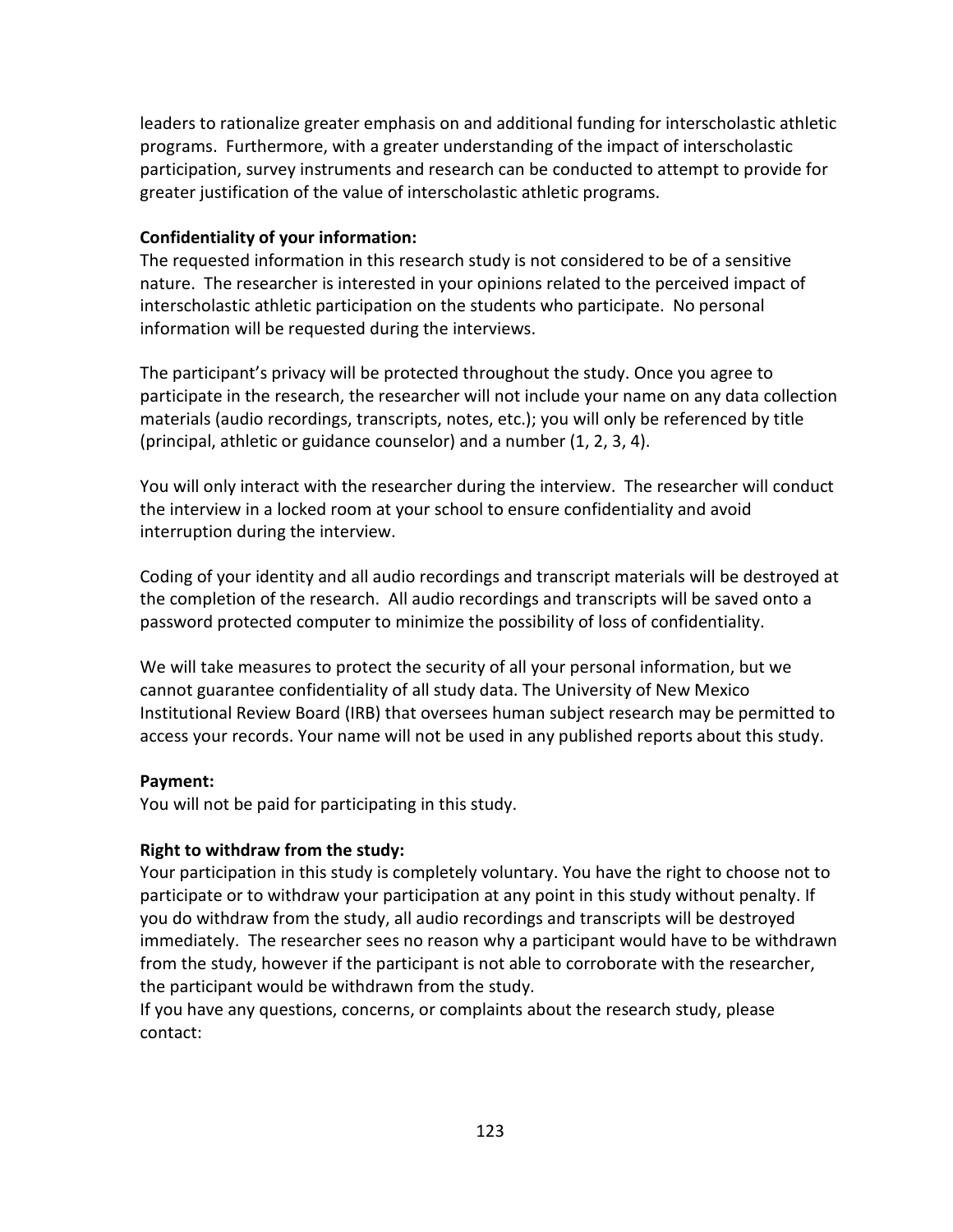leaders to rationalize greater emphasis on and additional funding for interscholastic athletic programs. Furthermore, with a greater understanding of the impact of interscholastic participation, survey instruments and research can be conducted to attempt to provide for greater justification of the value of interscholastic athletic programs.

**Confidentiality of your information:**

The requested information in this research study is not considered to be of a sensitive nature. The researcher is interested in your opinions related to the perceived impact of interscholastic athletic participation on the students who participate. No personal information will be requested during the interviews.

The participant's privacy will be protected throughout the study. Once you agree to participate in the research, the researcher will not include your name on any data collection materials (audio recordings, transcripts, notes, etc.); you will only be referenced by title (principal, athletic or guidance counselor) and a number (1, 2, 3, 4).

You will only interact with the researcher during the interview. The researcher will conduct the interview in a locked room at your school to ensure confidentiality and avoid interruption during the interview.

Coding of your identity and all audio recordings and transcript materials will be destroyed at the completion of the research. All audio recordings and transcripts will be saved onto a password protected computer to minimize the possibility of loss of confidentiality.

We will take measures to protect the security of all your personal information, but we cannot guarantee confidentiality of all study data. The University of New Mexico Institutional Review Board (IRB) that oversees human subject research may be permitted to access your records. Your name will not be used in any published reports about this study.

**Payment:**

You will not be paid for participating in this study.

**Right to withdraw from the study:**

Your participation in this study is completely voluntary. You have the right to choose not to participate or to withdraw your participation at any point in this study without penalty. If you do withdraw from the study, all audio recordings and transcripts will be destroyed immediately. The researcher sees no reason why a participant would have to be withdrawn from the study, however if the participant is not able to corroborate with the researcher, the participant would be withdrawn from the study.

If you have any questions, concerns, or complaints about the research study, please contact: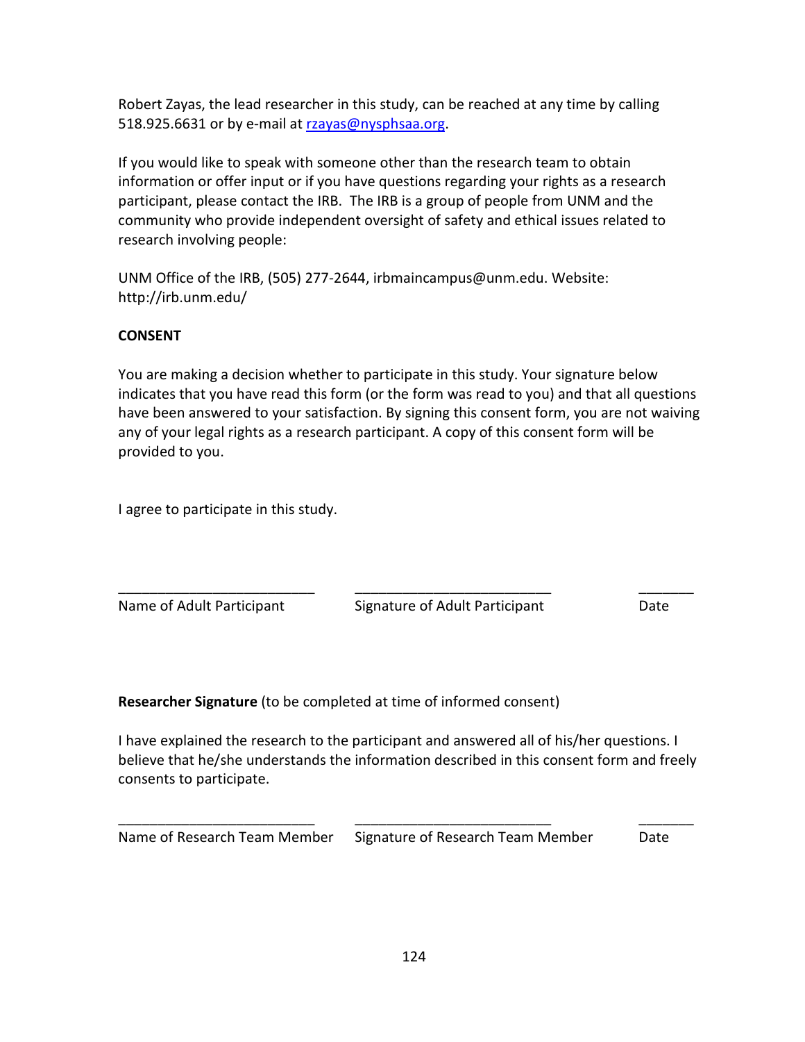Robert Zayas, the lead researcher in this study, can be reached at any time by calling 518.925.6631 or by e-mail at rzayas@nysphsaa.org.

If you would like to speak with someone other than the research team to obtain information or offer input or if you have questions regarding your rights as a research participant, please contact the IRB. The IRB is a group of people from UNM and the community who provide independent oversight of safety and ethical issues related to research involving people:

UNM Office of the IRB, (505) 277-2644, irbmaincampus@unm.edu. Website: http://irb.unm.edu/

**CONSENT**

You are making a decision whether to participate in this study. Your signature below indicates that you have read this form (or the form was read to you) and that all questions have been answered to your satisfaction. By signing this consent form, you are not waiving any of your legal rights as a research participant. A copy of this consent form will be provided to you.

I agree to participate in this study.

_________________________ _________________________ _______
Name of Adult Participant Signature of Adult Participant Date

**Researcher Signature** (to be completed at time of informed consent)

I have explained the research to the participant and answered all of his/her questions. I believe that he/she understands the information described in this consent form and freely consents to participate.

_________________________ _________________________ _______
Name of Research Team Member Signature of Research Team Member Date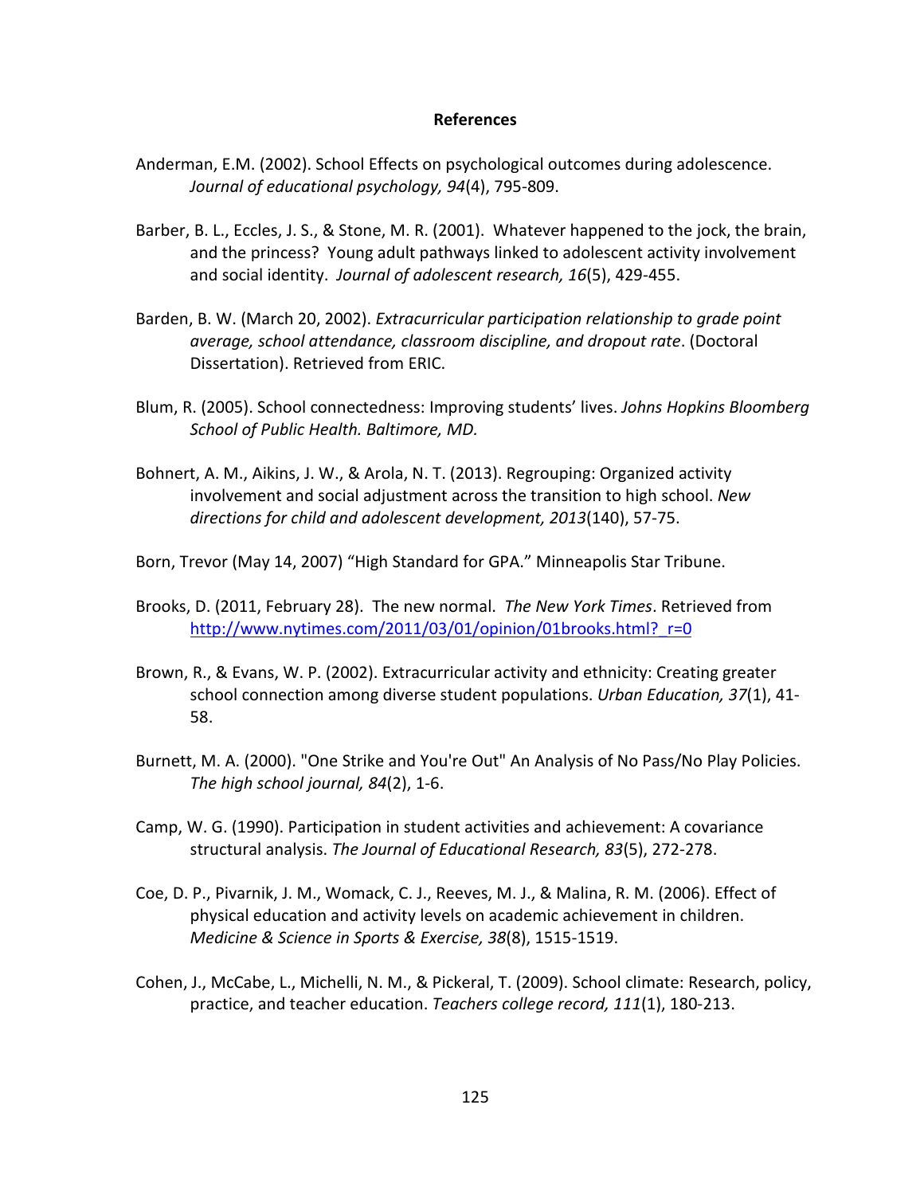**References**

Anderman, E.M. (2002). School Effects on psychological outcomes during adolescence. *Journal of educational psychology, 94*(4), 795-809.

Barber, B. L., Eccles, J. S., & Stone, M. R. (2001). Whatever happened to the jock, the brain, and the princess? Young adult pathways linked to adolescent activity involvement and social identity. *Journal of adolescent research, 16*(5), 429-455.

Barden, B. W. (March 20, 2002). *Extracurricular participation relationship to grade point average, school attendance, classroom discipline, and dropout rate*. (Doctoral Dissertation). Retrieved from ERIC.

Blum, R. (2005). School connectedness: Improving students' lives. *Johns Hopkins Bloomberg School of Public Health. Baltimore, MD.*

Bohnert, A. M., Aikins, J. W., & Arola, N. T. (2013). Regrouping: Organized activity involvement and social adjustment across the transition to high school. *New directions for child and adolescent development, 2013*(140), 57-75.

Born, Trevor (May 14, 2007) "High Standard for GPA." Minneapolis Star Tribune.

Brooks, D. (2011, February 28). The new normal. *The New York Times*. Retrieved from http://www.nytimes.com/2011/03/01/opinion/01brooks.html?_r=0

Brown, R., & Evans, W. P. (2002). Extracurricular activity and ethnicity: Creating greater school connection among diverse student populations. *Urban Education, 37*(1), 41-58.

Burnett, M. A. (2000). "One Strike and You're Out" An Analysis of No Pass/No Play Policies. *The high school journal, 84*(2), 1-6.

Camp, W. G. (1990). Participation in student activities and achievement: A covariance structural analysis. *The Journal of Educational Research, 83*(5), 272-278.

Coe, D. P., Pivarnik, J. M., Womack, C. J., Reeves, M. J., & Malina, R. M. (2006). Effect of physical education and activity levels on academic achievement in children. *Medicine & Science in Sports & Exercise, 38*(8), 1515-1519.

Cohen, J., McCabe, L., Michelli, N. M., & Pickeral, T. (2009). School climate: Research, policy, practice, and teacher education. *Teachers college record, 111*(1), 180-213.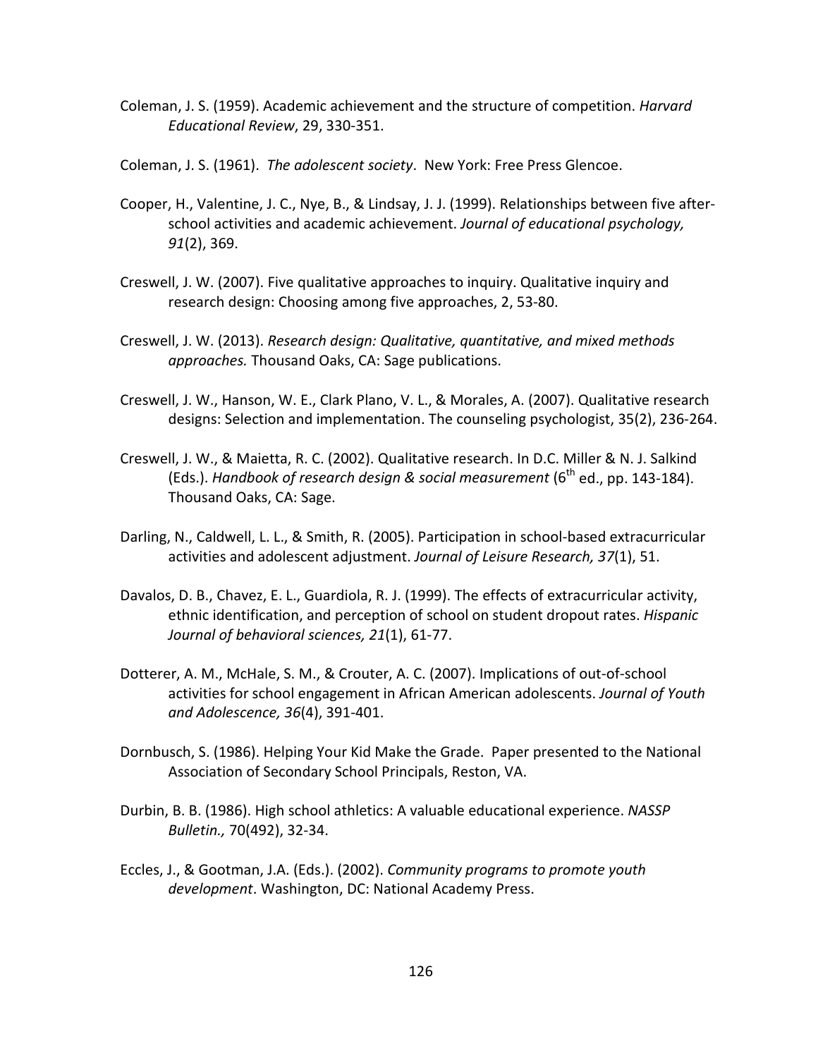Coleman, J. S. (1959). Academic achievement and the structure of competition. *Harvard Educational Review*, 29, 330-351.

Coleman, J. S. (1961). *The adolescent society*. New York: Free Press Glencoe.

Cooper, H., Valentine, J. C., Nye, B., & Lindsay, J. J. (1999). Relationships between five after-school activities and academic achievement. *Journal of educational psychology, 91*(2), 369.

Creswell, J. W. (2007). Five qualitative approaches to inquiry. Qualitative inquiry and research design: Choosing among five approaches, 2, 53-80.

Creswell, J. W. (2013). *Research design: Qualitative, quantitative, and mixed methods approaches.* Thousand Oaks, CA: Sage publications.

Creswell, J. W., Hanson, W. E., Clark Plano, V. L., & Morales, A. (2007). Qualitative research designs: Selection and implementation. The counseling psychologist, 35(2), 236-264.

Creswell, J. W., & Maietta, R. C. (2002). Qualitative research. In D.C. Miller & N. J. Salkind (Eds.). *Handbook of research design & social measurement* (6th ed., pp. 143-184). Thousand Oaks, CA: Sage.

Darling, N., Caldwell, L. L., & Smith, R. (2005). Participation in school-based extracurricular activities and adolescent adjustment. *Journal of Leisure Research, 37*(1), 51.

Davalos, D. B., Chavez, E. L., Guardiola, R. J. (1999). The effects of extracurricular activity, ethnic identification, and perception of school on student dropout rates. *Hispanic Journal of behavioral sciences, 21*(1), 61-77.

Dotterer, A. M., McHale, S. M., & Crouter, A. C. (2007). Implications of out-of-school activities for school engagement in African American adolescents. *Journal of Youth and Adolescence, 36*(4), 391-401.

Dornbusch, S. (1986). Helping Your Kid Make the Grade. Paper presented to the National Association of Secondary School Principals, Reston, VA.

Durbin, B. B. (1986). High school athletics: A valuable educational experience. *NASSP Bulletin.,* 70(492), 32-34.

Eccles, J., & Gootman, J.A. (Eds.). (2002). *Community programs to promote youth development*. Washington, DC: National Academy Press.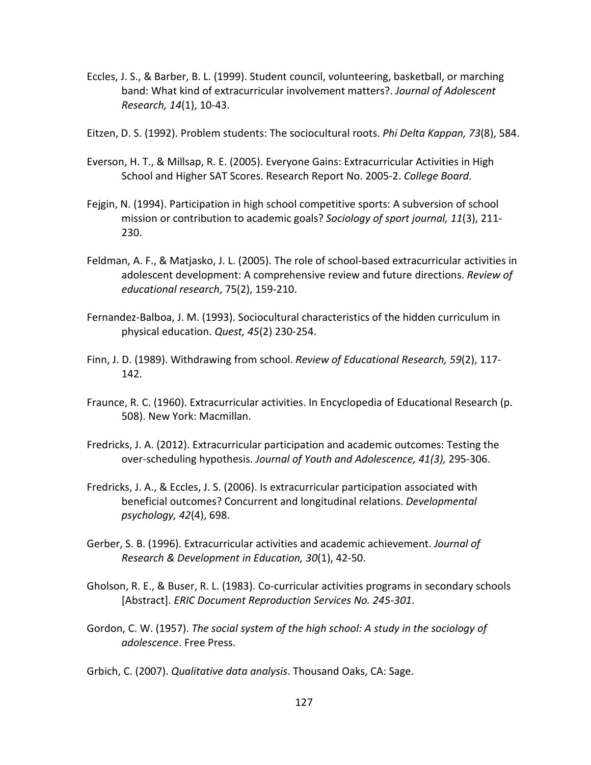Eccles, J. S., & Barber, B. L. (1999). Student council, volunteering, basketball, or marching band: What kind of extracurricular involvement matters?. *Journal of Adolescent Research, 14*(1), 10-43.

Eitzen, D. S. (1992). Problem students: The sociocultural roots. *Phi Delta Kappan, 73*(8), 584.

Everson, H. T., & Millsap, R. E. (2005). Everyone Gains: Extracurricular Activities in High School and Higher SAT Scores. Research Report No. 2005-2. *College Board*.

Fejgin, N. (1994). Participation in high school competitive sports: A subversion of school mission or contribution to academic goals? *Sociology of sport journal, 11*(3), 211-230.

Feldman, A. F., & Matjasko, J. L. (2005). The role of school-based extracurricular activities in adolescent development: A comprehensive review and future directions. *Review of educational research*, 75(2), 159-210.

Fernandez-Balboa, J. M. (1993). Sociocultural characteristics of the hidden curriculum in physical education. *Quest, 45*(2) 230-254.

Finn, J. D. (1989). Withdrawing from school. *Review of Educational Research, 59*(2), 117-142.

Fraunce, R. C. (1960). Extracurricular activities. In Encyclopedia of Educational Research (p. 508). New York: Macmillan.

Fredricks, J. A. (2012). Extracurricular participation and academic outcomes: Testing the over-scheduling hypothesis. *Journal of Youth and Adolescence, 41(3),* 295-306.

Fredricks, J. A., & Eccles, J. S. (2006). Is extracurricular participation associated with beneficial outcomes? Concurrent and longitudinal relations. *Developmental psychology, 42*(4), 698.

Gerber, S. B. (1996). Extracurricular activities and academic achievement. *Journal of Research & Development in Education, 30*(1), 42-50.

Gholson, R. E., & Buser, R. L. (1983). Co-curricular activities programs in secondary schools [Abstract]. *ERIC Document Reproduction Services No. 245-301*.

Gordon, C. W. (1957). *The social system of the high school: A study in the sociology of adolescence*. Free Press.

Grbich, C. (2007). *Qualitative data analysis*. Thousand Oaks, CA: Sage.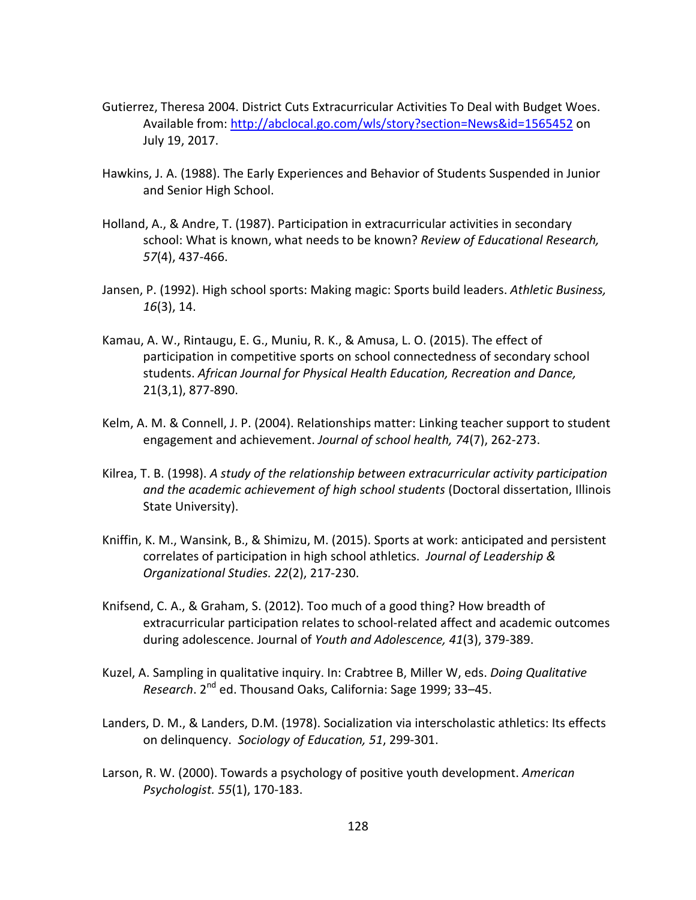Gutierrez, Theresa 2004. District Cuts Extracurricular Activities To Deal with Budget Woes. Available from: http://abclocal.go.com/wls/story?section=News&id=1565452 on July 19, 2017.

Hawkins, J. A. (1988). The Early Experiences and Behavior of Students Suspended in Junior and Senior High School.

Holland, A., & Andre, T. (1987). Participation in extracurricular activities in secondary school: What is known, what needs to be known? *Review of Educational Research, 57*(4), 437-466.

Jansen, P. (1992). High school sports: Making magic: Sports build leaders. *Athletic Business, 16*(3), 14.

Kamau, A. W., Rintaugu, E. G., Muniu, R. K., & Amusa, L. O. (2015). The effect of participation in competitive sports on school connectedness of secondary school students. *African Journal for Physical Health Education, Recreation and Dance,* 21(3,1), 877-890.

Kelm, A. M. & Connell, J. P. (2004). Relationships matter: Linking teacher support to student engagement and achievement. *Journal of school health, 74*(7), 262-273.

Kilrea, T. B. (1998). *A study of the relationship between extracurricular activity participation and the academic achievement of high school students* (Doctoral dissertation, Illinois State University).

Kniffin, K. M., Wansink, B., & Shimizu, M. (2015). Sports at work: anticipated and persistent correlates of participation in high school athletics. *Journal of Leadership & Organizational Studies. 22*(2), 217-230.

Knifsend, C. A., & Graham, S. (2012). Too much of a good thing? How breadth of extracurricular participation relates to school-related affect and academic outcomes during adolescence. Journal of *Youth and Adolescence, 41*(3), 379-389.

Kuzel, A. Sampling in qualitative inquiry. In: Crabtree B, Miller W, eds. *Doing Qualitative Research*. 2nd ed. Thousand Oaks, California: Sage 1999; 33–45.

Landers, D. M., & Landers, D.M. (1978). Socialization via interscholastic athletics: Its effects on delinquency. *Sociology of Education, 51*, 299-301.

Larson, R. W. (2000). Towards a psychology of positive youth development. *American Psychologist. 55*(1), 170-183.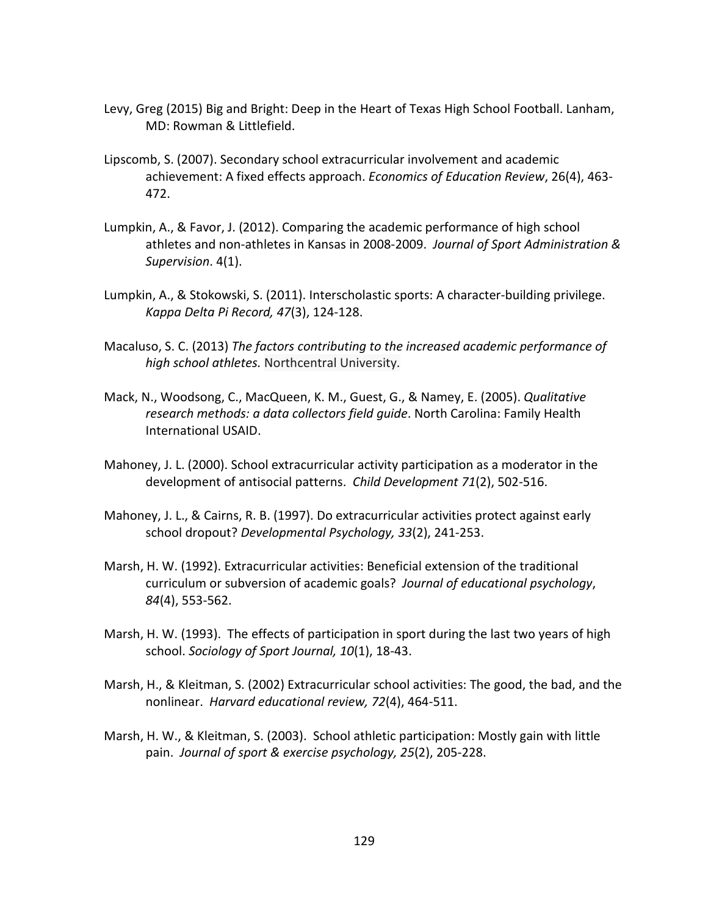Levy, Greg (2015) Big and Bright: Deep in the Heart of Texas High School Football. Lanham, MD: Rowman & Littlefield.

Lipscomb, S. (2007). Secondary school extracurricular involvement and academic achievement: A fixed effects approach. *Economics of Education Review*, 26(4), 463-472.

Lumpkin, A., & Favor, J. (2012). Comparing the academic performance of high school athletes and non-athletes in Kansas in 2008-2009. *Journal of Sport Administration & Supervision*. 4(1).

Lumpkin, A., & Stokowski, S. (2011). Interscholastic sports: A character-building privilege. *Kappa Delta Pi Record, 47*(3), 124-128.

Macaluso, S. C. (2013) *The factors contributing to the increased academic performance of high school athletes.* Northcentral University.

Mack, N., Woodsong, C., MacQueen, K. M., Guest, G., & Namey, E. (2005). *Qualitative research methods: a data collectors field guide*. North Carolina: Family Health International USAID.

Mahoney, J. L. (2000). School extracurricular activity participation as a moderator in the development of antisocial patterns. *Child Development 71*(2), 502-516.

Mahoney, J. L., & Cairns, R. B. (1997). Do extracurricular activities protect against early school dropout? *Developmental Psychology, 33*(2), 241-253.

Marsh, H. W. (1992). Extracurricular activities: Beneficial extension of the traditional curriculum or subversion of academic goals? *Journal of educational psychology*, *84*(4), 553-562.

Marsh, H. W. (1993). The effects of participation in sport during the last two years of high school. *Sociology of Sport Journal, 10*(1), 18-43.

Marsh, H., & Kleitman, S. (2002) Extracurricular school activities: The good, the bad, and the nonlinear. *Harvard educational review, 72*(4), 464-511.

Marsh, H. W., & Kleitman, S. (2003). School athletic participation: Mostly gain with little pain. *Journal of sport & exercise psychology, 25*(2), 205-228.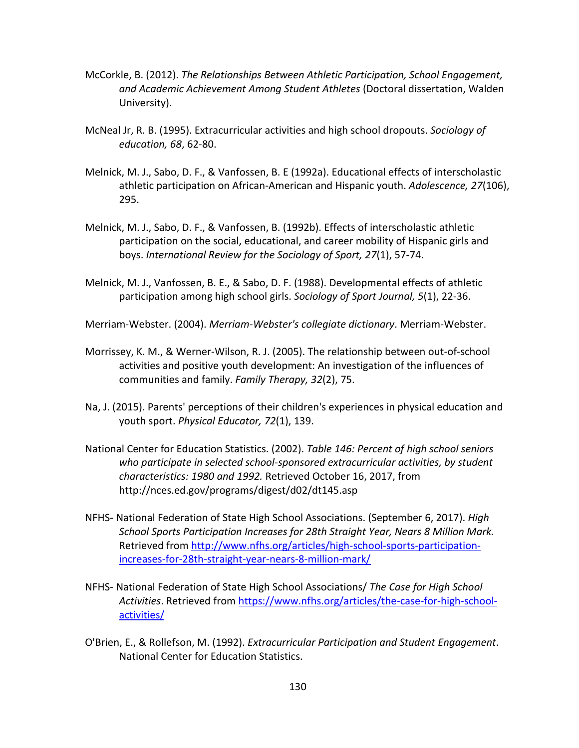McCorkle, B. (2012). *The Relationships Between Athletic Participation, School Engagement, and Academic Achievement Among Student Athletes* (Doctoral dissertation, Walden University).

McNeal Jr, R. B. (1995). Extracurricular activities and high school dropouts. *Sociology of education, 68*, 62-80.

Melnick, M. J., Sabo, D. F., & Vanfossen, B. E (1992a). Educational effects of interscholastic athletic participation on African-American and Hispanic youth. *Adolescence, 27*(106), 295.

Melnick, M. J., Sabo, D. F., & Vanfossen, B. (1992b). Effects of interscholastic athletic participation on the social, educational, and career mobility of Hispanic girls and boys. *International Review for the Sociology of Sport, 27*(1), 57-74.

Melnick, M. J., Vanfossen, B. E., & Sabo, D. F. (1988). Developmental effects of athletic participation among high school girls. *Sociology of Sport Journal, 5*(1), 22-36.

Merriam-Webster. (2004). *Merriam-Webster's collegiate dictionary*. Merriam-Webster.

Morrissey, K. M., & Werner-Wilson, R. J. (2005). The relationship between out-of-school activities and positive youth development: An investigation of the influences of communities and family. *Family Therapy, 32*(2), 75.

Na, J. (2015). Parents' perceptions of their children's experiences in physical education and youth sport. *Physical Educator, 72*(1), 139.

National Center for Education Statistics. (2002). *Table 146: Percent of high school seniors who participate in selected school-sponsored extracurricular activities, by student characteristics: 1980 and 1992.* Retrieved October 16, 2017, from http://nces.ed.gov/programs/digest/d02/dt145.asp

NFHS- National Federation of State High School Associations. (September 6, 2017). *High School Sports Participation Increases for 28th Straight Year, Nears 8 Million Mark.* Retrieved from http://www.nfhs.org/articles/high-school-sports-participation-increases-for-28th-straight-year-nears-8-million-mark/

NFHS- National Federation of State High School Associations/ *The Case for High School Activities*. Retrieved from https://www.nfhs.org/articles/the-case-for-high-school-activities/

O'Brien, E., & Rollefson, M. (1992). *Extracurricular Participation and Student Engagement*. National Center for Education Statistics.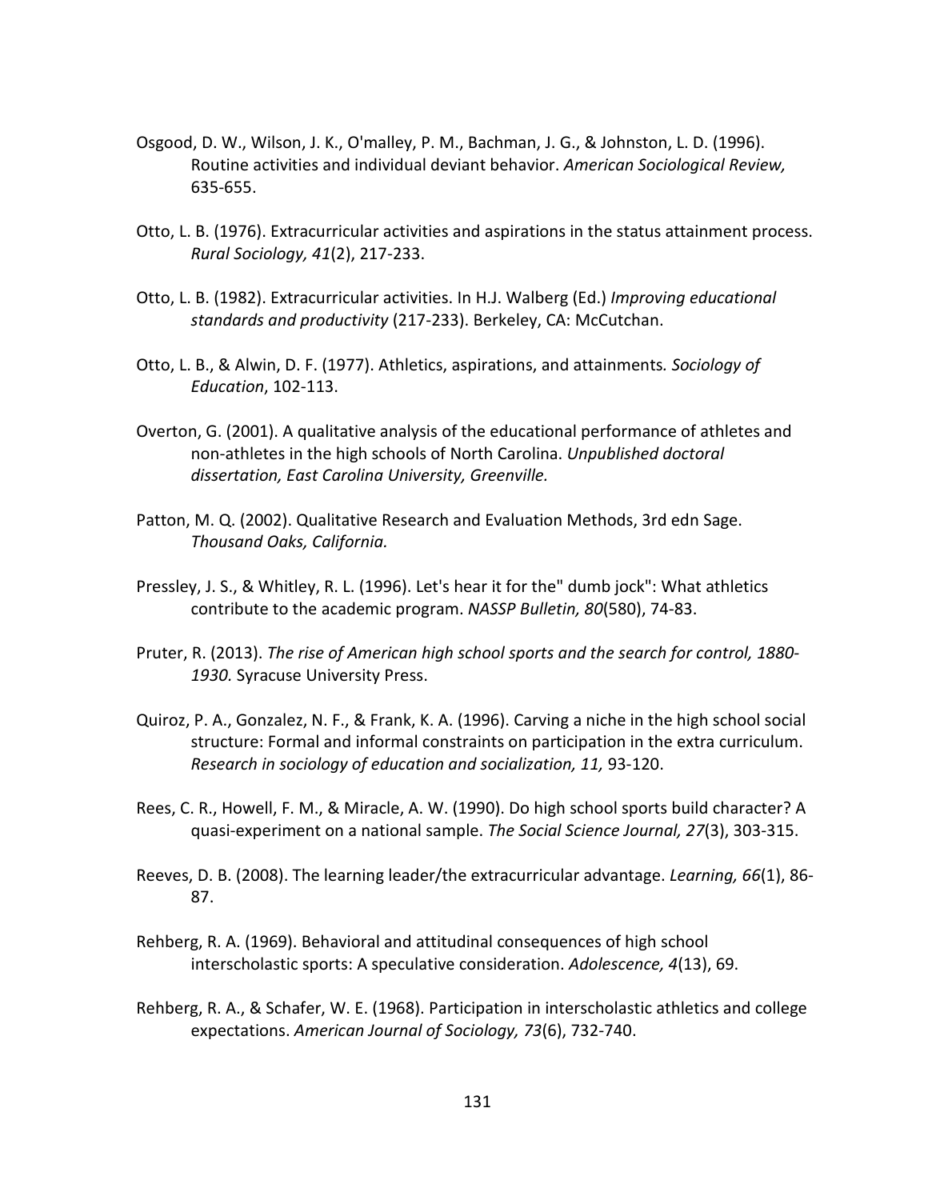Osgood, D. W., Wilson, J. K., O'malley, P. M., Bachman, J. G., & Johnston, L. D. (1996). Routine activities and individual deviant behavior. *American Sociological Review,* 635-655.

Otto, L. B. (1976). Extracurricular activities and aspirations in the status attainment process. *Rural Sociology, 41*(2), 217-233.

Otto, L. B. (1982). Extracurricular activities. In H.J. Walberg (Ed.) *Improving educational standards and productivity* (217-233). Berkeley, CA: McCutchan.

Otto, L. B., & Alwin, D. F. (1977). Athletics, aspirations, and attainments*. Sociology of Education*, 102-113.

Overton, G. (2001). A qualitative analysis of the educational performance of athletes and non-athletes in the high schools of North Carolina. *Unpublished doctoral dissertation, East Carolina University, Greenville.*

Patton, M. Q. (2002). Qualitative Research and Evaluation Methods, 3rd edn Sage. *Thousand Oaks, California.*

Pressley, J. S., & Whitley, R. L. (1996). Let's hear it for the" dumb jock": What athletics contribute to the academic program. *NASSP Bulletin, 80*(580), 74-83.

Pruter, R. (2013). *The rise of American high school sports and the search for control, 1880-1930.* Syracuse University Press.

Quiroz, P. A., Gonzalez, N. F., & Frank, K. A. (1996). Carving a niche in the high school social structure: Formal and informal constraints on participation in the extra curriculum. *Research in sociology of education and socialization, 11,* 93-120.

Rees, C. R., Howell, F. M., & Miracle, A. W. (1990). Do high school sports build character? A quasi-experiment on a national sample. *The Social Science Journal, 27*(3), 303-315.

Reeves, D. B. (2008). The learning leader/the extracurricular advantage. *Learning, 66*(1), 86-87.

Rehberg, R. A. (1969). Behavioral and attitudinal consequences of high school interscholastic sports: A speculative consideration. *Adolescence, 4*(13), 69.

Rehberg, R. A., & Schafer, W. E. (1968). Participation in interscholastic athletics and college expectations. *American Journal of Sociology, 73*(6), 732-740.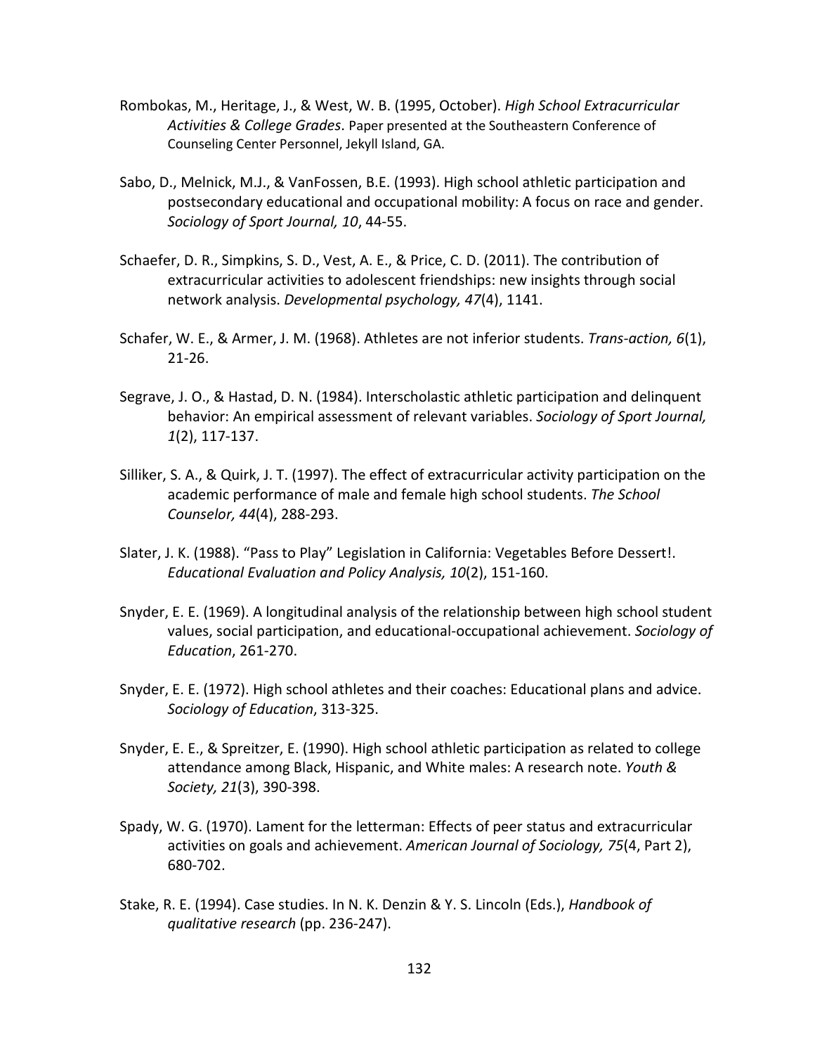Rombokas, M., Heritage, J., & West, W. B. (1995, October). *High School Extracurricular Activities & College Grades*. Paper presented at the Southeastern Conference of Counseling Center Personnel, Jekyll Island, GA.

Sabo, D., Melnick, M.J., & VanFossen, B.E. (1993). High school athletic participation and postsecondary educational and occupational mobility: A focus on race and gender. *Sociology of Sport Journal, 10*, 44-55.

Schaefer, D. R., Simpkins, S. D., Vest, A. E., & Price, C. D. (2011). The contribution of extracurricular activities to adolescent friendships: new insights through social network analysis. *Developmental psychology, 47*(4), 1141.

Schafer, W. E., & Armer, J. M. (1968). Athletes are not inferior students. *Trans-action, 6*(1), 21-26.

Segrave, J. O., & Hastad, D. N. (1984). Interscholastic athletic participation and delinquent behavior: An empirical assessment of relevant variables. *Sociology of Sport Journal, 1*(2), 117-137.

Silliker, S. A., & Quirk, J. T. (1997). The effect of extracurricular activity participation on the academic performance of male and female high school students. *The School Counselor, 44*(4), 288-293.

Slater, J. K. (1988). "Pass to Play" Legislation in California: Vegetables Before Dessert!. *Educational Evaluation and Policy Analysis, 10*(2), 151-160.

Snyder, E. E. (1969). A longitudinal analysis of the relationship between high school student values, social participation, and educational-occupational achievement. *Sociology of Education*, 261-270.

Snyder, E. E. (1972). High school athletes and their coaches: Educational plans and advice. *Sociology of Education*, 313-325.

Snyder, E. E., & Spreitzer, E. (1990). High school athletic participation as related to college attendance among Black, Hispanic, and White males: A research note. *Youth & Society, 21*(3), 390-398.

Spady, W. G. (1970). Lament for the letterman: Effects of peer status and extracurricular activities on goals and achievement. *American Journal of Sociology, 75*(4, Part 2), 680-702.

Stake, R. E. (1994). Case studies. In N. K. Denzin & Y. S. Lincoln (Eds.), *Handbook of qualitative research* (pp. 236-247).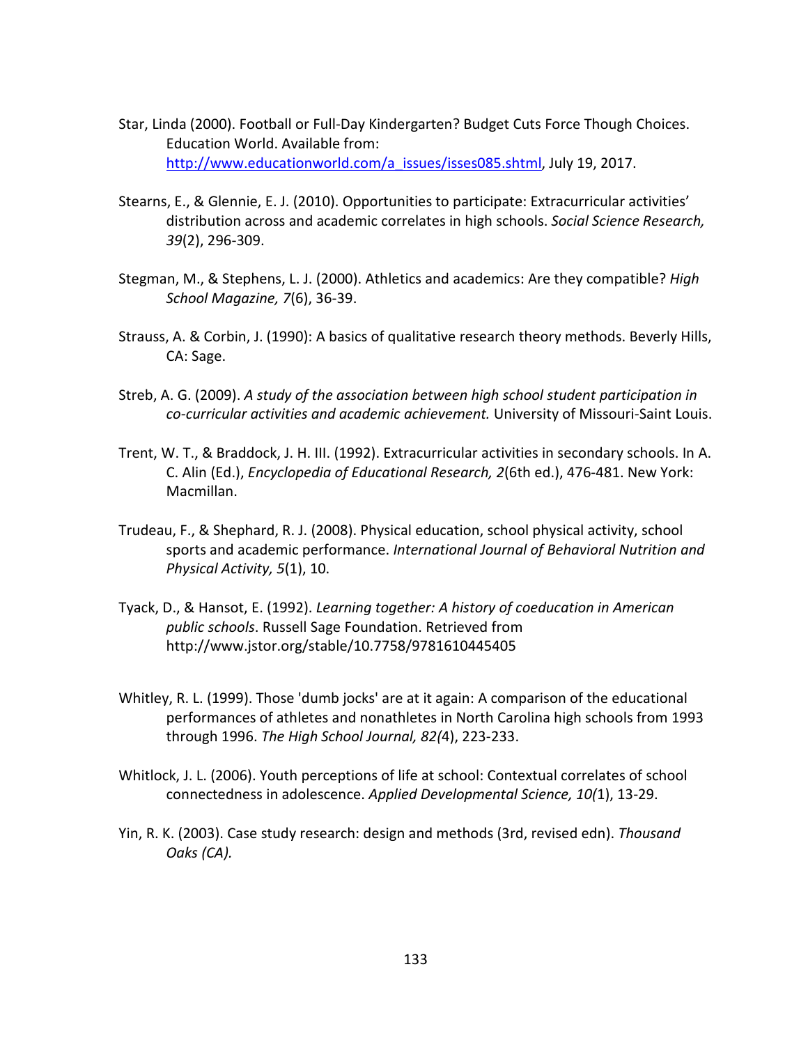Star, Linda (2000). Football or Full-Day Kindergarten? Budget Cuts Force Though Choices. Education World. Available from: [http://www.educationworld.com/a_issues/isses085.shtml](http://www.educationworld.com/a_issues/isses085.shtml), July 19, 2017.

Stearns, E., & Glennie, E. J. (2010). Opportunities to participate: Extracurricular activities' distribution across and academic correlates in high schools. *Social Science Research, 39*(2), 296-309.

Stegman, M., & Stephens, L. J. (2000). Athletics and academics: Are they compatible? *High School Magazine, 7*(6), 36-39.

Strauss, A. & Corbin, J. (1990): A basics of qualitative research theory methods. Beverly Hills, CA: Sage.

Streb, A. G. (2009). *A study of the association between high school student participation in co-curricular activities and academic achievement.* University of Missouri-Saint Louis.

Trent, W. T., & Braddock, J. H. III. (1992). Extracurricular activities in secondary schools. In A. C. Alin (Ed.), *Encyclopedia of Educational Research, 2*(6th ed.), 476-481. New York: Macmillan.

Trudeau, F., & Shephard, R. J. (2008). Physical education, school physical activity, school sports and academic performance. *International Journal of Behavioral Nutrition and Physical Activity, 5*(1), 10.

Tyack, D., & Hansot, E. (1992). *Learning together: A history of coeducation in American public schools*. Russell Sage Foundation. Retrieved from http://www.jstor.org/stable/10.7758/9781610445405

Whitley, R. L. (1999). Those 'dumb jocks' are at it again: A comparison of the educational performances of athletes and nonathletes in North Carolina high schools from 1993 through 1996. *The High School Journal, 82(*4), 223-233.

Whitlock, J. L. (2006). Youth perceptions of life at school: Contextual correlates of school connectedness in adolescence. *Applied Developmental Science, 10(*1), 13-29.

Yin, R. K. (2003). Case study research: design and methods (3rd, revised edn). *Thousand Oaks (CA).*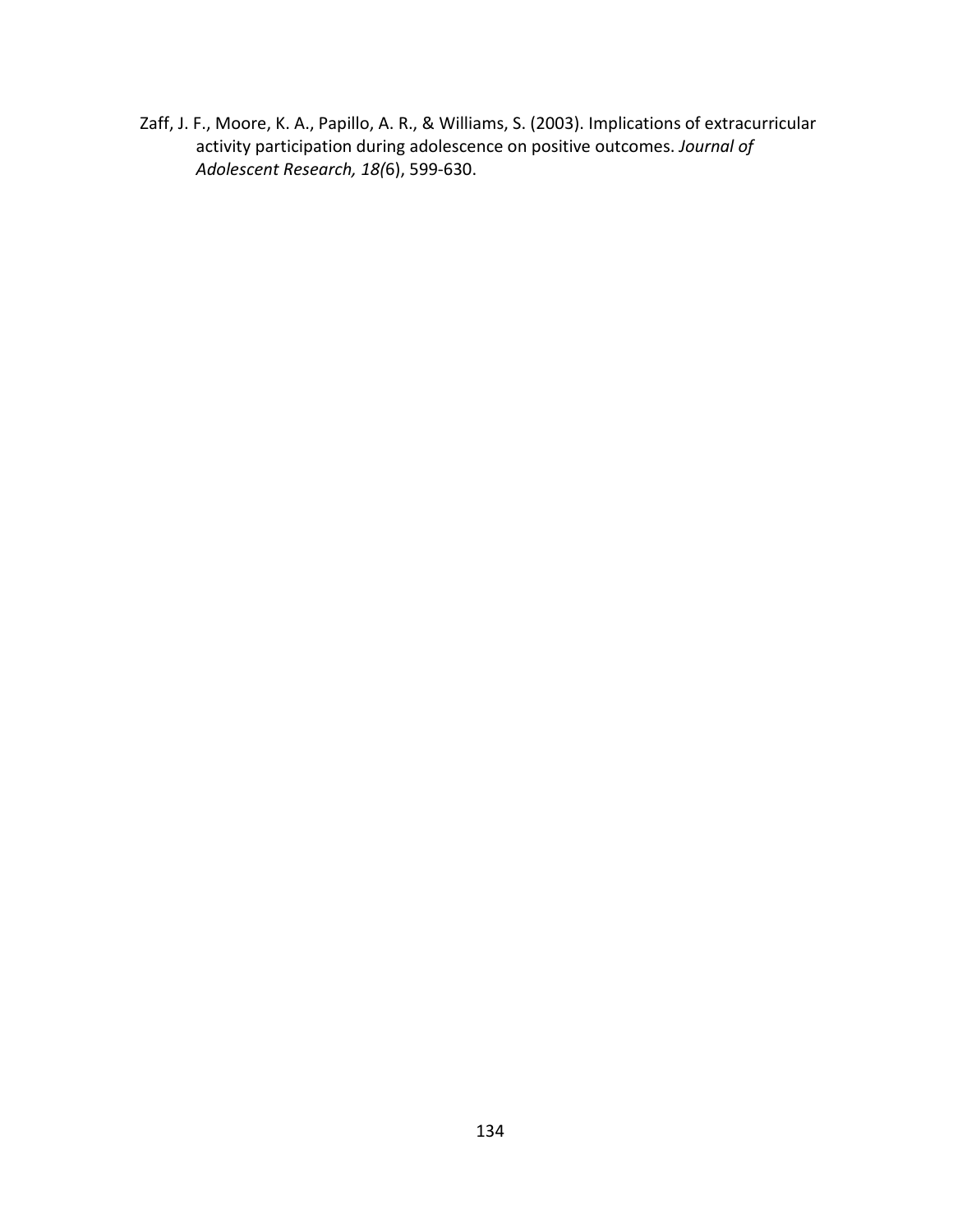Zaff, J. F., Moore, K. A., Papillo, A. R., & Williams, S. (2003). Implications of extracurricular activity participation during adolescence on positive outcomes. *Journal of Adolescent Research, 18*(6), 599-630.